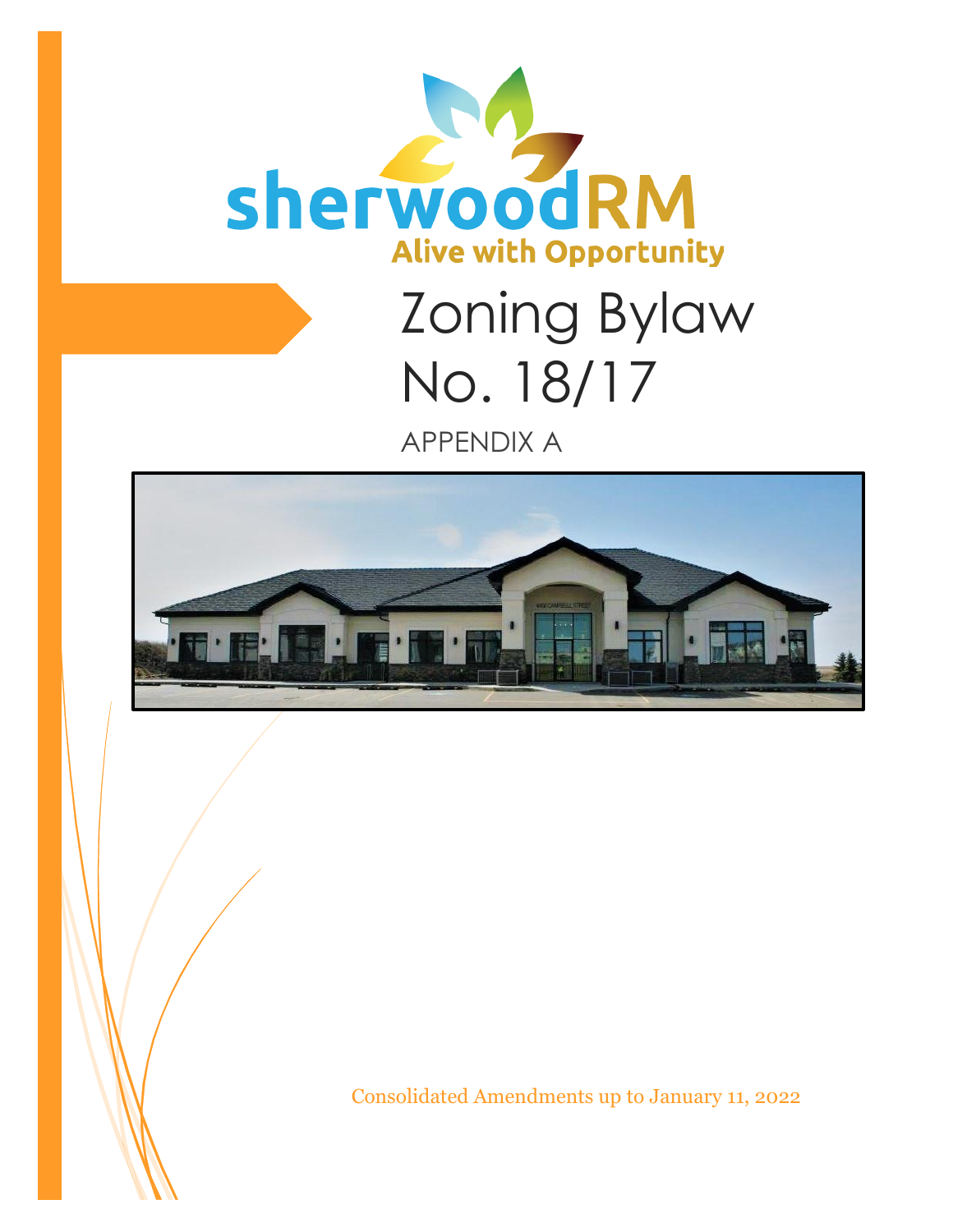sherwoodRM

Alive with Opportunity

# Zoning Bylaw No. 18/17

APPENDIX A

Consolidated Amendments up to January 11, 2022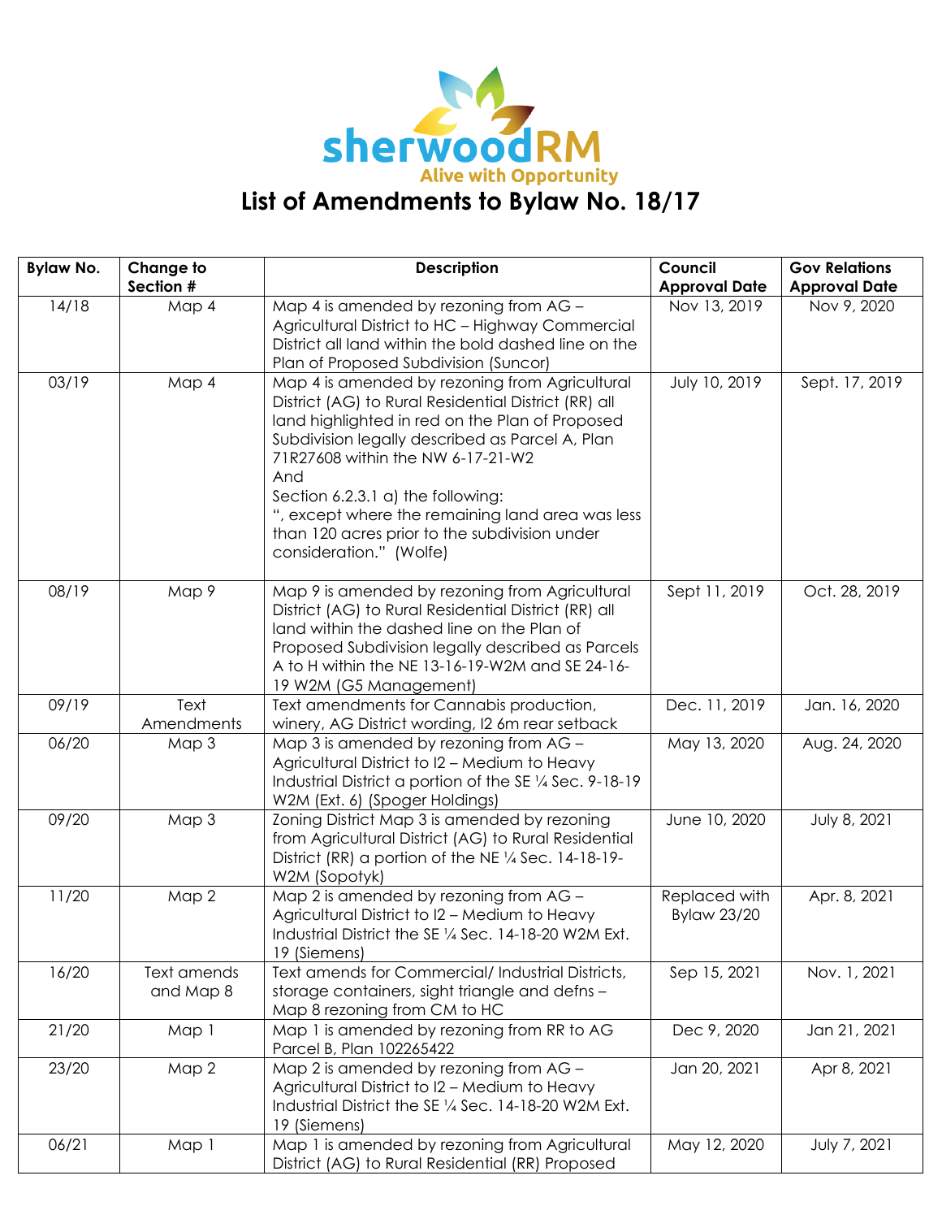sherwoodRM
Alive with Opportunity

# List of Amendments to Bylaw No. 18/17

| Bylaw No. | Change to Section # | Description | Council Approval Date | Gov Relations Approval Date |
|---|---|---|---|---|
| 14/18 | Map 4 | Map 4 is amended by rezoning from AG – Agricultural District to HC – Highway Commercial District all land within the bold dashed line on the Plan of Proposed Subdivision (Suncor) | Nov 13, 2019 | Nov 9, 2020 |
| 03/19 | Map 4 | Map 4 is amended by rezoning from Agricultural District (AG) to Rural Residential District (RR) all land highlighted in red on the Plan of Proposed Subdivision legally described as Parcel A, Plan 71R27608 within the NW 6-17-21-W2<br>And<br>Section 6.2.3.1 a) the following:<br>", except where the remaining land area was less than 120 acres prior to the subdivision under consideration." (Wolfe) | July 10, 2019 | Sept. 17, 2019 |
| 08/19 | Map 9 | Map 9 is amended by rezoning from Agricultural District (AG) to Rural Residential District (RR) all land within the dashed line on the Plan of Proposed Subdivision legally described as Parcels A to H within the NE 13-16-19-W2M and SE 24-16-19 W2M (G5 Management) | Sept 11, 2019 | Oct. 28, 2019 |
| 09/19 | Text Amendments | Text amendments for Cannabis production, winery, AG District wording, I2 6m rear setback | Dec. 11, 2019 | Jan. 16, 2020 |
| 06/20 | Map 3 | Map 3 is amended by rezoning from AG – Agricultural District to I2 – Medium to Heavy Industrial District a portion of the SE ¼ Sec. 9-18-19 W2M (Ext. 6) (Spoger Holdings) | May 13, 2020 | Aug. 24, 2020 |
| 09/20 | Map 3 | Zoning District Map 3 is amended by rezoning from Agricultural District (AG) to Rural Residential District (RR) a portion of the NE ¼ Sec. 14-18-19-W2M (Sopotyk) | June 10, 2020 | July 8, 2021 |
| 11/20 | Map 2 | Map 2 is amended by rezoning from AG – Agricultural District to I2 – Medium to Heavy Industrial District the SE ¼ Sec. 14-18-20 W2M Ext. 19 (Siemens) | Replaced with Bylaw 23/20 | Apr. 8, 2021 |
| 16/20 | Text amends and Map 8 | Text amends for Commercial/ Industrial Districts, storage containers, sight triangle and defns – Map 8 rezoning from CM to HC | Sep 15, 2021 | Nov. 1, 2021 |
| 21/20 | Map 1 | Map 1 is amended by rezoning from RR to AG Parcel B, Plan 102265422 | Dec 9, 2020 | Jan 21, 2021 |
| 23/20 | Map 2 | Map 2 is amended by rezoning from AG – Agricultural District to I2 – Medium to Heavy Industrial District the SE ¼ Sec. 14-18-20 W2M Ext. 19 (Siemens) | Jan 20, 2021 | Apr 8, 2021 |
| 06/21 | Map 1 | Map 1 is amended by rezoning from Agricultural District (AG) to Rural Residential (RR) Proposed | May 12, 2020 | July 7, 2021 |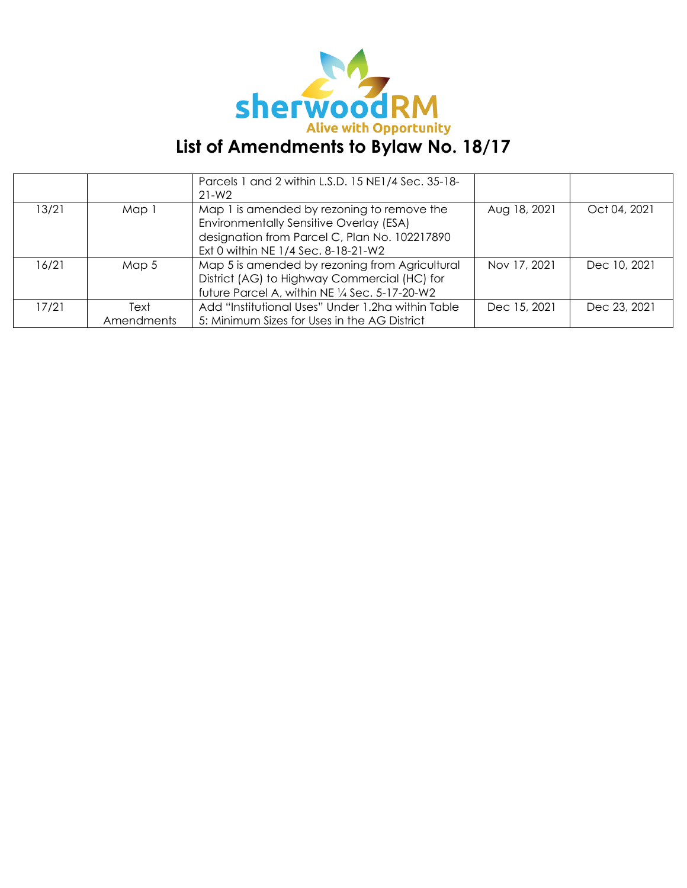sherwoodRM
Alive with Opportunity

# List of Amendments to Bylaw No. 18/17

| | | | | |
|---|---|---|---|---|
| | | Parcels 1 and 2 within L.S.D. 15 NE1/4 Sec. 35-18-21-W2 | | |
| 13/21 | Map 1 | Map 1 is amended by rezoning to remove the Environmentally Sensitive Overlay (ESA) designation from Parcel C, Plan No. 102217890 Ext 0 within NE 1/4 Sec. 8-18-21-W2 | Aug 18, 2021 | Oct 04, 2021 |
| 16/21 | Map 5 | Map 5 is amended by rezoning from Agricultural District (AG) to Highway Commercial (HC) for future Parcel A, within NE ¼ Sec. 5-17-20-W2 | Nov 17, 2021 | Dec 10, 2021 |
| 17/21 | Text Amendments | Add "Institutional Uses" Under 1.2ha within Table 5: Minimum Sizes for Uses in the AG District | Dec 15, 2021 | Dec 23, 2021 |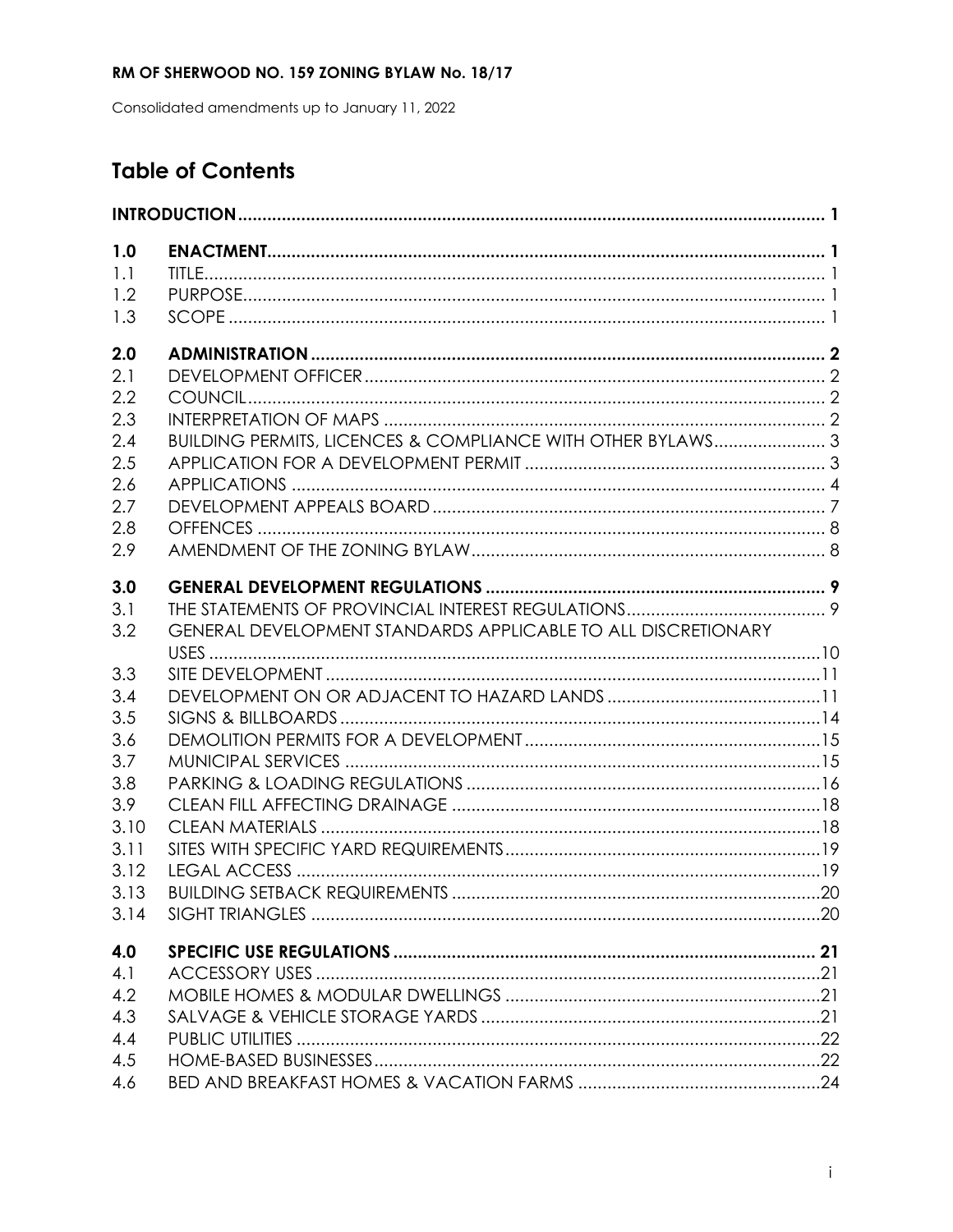**RM OF SHERWOOD NO. 159 ZONING BYLAW No. 18/17**

Consolidated amendments up to January 11, 2022

# Table of Contents

| | | |
|---|---|---|
| **INTRODUCTION** | | **1** |
| **1.0** | **ENACTMENT** | **1** |
| 1.1 | TITLE | 1 |
| 1.2 | PURPOSE | 1 |
| 1.3 | SCOPE | 1 |
| **2.0** | **ADMINISTRATION** | **2** |
| 2.1 | DEVELOPMENT OFFICER | 2 |
| 2.2 | COUNCIL | 2 |
| 2.3 | INTERPRETATION OF MAPS | 2 |
| 2.4 | BUILDING PERMITS, LICENCES & COMPLIANCE WITH OTHER BYLAWS | 3 |
| 2.5 | APPLICATION FOR A DEVELOPMENT PERMIT | 3 |
| 2.6 | APPLICATIONS | 4 |
| 2.7 | DEVELOPMENT APPEALS BOARD | 7 |
| 2.8 | OFFENCES | 8 |
| 2.9 | AMENDMENT OF THE ZONING BYLAW | 8 |
| **3.0** | **GENERAL DEVELOPMENT REGULATIONS** | **9** |
| 3.1 | THE STATEMENTS OF PROVINCIAL INTEREST REGULATIONS | 9 |
| 3.2 | GENERAL DEVELOPMENT STANDARDS APPLICABLE TO ALL DISCRETIONARY USES | 10 |
| 3.3 | SITE DEVELOPMENT | 11 |
| 3.4 | DEVELOPMENT ON OR ADJACENT TO HAZARD LANDS | 11 |
| 3.5 | SIGNS & BILLBOARDS | 14 |
| 3.6 | DEMOLITION PERMITS FOR A DEVELOPMENT | 15 |
| 3.7 | MUNICIPAL SERVICES | 15 |
| 3.8 | PARKING & LOADING REGULATIONS | 16 |
| 3.9 | CLEAN FILL AFFECTING DRAINAGE | 18 |
| 3.10 | CLEAN MATERIALS | 18 |
| 3.11 | SITES WITH SPECIFIC YARD REQUIREMENTS | 19 |
| 3.12 | LEGAL ACCESS | 19 |
| 3.13 | BUILDING SETBACK REQUIREMENTS | 20 |
| 3.14 | SIGHT TRIANGLES | 20 |
| **4.0** | **SPECIFIC USE REGULATIONS** | **21** |
| 4.1 | ACCESSORY USES | 21 |
| 4.2 | MOBILE HOMES & MODULAR DWELLINGS | 21 |
| 4.3 | SALVAGE & VEHICLE STORAGE YARDS | 21 |
| 4.4 | PUBLIC UTILITIES | 22 |
| 4.5 | HOME-BASED BUSINESSES | 22 |
| 4.6 | BED AND BREAKFAST HOMES & VACATION FARMS | 24 |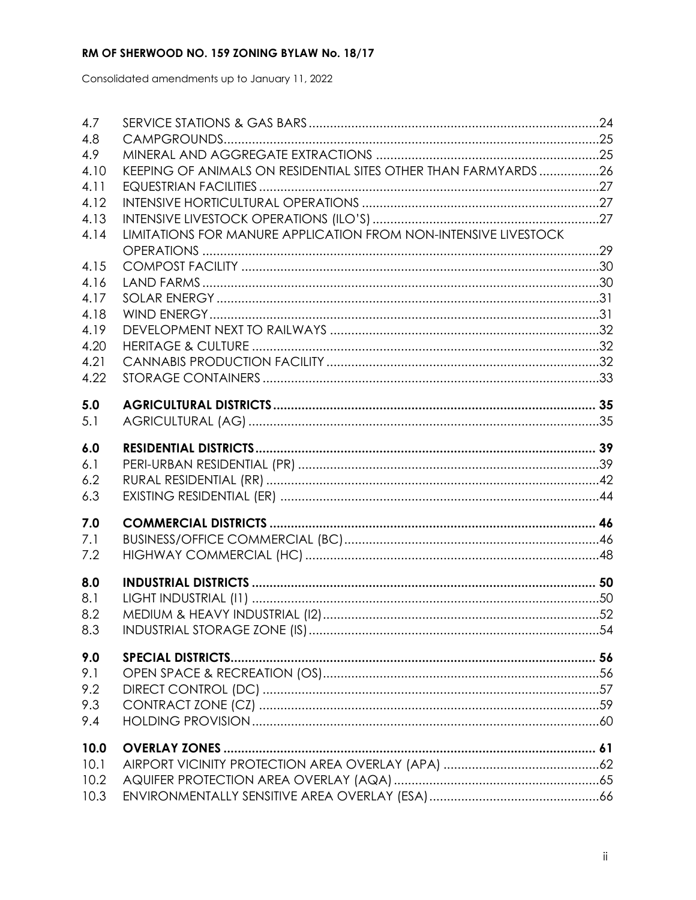| | | |
|---|---|---|
| 4.7 | SERVICE STATIONS & GAS BARS | 24 |
| 4.8 | CAMPGROUNDS | 25 |
| 4.9 | MINERAL AND AGGREGATE EXTRACTIONS | 25 |
| 4.10 | KEEPING OF ANIMALS ON RESIDENTIAL SITES OTHER THAN FARMYARDS | 26 |
| 4.11 | EQUESTRIAN FACILITIES | 27 |
| 4.12 | INTENSIVE HORTICULTURAL OPERATIONS | 27 |
| 4.13 | INTENSIVE LIVESTOCK OPERATIONS (ILO'S) | 27 |
| 4.14 | LIMITATIONS FOR MANURE APPLICATION FROM NON-INTENSIVE LIVESTOCK OPERATIONS | 29 |
| 4.15 | COMPOST FACILITY | 30 |
| 4.16 | LAND FARMS | 30 |
| 4.17 | SOLAR ENERGY | 31 |
| 4.18 | WIND ENERGY | 31 |
| 4.19 | DEVELOPMENT NEXT TO RAILWAYS | 32 |
| 4.20 | HERITAGE & CULTURE | 32 |
| 4.21 | CANNABIS PRODUCTION FACILITY | 32 |
| 4.22 | STORAGE CONTAINERS | 33 |
| **5.0** | **AGRICULTURAL DISTRICTS** | **35** |
| 5.1 | AGRICULTURAL (AG) | 35 |
| **6.0** | **RESIDENTIAL DISTRICTS** | **39** |
| 6.1 | PERI-URBAN RESIDENTIAL (PR) | 39 |
| 6.2 | RURAL RESIDENTIAL (RR) | 42 |
| 6.3 | EXISTING RESIDENTIAL (ER) | 44 |
| **7.0** | **COMMERCIAL DISTRICTS** | **46** |
| 7.1 | BUSINESS/OFFICE COMMERCIAL (BC) | 46 |
| 7.2 | HIGHWAY COMMERCIAL (HC) | 48 |
| **8.0** | **INDUSTRIAL DISTRICTS** | **50** |
| 8.1 | LIGHT INDUSTRIAL (I1) | 50 |
| 8.2 | MEDIUM & HEAVY INDUSTRIAL (I2) | 52 |
| 8.3 | INDUSTRIAL STORAGE ZONE (IS) | 54 |
| **9.0** | **SPECIAL DISTRICTS** | **56** |
| 9.1 | OPEN SPACE & RECREATION (OS) | 56 |
| 9.2 | DIRECT CONTROL (DC) | 57 |
| 9.3 | CONTRACT ZONE (CZ) | 59 |
| 9.4 | HOLDING PROVISION | 60 |
| **10.0** | **OVERLAY ZONES** | **61** |
| 10.1 | AIRPORT VICINITY PROTECTION AREA OVERLAY (APA) | 62 |
| 10.2 | AQUIFER PROTECTION AREA OVERLAY (AQA) | 65 |
| 10.3 | ENVIRONMENTALLY SENSITIVE AREA OVERLAY (ESA) | 66 |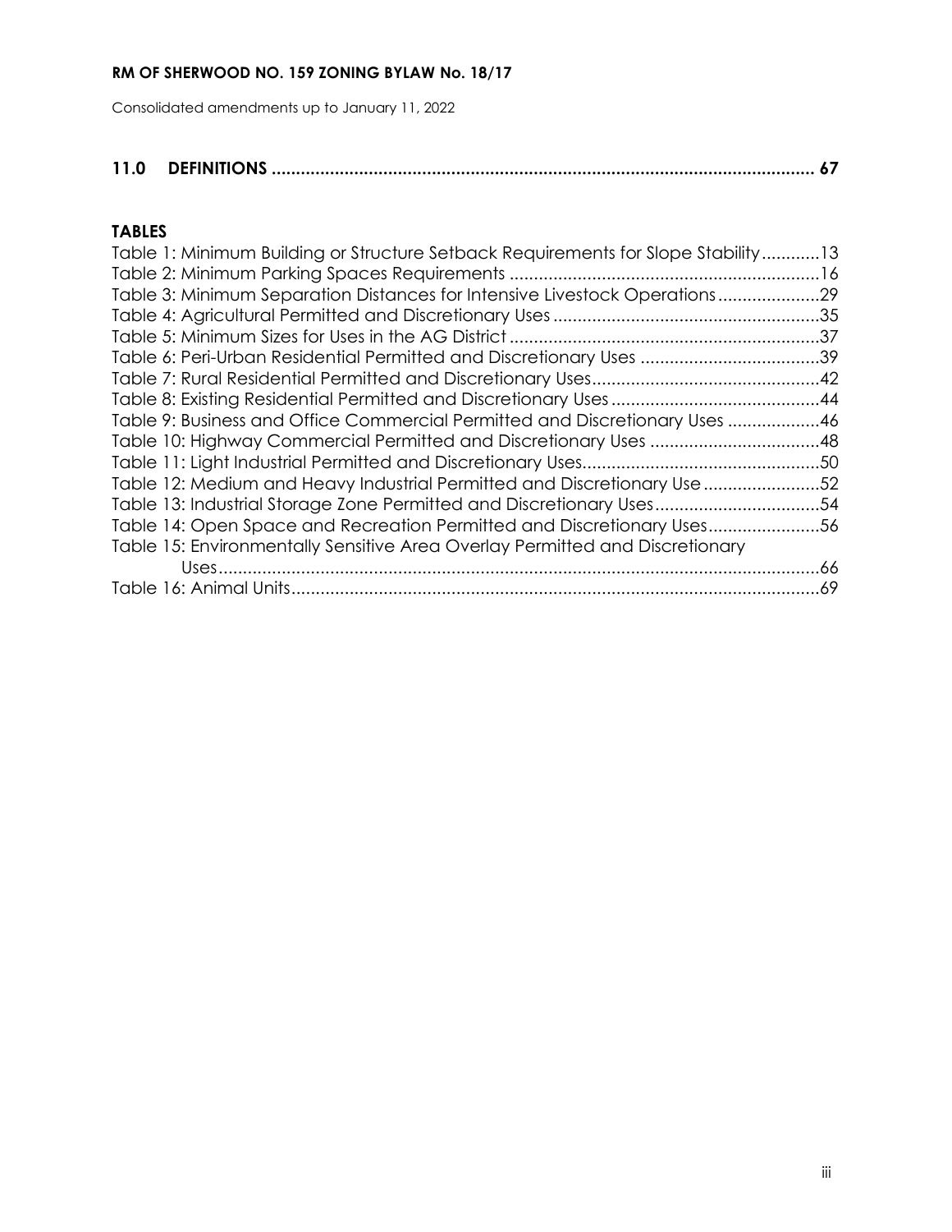**11.0 DEFINITIONS ............................................................................................................... 67**

## TABLES

Table 1: Minimum Building or Structure Setback Requirements for Slope Stability............13
Table 2: Minimum Parking Spaces Requirements ................................................................16
Table 3: Minimum Separation Distances for Intensive Livestock Operations.....................29
Table 4: Agricultural Permitted and Discretionary Uses .......................................................35
Table 5: Minimum Sizes for Uses in the AG District ................................................................37
Table 6: Peri-Urban Residential Permitted and Discretionary Uses .....................................39
Table 7: Rural Residential Permitted and Discretionary Uses...............................................42
Table 8: Existing Residential Permitted and Discretionary Uses ...........................................44
Table 9: Business and Office Commercial Permitted and Discretionary Uses ...................46
Table 10: Highway Commercial Permitted and Discretionary Uses ...................................48
Table 11: Light Industrial Permitted and Discretionary Uses.................................................50
Table 12: Medium and Heavy Industrial Permitted and Discretionary Use........................52
Table 13: Industrial Storage Zone Permitted and Discretionary Uses..................................54
Table 14: Open Space and Recreation Permitted and Discretionary Uses.......................56
Table 15: Environmentally Sensitive Area Overlay Permitted and Discretionary Uses............................................................................................................................66
Table 16: Animal Units.............................................................................................................69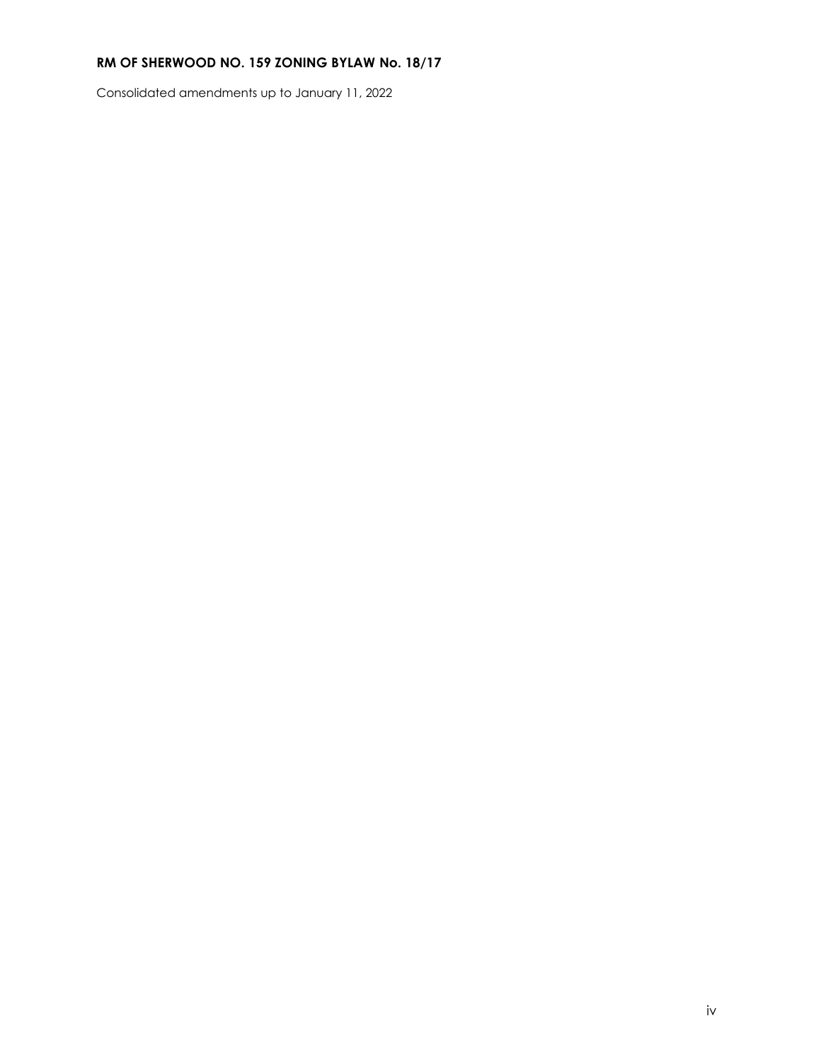**RM OF SHERWOOD NO. 159 ZONING BYLAW No. 18/17**

Consolidated amendments up to January 11, 2022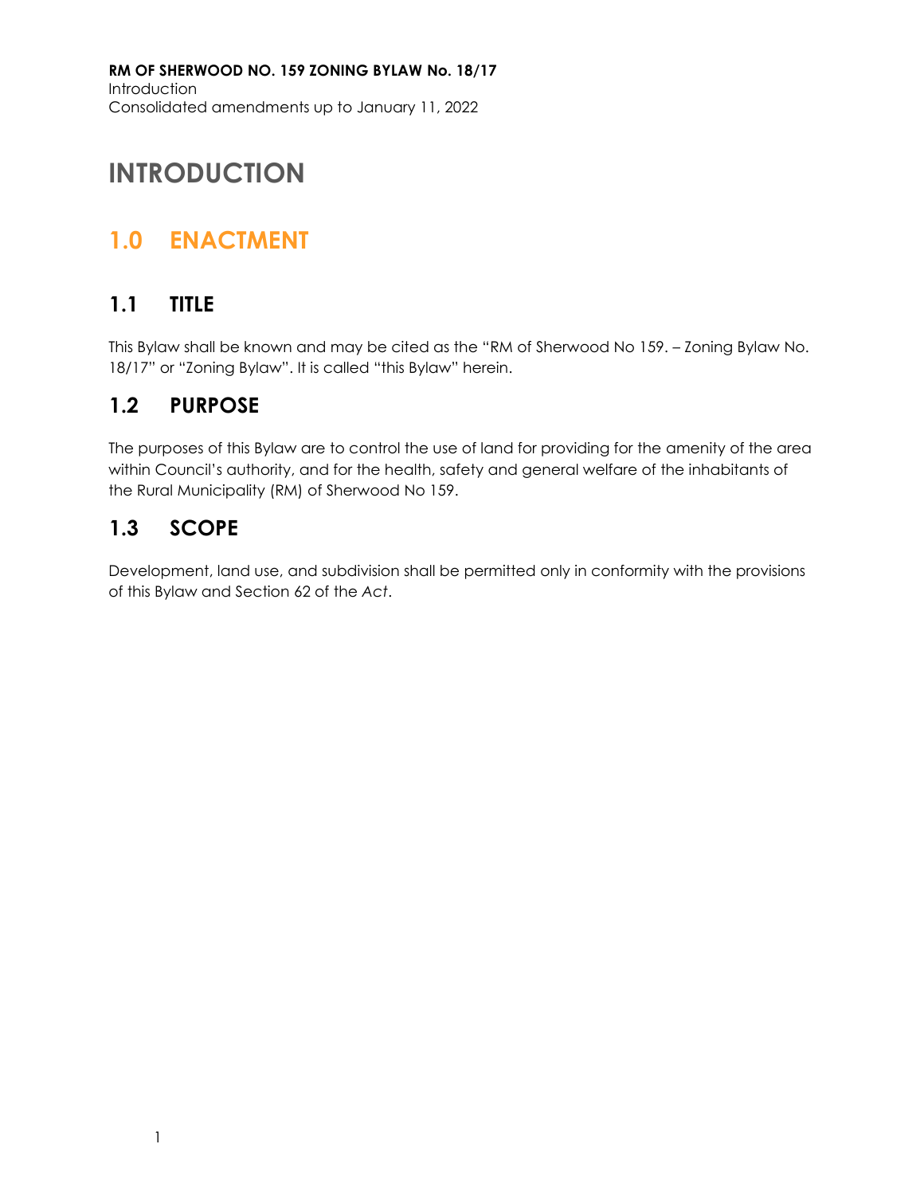# INTRODUCTION

## 1.0 ENACTMENT

### 1.1 TITLE

This Bylaw shall be known and may be cited as the "RM of Sherwood No 159. – Zoning Bylaw No. 18/17" or "Zoning Bylaw". It is called "this Bylaw" herein.

### 1.2 PURPOSE

The purposes of this Bylaw are to control the use of land for providing for the amenity of the area within Council's authority, and for the health, safety and general welfare of the inhabitants of the Rural Municipality (RM) of Sherwood No 159.

### 1.3 SCOPE

Development, land use, and subdivision shall be permitted only in conformity with the provisions of this Bylaw and Section 62 of the *Act*.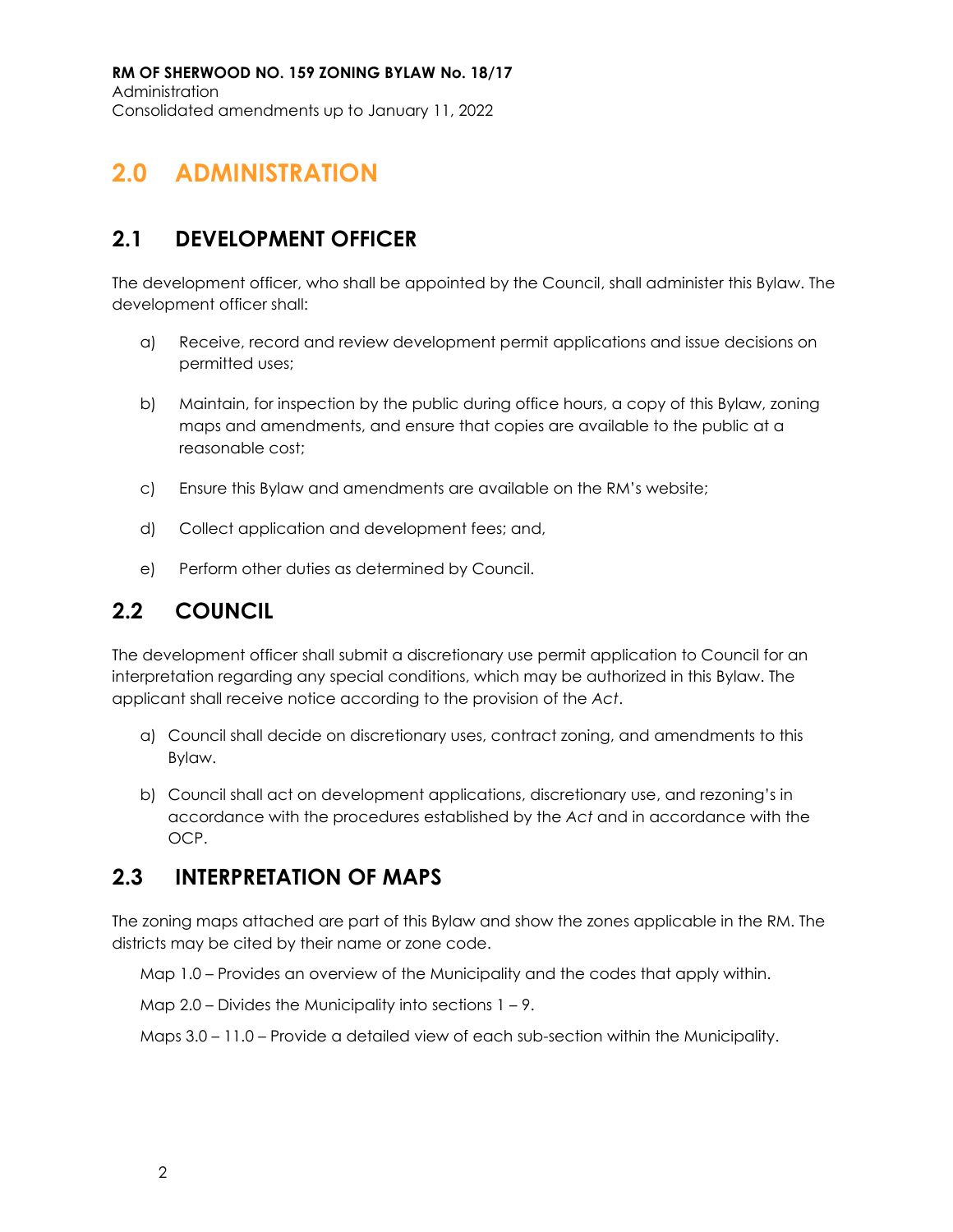# 2.0 ADMINISTRATION

## 2.1 DEVELOPMENT OFFICER

The development officer, who shall be appointed by the Council, shall administer this Bylaw. The development officer shall:

a) Receive, record and review development permit applications and issue decisions on permitted uses;

b) Maintain, for inspection by the public during office hours, a copy of this Bylaw, zoning maps and amendments, and ensure that copies are available to the public at a reasonable cost;

c) Ensure this Bylaw and amendments are available on the RM's website;

d) Collect application and development fees; and,

e) Perform other duties as determined by Council.

## 2.2 COUNCIL

The development officer shall submit a discretionary use permit application to Council for an interpretation regarding any special conditions, which may be authorized in this Bylaw. The applicant shall receive notice according to the provision of the *Act*.

a) Council shall decide on discretionary uses, contract zoning, and amendments to this Bylaw.

b) Council shall act on development applications, discretionary use, and rezoning's in accordance with the procedures established by the *Act* and in accordance with the OCP.

## 2.3 INTERPRETATION OF MAPS

The zoning maps attached are part of this Bylaw and show the zones applicable in the RM. The districts may be cited by their name or zone code.

Map 1.0 – Provides an overview of the Municipality and the codes that apply within.

Map 2.0 – Divides the Municipality into sections 1 – 9.

Maps 3.0 – 11.0 – Provide a detailed view of each sub-section within the Municipality.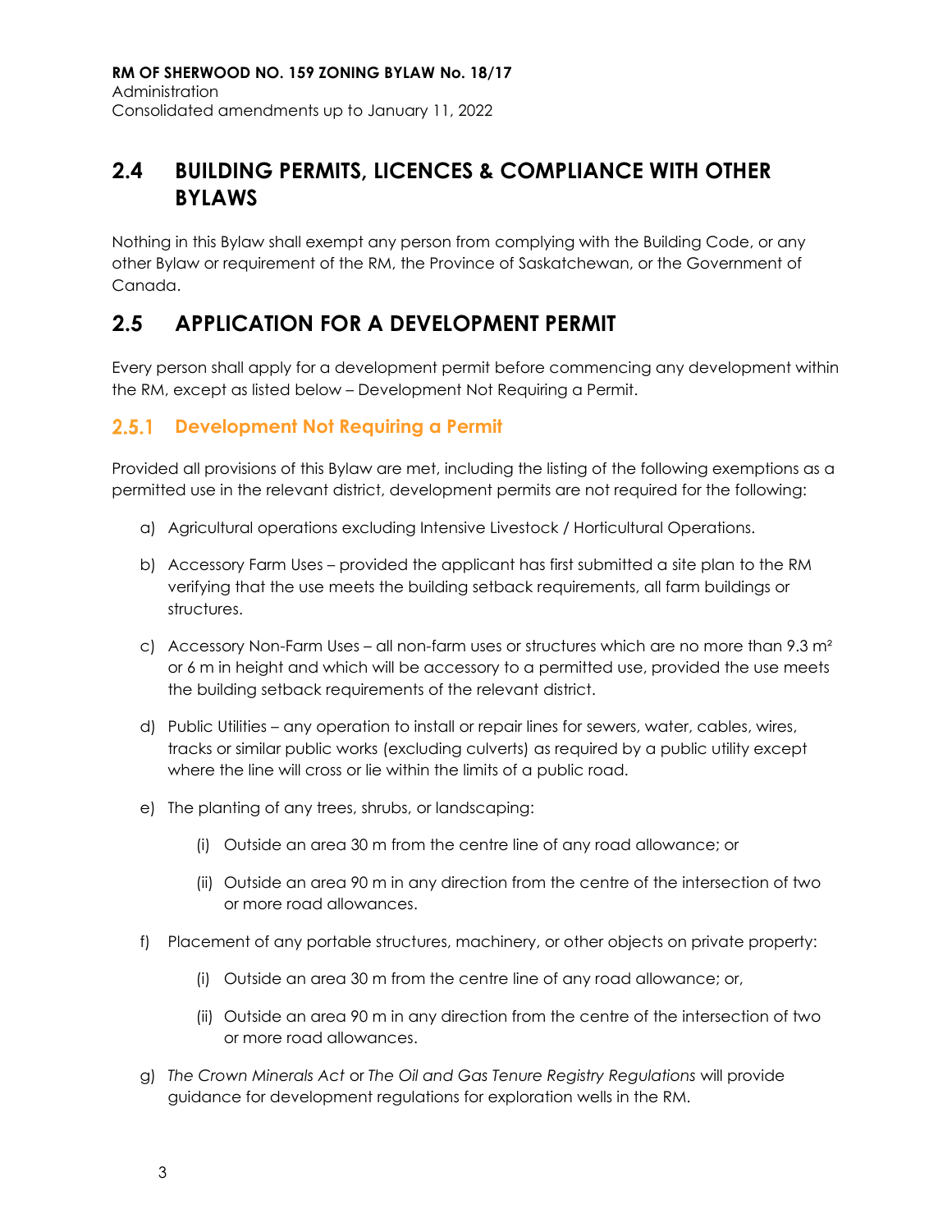## 2.4 BUILDING PERMITS, LICENCES & COMPLIANCE WITH OTHER BYLAWS

Nothing in this Bylaw shall exempt any person from complying with the Building Code, or any other Bylaw or requirement of the RM, the Province of Saskatchewan, or the Government of Canada.

## 2.5 APPLICATION FOR A DEVELOPMENT PERMIT

Every person shall apply for a development permit before commencing any development within the RM, except as listed below – Development Not Requiring a Permit.

### 2.5.1 Development Not Requiring a Permit

Provided all provisions of this Bylaw are met, including the listing of the following exemptions as a permitted use in the relevant district, development permits are not required for the following:

a) Agricultural operations excluding Intensive Livestock / Horticultural Operations.

b) Accessory Farm Uses – provided the applicant has first submitted a site plan to the RM verifying that the use meets the building setback requirements, all farm buildings or structures.

c) Accessory Non-Farm Uses – all non-farm uses or structures which are no more than 9.3 m² or 6 m in height and which will be accessory to a permitted use, provided the use meets the building setback requirements of the relevant district.

d) Public Utilities – any operation to install or repair lines for sewers, water, cables, wires, tracks or similar public works (excluding culverts) as required by a public utility except where the line will cross or lie within the limits of a public road.

e) The planting of any trees, shrubs, or landscaping:

   (i) Outside an area 30 m from the centre line of any road allowance; or

   (ii) Outside an area 90 m in any direction from the centre of the intersection of two or more road allowances.

f) Placement of any portable structures, machinery, or other objects on private property:

   (i) Outside an area 30 m from the centre line of any road allowance; or,

   (ii) Outside an area 90 m in any direction from the centre of the intersection of two or more road allowances.

g) *The Crown Minerals Act* or *The Oil and Gas Tenure Registry Regulations* will provide guidance for development regulations for exploration wells in the RM.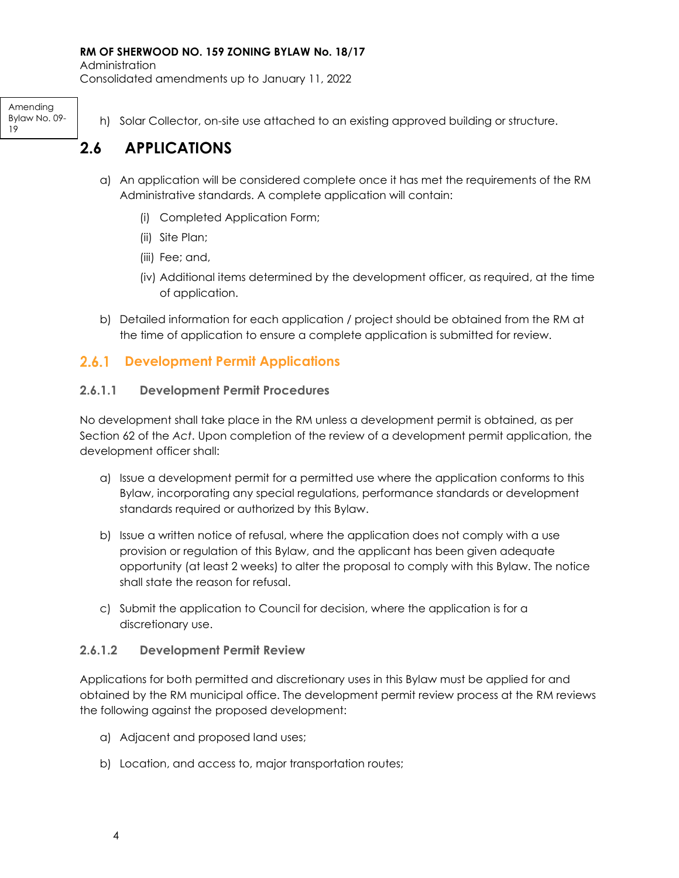Amending Bylaw No. 09-19

h) Solar Collector, on-site use attached to an existing approved building or structure.

# 2.6 APPLICATIONS

a) An application will be considered complete once it has met the requirements of the RM Administrative standards. A complete application will contain:

   (i) Completed Application Form;

   (ii) Site Plan;

   (iii) Fee; and,

   (iv) Additional items determined by the development officer, as required, at the time of application.

b) Detailed information for each application / project should be obtained from the RM at the time of application to ensure a complete application is submitted for review.

## 2.6.1 Development Permit Applications

### 2.6.1.1 Development Permit Procedures

No development shall take place in the RM unless a development permit is obtained, as per Section 62 of the *Act*. Upon completion of the review of a development permit application, the development officer shall:

a) Issue a development permit for a permitted use where the application conforms to this Bylaw, incorporating any special regulations, performance standards or development standards required or authorized by this Bylaw.

b) Issue a written notice of refusal, where the application does not comply with a use provision or regulation of this Bylaw, and the applicant has been given adequate opportunity (at least 2 weeks) to alter the proposal to comply with this Bylaw. The notice shall state the reason for refusal.

c) Submit the application to Council for decision, where the application is for a discretionary use.

### 2.6.1.2 Development Permit Review

Applications for both permitted and discretionary uses in this Bylaw must be applied for and obtained by the RM municipal office. The development permit review process at the RM reviews the following against the proposed development:

a) Adjacent and proposed land uses;

b) Location, and access to, major transportation routes;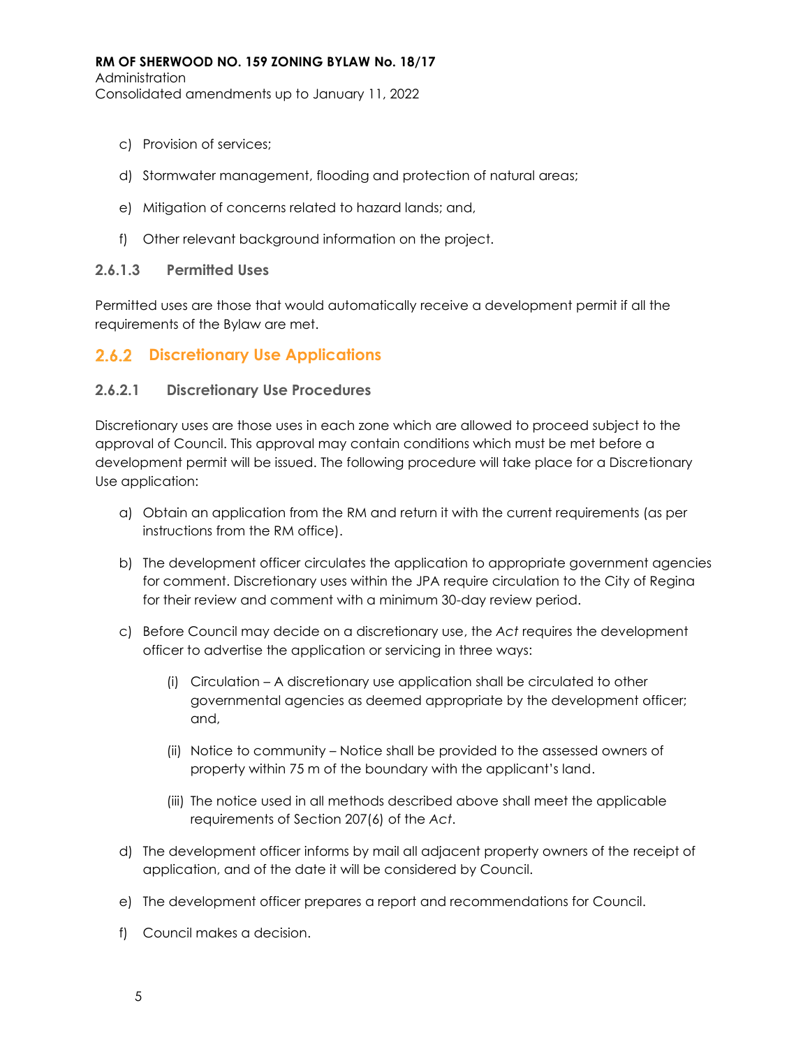c) Provision of services;

d) Stormwater management, flooding and protection of natural areas;

e) Mitigation of concerns related to hazard lands; and,

f) Other relevant background information on the project.

#### 2.6.1.3 Permitted Uses

Permitted uses are those that would automatically receive a development permit if all the requirements of the Bylaw are met.

### 2.6.2 Discretionary Use Applications

#### 2.6.2.1 Discretionary Use Procedures

Discretionary uses are those uses in each zone which are allowed to proceed subject to the approval of Council. This approval may contain conditions which must be met before a development permit will be issued. The following procedure will take place for a Discretionary Use application:

a) Obtain an application from the RM and return it with the current requirements (as per instructions from the RM office).

b) The development officer circulates the application to appropriate government agencies for comment. Discretionary uses within the JPA require circulation to the City of Regina for their review and comment with a minimum 30-day review period.

c) Before Council may decide on a discretionary use, the *Act* requires the development officer to advertise the application or servicing in three ways:

   (i) Circulation – A discretionary use application shall be circulated to other governmental agencies as deemed appropriate by the development officer; and,

   (ii) Notice to community – Notice shall be provided to the assessed owners of property within 75 m of the boundary with the applicant's land.

   (iii) The notice used in all methods described above shall meet the applicable requirements of Section 207(6) of the *Act*.

d) The development officer informs by mail all adjacent property owners of the receipt of application, and of the date it will be considered by Council.

e) The development officer prepares a report and recommendations for Council.

f) Council makes a decision.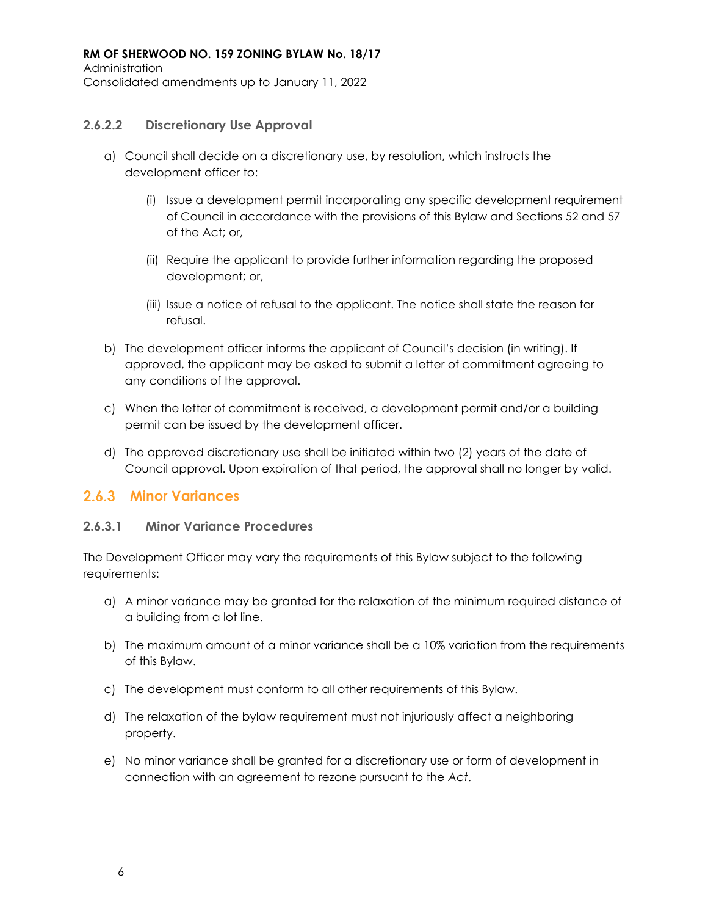#### 2.6.2.2 Discretionary Use Approval

a) Council shall decide on a discretionary use, by resolution, which instructs the development officer to:

   (i) Issue a development permit incorporating any specific development requirement of Council in accordance with the provisions of this Bylaw and Sections 52 and 57 of the Act; or,

   (ii) Require the applicant to provide further information regarding the proposed development; or,

   (iii) Issue a notice of refusal to the applicant. The notice shall state the reason for refusal.

b) The development officer informs the applicant of Council's decision (in writing). If approved, the applicant may be asked to submit a letter of commitment agreeing to any conditions of the approval.

c) When the letter of commitment is received, a development permit and/or a building permit can be issued by the development officer.

d) The approved discretionary use shall be initiated within two (2) years of the date of Council approval. Upon expiration of that period, the approval shall no longer by valid.

### 2.6.3 Minor Variances

#### 2.6.3.1 Minor Variance Procedures

The Development Officer may vary the requirements of this Bylaw subject to the following requirements:

a) A minor variance may be granted for the relaxation of the minimum required distance of a building from a lot line.

b) The maximum amount of a minor variance shall be a 10% variation from the requirements of this Bylaw.

c) The development must conform to all other requirements of this Bylaw.

d) The relaxation of the bylaw requirement must not injuriously affect a neighboring property.

e) No minor variance shall be granted for a discretionary use or form of development in connection with an agreement to rezone pursuant to the *Act*.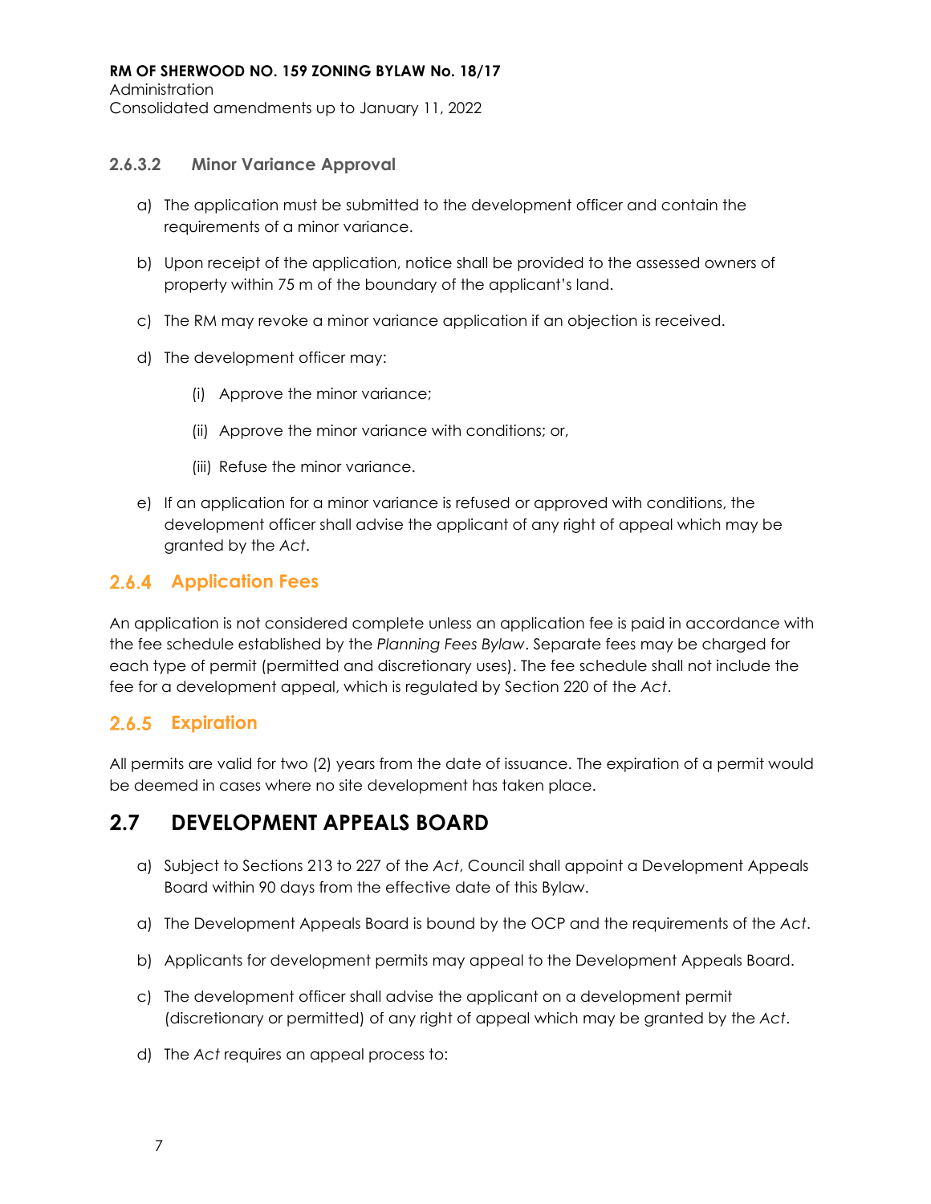#### 2.6.3.2 Minor Variance Approval

a) The application must be submitted to the development officer and contain the requirements of a minor variance.

b) Upon receipt of the application, notice shall be provided to the assessed owners of property within 75 m of the boundary of the applicant's land.

c) The RM may revoke a minor variance application if an objection is received.

d) The development officer may:

   (i) Approve the minor variance;

   (ii) Approve the minor variance with conditions; or,

   (iii) Refuse the minor variance.

e) If an application for a minor variance is refused or approved with conditions, the development officer shall advise the applicant of any right of appeal which may be granted by the *Act*.

### 2.6.4 Application Fees

An application is not considered complete unless an application fee is paid in accordance with the fee schedule established by the *Planning Fees Bylaw*. Separate fees may be charged for each type of permit (permitted and discretionary uses). The fee schedule shall not include the fee for a development appeal, which is regulated by Section 220 of the *Act*.

### 2.6.5 Expiration

All permits are valid for two (2) years from the date of issuance. The expiration of a permit would be deemed in cases where no site development has taken place.

## 2.7 DEVELOPMENT APPEALS BOARD

a) Subject to Sections 213 to 227 of the *Act*, Council shall appoint a Development Appeals Board within 90 days from the effective date of this Bylaw.

a) The Development Appeals Board is bound by the OCP and the requirements of the *Act*.

b) Applicants for development permits may appeal to the Development Appeals Board.

c) The development officer shall advise the applicant on a development permit (discretionary or permitted) of any right of appeal which may be granted by the *Act*.

d) The *Act* requires an appeal process to: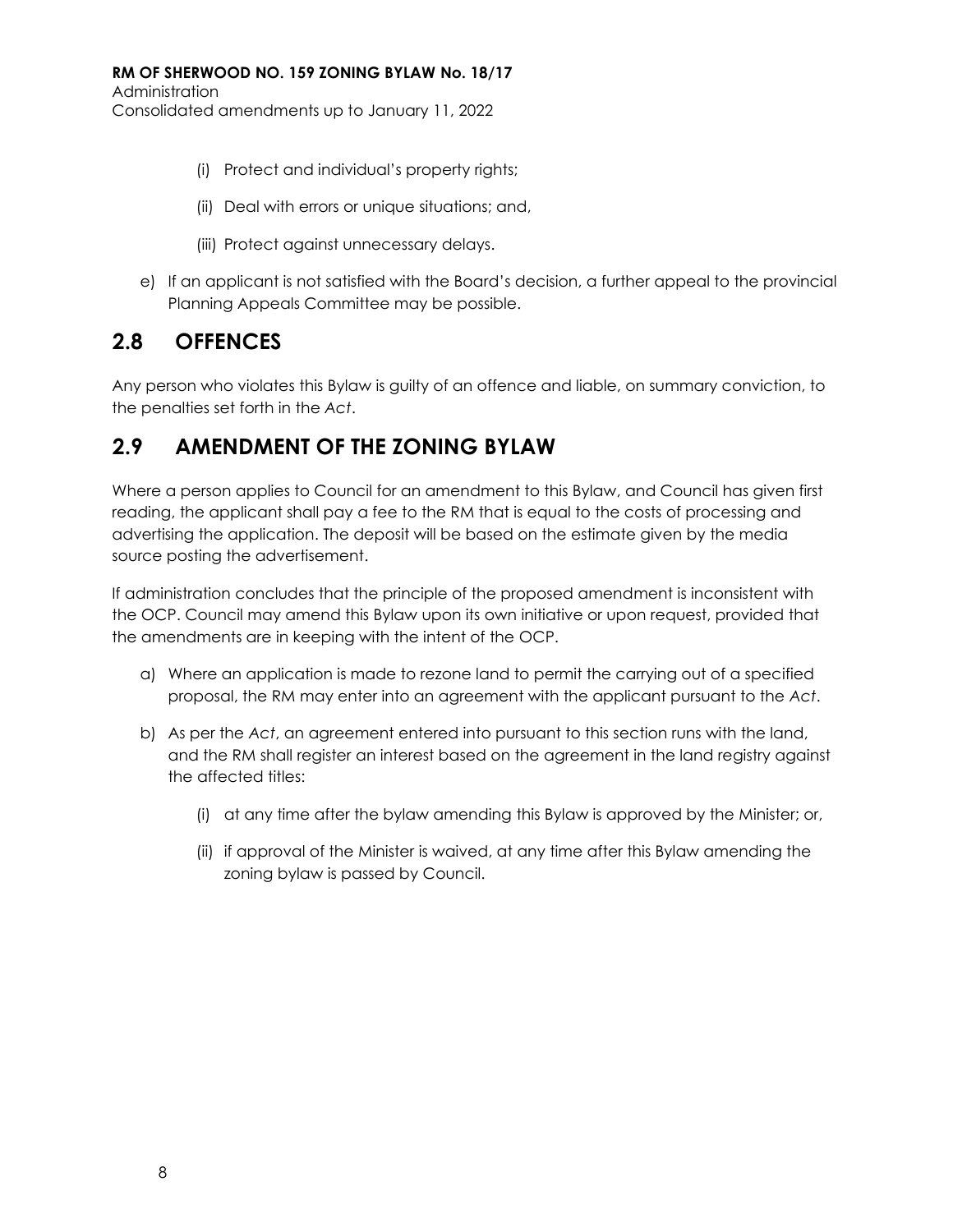(i) Protect and individual's property rights;

(ii) Deal with errors or unique situations; and,

(iii) Protect against unnecessary delays.

e) If an applicant is not satisfied with the Board's decision, a further appeal to the provincial Planning Appeals Committee may be possible.

## 2.8 OFFENCES

Any person who violates this Bylaw is guilty of an offence and liable, on summary conviction, to the penalties set forth in the *Act*.

## 2.9 AMENDMENT OF THE ZONING BYLAW

Where a person applies to Council for an amendment to this Bylaw, and Council has given first reading, the applicant shall pay a fee to the RM that is equal to the costs of processing and advertising the application. The deposit will be based on the estimate given by the media source posting the advertisement.

If administration concludes that the principle of the proposed amendment is inconsistent with the OCP. Council may amend this Bylaw upon its own initiative or upon request, provided that the amendments are in keeping with the intent of the OCP.

a) Where an application is made to rezone land to permit the carrying out of a specified proposal, the RM may enter into an agreement with the applicant pursuant to the *Act*.

b) As per the *Act*, an agreement entered into pursuant to this section runs with the land, and the RM shall register an interest based on the agreement in the land registry against the affected titles:

   (i) at any time after the bylaw amending this Bylaw is approved by the Minister; or,

   (ii) if approval of the Minister is waived, at any time after this Bylaw amending the zoning bylaw is passed by Council.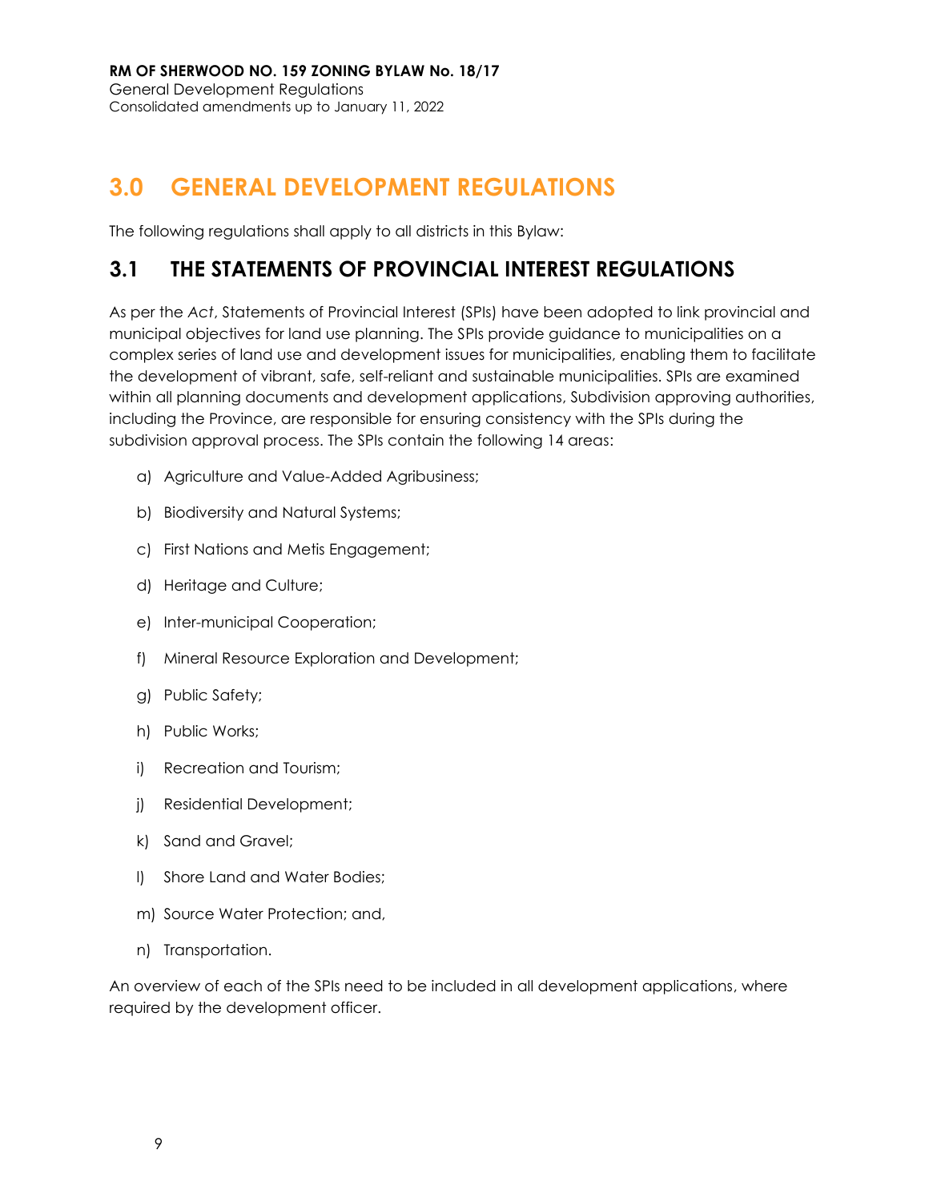# 3.0 GENERAL DEVELOPMENT REGULATIONS

The following regulations shall apply to all districts in this Bylaw:

## 3.1 THE STATEMENTS OF PROVINCIAL INTEREST REGULATIONS

As per the *Act*, Statements of Provincial Interest (SPIs) have been adopted to link provincial and municipal objectives for land use planning. The SPIs provide guidance to municipalities on a complex series of land use and development issues for municipalities, enabling them to facilitate the development of vibrant, safe, self-reliant and sustainable municipalities. SPIs are examined within all planning documents and development applications, Subdivision approving authorities, including the Province, are responsible for ensuring consistency with the SPIs during the subdivision approval process. The SPIs contain the following 14 areas:

a) Agriculture and Value-Added Agribusiness;

b) Biodiversity and Natural Systems;

c) First Nations and Metis Engagement;

d) Heritage and Culture;

e) Inter-municipal Cooperation;

f) Mineral Resource Exploration and Development;

g) Public Safety;

h) Public Works;

i) Recreation and Tourism;

j) Residential Development;

k) Sand and Gravel;

l) Shore Land and Water Bodies;

m) Source Water Protection; and,

n) Transportation.

An overview of each of the SPIs need to be included in all development applications, where required by the development officer.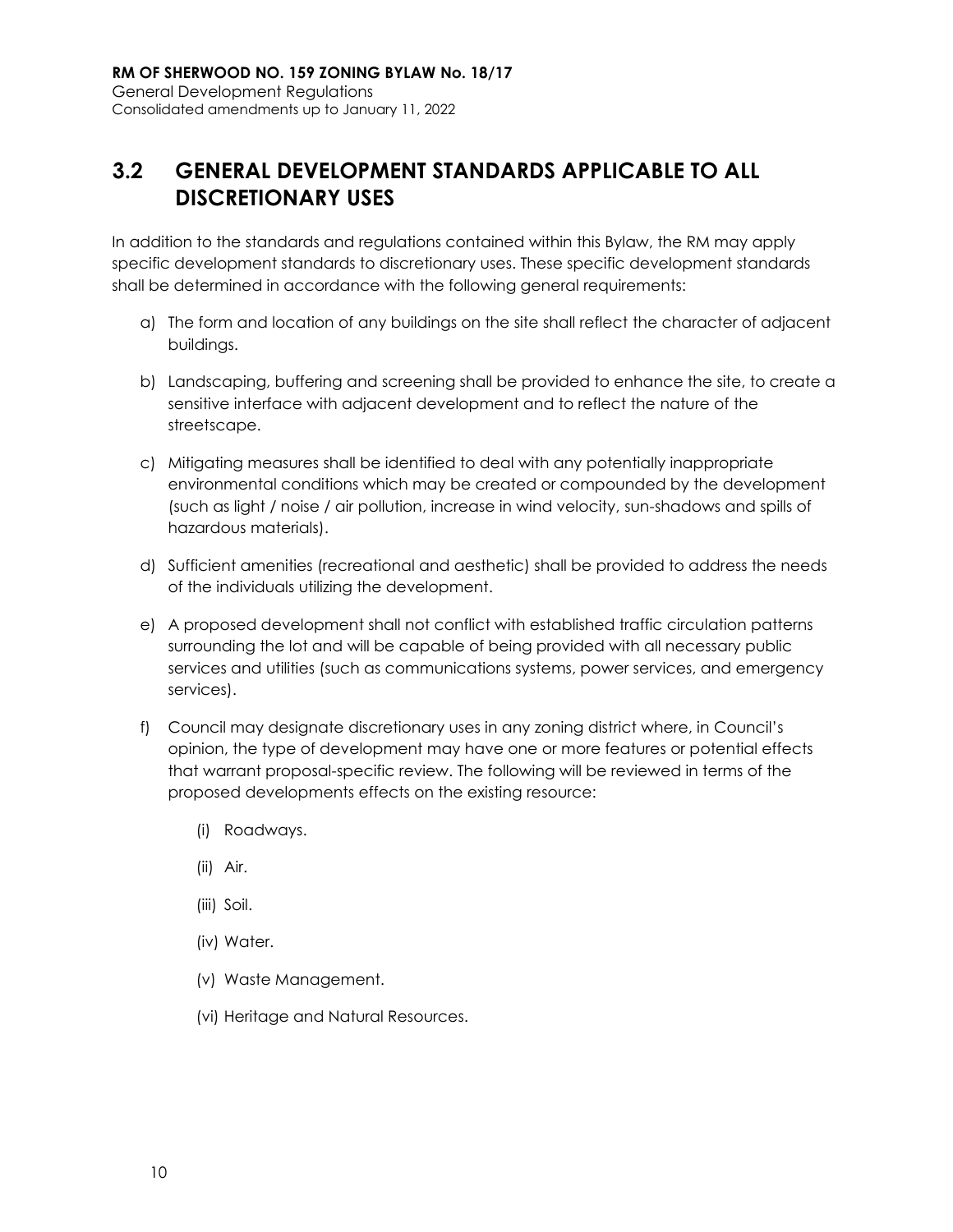## 3.2 GENERAL DEVELOPMENT STANDARDS APPLICABLE TO ALL DISCRETIONARY USES

In addition to the standards and regulations contained within this Bylaw, the RM may apply specific development standards to discretionary uses. These specific development standards shall be determined in accordance with the following general requirements:

a) The form and location of any buildings on the site shall reflect the character of adjacent buildings.

b) Landscaping, buffering and screening shall be provided to enhance the site, to create a sensitive interface with adjacent development and to reflect the nature of the streetscape.

c) Mitigating measures shall be identified to deal with any potentially inappropriate environmental conditions which may be created or compounded by the development (such as light / noise / air pollution, increase in wind velocity, sun-shadows and spills of hazardous materials).

d) Sufficient amenities (recreational and aesthetic) shall be provided to address the needs of the individuals utilizing the development.

e) A proposed development shall not conflict with established traffic circulation patterns surrounding the lot and will be capable of being provided with all necessary public services and utilities (such as communications systems, power services, and emergency services).

f) Council may designate discretionary uses in any zoning district where, in Council's opinion, the type of development may have one or more features or potential effects that warrant proposal-specific review. The following will be reviewed in terms of the proposed developments effects on the existing resource:

   (i) Roadways.

   (ii) Air.

   (iii) Soil.

   (iv) Water.

   (v) Waste Management.

   (vi) Heritage and Natural Resources.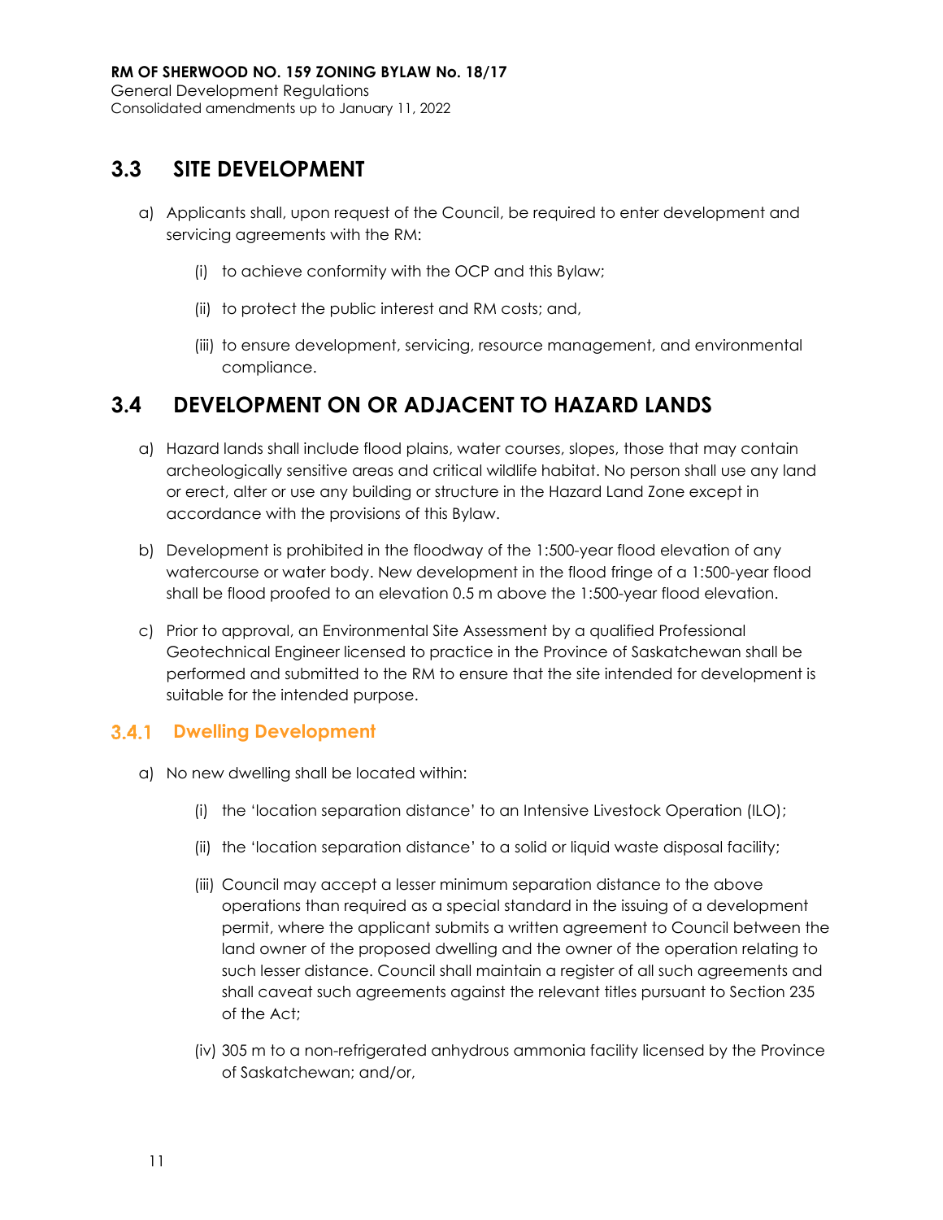## 3.3 SITE DEVELOPMENT

a) Applicants shall, upon request of the Council, be required to enter development and servicing agreements with the RM:

   (i) to achieve conformity with the OCP and this Bylaw;

   (ii) to protect the public interest and RM costs; and,

   (iii) to ensure development, servicing, resource management, and environmental compliance.

## 3.4 DEVELOPMENT ON OR ADJACENT TO HAZARD LANDS

a) Hazard lands shall include flood plains, water courses, slopes, those that may contain archeologically sensitive areas and critical wildlife habitat. No person shall use any land or erect, alter or use any building or structure in the Hazard Land Zone except in accordance with the provisions of this Bylaw.

b) Development is prohibited in the floodway of the 1:500-year flood elevation of any watercourse or water body. New development in the flood fringe of a 1:500-year flood shall be flood proofed to an elevation 0.5 m above the 1:500-year flood elevation.

c) Prior to approval, an Environmental Site Assessment by a qualified Professional Geotechnical Engineer licensed to practice in the Province of Saskatchewan shall be performed and submitted to the RM to ensure that the site intended for development is suitable for the intended purpose.

### 3.4.1 Dwelling Development

a) No new dwelling shall be located within:

   (i) the 'location separation distance' to an Intensive Livestock Operation (ILO);

   (ii) the 'location separation distance' to a solid or liquid waste disposal facility;

   (iii) Council may accept a lesser minimum separation distance to the above operations than required as a special standard in the issuing of a development permit, where the applicant submits a written agreement to Council between the land owner of the proposed dwelling and the owner of the operation relating to such lesser distance. Council shall maintain a register of all such agreements and shall caveat such agreements against the relevant titles pursuant to Section 235 of the Act;

   (iv) 305 m to a non-refrigerated anhydrous ammonia facility licensed by the Province of Saskatchewan; and/or,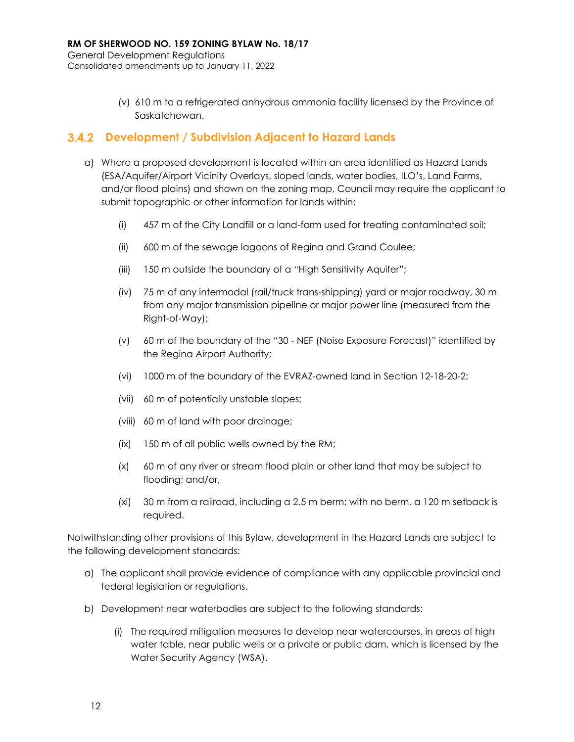(v) 610 m to a refrigerated anhydrous ammonia facility licensed by the Province of Saskatchewan.

### 3.4.2 Development / Subdivision Adjacent to Hazard Lands

a) Where a proposed development is located within an area identified as Hazard Lands (ESA/Aquifer/Airport Vicinity Overlays, sloped lands, water bodies, ILO's, Land Farms, and/or flood plains) and shown on the zoning map, Council may require the applicant to submit topographic or other information for lands within:

   (i) 457 m of the City Landfill or a land-farm used for treating contaminated soil;

   (ii) 600 m of the sewage lagoons of Regina and Grand Coulee;

   (iii) 150 m outside the boundary of a "High Sensitivity Aquifer";

   (iv) 75 m of any intermodal (rail/truck trans-shipping) yard or major roadway, 30 m from any major transmission pipeline or major power line (measured from the Right-of-Way);

   (v) 60 m of the boundary of the "30 - NEF (Noise Exposure Forecast)" identified by the Regina Airport Authority;

   (vi) 1000 m of the boundary of the EVRAZ-owned land in Section 12-18-20-2;

   (vii) 60 m of potentially unstable slopes;

   (viii) 60 m of land with poor drainage;

   (ix) 150 m of all public wells owned by the RM;

   (x) 60 m of any river or stream flood plain or other land that may be subject to flooding; and/or,

   (xi) 30 m from a railroad, including a 2.5 m berm; with no berm, a 120 m setback is required.

Notwithstanding other provisions of this Bylaw, development in the Hazard Lands are subject to the following development standards:

a) The applicant shall provide evidence of compliance with any applicable provincial and federal legislation or regulations.

b) Development near waterbodies are subject to the following standards:

   (i) The required mitigation measures to develop near watercourses, in areas of high water table, near public wells or a private or public dam, which is licensed by the Water Security Agency (WSA).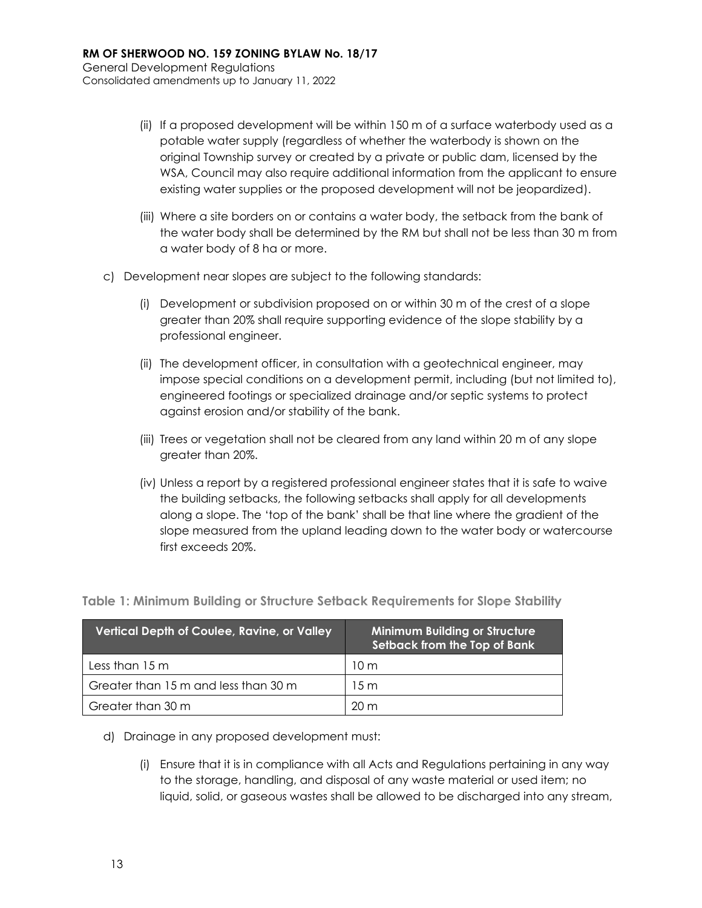(ii) If a proposed development will be within 150 m of a surface waterbody used as a potable water supply (regardless of whether the waterbody is shown on the original Township survey or created by a private or public dam, licensed by the WSA, Council may also require additional information from the applicant to ensure existing water supplies or the proposed development will not be jeopardized).

(iii) Where a site borders on or contains a water body, the setback from the bank of the water body shall be determined by the RM but shall not be less than 30 m from a water body of 8 ha or more.

c) Development near slopes are subject to the following standards:

(i) Development or subdivision proposed on or within 30 m of the crest of a slope greater than 20% shall require supporting evidence of the slope stability by a professional engineer.

(ii) The development officer, in consultation with a geotechnical engineer, may impose special conditions on a development permit, including (but not limited to), engineered footings or specialized drainage and/or septic systems to protect against erosion and/or stability of the bank.

(iii) Trees or vegetation shall not be cleared from any land within 20 m of any slope greater than 20%.

(iv) Unless a report by a registered professional engineer states that it is safe to waive the building setbacks, the following setbacks shall apply for all developments along a slope. The 'top of the bank' shall be that line where the gradient of the slope measured from the upland leading down to the water body or watercourse first exceeds 20%.

**Table 1: Minimum Building or Structure Setback Requirements for Slope Stability**

| Vertical Depth of Coulee, Ravine, or Valley | Minimum Building or Structure Setback from the Top of Bank |
|---|---|
| Less than 15 m | 10 m |
| Greater than 15 m and less than 30 m | 15 m |
| Greater than 30 m | 20 m |

d) Drainage in any proposed development must:

(i) Ensure that it is in compliance with all Acts and Regulations pertaining in any way to the storage, handling, and disposal of any waste material or used item; no liquid, solid, or gaseous wastes shall be allowed to be discharged into any stream,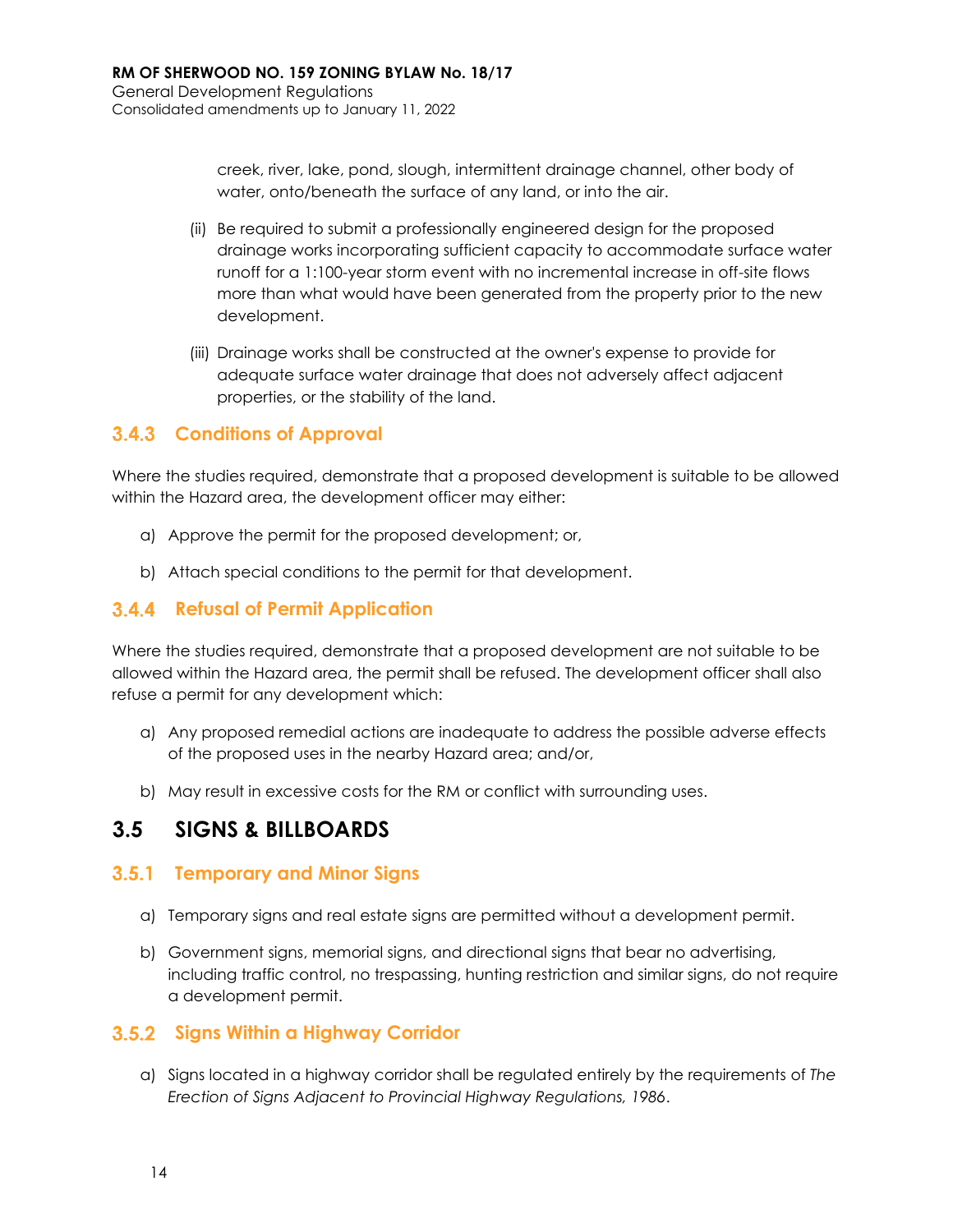creek, river, lake, pond, slough, intermittent drainage channel, other body of water, onto/beneath the surface of any land, or into the air.

(ii) Be required to submit a professionally engineered design for the proposed drainage works incorporating sufficient capacity to accommodate surface water runoff for a 1:100-year storm event with no incremental increase in off-site flows more than what would have been generated from the property prior to the new development.

(iii) Drainage works shall be constructed at the owner's expense to provide for adequate surface water drainage that does not adversely affect adjacent properties, or the stability of the land.

### 3.4.3 Conditions of Approval

Where the studies required, demonstrate that a proposed development is suitable to be allowed within the Hazard area, the development officer may either:

a) Approve the permit for the proposed development; or,

b) Attach special conditions to the permit for that development.

### 3.4.4 Refusal of Permit Application

Where the studies required, demonstrate that a proposed development are not suitable to be allowed within the Hazard area, the permit shall be refused. The development officer shall also refuse a permit for any development which:

a) Any proposed remedial actions are inadequate to address the possible adverse effects of the proposed uses in the nearby Hazard area; and/or,

b) May result in excessive costs for the RM or conflict with surrounding uses.

## 3.5 SIGNS & BILLBOARDS

### 3.5.1 Temporary and Minor Signs

a) Temporary signs and real estate signs are permitted without a development permit.

b) Government signs, memorial signs, and directional signs that bear no advertising, including traffic control, no trespassing, hunting restriction and similar signs, do not require a development permit.

### 3.5.2 Signs Within a Highway Corridor

a) Signs located in a highway corridor shall be regulated entirely by the requirements of *The Erection of Signs Adjacent to Provincial Highway Regulations, 1986*.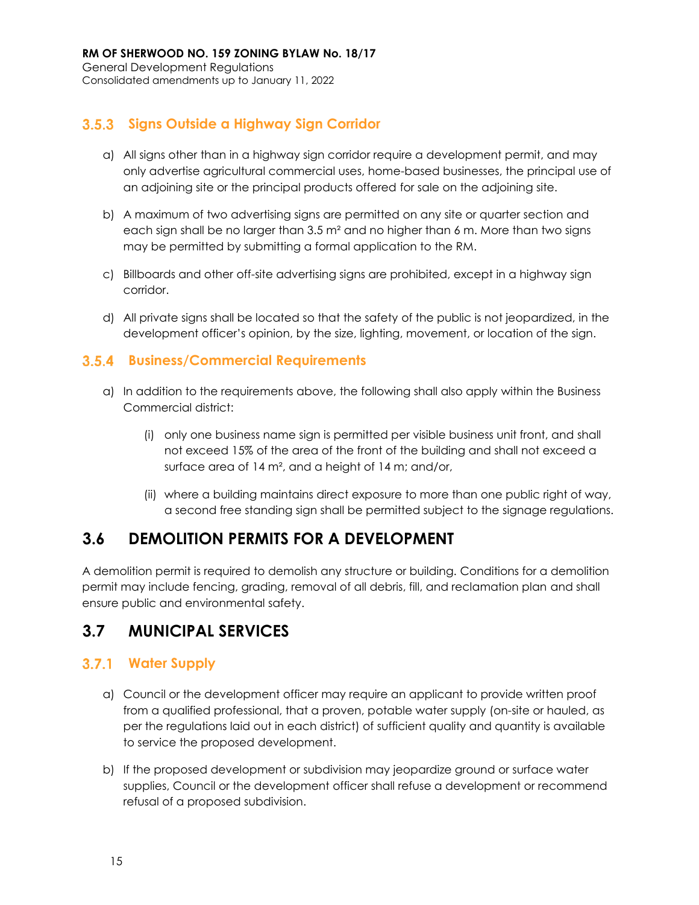### 3.5.3 Signs Outside a Highway Sign Corridor

a) All signs other than in a highway sign corridor require a development permit, and may only advertise agricultural commercial uses, home-based businesses, the principal use of an adjoining site or the principal products offered for sale on the adjoining site.

b) A maximum of two advertising signs are permitted on any site or quarter section and each sign shall be no larger than 3.5 m² and no higher than 6 m. More than two signs may be permitted by submitting a formal application to the RM.

c) Billboards and other off-site advertising signs are prohibited, except in a highway sign corridor.

d) All private signs shall be located so that the safety of the public is not jeopardized, in the development officer's opinion, by the size, lighting, movement, or location of the sign.

### 3.5.4 Business/Commercial Requirements

a) In addition to the requirements above, the following shall also apply within the Business Commercial district:

   (i) only one business name sign is permitted per visible business unit front, and shall not exceed 15% of the area of the front of the building and shall not exceed a surface area of 14 m², and a height of 14 m; and/or,

   (ii) where a building maintains direct exposure to more than one public right of way, a second free standing sign shall be permitted subject to the signage regulations.

## 3.6 DEMOLITION PERMITS FOR A DEVELOPMENT

A demolition permit is required to demolish any structure or building. Conditions for a demolition permit may include fencing, grading, removal of all debris, fill, and reclamation plan and shall ensure public and environmental safety.

## 3.7 MUNICIPAL SERVICES

### 3.7.1 Water Supply

a) Council or the development officer may require an applicant to provide written proof from a qualified professional, that a proven, potable water supply (on-site or hauled, as per the regulations laid out in each district) of sufficient quality and quantity is available to service the proposed development.

b) If the proposed development or subdivision may jeopardize ground or surface water supplies, Council or the development officer shall refuse a development or recommend refusal of a proposed subdivision.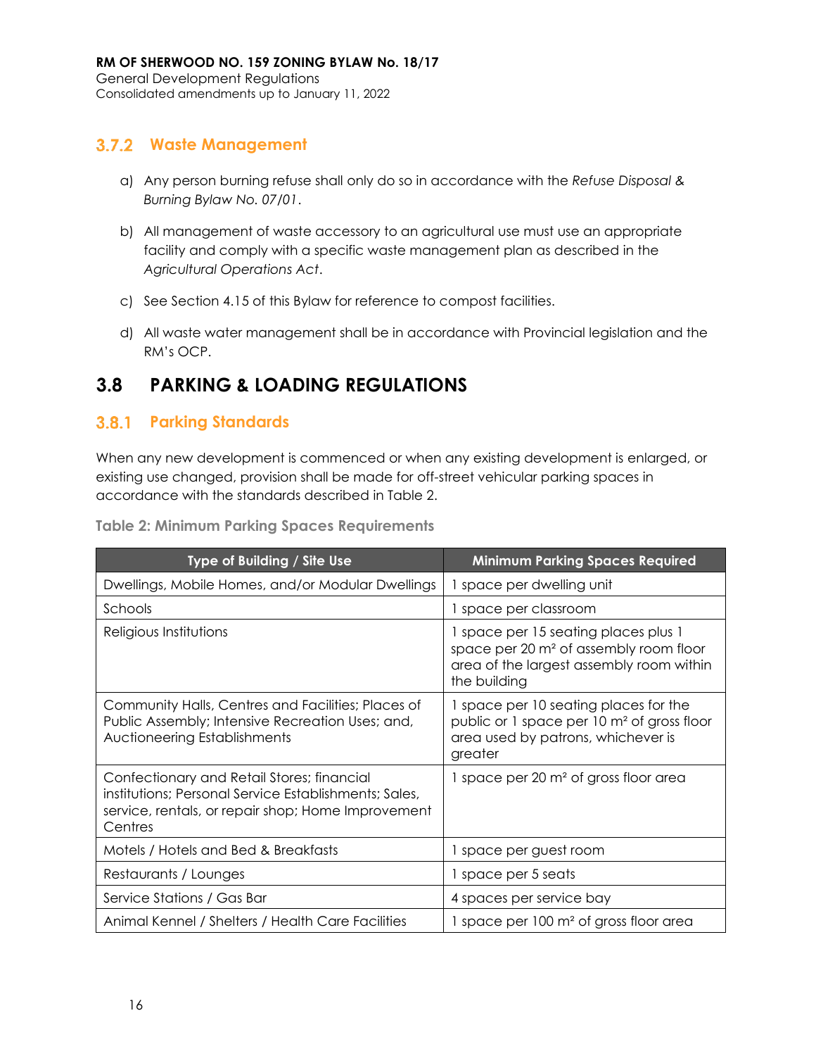### 3.7.2 Waste Management

a) Any person burning refuse shall only do so in accordance with the *Refuse Disposal & Burning Bylaw No. 07/01*.

b) All management of waste accessory to an agricultural use must use an appropriate facility and comply with a specific waste management plan as described in the *Agricultural Operations Act*.

c) See Section 4.15 of this Bylaw for reference to compost facilities.

d) All waste water management shall be in accordance with Provincial legislation and the RM's OCP.

## 3.8 PARKING & LOADING REGULATIONS

### 3.8.1 Parking Standards

When any new development is commenced or when any existing development is enlarged, or existing use changed, provision shall be made for off-street vehicular parking spaces in accordance with the standards described in Table 2.

**Table 2: Minimum Parking Spaces Requirements**

| Type of Building / Site Use | Minimum Parking Spaces Required |
| --- | --- |
| Dwellings, Mobile Homes, and/or Modular Dwellings | 1 space per dwelling unit |
| Schools | 1 space per classroom |
| Religious Institutions | 1 space per 15 seating places plus 1 space per 20 m² of assembly room floor area of the largest assembly room within the building |
| Community Halls, Centres and Facilities; Places of Public Assembly; Intensive Recreation Uses; and, Auctioneering Establishments | 1 space per 10 seating places for the public or 1 space per 10 m² of gross floor area used by patrons, whichever is greater |
| Confectionary and Retail Stores; financial institutions; Personal Service Establishments; Sales, service, rentals, or repair shop; Home Improvement Centres | 1 space per 20 m² of gross floor area |
| Motels / Hotels and Bed & Breakfasts | 1 space per guest room |
| Restaurants / Lounges | 1 space per 5 seats |
| Service Stations / Gas Bar | 4 spaces per service bay |
| Animal Kennel / Shelters / Health Care Facilities | 1 space per 100 m² of gross floor area |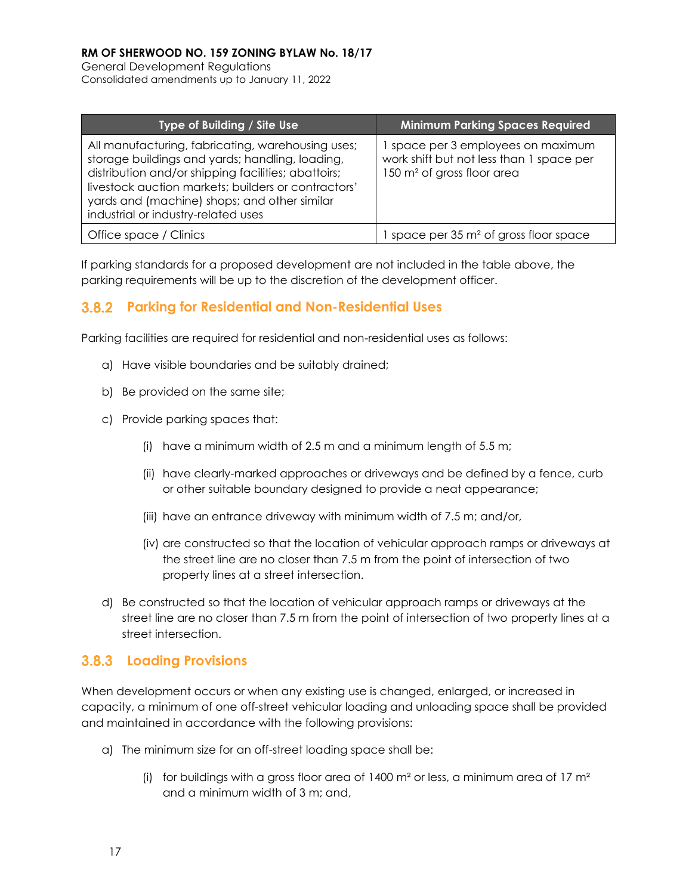| Type of Building / Site Use | Minimum Parking Spaces Required |
|---|---|
| All manufacturing, fabricating, warehousing uses; storage buildings and yards; handling, loading, distribution and/or shipping facilities; abattoirs; livestock auction markets; builders or contractors' yards and (machine) shops; and other similar industrial or industry-related uses | 1 space per 3 employees on maximum work shift but not less than 1 space per 150 m² of gross floor area |
| Office space / Clinics | 1 space per 35 m² of gross floor space |

If parking standards for a proposed development are not included in the table above, the parking requirements will be up to the discretion of the development officer.

### 3.8.2 Parking for Residential and Non-Residential Uses

Parking facilities are required for residential and non-residential uses as follows:

a) Have visible boundaries and be suitably drained;

b) Be provided on the same site;

c) Provide parking spaces that:

   (i) have a minimum width of 2.5 m and a minimum length of 5.5 m;

   (ii) have clearly-marked approaches or driveways and be defined by a fence, curb or other suitable boundary designed to provide a neat appearance;

   (iii) have an entrance driveway with minimum width of 7.5 m; and/or,

   (iv) are constructed so that the location of vehicular approach ramps or driveways at the street line are no closer than 7.5 m from the point of intersection of two property lines at a street intersection.

d) Be constructed so that the location of vehicular approach ramps or driveways at the street line are no closer than 7.5 m from the point of intersection of two property lines at a street intersection.

### 3.8.3 Loading Provisions

When development occurs or when any existing use is changed, enlarged, or increased in capacity, a minimum of one off-street vehicular loading and unloading space shall be provided and maintained in accordance with the following provisions:

a) The minimum size for an off-street loading space shall be:

   (i) for buildings with a gross floor area of 1400 m² or less, a minimum area of 17 m² and a minimum width of 3 m; and,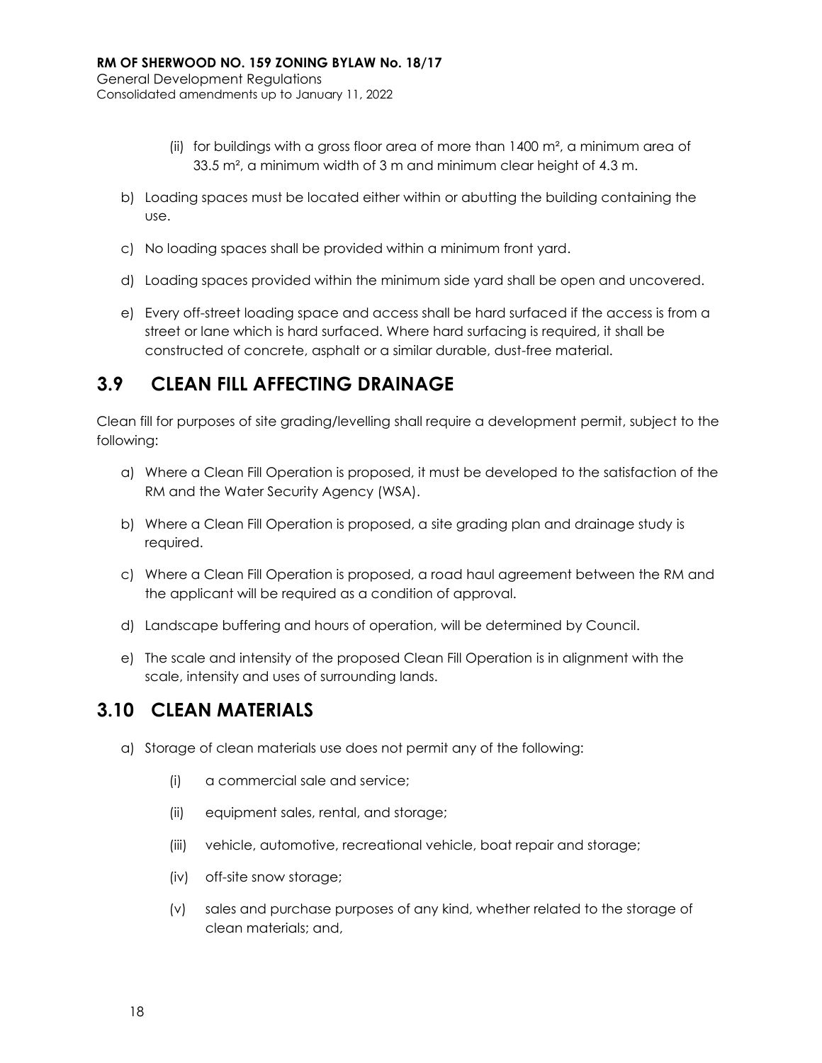(ii) for buildings with a gross floor area of more than 1400 m², a minimum area of 33.5 m², a minimum width of 3 m and minimum clear height of 4.3 m.

b) Loading spaces must be located either within or abutting the building containing the use.

c) No loading spaces shall be provided within a minimum front yard.

d) Loading spaces provided within the minimum side yard shall be open and uncovered.

e) Every off-street loading space and access shall be hard surfaced if the access is from a street or lane which is hard surfaced. Where hard surfacing is required, it shall be constructed of concrete, asphalt or a similar durable, dust-free material.

## 3.9 CLEAN FILL AFFECTING DRAINAGE

Clean fill for purposes of site grading/levelling shall require a development permit, subject to the following:

a) Where a Clean Fill Operation is proposed, it must be developed to the satisfaction of the RM and the Water Security Agency (WSA).

b) Where a Clean Fill Operation is proposed, a site grading plan and drainage study is required.

c) Where a Clean Fill Operation is proposed, a road haul agreement between the RM and the applicant will be required as a condition of approval.

d) Landscape buffering and hours of operation, will be determined by Council.

e) The scale and intensity of the proposed Clean Fill Operation is in alignment with the scale, intensity and uses of surrounding lands.

## 3.10 CLEAN MATERIALS

a) Storage of clean materials use does not permit any of the following:

(i) a commercial sale and service;

(ii) equipment sales, rental, and storage;

(iii) vehicle, automotive, recreational vehicle, boat repair and storage;

(iv) off-site snow storage;

(v) sales and purchase purposes of any kind, whether related to the storage of clean materials; and,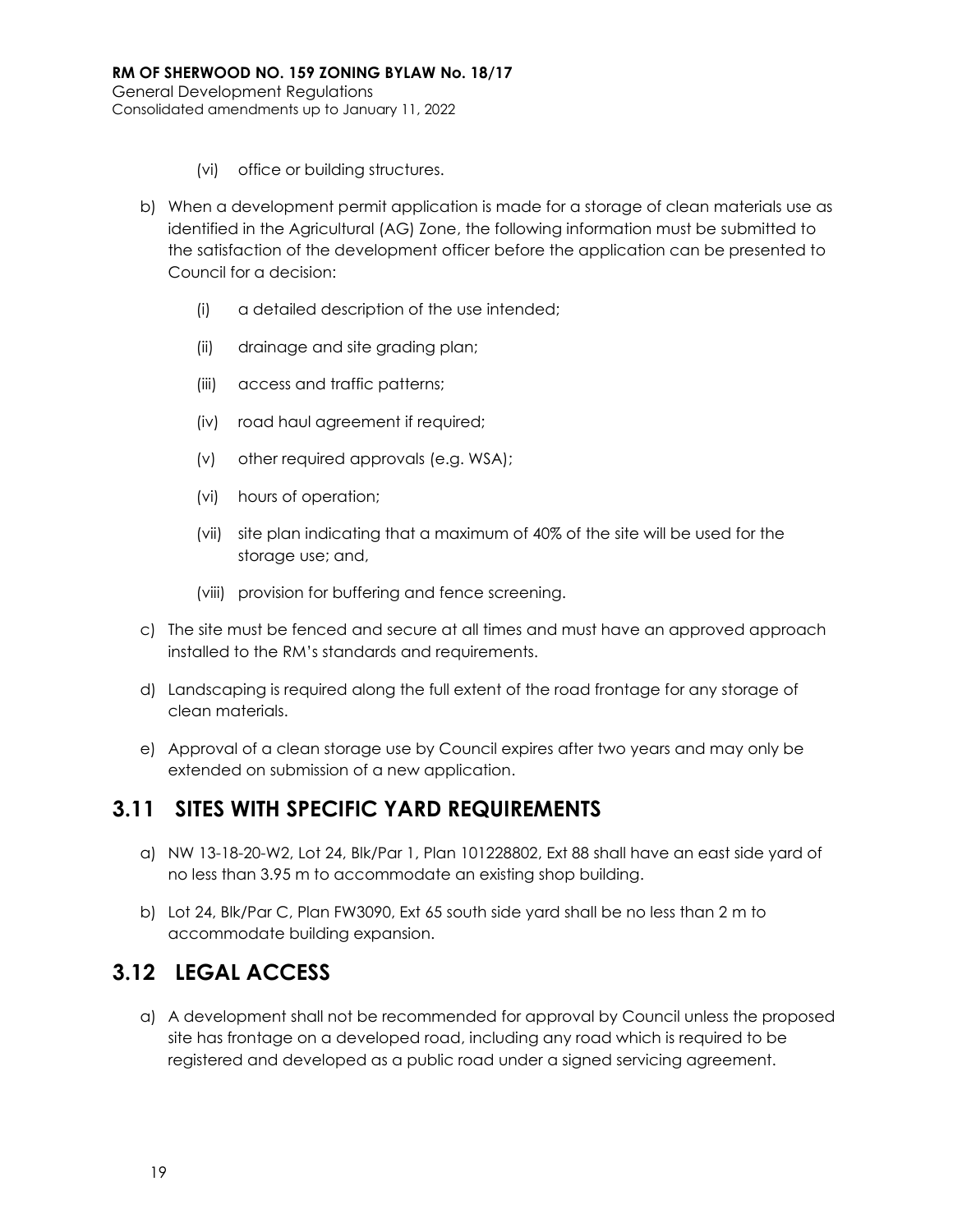(vi) office or building structures.

b) When a development permit application is made for a storage of clean materials use as identified in the Agricultural (AG) Zone, the following information must be submitted to the satisfaction of the development officer before the application can be presented to Council for a decision:

   (i) a detailed description of the use intended;

   (ii) drainage and site grading plan;

   (iii) access and traffic patterns;

   (iv) road haul agreement if required;

   (v) other required approvals (e.g. WSA);

   (vi) hours of operation;

   (vii) site plan indicating that a maximum of 40% of the site will be used for the storage use; and,

   (viii) provision for buffering and fence screening.

c) The site must be fenced and secure at all times and must have an approved approach installed to the RM's standards and requirements.

d) Landscaping is required along the full extent of the road frontage for any storage of clean materials.

e) Approval of a clean storage use by Council expires after two years and may only be extended on submission of a new application.

## 3.11 SITES WITH SPECIFIC YARD REQUIREMENTS

a) NW 13-18-20-W2, Lot 24, Blk/Par 1, Plan 101228802, Ext 88 shall have an east side yard of no less than 3.95 m to accommodate an existing shop building.

b) Lot 24, Blk/Par C, Plan FW3090, Ext 65 south side yard shall be no less than 2 m to accommodate building expansion.

## 3.12 LEGAL ACCESS

a) A development shall not be recommended for approval by Council unless the proposed site has frontage on a developed road, including any road which is required to be registered and developed as a public road under a signed servicing agreement.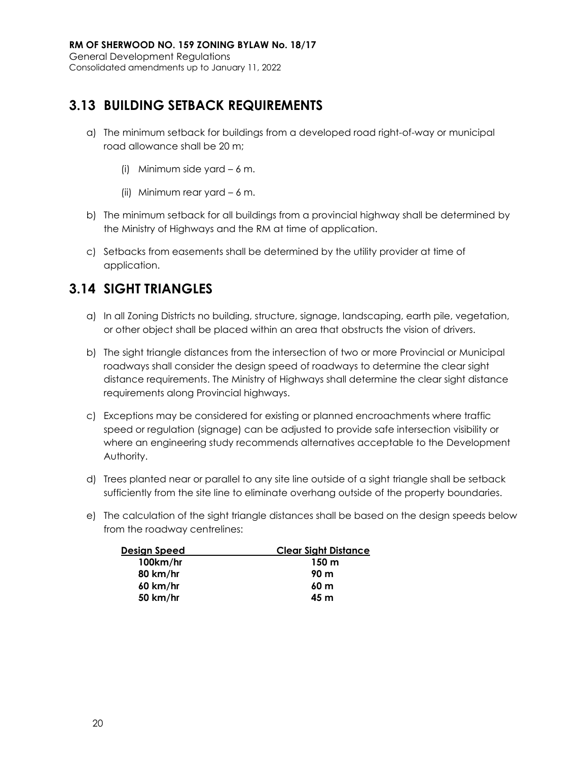## 3.13 BUILDING SETBACK REQUIREMENTS

a) The minimum setback for buildings from a developed road right-of-way or municipal road allowance shall be 20 m;

   (i) Minimum side yard – 6 m.

   (ii) Minimum rear yard – 6 m.

b) The minimum setback for all buildings from a provincial highway shall be determined by the Ministry of Highways and the RM at time of application.

c) Setbacks from easements shall be determined by the utility provider at time of application.

## 3.14 SIGHT TRIANGLES

a) In all Zoning Districts no building, structure, signage, landscaping, earth pile, vegetation, or other object shall be placed within an area that obstructs the vision of drivers.

b) The sight triangle distances from the intersection of two or more Provincial or Municipal roadways shall consider the design speed of roadways to determine the clear sight distance requirements. The Ministry of Highways shall determine the clear sight distance requirements along Provincial highways.

c) Exceptions may be considered for existing or planned encroachments where traffic speed or regulation (signage) can be adjusted to provide safe intersection visibility or where an engineering study recommends alternatives acceptable to the Development Authority.

d) Trees planted near or parallel to any site line outside of a sight triangle shall be setback sufficiently from the site line to eliminate overhang outside of the property boundaries.

e) The calculation of the sight triangle distances shall be based on the design speeds below from the roadway centrelines:

| Design Speed | Clear Sight Distance |
|---|---|
| **100km/hr** | **150 m** |
| **80 km/hr** | **90 m** |
| **60 km/hr** | **60 m** |
| **50 km/hr** | **45 m** |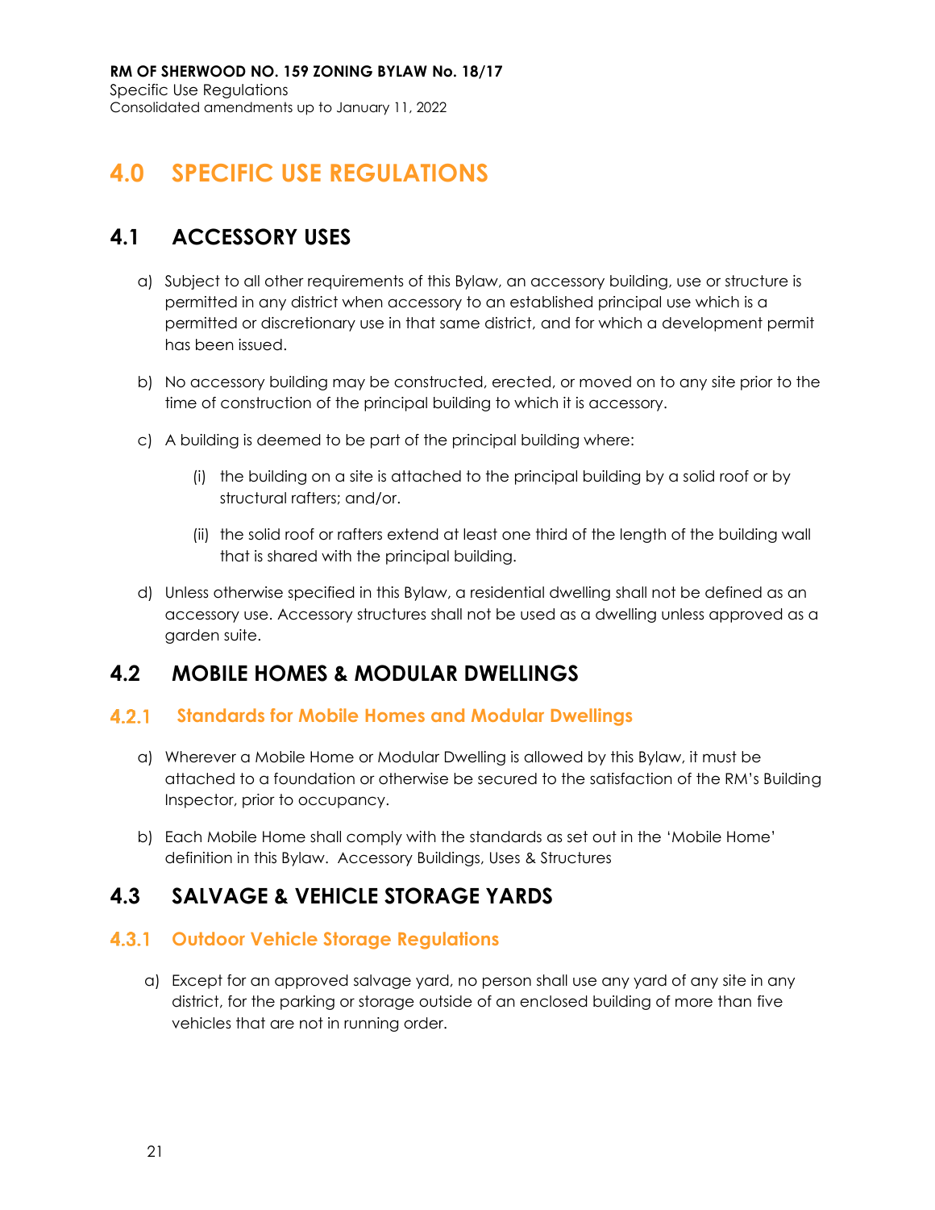# 4.0 SPECIFIC USE REGULATIONS

## 4.1 ACCESSORY USES

a) Subject to all other requirements of this Bylaw, an accessory building, use or structure is permitted in any district when accessory to an established principal use which is a permitted or discretionary use in that same district, and for which a development permit has been issued.

b) No accessory building may be constructed, erected, or moved on to any site prior to the time of construction of the principal building to which it is accessory.

c) A building is deemed to be part of the principal building where:

   (i) the building on a site is attached to the principal building by a solid roof or by structural rafters; and/or.

   (ii) the solid roof or rafters extend at least one third of the length of the building wall that is shared with the principal building.

d) Unless otherwise specified in this Bylaw, a residential dwelling shall not be defined as an accessory use. Accessory structures shall not be used as a dwelling unless approved as a garden suite.

## 4.2 MOBILE HOMES & MODULAR DWELLINGS

### 4.2.1 Standards for Mobile Homes and Modular Dwellings

a) Wherever a Mobile Home or Modular Dwelling is allowed by this Bylaw, it must be attached to a foundation or otherwise be secured to the satisfaction of the RM's Building Inspector, prior to occupancy.

b) Each Mobile Home shall comply with the standards as set out in the 'Mobile Home' definition in this Bylaw. Accessory Buildings, Uses & Structures

## 4.3 SALVAGE & VEHICLE STORAGE YARDS

### 4.3.1 Outdoor Vehicle Storage Regulations

a) Except for an approved salvage yard, no person shall use any yard of any site in any district, for the parking or storage outside of an enclosed building of more than five vehicles that are not in running order.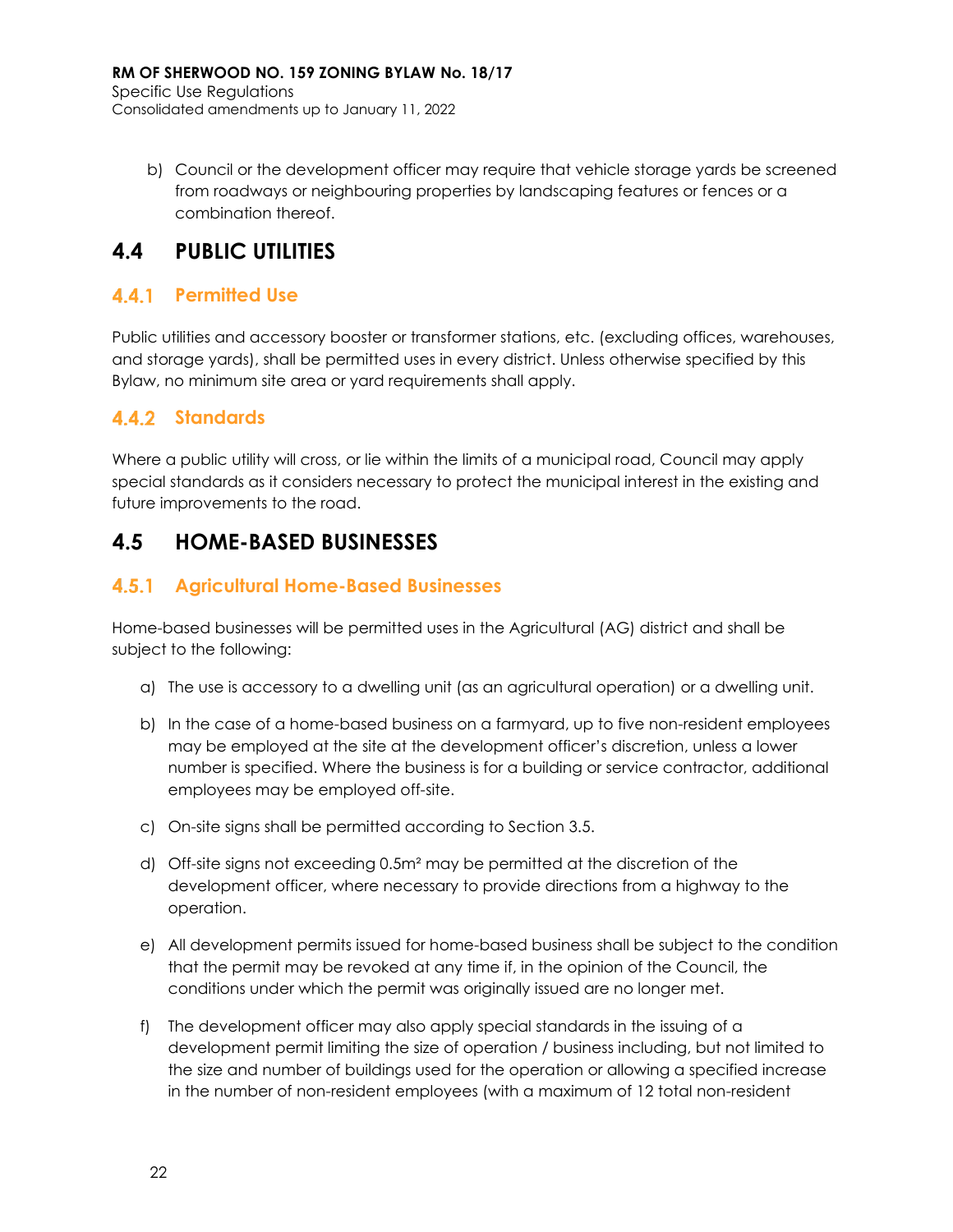b) Council or the development officer may require that vehicle storage yards be screened from roadways or neighbouring properties by landscaping features or fences or a combination thereof.

## 4.4 PUBLIC UTILITIES

### 4.4.1 Permitted Use

Public utilities and accessory booster or transformer stations, etc. (excluding offices, warehouses, and storage yards), shall be permitted uses in every district. Unless otherwise specified by this Bylaw, no minimum site area or yard requirements shall apply.

### 4.4.2 Standards

Where a public utility will cross, or lie within the limits of a municipal road, Council may apply special standards as it considers necessary to protect the municipal interest in the existing and future improvements to the road.

## 4.5 HOME-BASED BUSINESSES

### 4.5.1 Agricultural Home-Based Businesses

Home-based businesses will be permitted uses in the Agricultural (AG) district and shall be subject to the following:

a) The use is accessory to a dwelling unit (as an agricultural operation) or a dwelling unit.

b) In the case of a home-based business on a farmyard, up to five non-resident employees may be employed at the site at the development officer's discretion, unless a lower number is specified. Where the business is for a building or service contractor, additional employees may be employed off-site.

c) On-site signs shall be permitted according to Section 3.5.

d) Off-site signs not exceeding $0.5m^2$ may be permitted at the discretion of the development officer, where necessary to provide directions from a highway to the operation.

e) All development permits issued for home-based business shall be subject to the condition that the permit may be revoked at any time if, in the opinion of the Council, the conditions under which the permit was originally issued are no longer met.

f) The development officer may also apply special standards in the issuing of a development permit limiting the size of operation / business including, but not limited to the size and number of buildings used for the operation or allowing a specified increase in the number of non-resident employees (with a maximum of 12 total non-resident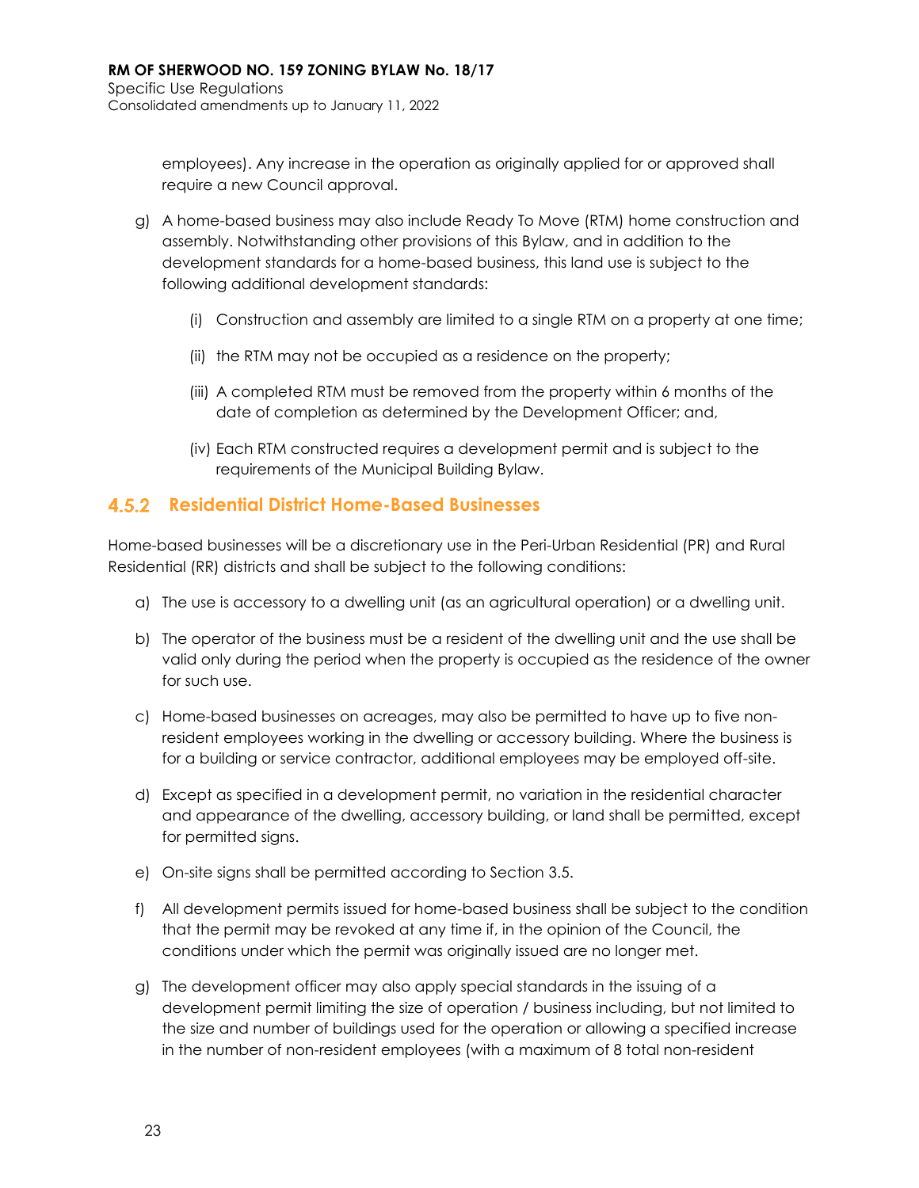employees). Any increase in the operation as originally applied for or approved shall require a new Council approval.

g) A home-based business may also include Ready To Move (RTM) home construction and assembly. Notwithstanding other provisions of this Bylaw, and in addition to the development standards for a home-based business, this land use is subject to the following additional development standards:

   (i) Construction and assembly are limited to a single RTM on a property at one time;

   (ii) the RTM may not be occupied as a residence on the property;

   (iii) A completed RTM must be removed from the property within 6 months of the date of completion as determined by the Development Officer; and,

   (iv) Each RTM constructed requires a development permit and is subject to the requirements of the Municipal Building Bylaw.

### 4.5.2 Residential District Home-Based Businesses

Home-based businesses will be a discretionary use in the Peri-Urban Residential (PR) and Rural Residential (RR) districts and shall be subject to the following conditions:

a) The use is accessory to a dwelling unit (as an agricultural operation) or a dwelling unit.

b) The operator of the business must be a resident of the dwelling unit and the use shall be valid only during the period when the property is occupied as the residence of the owner for such use.

c) Home-based businesses on acreages, may also be permitted to have up to five non-resident employees working in the dwelling or accessory building. Where the business is for a building or service contractor, additional employees may be employed off-site.

d) Except as specified in a development permit, no variation in the residential character and appearance of the dwelling, accessory building, or land shall be permitted, except for permitted signs.

e) On-site signs shall be permitted according to Section 3.5.

f) All development permits issued for home-based business shall be subject to the condition that the permit may be revoked at any time if, in the opinion of the Council, the conditions under which the permit was originally issued are no longer met.

g) The development officer may also apply special standards in the issuing of a development permit limiting the size of operation / business including, but not limited to the size and number of buildings used for the operation or allowing a specified increase in the number of non-resident employees (with a maximum of 8 total non-resident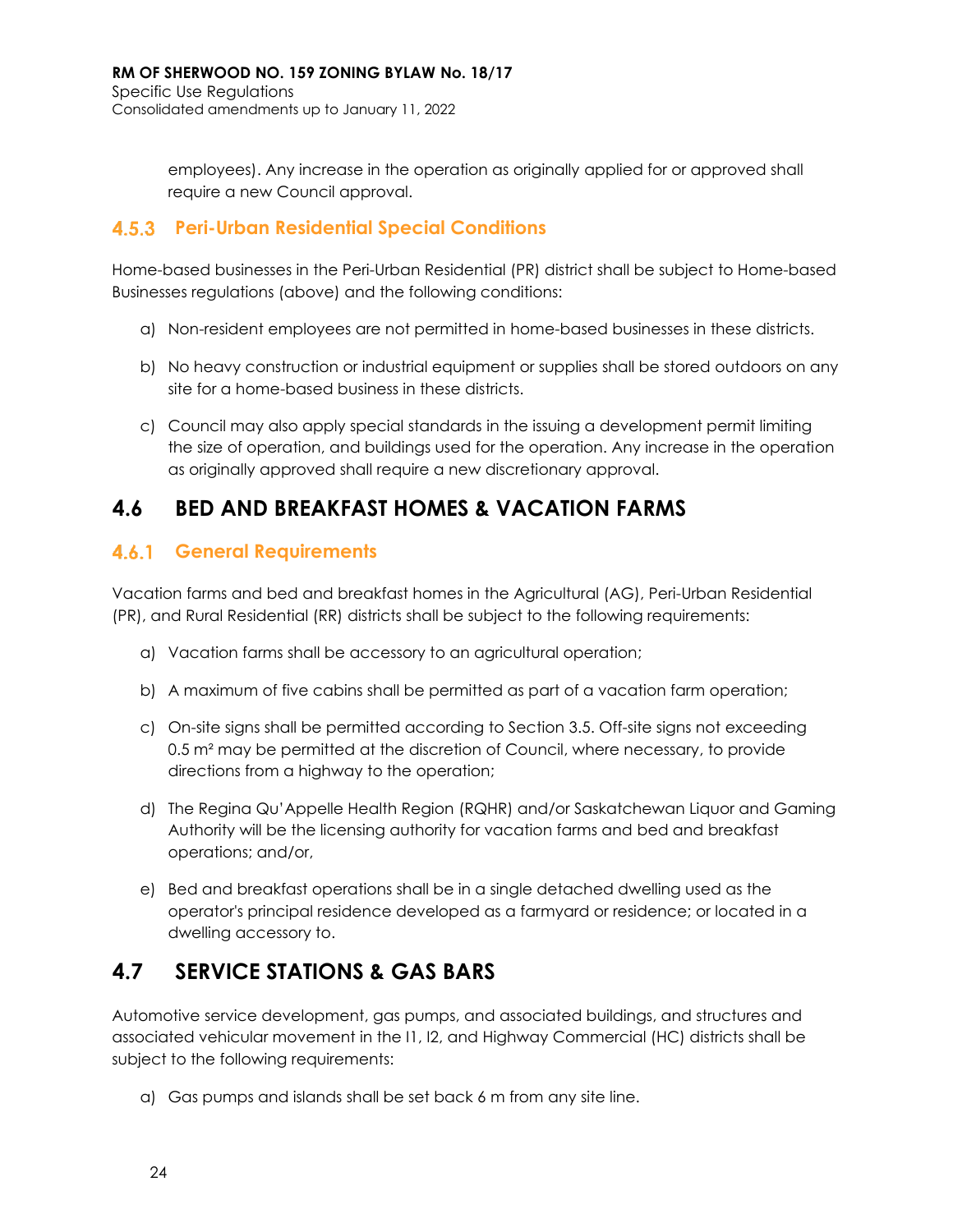employees). Any increase in the operation as originally applied for or approved shall require a new Council approval.

### 4.5.3 Peri-Urban Residential Special Conditions

Home-based businesses in the Peri-Urban Residential (PR) district shall be subject to Home-based Businesses regulations (above) and the following conditions:

a) Non-resident employees are not permitted in home-based businesses in these districts.

b) No heavy construction or industrial equipment or supplies shall be stored outdoors on any site for a home-based business in these districts.

c) Council may also apply special standards in the issuing a development permit limiting the size of operation, and buildings used for the operation. Any increase in the operation as originally approved shall require a new discretionary approval.

## 4.6 BED AND BREAKFAST HOMES & VACATION FARMS

### 4.6.1 General Requirements

Vacation farms and bed and breakfast homes in the Agricultural (AG), Peri-Urban Residential (PR), and Rural Residential (RR) districts shall be subject to the following requirements:

a) Vacation farms shall be accessory to an agricultural operation;

b) A maximum of five cabins shall be permitted as part of a vacation farm operation;

c) On-site signs shall be permitted according to Section 3.5. Off-site signs not exceeding 0.5 m² may be permitted at the discretion of Council, where necessary, to provide directions from a highway to the operation;

d) The Regina Qu'Appelle Health Region (RQHR) and/or Saskatchewan Liquor and Gaming Authority will be the licensing authority for vacation farms and bed and breakfast operations; and/or,

e) Bed and breakfast operations shall be in a single detached dwelling used as the operator's principal residence developed as a farmyard or residence; or located in a dwelling accessory to.

## 4.7 SERVICE STATIONS & GAS BARS

Automotive service development, gas pumps, and associated buildings, and structures and associated vehicular movement in the I1, I2, and Highway Commercial (HC) districts shall be subject to the following requirements:

a) Gas pumps and islands shall be set back 6 m from any site line.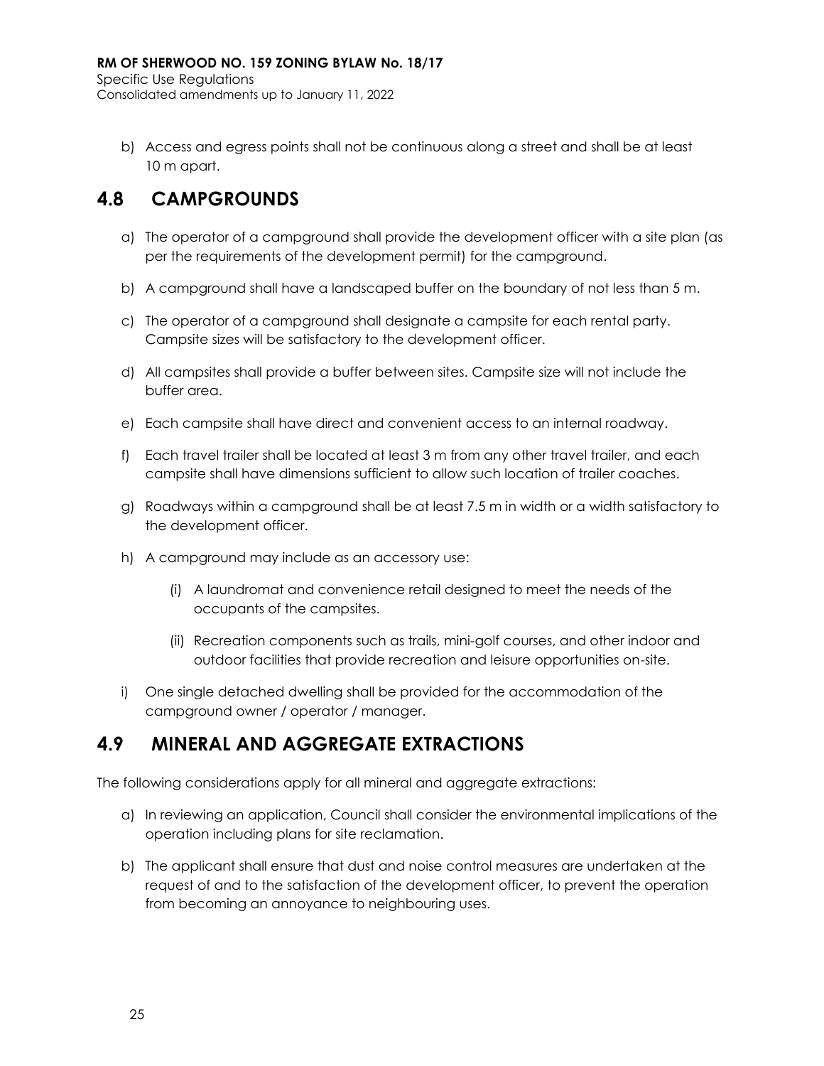b) Access and egress points shall not be continuous along a street and shall be at least 10 m apart.

## 4.8 CAMPGROUNDS

a) The operator of a campground shall provide the development officer with a site plan (as per the requirements of the development permit) for the campground.

b) A campground shall have a landscaped buffer on the boundary of not less than 5 m.

c) The operator of a campground shall designate a campsite for each rental party. Campsite sizes will be satisfactory to the development officer.

d) All campsites shall provide a buffer between sites. Campsite size will not include the buffer area.

e) Each campsite shall have direct and convenient access to an internal roadway.

f) Each travel trailer shall be located at least 3 m from any other travel trailer, and each campsite shall have dimensions sufficient to allow such location of trailer coaches.

g) Roadways within a campground shall be at least 7.5 m in width or a width satisfactory to the development officer.

h) A campground may include as an accessory use:

   (i) A laundromat and convenience retail designed to meet the needs of the occupants of the campsites.

   (ii) Recreation components such as trails, mini-golf courses, and other indoor and outdoor facilities that provide recreation and leisure opportunities on-site.

i) One single detached dwelling shall be provided for the accommodation of the campground owner / operator / manager.

## 4.9 MINERAL AND AGGREGATE EXTRACTIONS

The following considerations apply for all mineral and aggregate extractions:

a) In reviewing an application, Council shall consider the environmental implications of the operation including plans for site reclamation.

b) The applicant shall ensure that dust and noise control measures are undertaken at the request of and to the satisfaction of the development officer, to prevent the operation from becoming an annoyance to neighbouring uses.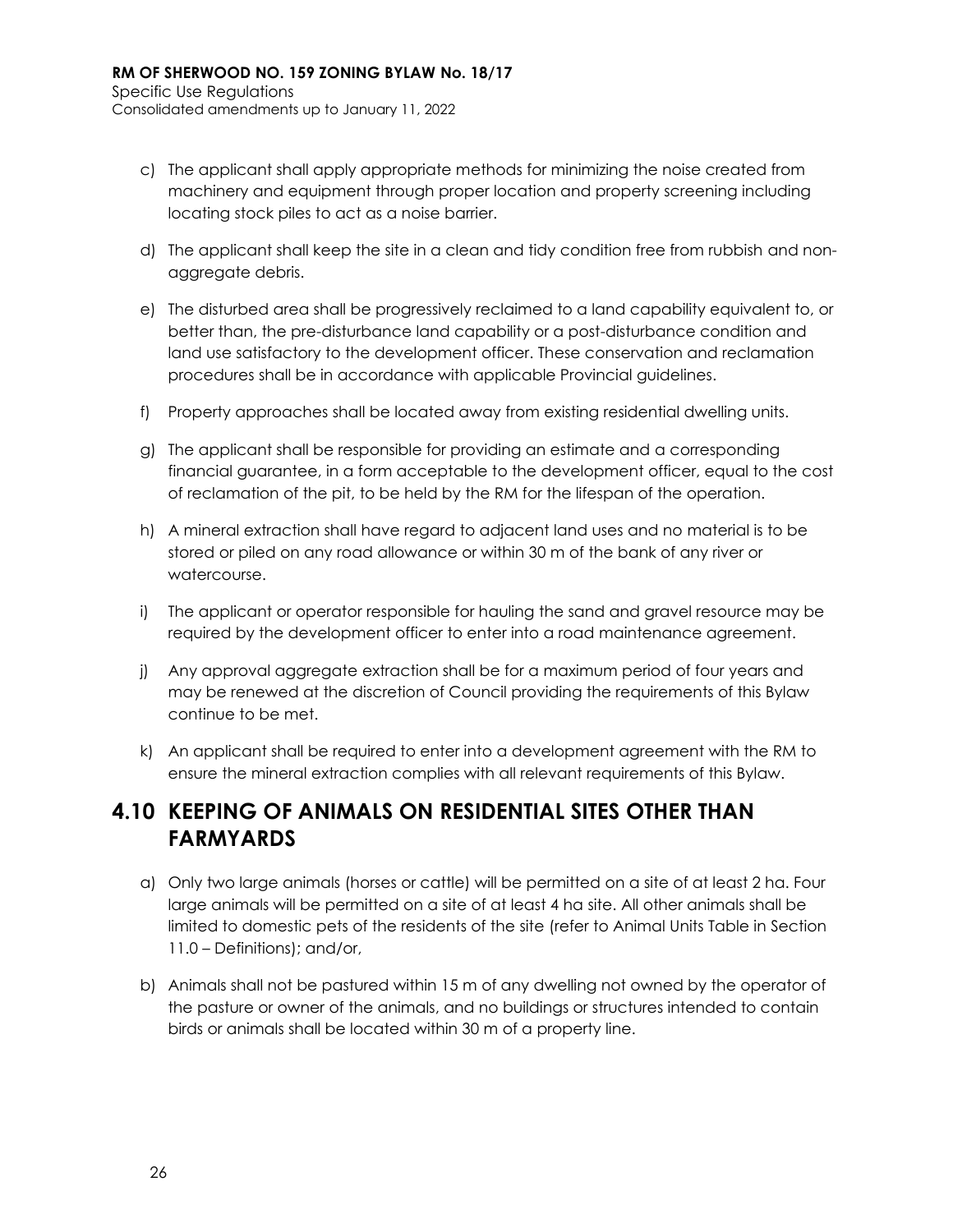c) The applicant shall apply appropriate methods for minimizing the noise created from machinery and equipment through proper location and property screening including locating stock piles to act as a noise barrier.

d) The applicant shall keep the site in a clean and tidy condition free from rubbish and non-aggregate debris.

e) The disturbed area shall be progressively reclaimed to a land capability equivalent to, or better than, the pre-disturbance land capability or a post-disturbance condition and land use satisfactory to the development officer. These conservation and reclamation procedures shall be in accordance with applicable Provincial guidelines.

f) Property approaches shall be located away from existing residential dwelling units.

g) The applicant shall be responsible for providing an estimate and a corresponding financial guarantee, in a form acceptable to the development officer, equal to the cost of reclamation of the pit, to be held by the RM for the lifespan of the operation.

h) A mineral extraction shall have regard to adjacent land uses and no material is to be stored or piled on any road allowance or within 30 m of the bank of any river or watercourse.

i) The applicant or operator responsible for hauling the sand and gravel resource may be required by the development officer to enter into a road maintenance agreement.

j) Any approval aggregate extraction shall be for a maximum period of four years and may be renewed at the discretion of Council providing the requirements of this Bylaw continue to be met.

k) An applicant shall be required to enter into a development agreement with the RM to ensure the mineral extraction complies with all relevant requirements of this Bylaw.

## 4.10 KEEPING OF ANIMALS ON RESIDENTIAL SITES OTHER THAN FARMYARDS

a) Only two large animals (horses or cattle) will be permitted on a site of at least 2 ha. Four large animals will be permitted on a site of at least 4 ha site. All other animals shall be limited to domestic pets of the residents of the site (refer to Animal Units Table in Section 11.0 – Definitions); and/or,

b) Animals shall not be pastured within 15 m of any dwelling not owned by the operator of the pasture or owner of the animals, and no buildings or structures intended to contain birds or animals shall be located within 30 m of a property line.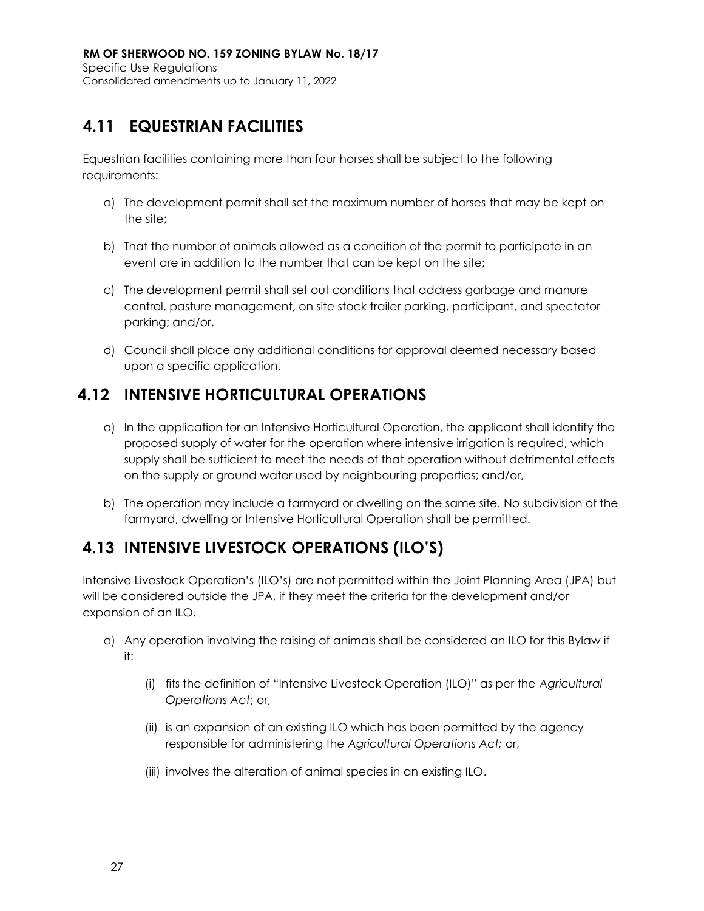## 4.11 EQUESTRIAN FACILITIES

Equestrian facilities containing more than four horses shall be subject to the following requirements:

a) The development permit shall set the maximum number of horses that may be kept on the site;

b) That the number of animals allowed as a condition of the permit to participate in an event are in addition to the number that can be kept on the site;

c) The development permit shall set out conditions that address garbage and manure control, pasture management, on site stock trailer parking, participant, and spectator parking; and/or,

d) Council shall place any additional conditions for approval deemed necessary based upon a specific application.

## 4.12 INTENSIVE HORTICULTURAL OPERATIONS

a) In the application for an Intensive Horticultural Operation, the applicant shall identify the proposed supply of water for the operation where intensive irrigation is required, which supply shall be sufficient to meet the needs of that operation without detrimental effects on the supply or ground water used by neighbouring properties; and/or,

b) The operation may include a farmyard or dwelling on the same site. No subdivision of the farmyard, dwelling or Intensive Horticultural Operation shall be permitted.

## 4.13 INTENSIVE LIVESTOCK OPERATIONS (ILO'S)

Intensive Livestock Operation's (ILO's) are not permitted within the Joint Planning Area (JPA) but will be considered outside the JPA, if they meet the criteria for the development and/or expansion of an ILO.

a) Any operation involving the raising of animals shall be considered an ILO for this Bylaw if it:

   (i) fits the definition of "Intensive Livestock Operation (ILO)" as per the *Agricultural Operations Act*; or,

   (ii) is an expansion of an existing ILO which has been permitted by the agency responsible for administering the *Agricultural Operations Act;* or,

   (iii) involves the alteration of animal species in an existing ILO.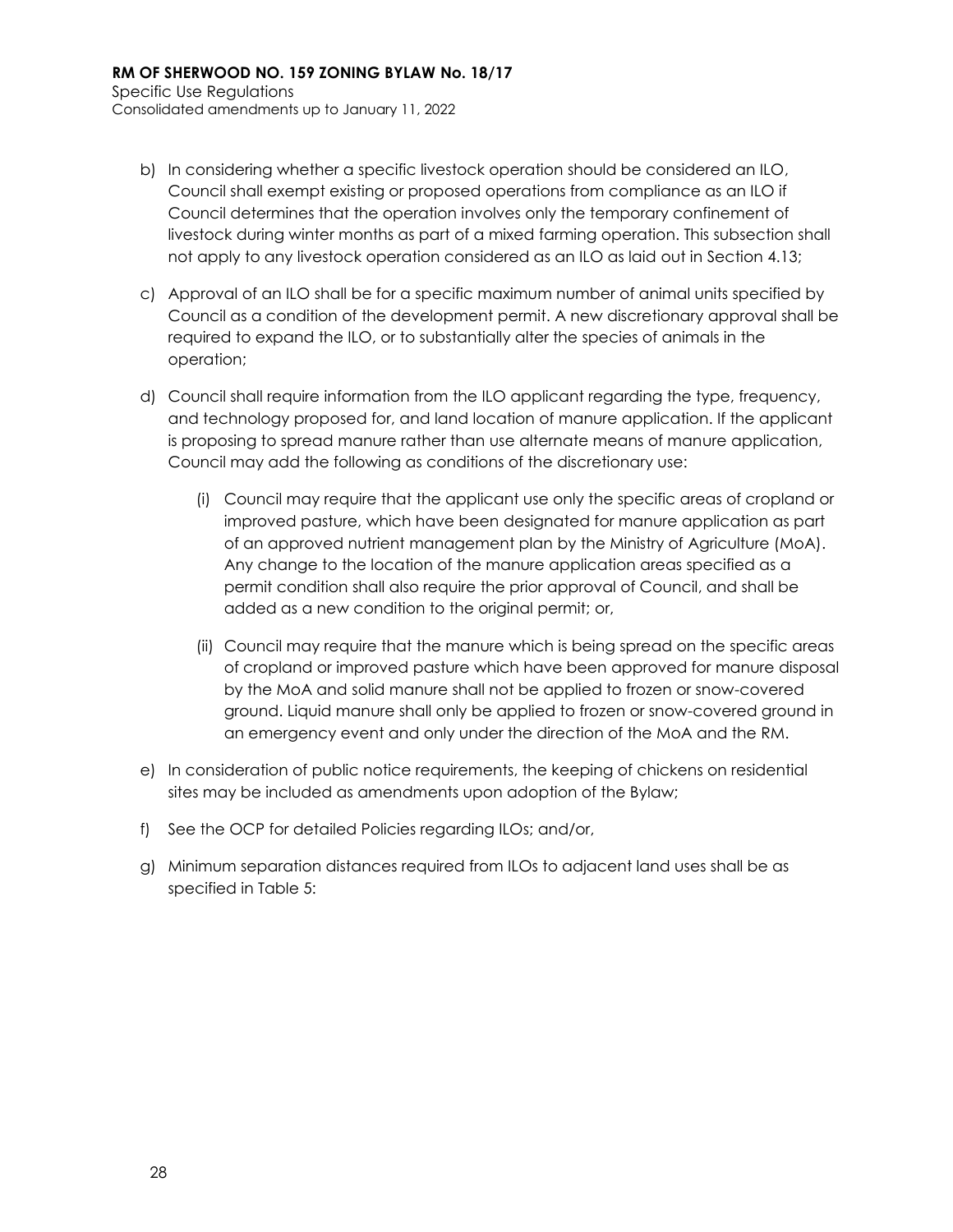b) In considering whether a specific livestock operation should be considered an ILO, Council shall exempt existing or proposed operations from compliance as an ILO if Council determines that the operation involves only the temporary confinement of livestock during winter months as part of a mixed farming operation. This subsection shall not apply to any livestock operation considered as an ILO as laid out in Section 4.13;

c) Approval of an ILO shall be for a specific maximum number of animal units specified by Council as a condition of the development permit. A new discretionary approval shall be required to expand the ILO, or to substantially alter the species of animals in the operation;

d) Council shall require information from the ILO applicant regarding the type, frequency, and technology proposed for, and land location of manure application. If the applicant is proposing to spread manure rather than use alternate means of manure application, Council may add the following as conditions of the discretionary use:

   (i) Council may require that the applicant use only the specific areas of cropland or improved pasture, which have been designated for manure application as part of an approved nutrient management plan by the Ministry of Agriculture (MoA). Any change to the location of the manure application areas specified as a permit condition shall also require the prior approval of Council, and shall be added as a new condition to the original permit; or,

   (ii) Council may require that the manure which is being spread on the specific areas of cropland or improved pasture which have been approved for manure disposal by the MoA and solid manure shall not be applied to frozen or snow-covered ground. Liquid manure shall only be applied to frozen or snow-covered ground in an emergency event and only under the direction of the MoA and the RM.

e) In consideration of public notice requirements, the keeping of chickens on residential sites may be included as amendments upon adoption of the Bylaw;

f) See the OCP for detailed Policies regarding ILOs; and/or,

g) Minimum separation distances required from ILOs to adjacent land uses shall be as specified in Table 5: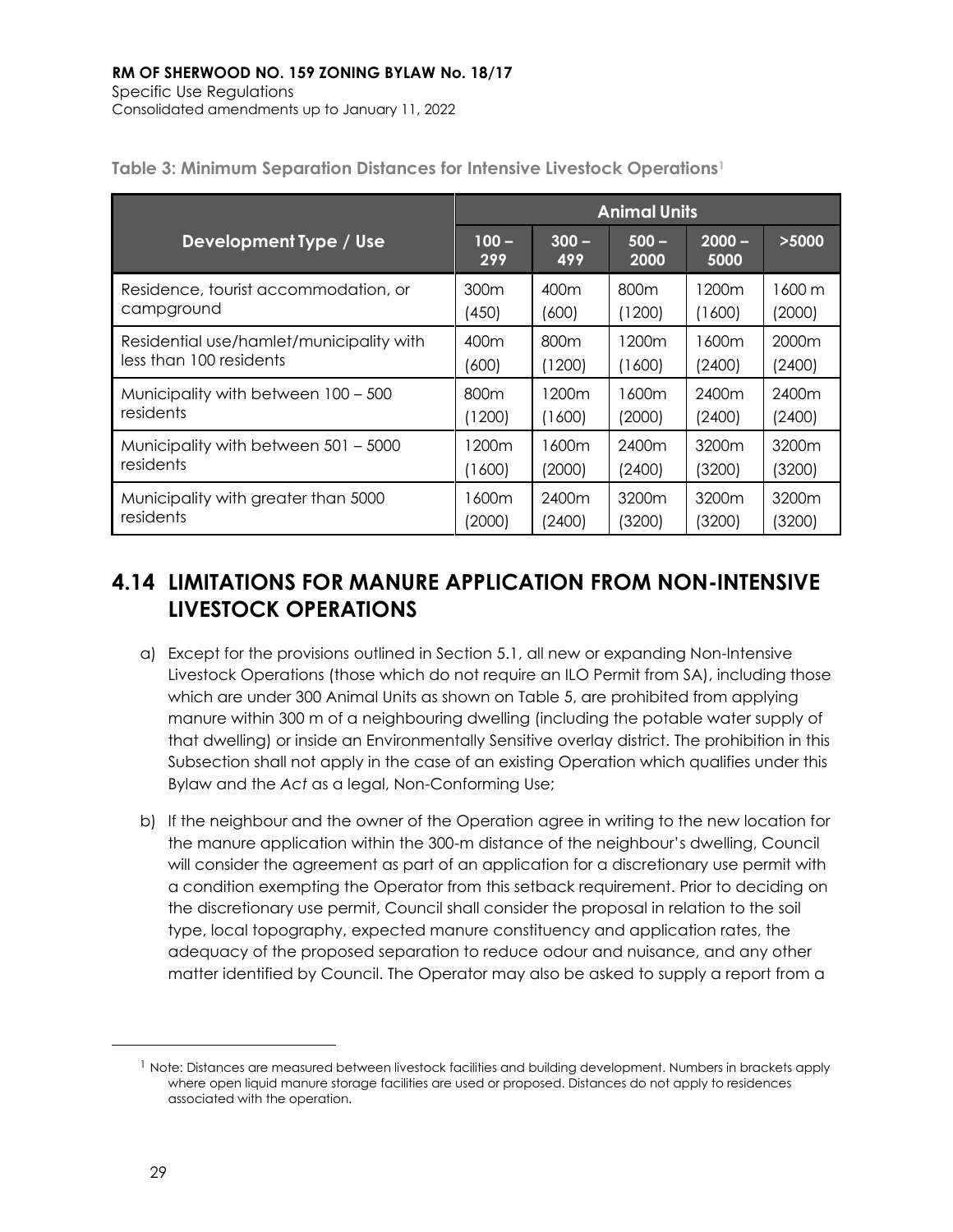**Table 3: Minimum Separation Distances for Intensive Livestock Operations**[1]

| Development Type / Use | Animal Units | | | | |
|---|---|---|---|---|---|
| | 100 – 299 | 300 – 499 | 500 – 2000 | 2000 – 5000 | >5000 |
| Residence, tourist accommodation, or campground | 300m (450) | 400m (600) | 800m (1200) | 1200m (1600) | 1600 m (2000) |
| Residential use/hamlet/municipality with less than 100 residents | 400m (600) | 800m (1200) | 1200m (1600) | 1600m (2400) | 2000m (2400) |
| Municipality with between 100 – 500 residents | 800m (1200) | 1200m (1600) | 1600m (2000) | 2400m (2400) | 2400m (2400) |
| Municipality with between 501 – 5000 residents | 1200m (1600) | 1600m (2000) | 2400m (2400) | 3200m (3200) | 3200m (3200) |
| Municipality with greater than 5000 residents | 1600m (2000) | 2400m (2400) | 3200m (3200) | 3200m (3200) | 3200m (3200) |

## 4.14 LIMITATIONS FOR MANURE APPLICATION FROM NON-INTENSIVE LIVESTOCK OPERATIONS

a) Except for the provisions outlined in Section 5.1, all new or expanding Non-Intensive Livestock Operations (those which do not require an ILO Permit from SA), including those which are under 300 Animal Units as shown on Table 5, are prohibited from applying manure within 300 m of a neighbouring dwelling (including the potable water supply of that dwelling) or inside an Environmentally Sensitive overlay district. The prohibition in this Subsection shall not apply in the case of an existing Operation which qualifies under this Bylaw and the *Act* as a legal, Non-Conforming Use;

b) If the neighbour and the owner of the Operation agree in writing to the new location for the manure application within the 300-m distance of the neighbour's dwelling, Council will consider the agreement as part of an application for a discretionary use permit with a condition exempting the Operator from this setback requirement. Prior to deciding on the discretionary use permit, Council shall consider the proposal in relation to the soil type, local topography, expected manure constituency and application rates, the adequacy of the proposed separation to reduce odour and nuisance, and any other matter identified by Council. The Operator may also be asked to supply a report from a

---

[1] Note: Distances are measured between livestock facilities and building development. Numbers in brackets apply where open liquid manure storage facilities are used or proposed. Distances do not apply to residences associated with the operation.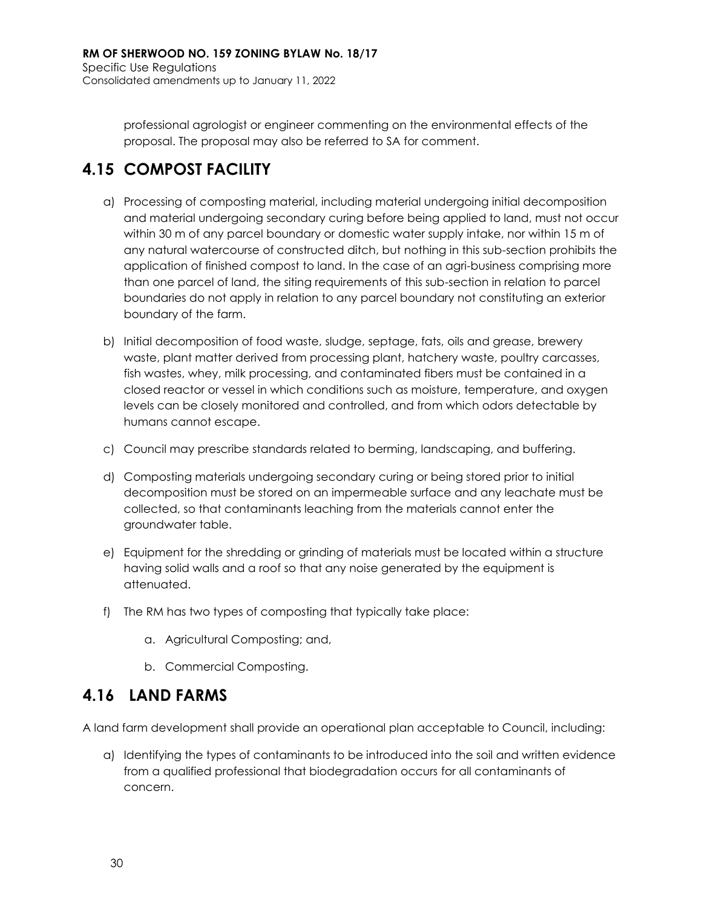professional agrologist or engineer commenting on the environmental effects of the proposal. The proposal may also be referred to SA for comment.

## 4.15 COMPOST FACILITY

a) Processing of composting material, including material undergoing initial decomposition and material undergoing secondary curing before being applied to land, must not occur within 30 m of any parcel boundary or domestic water supply intake, nor within 15 m of any natural watercourse of constructed ditch, but nothing in this sub-section prohibits the application of finished compost to land. In the case of an agri-business comprising more than one parcel of land, the siting requirements of this sub-section in relation to parcel boundaries do not apply in relation to any parcel boundary not constituting an exterior boundary of the farm.

b) Initial decomposition of food waste, sludge, septage, fats, oils and grease, brewery waste, plant matter derived from processing plant, hatchery waste, poultry carcasses, fish wastes, whey, milk processing, and contaminated fibers must be contained in a closed reactor or vessel in which conditions such as moisture, temperature, and oxygen levels can be closely monitored and controlled, and from which odors detectable by humans cannot escape.

c) Council may prescribe standards related to berming, landscaping, and buffering.

d) Composting materials undergoing secondary curing or being stored prior to initial decomposition must be stored on an impermeable surface and any leachate must be collected, so that contaminants leaching from the materials cannot enter the groundwater table.

e) Equipment for the shredding or grinding of materials must be located within a structure having solid walls and a roof so that any noise generated by the equipment is attenuated.

f) The RM has two types of composting that typically take place:

   a. Agricultural Composting; and,

   b. Commercial Composting.

## 4.16 LAND FARMS

A land farm development shall provide an operational plan acceptable to Council, including:

a) Identifying the types of contaminants to be introduced into the soil and written evidence from a qualified professional that biodegradation occurs for all contaminants of concern.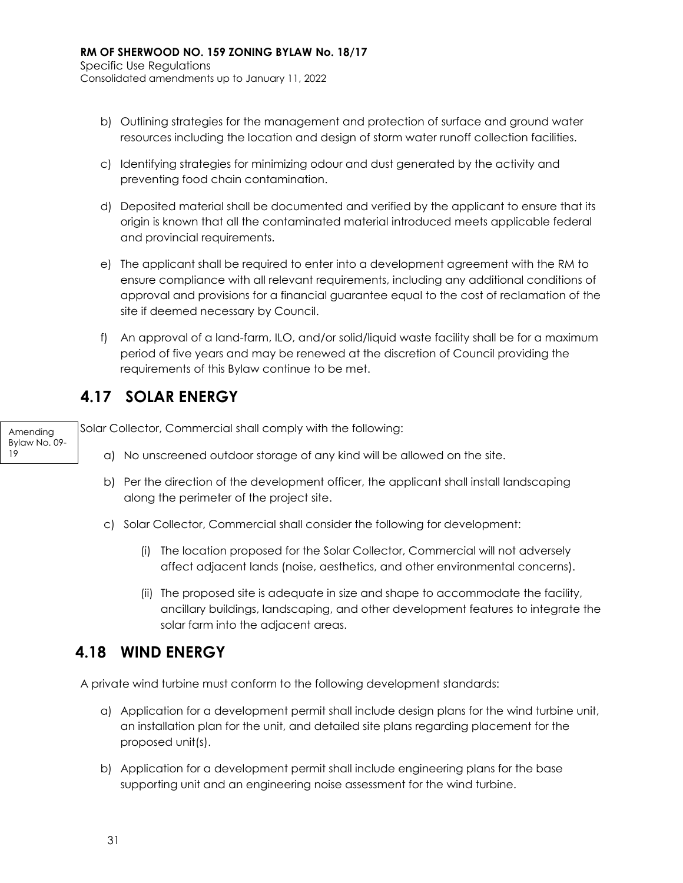b) Outlining strategies for the management and protection of surface and ground water resources including the location and design of storm water runoff collection facilities.

c) Identifying strategies for minimizing odour and dust generated by the activity and preventing food chain contamination.

d) Deposited material shall be documented and verified by the applicant to ensure that its origin is known that all the contaminated material introduced meets applicable federal and provincial requirements.

e) The applicant shall be required to enter into a development agreement with the RM to ensure compliance with all relevant requirements, including any additional conditions of approval and provisions for a financial guarantee equal to the cost of reclamation of the site if deemed necessary by Council.

f) An approval of a land-farm, ILO, and/or solid/liquid waste facility shall be for a maximum period of five years and may be renewed at the discretion of Council providing the requirements of this Bylaw continue to be met.

## 4.17 SOLAR ENERGY

Amending Bylaw No. 09-19

Solar Collector, Commercial shall comply with the following:

a) No unscreened outdoor storage of any kind will be allowed on the site.

b) Per the direction of the development officer, the applicant shall install landscaping along the perimeter of the project site.

c) Solar Collector, Commercial shall consider the following for development:

   (i) The location proposed for the Solar Collector, Commercial will not adversely affect adjacent lands (noise, aesthetics, and other environmental concerns).

   (ii) The proposed site is adequate in size and shape to accommodate the facility, ancillary buildings, landscaping, and other development features to integrate the solar farm into the adjacent areas.

## 4.18 WIND ENERGY

A private wind turbine must conform to the following development standards:

a) Application for a development permit shall include design plans for the wind turbine unit, an installation plan for the unit, and detailed site plans regarding placement for the proposed unit(s).

b) Application for a development permit shall include engineering plans for the base supporting unit and an engineering noise assessment for the wind turbine.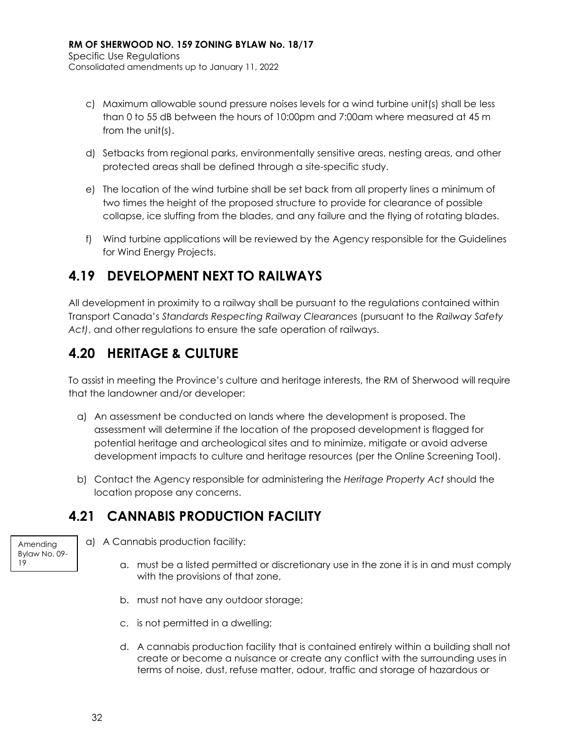c) Maximum allowable sound pressure noises levels for a wind turbine unit(s) shall be less than 0 to 55 dB between the hours of 10:00pm and 7:00am where measured at 45 m from the unit(s).

d) Setbacks from regional parks, environmentally sensitive areas, nesting areas, and other protected areas shall be defined through a site-specific study.

e) The location of the wind turbine shall be set back from all property lines a minimum of two times the height of the proposed structure to provide for clearance of possible collapse, ice sluffing from the blades, and any failure and the flying of rotating blades.

f) Wind turbine applications will be reviewed by the Agency responsible for the Guidelines for Wind Energy Projects.

## 4.19 DEVELOPMENT NEXT TO RAILWAYS

All development in proximity to a railway shall be pursuant to the regulations contained within Transport Canada's *Standards Respecting Railway Clearances* (pursuant to the *Railway Safety Act)*, and other regulations to ensure the safe operation of railways.

## 4.20 HERITAGE & CULTURE

To assist in meeting the Province's culture and heritage interests, the RM of Sherwood will require that the landowner and/or developer:

a) An assessment be conducted on lands where the development is proposed. The assessment will determine if the location of the proposed development is flagged for potential heritage and archeological sites and to minimize, mitigate or avoid adverse development impacts to culture and heritage resources (per the Online Screening Tool).

b) Contact the Agency responsible for administering the *Heritage Property Act* should the location propose any concerns.

## 4.21 CANNABIS PRODUCTION FACILITY

Amending Bylaw No. 09-19

a) A Cannabis production facility:

   a. must be a listed permitted or discretionary use in the zone it is in and must comply with the provisions of that zone,

   b. must not have any outdoor storage;

   c. is not permitted in a dwelling;

   d. A cannabis production facility that is contained entirely within a building shall not create or become a nuisance or create any conflict with the surrounding uses in terms of noise, dust, refuse matter, odour, traffic and storage of hazardous or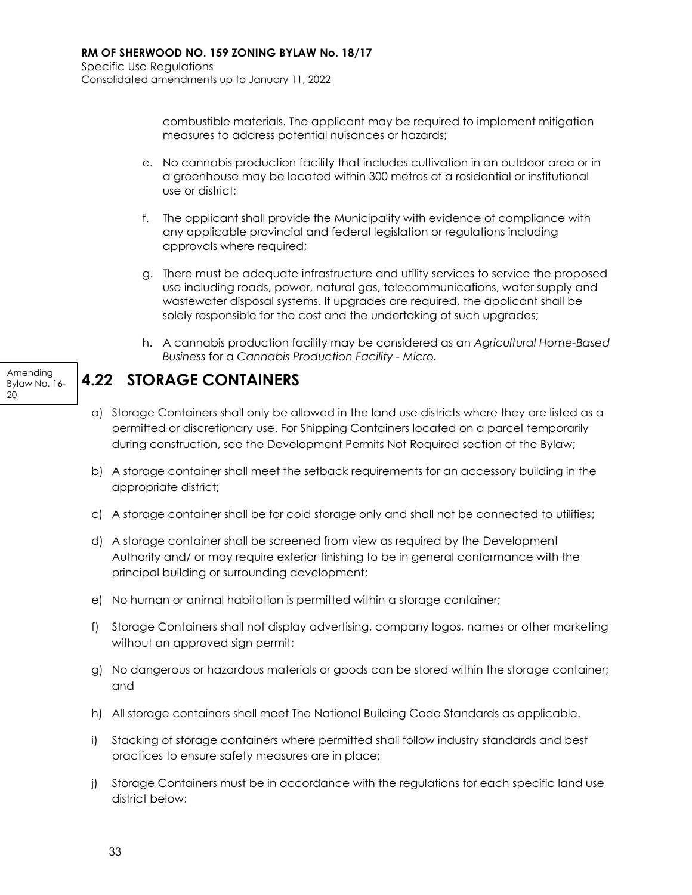combustible materials. The applicant may be required to implement mitigation measures to address potential nuisances or hazards;

e. No cannabis production facility that includes cultivation in an outdoor area or in a greenhouse may be located within 300 metres of a residential or institutional use or district;

f. The applicant shall provide the Municipality with evidence of compliance with any applicable provincial and federal legislation or regulations including approvals where required;

g. There must be adequate infrastructure and utility services to service the proposed use including roads, power, natural gas, telecommunications, water supply and wastewater disposal systems. If upgrades are required, the applicant shall be solely responsible for the cost and the undertaking of such upgrades;

h. A cannabis production facility may be considered as an *Agricultural Home-Based Business* for a *Cannabis Production Facility - Micro.*

Amending Bylaw No. 16-20

## 4.22 STORAGE CONTAINERS

a) Storage Containers shall only be allowed in the land use districts where they are listed as a permitted or discretionary use. For Shipping Containers located on a parcel temporarily during construction, see the Development Permits Not Required section of the Bylaw;

b) A storage container shall meet the setback requirements for an accessory building in the appropriate district;

c) A storage container shall be for cold storage only and shall not be connected to utilities;

d) A storage container shall be screened from view as required by the Development Authority and/ or may require exterior finishing to be in general conformance with the principal building or surrounding development;

e) No human or animal habitation is permitted within a storage container;

f) Storage Containers shall not display advertising, company logos, names or other marketing without an approved sign permit;

g) No dangerous or hazardous materials or goods can be stored within the storage container; and

h) All storage containers shall meet The National Building Code Standards as applicable.

i) Stacking of storage containers where permitted shall follow industry standards and best practices to ensure safety measures are in place;

j) Storage Containers must be in accordance with the regulations for each specific land use district below: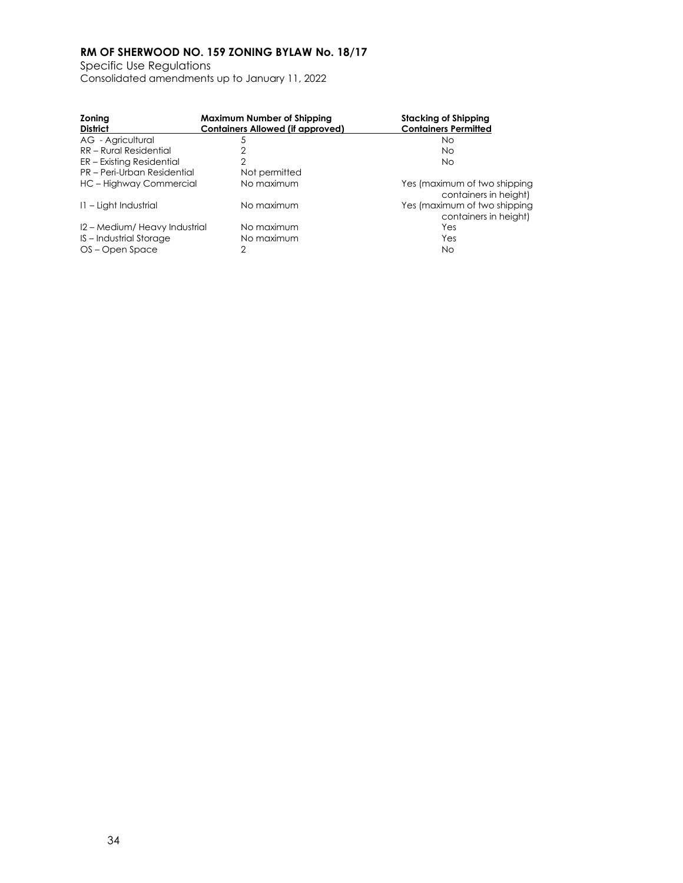| Zoning District | Maximum Number of Shipping Containers Allowed (if approved) | Stacking of Shipping Containers Permitted |
|---|---|---|
| AG - Agricultural | 5 | No |
| RR – Rural Residential | 2 | No |
| ER – Existing Residential | 2 | No |
| PR – Peri-Urban Residential | Not permitted | |
| HC – Highway Commercial | No maximum | Yes (maximum of two shipping containers in height) |
| I1 – Light Industrial | No maximum | Yes (maximum of two shipping containers in height) |
| I2 – Medium/ Heavy Industrial | No maximum | Yes |
| IS – Industrial Storage | No maximum | Yes |
| OS – Open Space | 2 | No |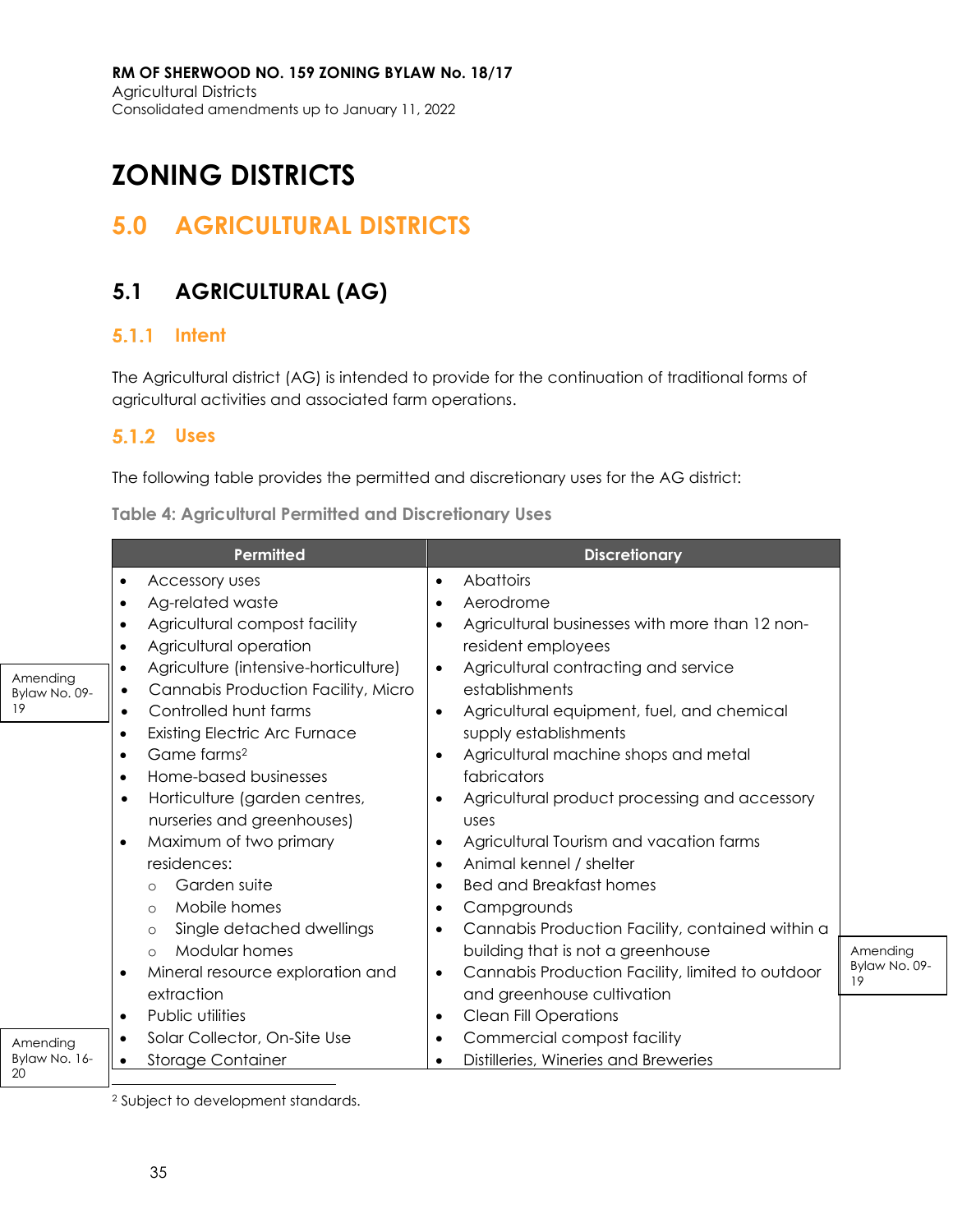# ZONING DISTRICTS

# 5.0 AGRICULTURAL DISTRICTS

## 5.1 AGRICULTURAL (AG)

### 5.1.1 Intent

The Agricultural district (AG) is intended to provide for the continuation of traditional forms of agricultural activities and associated farm operations.

### 5.1.2 Uses

The following table provides the permitted and discretionary uses for the AG district:

**Table 4: Agricultural Permitted and Discretionary Uses**

| Permitted | Discretionary |
|---|---|
| • Accessory uses<br>• Ag-related waste<br>• Agricultural compost facility<br>• Agricultural operation<br>• Agriculture (intensive-horticulture)<br>• Cannabis Production Facility, Micro<br>• Controlled hunt farms<br>• Existing Electric Arc Furnace<br>• Game farms[2]<br>• Home-based businesses<br>• Horticulture (garden centres, nurseries and greenhouses)<br>• Maximum of two primary residences:<br>  ○ Garden suite<br>  ○ Mobile homes<br>  ○ Single detached dwellings<br>  ○ Modular homes<br>• Mineral resource exploration and extraction<br>• Public utilities<br>• Solar Collector, On-Site Use<br>• Storage Container | • Abattoirs<br>• Aerodrome<br>• Agricultural businesses with more than 12 non-resident employees<br>• Agricultural contracting and service establishments<br>• Agricultural equipment, fuel, and chemical supply establishments<br>• Agricultural machine shops and metal fabricators<br>• Agricultural product processing and accessory uses<br>• Agricultural Tourism and vacation farms<br>• Animal kennel / shelter<br>• Bed and Breakfast homes<br>• Campgrounds<br>• Cannabis Production Facility, contained within a building that is not a greenhouse<br>• Cannabis Production Facility, limited to outdoor and greenhouse cultivation<br>• Clean Fill Operations<br>• Commercial compost facility<br>• Distilleries, Wineries and Breweries |

Amending Bylaw No. 09-19

Amending Bylaw No. 16-20

Amending Bylaw No. 09-19

[2] Subject to development standards.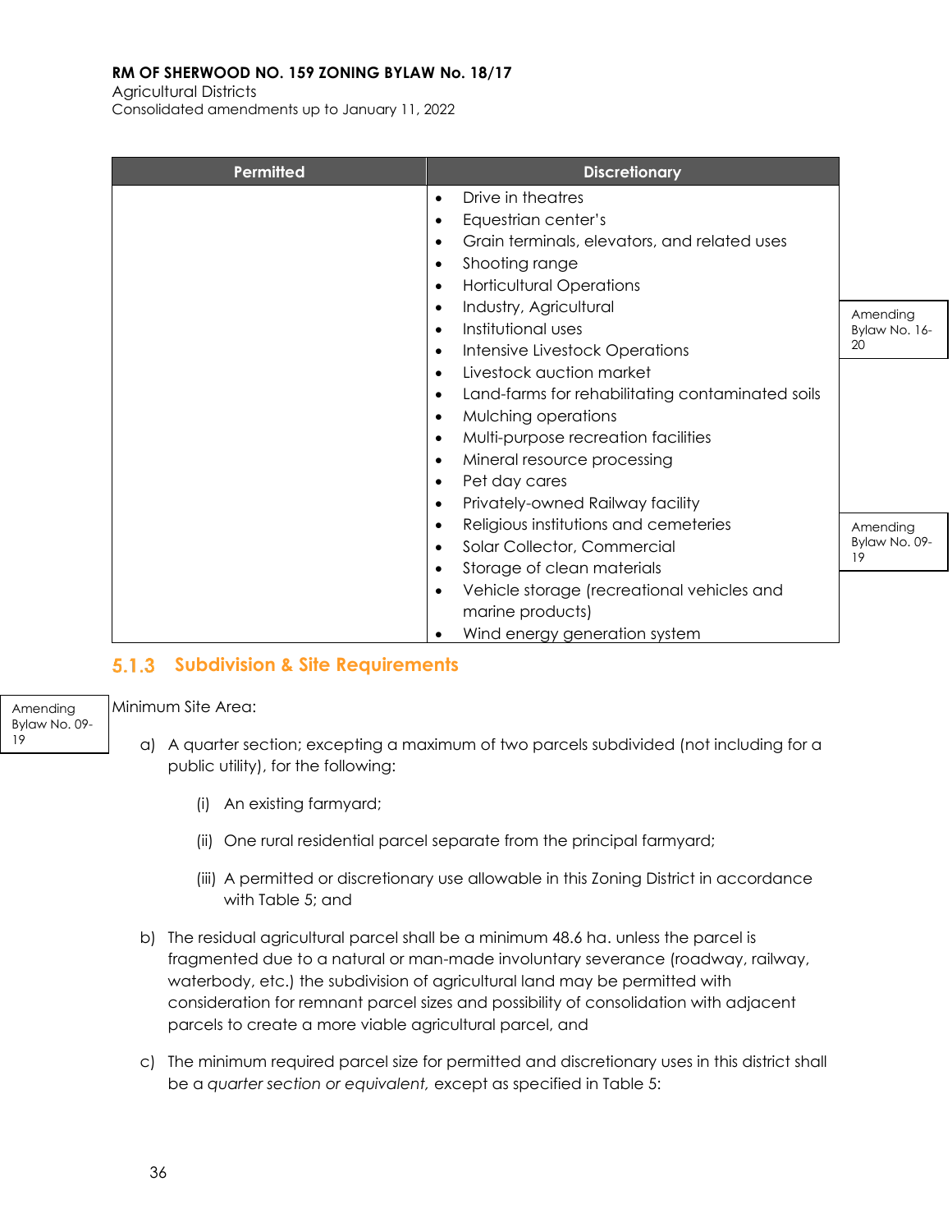| Permitted | Discretionary |
|---|---|
| | • Drive in theatres<br>• Equestrian center's<br>• Grain terminals, elevators, and related uses<br>• Shooting range<br>• Horticultural Operations<br>• Industry, Agricultural<br>• Institutional uses<br>• Intensive Livestock Operations<br>• Livestock auction market<br>• Land-farms for rehabilitating contaminated soils<br>• Mulching operations<br>• Multi-purpose recreation facilities<br>• Mineral resource processing<br>• Pet day cares<br>• Privately-owned Railway facility<br>• Religious institutions and cemeteries<br>• Solar Collector, Commercial<br>• Storage of clean materials<br>• Vehicle storage (recreational vehicles and marine products)<br>• Wind energy generation system |

Amending Bylaw No. 16-20

Amending Bylaw No. 09-19

### 5.1.3 Subdivision & Site Requirements

Amending Bylaw No. 09-19

Minimum Site Area:

a) A quarter section; excepting a maximum of two parcels subdivided (not including for a public utility), for the following:

   (i) An existing farmyard;

   (ii) One rural residential parcel separate from the principal farmyard;

   (iii) A permitted or discretionary use allowable in this Zoning District in accordance with Table 5; and

b) The residual agricultural parcel shall be a minimum 48.6 ha. unless the parcel is fragmented due to a natural or man-made involuntary severance (roadway, railway, waterbody, etc.) the subdivision of agricultural land may be permitted with consideration for remnant parcel sizes and possibility of consolidation with adjacent parcels to create a more viable agricultural parcel, and

c) The minimum required parcel size for permitted and discretionary uses in this district shall be a *quarter section or equivalent,* except as specified in Table 5: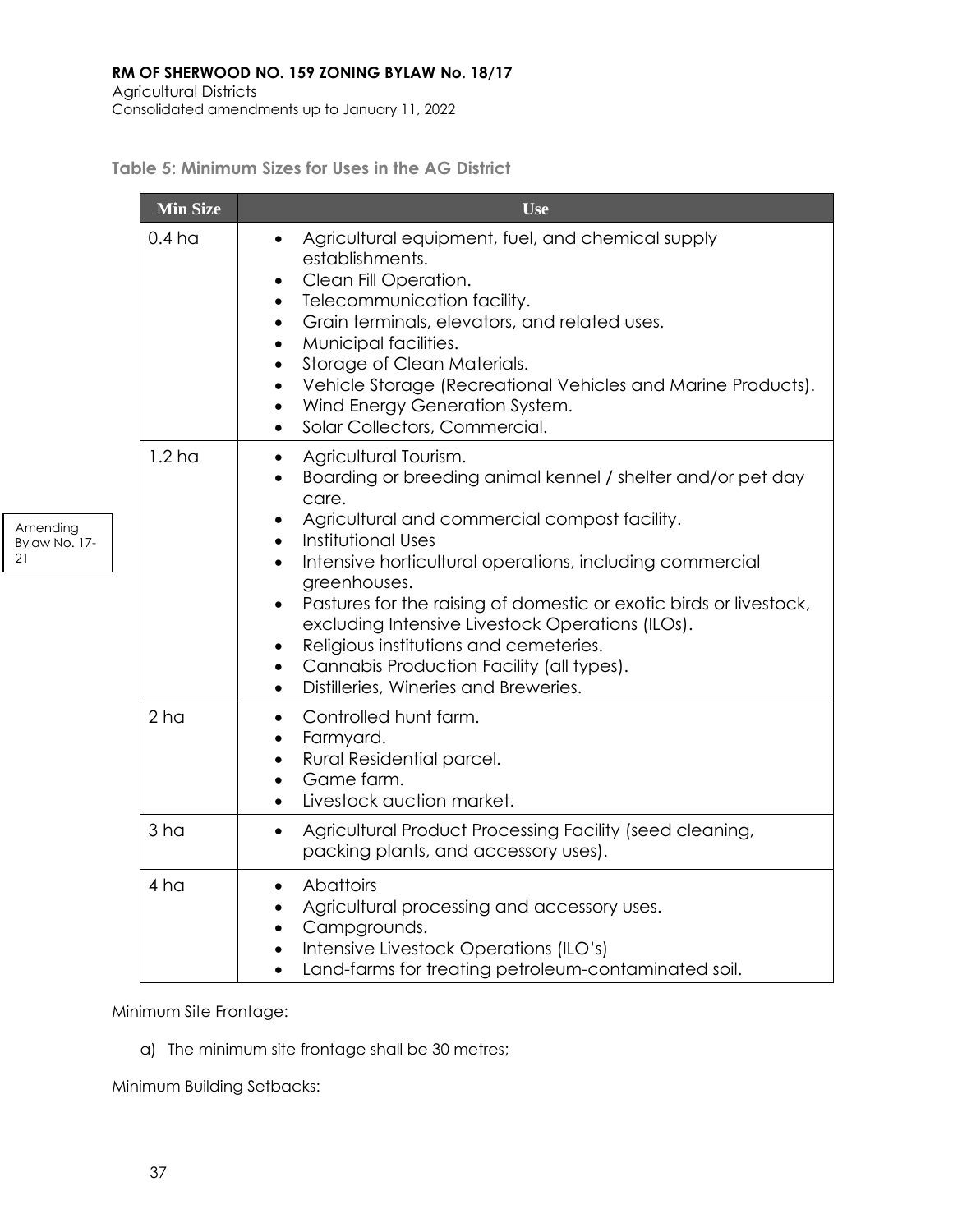### Table 5: Minimum Sizes for Uses in the AG District

| Min Size | Use |
|---|---|
| 0.4 ha | • Agricultural equipment, fuel, and chemical supply establishments.<br>• Clean Fill Operation.<br>• Telecommunication facility.<br>• Grain terminals, elevators, and related uses.<br>• Municipal facilities.<br>• Storage of Clean Materials.<br>• Vehicle Storage (Recreational Vehicles and Marine Products).<br>• Wind Energy Generation System.<br>• Solar Collectors, Commercial. |
| 1.2 ha | • Agricultural Tourism.<br>• Boarding or breeding animal kennel / shelter and/or pet day care.<br>• Agricultural and commercial compost facility.<br>• Institutional Uses<br>• Intensive horticultural operations, including commercial greenhouses.<br>• Pastures for the raising of domestic or exotic birds or livestock, excluding Intensive Livestock Operations (ILOs).<br>• Religious institutions and cemeteries.<br>• Cannabis Production Facility (all types).<br>• Distilleries, Wineries and Breweries. |
| 2 ha | • Controlled hunt farm.<br>• Farmyard.<br>• Rural Residential parcel.<br>• Game farm.<br>• Livestock auction market. |
| 3 ha | • Agricultural Product Processing Facility (seed cleaning, packing plants, and accessory uses). |
| 4 ha | • Abattoirs<br>• Agricultural processing and accessory uses.<br>• Campgrounds.<br>• Intensive Livestock Operations (ILO's)<br>• Land-farms for treating petroleum-contaminated soil. |

Amending Bylaw No. 17-21

Minimum Site Frontage:

a) The minimum site frontage shall be 30 metres;

Minimum Building Setbacks: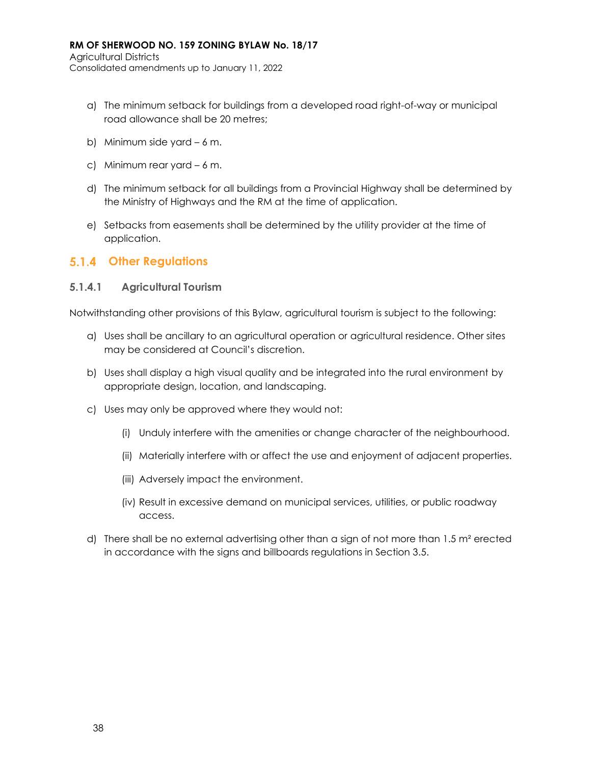a) The minimum setback for buildings from a developed road right-of-way or municipal road allowance shall be 20 metres;

b) Minimum side yard – 6 m.

c) Minimum rear yard – 6 m.

d) The minimum setback for all buildings from a Provincial Highway shall be determined by the Ministry of Highways and the RM at the time of application.

e) Setbacks from easements shall be determined by the utility provider at the time of application.

### 5.1.4 Other Regulations

#### 5.1.4.1 Agricultural Tourism

Notwithstanding other provisions of this Bylaw, agricultural tourism is subject to the following:

a) Uses shall be ancillary to an agricultural operation or agricultural residence. Other sites may be considered at Council's discretion.

b) Uses shall display a high visual quality and be integrated into the rural environment by appropriate design, location, and landscaping.

c) Uses may only be approved where they would not:

   (i) Unduly interfere with the amenities or change character of the neighbourhood.

   (ii) Materially interfere with or affect the use and enjoyment of adjacent properties.

   (iii) Adversely impact the environment.

   (iv) Result in excessive demand on municipal services, utilities, or public roadway access.

d) There shall be no external advertising other than a sign of not more than 1.5 m² erected in accordance with the signs and billboards regulations in Section 3.5.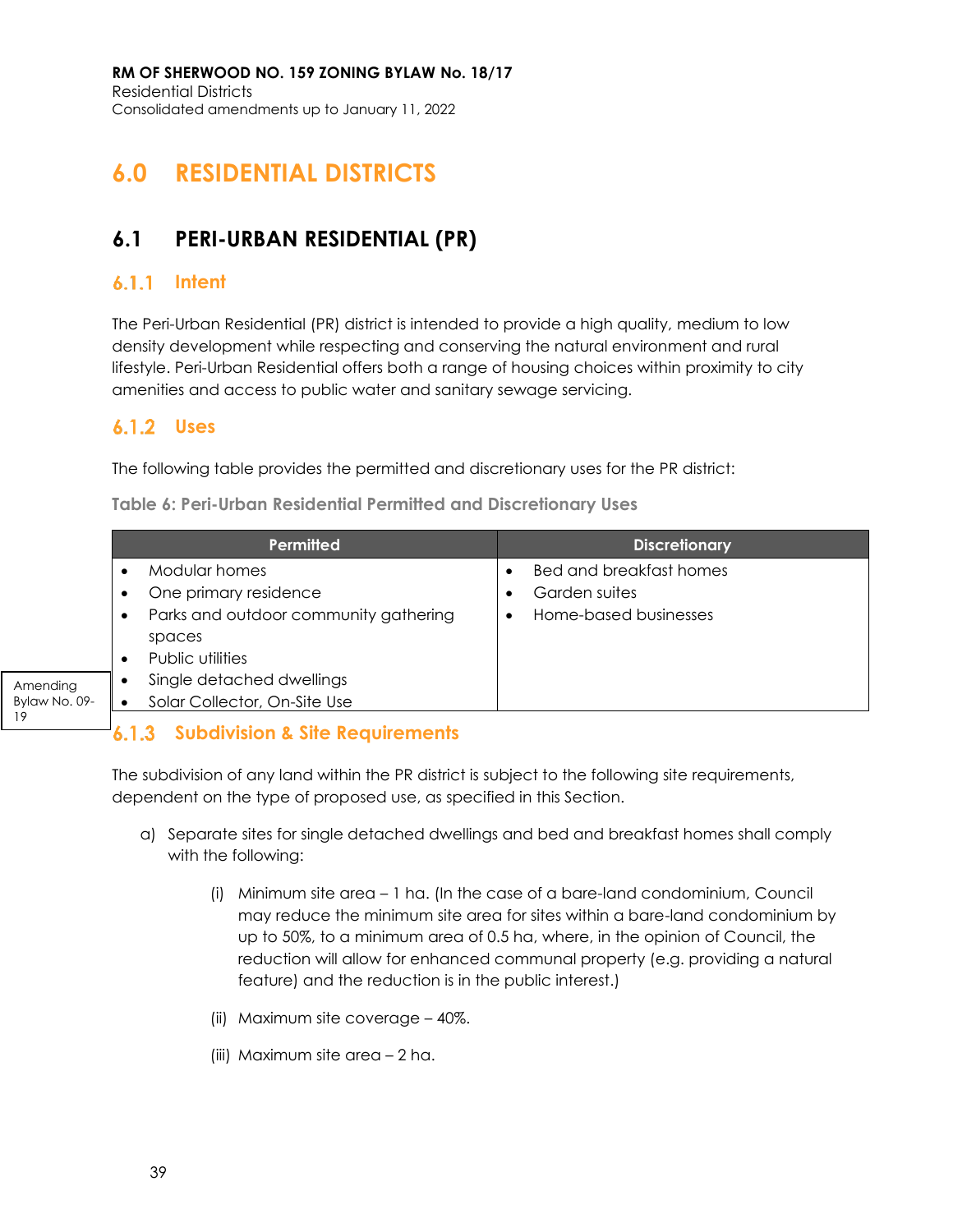# 6.0 RESIDENTIAL DISTRICTS

## 6.1 PERI-URBAN RESIDENTIAL (PR)

### 6.1.1 Intent

The Peri-Urban Residential (PR) district is intended to provide a high quality, medium to low density development while respecting and conserving the natural environment and rural lifestyle. Peri-Urban Residential offers both a range of housing choices within proximity to city amenities and access to public water and sanitary sewage servicing.

### 6.1.2 Uses

The following table provides the permitted and discretionary uses for the PR district:

**Table 6: Peri-Urban Residential Permitted and Discretionary Uses**

| Permitted | Discretionary |
|---|---|
| • Modular homes<br>• One primary residence<br>• Parks and outdoor community gathering spaces<br>• Public utilities<br>• Single detached dwellings<br>• Solar Collector, On-Site Use | • Bed and breakfast homes<br>• Garden suites<br>• Home-based businesses |

Amending Bylaw No. 09-19

### 6.1.3 Subdivision & Site Requirements

The subdivision of any land within the PR district is subject to the following site requirements, dependent on the type of proposed use, as specified in this Section.

a) Separate sites for single detached dwellings and bed and breakfast homes shall comply with the following:

   (i) Minimum site area – 1 ha. (In the case of a bare-land condominium, Council may reduce the minimum site area for sites within a bare-land condominium by up to 50%, to a minimum area of 0.5 ha, where, in the opinion of Council, the reduction will allow for enhanced communal property (e.g. providing a natural feature) and the reduction is in the public interest.)

   (ii) Maximum site coverage – 40%.

   (iii) Maximum site area – 2 ha.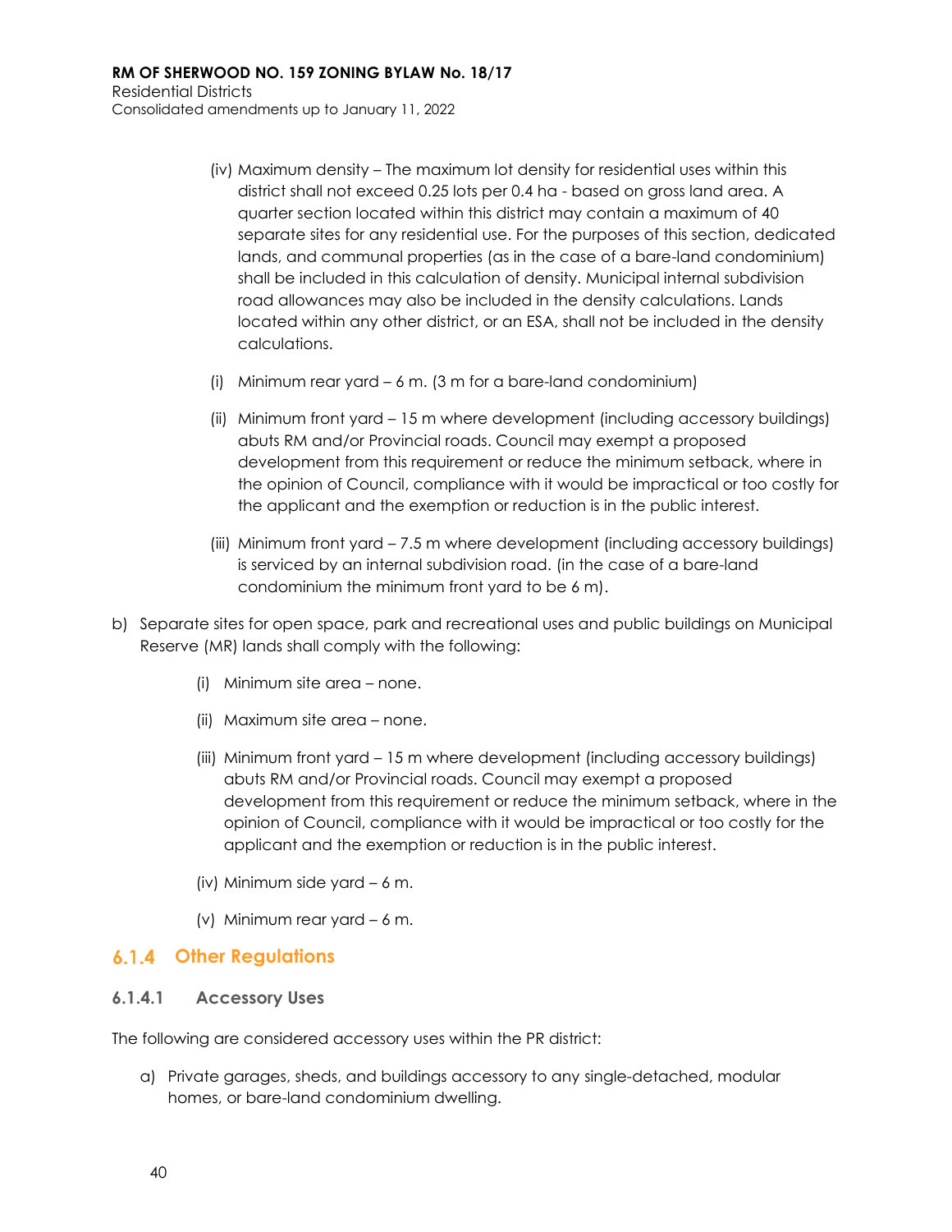(iv) Maximum density – The maximum lot density for residential uses within this district shall not exceed 0.25 lots per 0.4 ha - based on gross land area. A quarter section located within this district may contain a maximum of 40 separate sites for any residential use. For the purposes of this section, dedicated lands, and communal properties (as in the case of a bare-land condominium) shall be included in this calculation of density. Municipal internal subdivision road allowances may also be included in the density calculations. Lands located within any other district, or an ESA, shall not be included in the density calculations.

(i) Minimum rear yard – 6 m. (3 m for a bare-land condominium)

(ii) Minimum front yard – 15 m where development (including accessory buildings) abuts RM and/or Provincial roads. Council may exempt a proposed development from this requirement or reduce the minimum setback, where in the opinion of Council, compliance with it would be impractical or too costly for the applicant and the exemption or reduction is in the public interest.

(iii) Minimum front yard – 7.5 m where development (including accessory buildings) is serviced by an internal subdivision road. (in the case of a bare-land condominium the minimum front yard to be 6 m).

b) Separate sites for open space, park and recreational uses and public buildings on Municipal Reserve (MR) lands shall comply with the following:

(i) Minimum site area – none.

(ii) Maximum site area – none.

(iii) Minimum front yard – 15 m where development (including accessory buildings) abuts RM and/or Provincial roads. Council may exempt a proposed development from this requirement or reduce the minimum setback, where in the opinion of Council, compliance with it would be impractical or too costly for the applicant and the exemption or reduction is in the public interest.

(iv) Minimum side yard – 6 m.

(v) Minimum rear yard – 6 m.

### 6.1.4 Other Regulations

#### 6.1.4.1 Accessory Uses

The following are considered accessory uses within the PR district:

a) Private garages, sheds, and buildings accessory to any single-detached, modular homes, or bare-land condominium dwelling.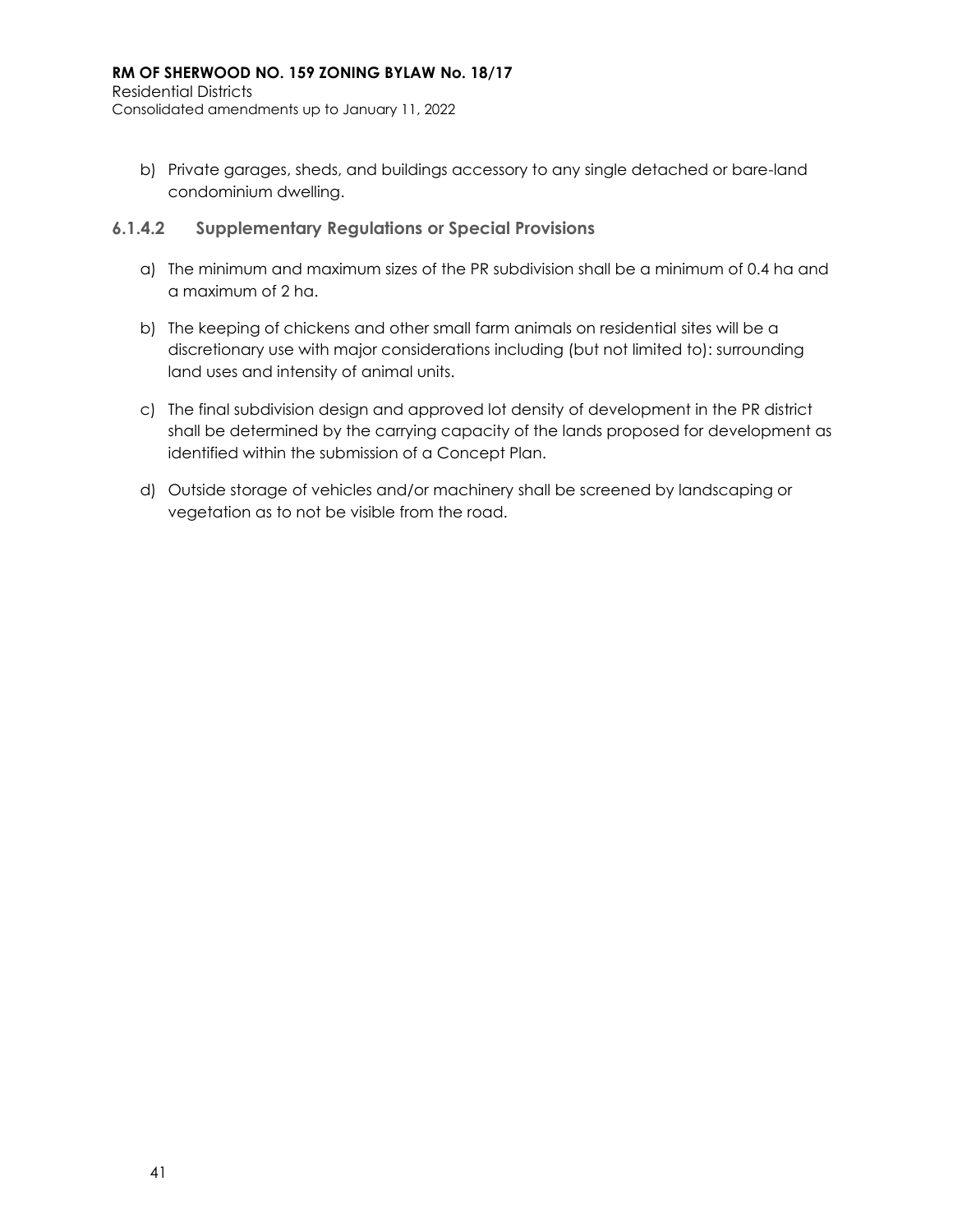b) Private garages, sheds, and buildings accessory to any single detached or bare-land condominium dwelling.

### 6.1.4.2 Supplementary Regulations or Special Provisions

a) The minimum and maximum sizes of the PR subdivision shall be a minimum of 0.4 ha and a maximum of 2 ha.

b) The keeping of chickens and other small farm animals on residential sites will be a discretionary use with major considerations including (but not limited to): surrounding land uses and intensity of animal units.

c) The final subdivision design and approved lot density of development in the PR district shall be determined by the carrying capacity of the lands proposed for development as identified within the submission of a Concept Plan.

d) Outside storage of vehicles and/or machinery shall be screened by landscaping or vegetation as to not be visible from the road.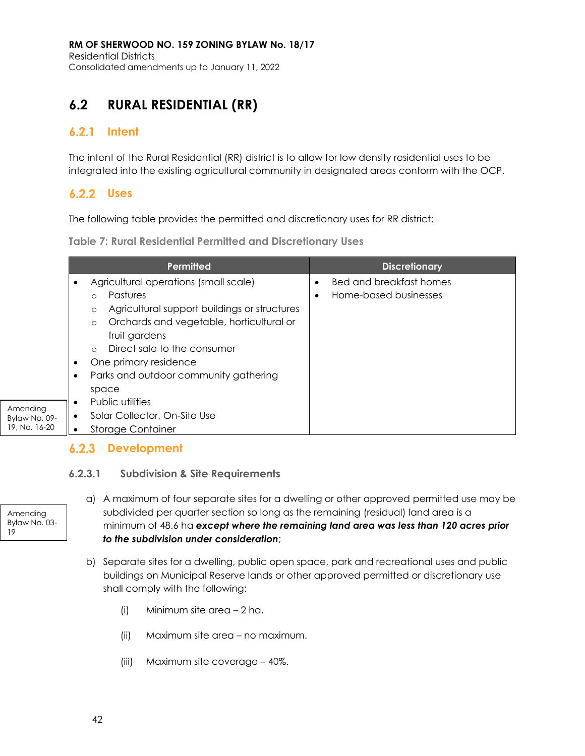## 6.2 RURAL RESIDENTIAL (RR)

### 6.2.1 Intent

The intent of the Rural Residential (RR) district is to allow for low density residential uses to be integrated into the existing agricultural community in designated areas conform with the OCP.

### 6.2.2 Uses

The following table provides the permitted and discretionary uses for RR district:

**Table 7: Rural Residential Permitted and Discretionary Uses**

| Permitted | Discretionary |
|---|---|
| • Agricultural operations (small scale)<br>  ○ Pastures<br>  ○ Agricultural support buildings or structures<br>  ○ Orchards and vegetable, horticultural or fruit gardens<br>  ○ Direct sale to the consumer<br>• One primary residence<br>• Parks and outdoor community gathering space<br>• Public utilities<br>• Solar Collector, On-Site Use<br>• Storage Container | • Bed and breakfast homes<br>• Home-based businesses |

Amending Bylaw No. 09-19, No. 16-20

### 6.2.3 Development

#### 6.2.3.1 Subdivision & Site Requirements

Amending Bylaw No. 03-19

a) A maximum of four separate sites for a dwelling or other approved permitted use may be subdivided per quarter section so long as the remaining (residual) land area is a minimum of 48.6 ha ***except where the remaining land area was less than 120 acres prior to the subdivision under consideration***;

b) Separate sites for a dwelling, public open space, park and recreational uses and public buildings on Municipal Reserve lands or other approved permitted or discretionary use shall comply with the following:

(i) Minimum site area – 2 ha.

(ii) Maximum site area – no maximum.

(iii) Maximum site coverage – 40%.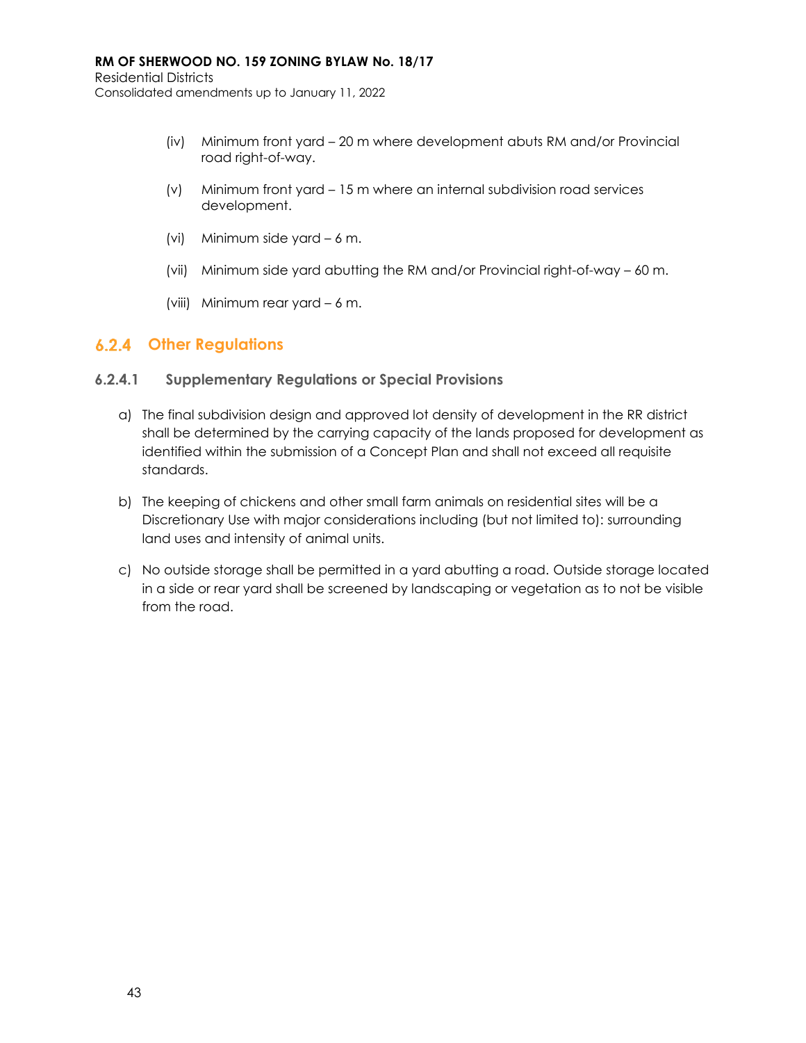(iv) Minimum front yard – 20 m where development abuts RM and/or Provincial road right-of-way.

(v) Minimum front yard – 15 m where an internal subdivision road services development.

(vi) Minimum side yard – 6 m.

(vii) Minimum side yard abutting the RM and/or Provincial right-of-way – 60 m.

(viii) Minimum rear yard – 6 m.

## 6.2.4 Other Regulations

### 6.2.4.1 Supplementary Regulations or Special Provisions

a) The final subdivision design and approved lot density of development in the RR district shall be determined by the carrying capacity of the lands proposed for development as identified within the submission of a Concept Plan and shall not exceed all requisite standards.

b) The keeping of chickens and other small farm animals on residential sites will be a Discretionary Use with major considerations including (but not limited to): surrounding land uses and intensity of animal units.

c) No outside storage shall be permitted in a yard abutting a road. Outside storage located in a side or rear yard shall be screened by landscaping or vegetation as to not be visible from the road.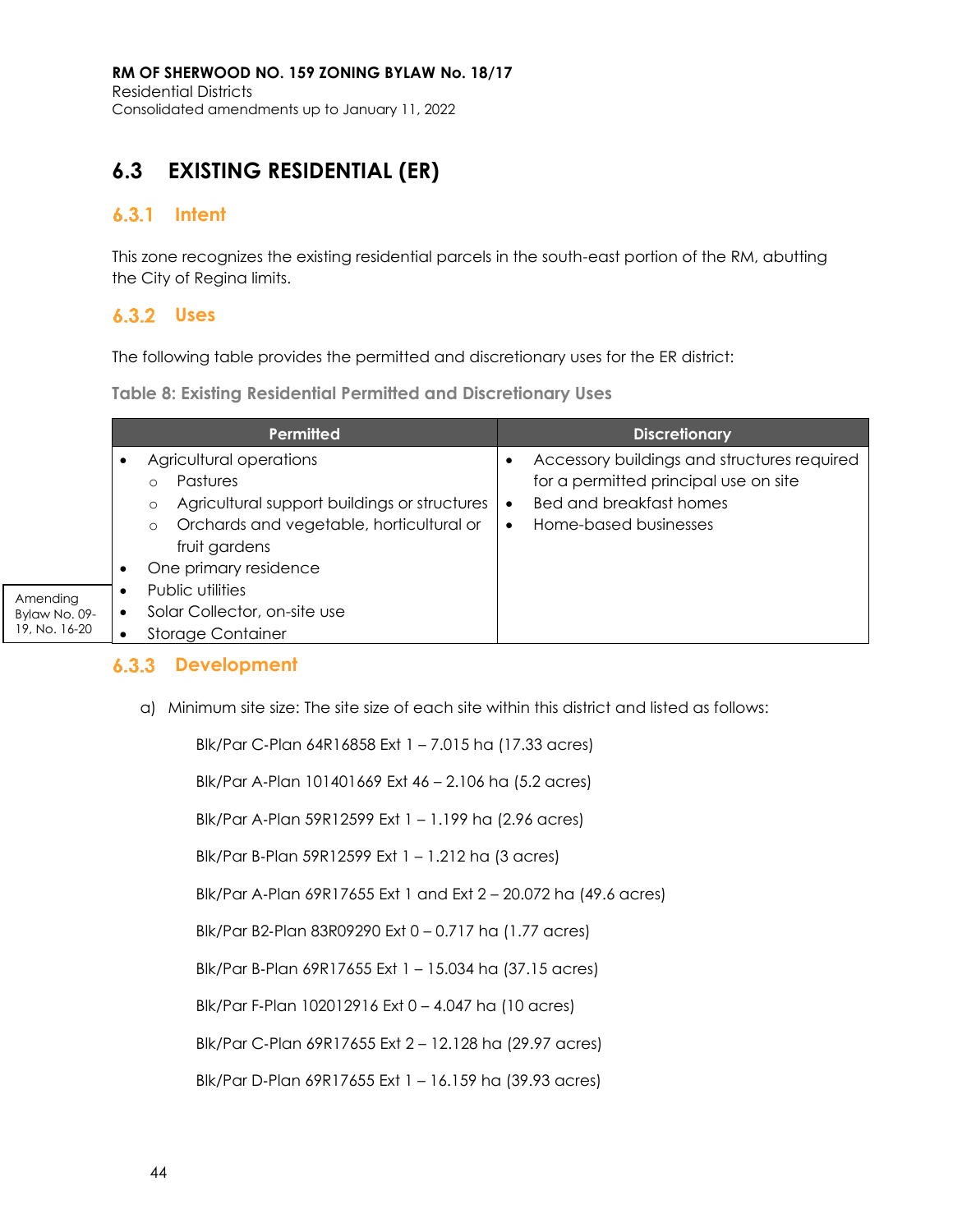## 6.3 EXISTING RESIDENTIAL (ER)

### 6.3.1 Intent

This zone recognizes the existing residential parcels in the south-east portion of the RM, abutting the City of Regina limits.

### 6.3.2 Uses

The following table provides the permitted and discretionary uses for the ER district:

**Table 8: Existing Residential Permitted and Discretionary Uses**

| Permitted | Discretionary |
|---|---|
| • Agricultural operations<br>  ○ Pastures<br>  ○ Agricultural support buildings or structures<br>  ○ Orchards and vegetable, horticultural or fruit gardens<br>• One primary residence<br>• Public utilities<br>• Solar Collector, on-site use<br>• Storage Container | • Accessory buildings and structures required for a permitted principal use on site<br>• Bed and breakfast homes<br>• Home-based businesses |

Amending Bylaw No. 09-19, No. 16-20

### 6.3.3 Development

a) Minimum site size: The site size of each site within this district and listed as follows:

Blk/Par C-Plan 64R16858 Ext 1 – 7.015 ha (17.33 acres)

Blk/Par A-Plan 101401669 Ext 46 – 2.106 ha (5.2 acres)

Blk/Par A-Plan 59R12599 Ext 1 – 1.199 ha (2.96 acres)

Blk/Par B-Plan 59R12599 Ext 1 – 1.212 ha (3 acres)

Blk/Par A-Plan 69R17655 Ext 1 and Ext 2 – 20.072 ha (49.6 acres)

Blk/Par B2-Plan 83R09290 Ext 0 – 0.717 ha (1.77 acres)

Blk/Par B-Plan 69R17655 Ext 1 – 15.034 ha (37.15 acres)

Blk/Par F-Plan 102012916 Ext 0 – 4.047 ha (10 acres)

Blk/Par C-Plan 69R17655 Ext 2 – 12.128 ha (29.97 acres)

Blk/Par D-Plan 69R17655 Ext 1 – 16.159 ha (39.93 acres)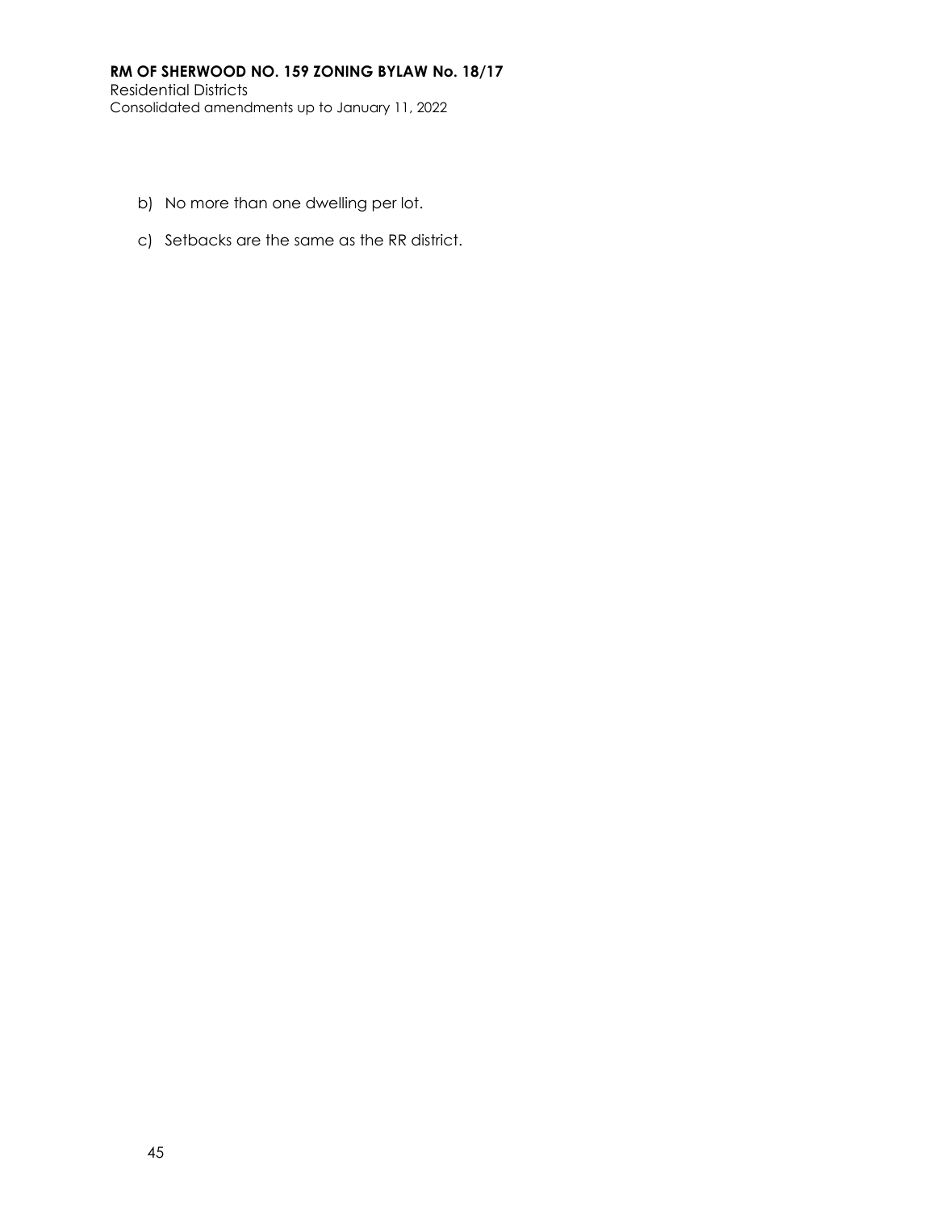b) No more than one dwelling per lot.

c) Setbacks are the same as the RR district.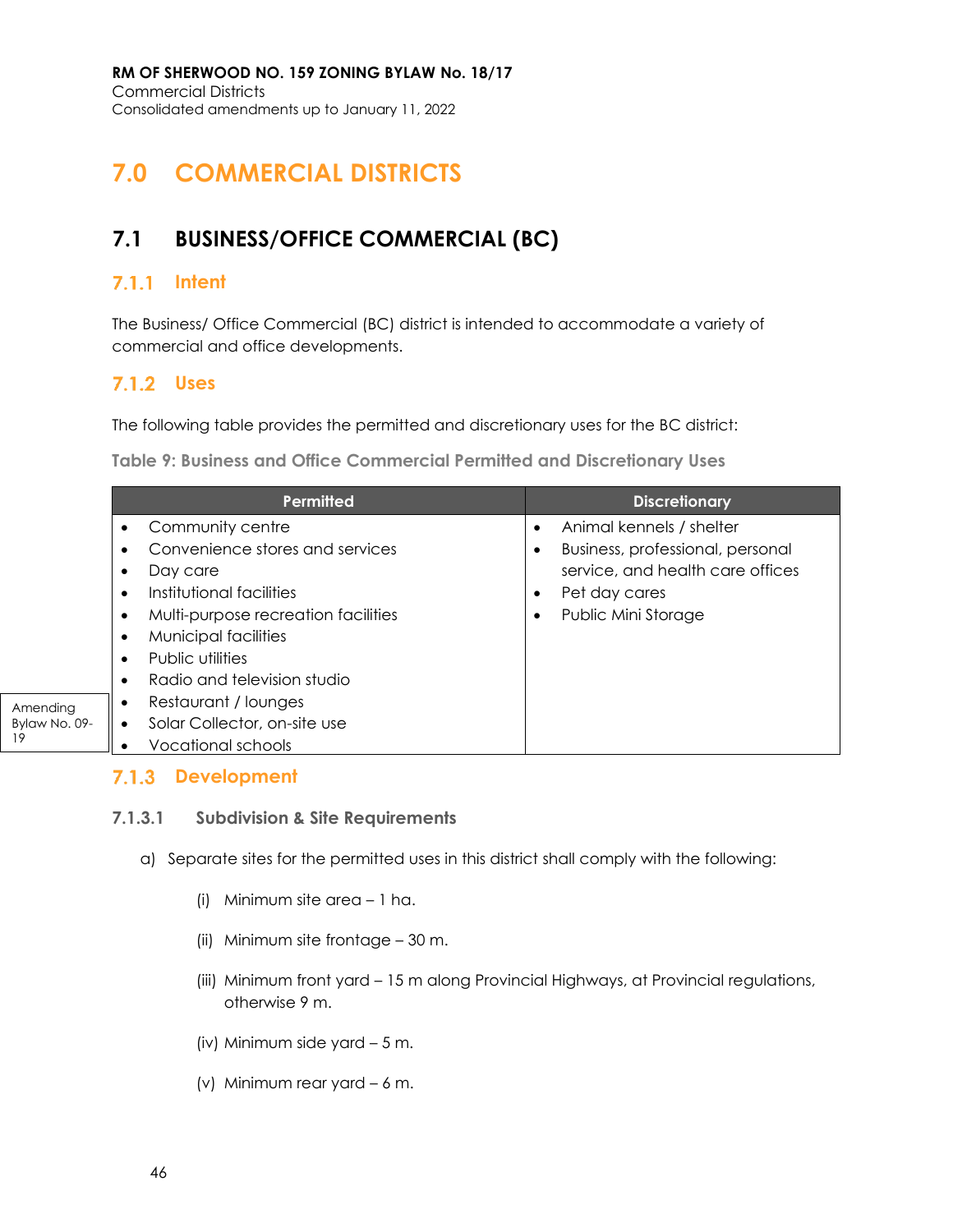# 7.0 COMMERCIAL DISTRICTS

## 7.1 BUSINESS/OFFICE COMMERCIAL (BC)

### 7.1.1 Intent

The Business/ Office Commercial (BC) district is intended to accommodate a variety of commercial and office developments.

### 7.1.2 Uses

The following table provides the permitted and discretionary uses for the BC district:

**Table 9: Business and Office Commercial Permitted and Discretionary Uses**

| Permitted | Discretionary |
|---|---|
| • Community centre<br>• Convenience stores and services<br>• Day care<br>• Institutional facilities<br>• Multi-purpose recreation facilities<br>• Municipal facilities<br>• Public utilities<br>• Radio and television studio<br>• Restaurant / lounges<br>• Solar Collector, on-site use<br>• Vocational schools | • Animal kennels / shelter<br>• Business, professional, personal service, and health care offices<br>• Pet day cares<br>• Public Mini Storage |

Amending Bylaw No. 09-19

### 7.1.3 Development

#### 7.1.3.1 Subdivision & Site Requirements

a) Separate sites for the permitted uses in this district shall comply with the following:

(i) Minimum site area – 1 ha.

(ii) Minimum site frontage – 30 m.

(iii) Minimum front yard – 15 m along Provincial Highways, at Provincial regulations, otherwise 9 m.

(iv) Minimum side yard – 5 m.

(v) Minimum rear yard – 6 m.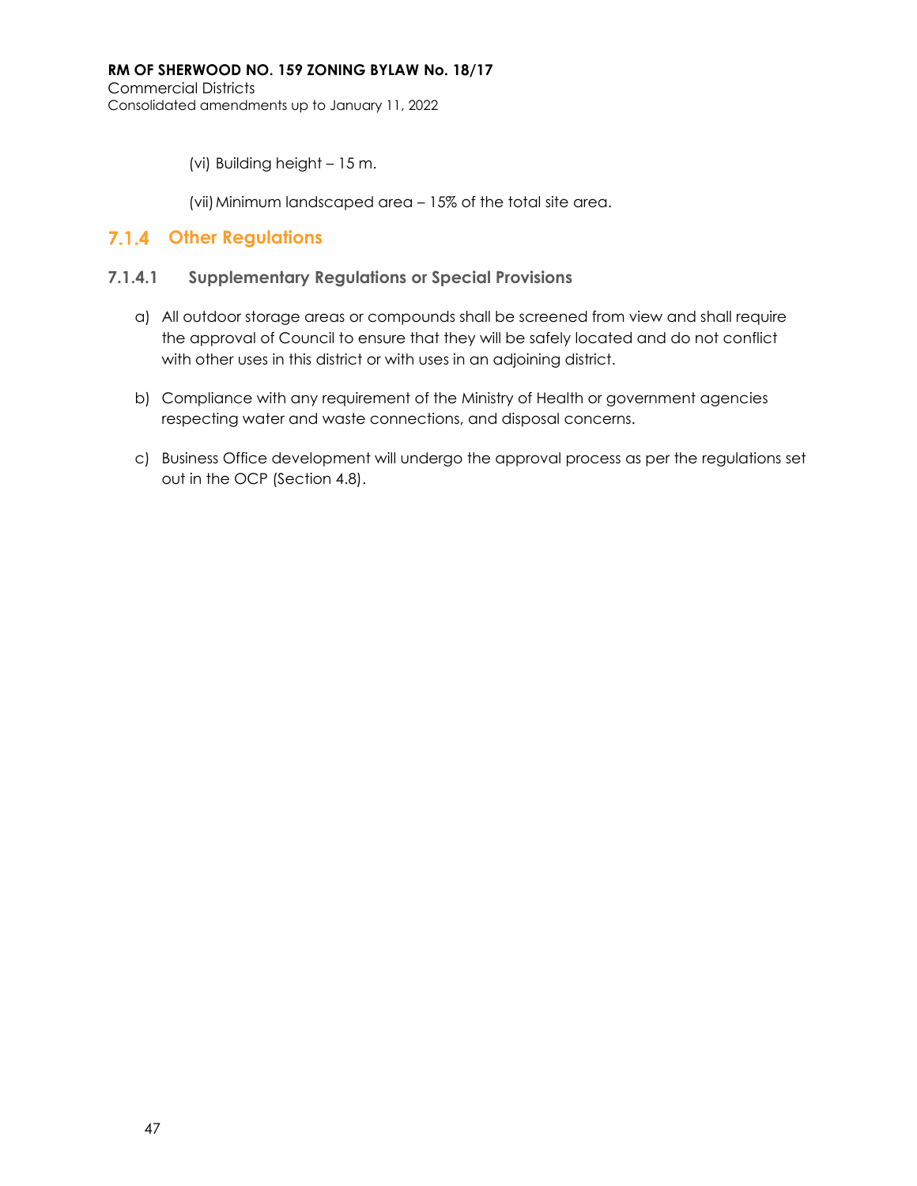(vi) Building height – 15 m.

(vii) Minimum landscaped area – 15% of the total site area.

### 7.1.4 Other Regulations

#### 7.1.4.1 Supplementary Regulations or Special Provisions

a) All outdoor storage areas or compounds shall be screened from view and shall require the approval of Council to ensure that they will be safely located and do not conflict with other uses in this district or with uses in an adjoining district.

b) Compliance with any requirement of the Ministry of Health or government agencies respecting water and waste connections, and disposal concerns.

c) Business Office development will undergo the approval process as per the regulations set out in the OCP (Section 4.8).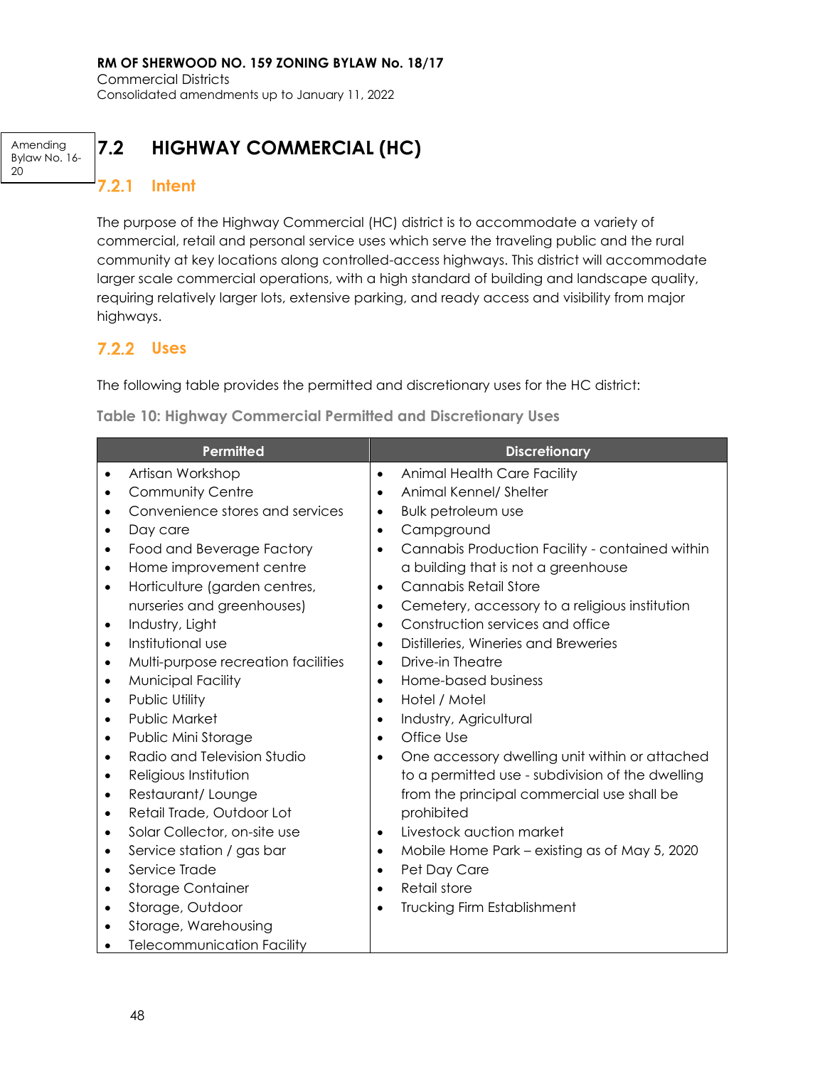Amending Bylaw No. 16-20

## 7.2 HIGHWAY COMMERCIAL (HC)

### 7.2.1 Intent

The purpose of the Highway Commercial (HC) district is to accommodate a variety of commercial, retail and personal service uses which serve the traveling public and the rural community at key locations along controlled-access highways. This district will accommodate larger scale commercial operations, with a high standard of building and landscape quality, requiring relatively larger lots, extensive parking, and ready access and visibility from major highways.

### 7.2.2 Uses

The following table provides the permitted and discretionary uses for the HC district:

**Table 10: Highway Commercial Permitted and Discretionary Uses**

| Permitted | Discretionary |
|---|---|
| • Artisan Workshop | • Animal Health Care Facility |
| • Community Centre | • Animal Kennel/ Shelter |
| • Convenience stores and services | • Bulk petroleum use |
| • Day care | • Campground |
| • Food and Beverage Factory | • Cannabis Production Facility - contained within a building that is not a greenhouse |
| • Home improvement centre | • Cannabis Retail Store |
| • Horticulture (garden centres, nurseries and greenhouses) | • Cemetery, accessory to a religious institution |
| • Industry, Light | • Construction services and office |
| • Institutional use | • Distilleries, Wineries and Breweries |
| • Multi-purpose recreation facilities | • Drive-in Theatre |
| • Municipal Facility | • Home-based business |
| • Public Utility | • Hotel / Motel |
| • Public Market | • Industry, Agricultural |
| • Public Mini Storage | • Office Use |
| • Radio and Television Studio | • One accessory dwelling unit within or attached to a permitted use - subdivision of the dwelling from the principal commercial use shall be prohibited |
| • Religious Institution | • Livestock auction market |
| • Restaurant/ Lounge | • Mobile Home Park – existing as of May 5, 2020 |
| • Retail Trade, Outdoor Lot | • Pet Day Care |
| • Solar Collector, on-site use | • Retail store |
| • Service station / gas bar | • Trucking Firm Establishment |
| • Service Trade | |
| • Storage Container | |
| • Storage, Outdoor | |
| • Storage, Warehousing | |
| • Telecommunication Facility | |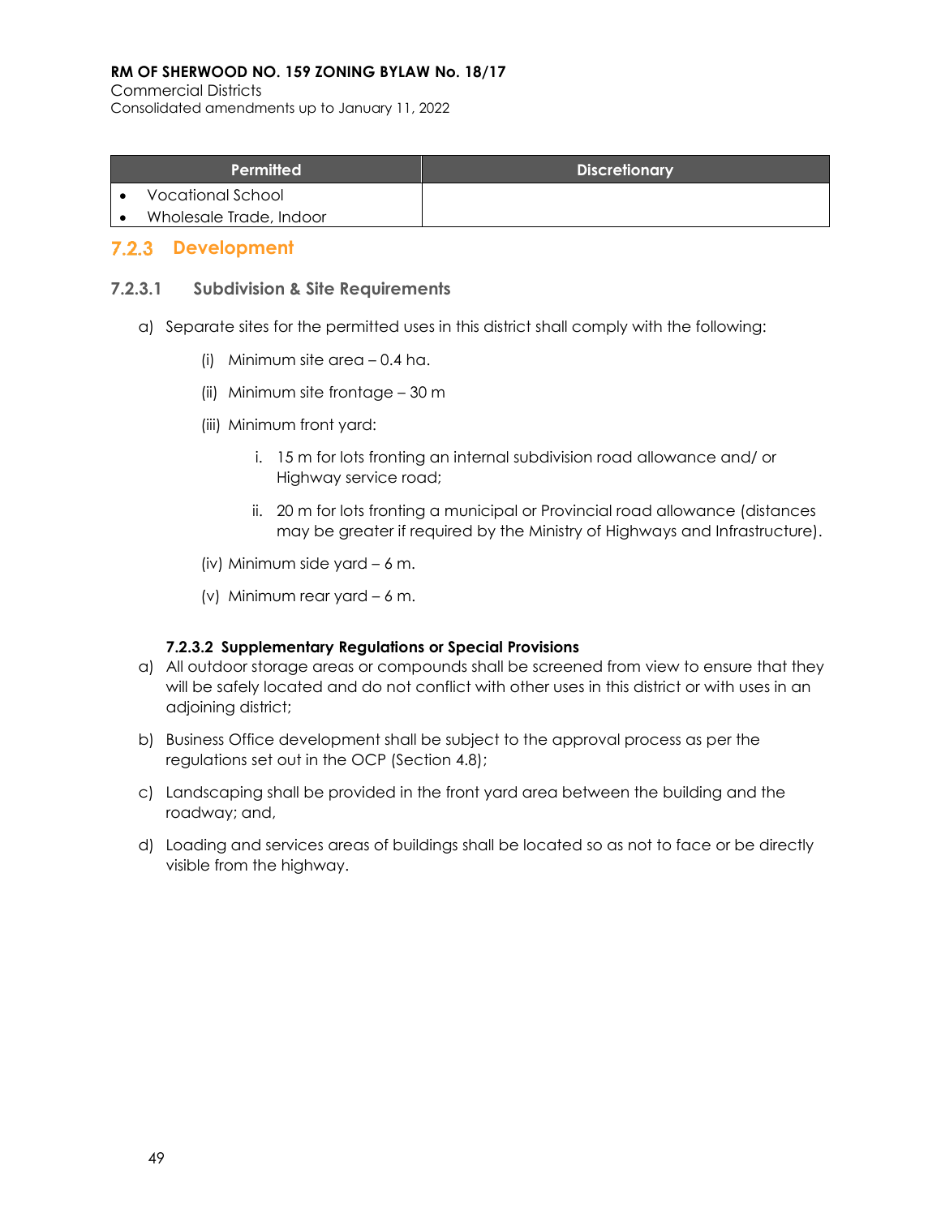| Permitted | Discretionary |
| --- | --- |
| • Vocational School<br>• Wholesale Trade, Indoor | |

### 7.2.3 Development

#### 7.2.3.1 Subdivision & Site Requirements

a) Separate sites for the permitted uses in this district shall comply with the following:

(i) Minimum site area – 0.4 ha.

(ii) Minimum site frontage – 30 m

(iii) Minimum front yard:

i. 15 m for lots fronting an internal subdivision road allowance and/ or Highway service road;

ii. 20 m for lots fronting a municipal or Provincial road allowance (distances may be greater if required by the Ministry of Highways and Infrastructure).

(iv) Minimum side yard – 6 m.

(v) Minimum rear yard – 6 m.

#### 7.2.3.2 Supplementary Regulations or Special Provisions

a) All outdoor storage areas or compounds shall be screened from view to ensure that they will be safely located and do not conflict with other uses in this district or with uses in an adjoining district;

b) Business Office development shall be subject to the approval process as per the regulations set out in the OCP (Section 4.8);

c) Landscaping shall be provided in the front yard area between the building and the roadway; and,

d) Loading and services areas of buildings shall be located so as not to face or be directly visible from the highway.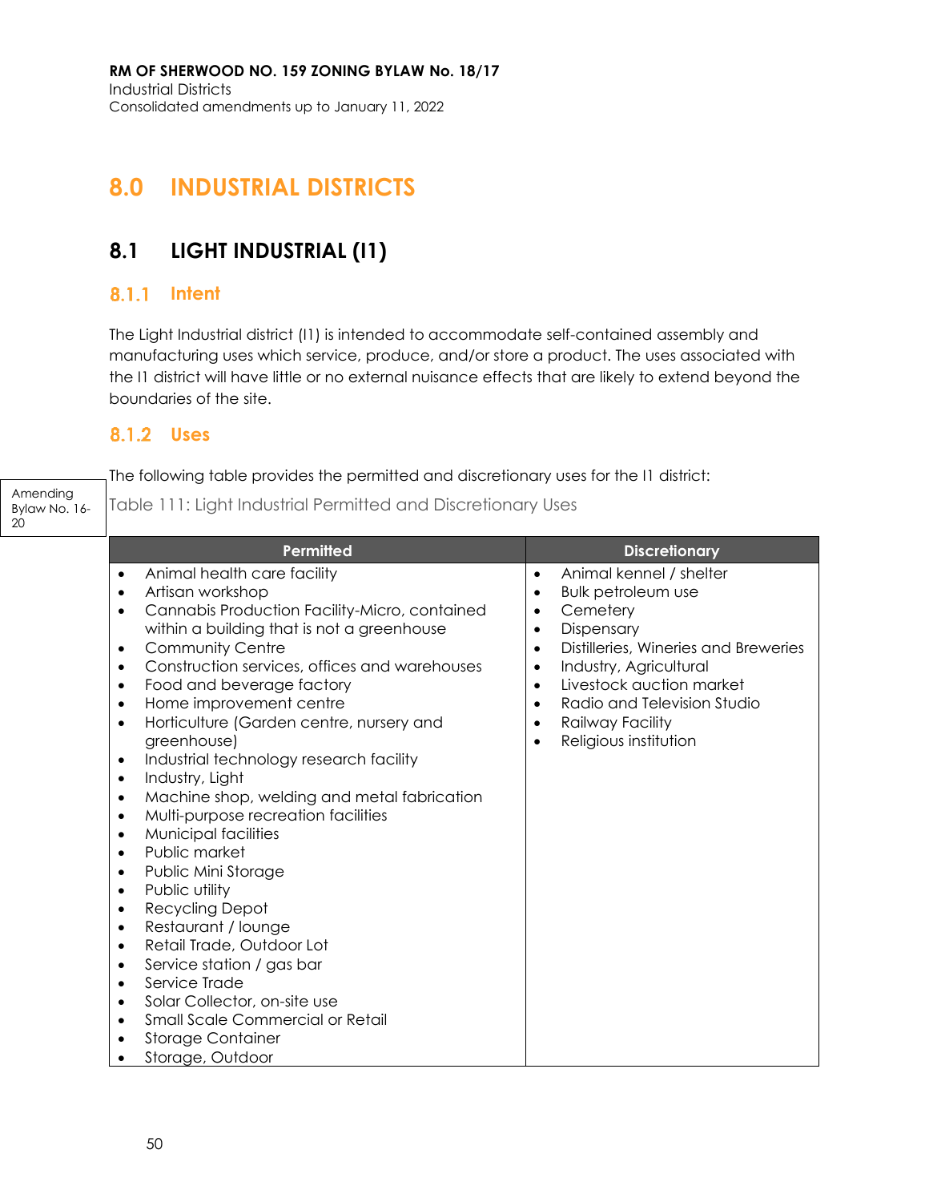# 8.0 INDUSTRIAL DISTRICTS

## 8.1 LIGHT INDUSTRIAL (I1)

### 8.1.1 Intent

The Light Industrial district (I1) is intended to accommodate self-contained assembly and manufacturing uses which service, produce, and/or store a product. The uses associated with the I1 district will have little or no external nuisance effects that are likely to extend beyond the boundaries of the site.

### 8.1.2 Uses

Amending Bylaw No. 16-20

The following table provides the permitted and discretionary uses for the I1 district:

Table 111: Light Industrial Permitted and Discretionary Uses

| Permitted | Discretionary |
|---|---|
| • Animal health care facility<br>• Artisan workshop<br>• Cannabis Production Facility-Micro, contained within a building that is not a greenhouse<br>• Community Centre<br>• Construction services, offices and warehouses<br>• Food and beverage factory<br>• Home improvement centre<br>• Horticulture (Garden centre, nursery and greenhouse)<br>• Industrial technology research facility<br>• Industry, Light<br>• Machine shop, welding and metal fabrication<br>• Multi-purpose recreation facilities<br>• Municipal facilities<br>• Public market<br>• Public Mini Storage<br>• Public utility<br>• Recycling Depot<br>• Restaurant / lounge<br>• Retail Trade, Outdoor Lot<br>• Service station / gas bar<br>• Service Trade<br>• Solar Collector, on-site use<br>• Small Scale Commercial or Retail<br>• Storage Container<br>• Storage, Outdoor | • Animal kennel / shelter<br>• Bulk petroleum use<br>• Cemetery<br>• Dispensary<br>• Distilleries, Wineries and Breweries<br>• Industry, Agricultural<br>• Livestock auction market<br>• Radio and Television Studio<br>• Railway Facility<br>• Religious institution |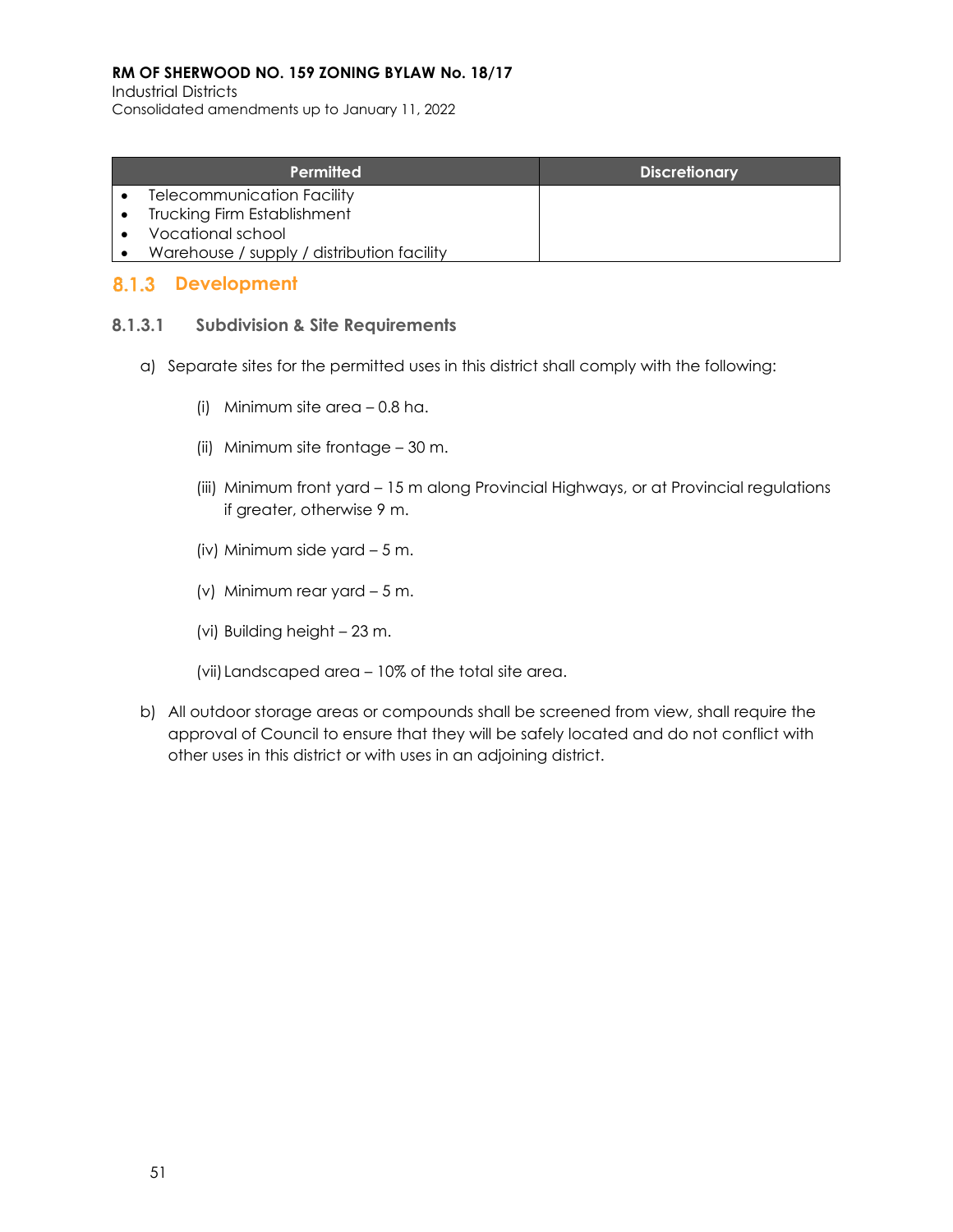| Permitted | Discretionary |
| --- | --- |
| • Telecommunication Facility<br>• Trucking Firm Establishment<br>• Vocational school<br>• Warehouse / supply / distribution facility | |

### 8.1.3 Development

#### 8.1.3.1 Subdivision & Site Requirements

a) Separate sites for the permitted uses in this district shall comply with the following:

(i) Minimum site area – 0.8 ha.

(ii) Minimum site frontage – 30 m.

(iii) Minimum front yard – 15 m along Provincial Highways, or at Provincial regulations if greater, otherwise 9 m.

(iv) Minimum side yard – 5 m.

(v) Minimum rear yard – 5 m.

(vi) Building height – 23 m.

(vii) Landscaped area – 10% of the total site area.

b) All outdoor storage areas or compounds shall be screened from view, shall require the approval of Council to ensure that they will be safely located and do not conflict with other uses in this district or with uses in an adjoining district.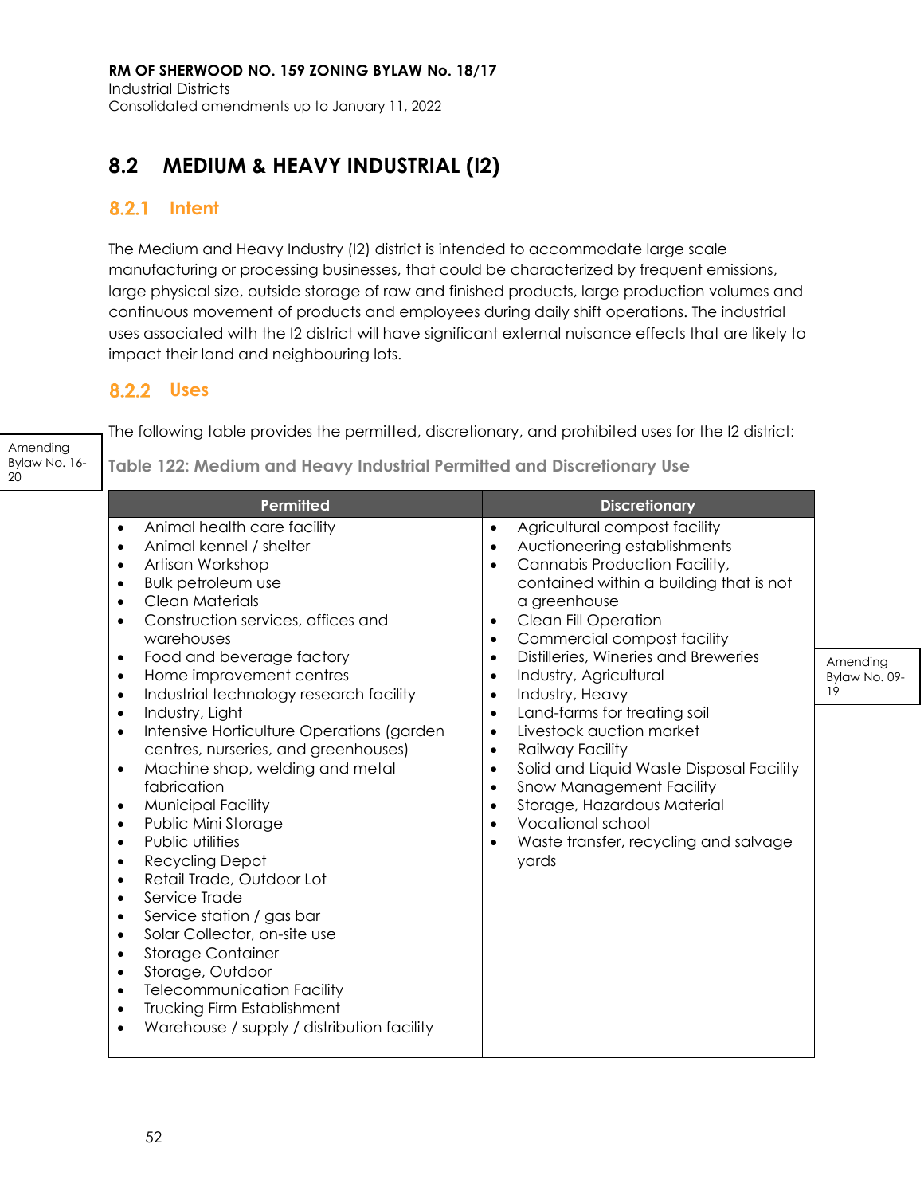## 8.2 MEDIUM & HEAVY INDUSTRIAL (I2)

### 8.2.1 Intent

The Medium and Heavy Industry (I2) district is intended to accommodate large scale manufacturing or processing businesses, that could be characterized by frequent emissions, large physical size, outside storage of raw and finished products, large production volumes and continuous movement of products and employees during daily shift operations. The industrial uses associated with the I2 district will have significant external nuisance effects that are likely to impact their land and neighbouring lots.

### 8.2.2 Uses

Amending Bylaw No. 16-20

The following table provides the permitted, discretionary, and prohibited uses for the I2 district:

**Table 122: Medium and Heavy Industrial Permitted and Discretionary Use**

Amending Bylaw No. 09-19

| Permitted | Discretionary |
|---|---|
| • Animal health care facility<br>• Animal kennel / shelter<br>• Artisan Workshop<br>• Bulk petroleum use<br>• Clean Materials<br>• Construction services, offices and warehouses<br>• Food and beverage factory<br>• Home improvement centres<br>• Industrial technology research facility<br>• Industry, Light<br>• Intensive Horticulture Operations (garden centres, nurseries, and greenhouses)<br>• Machine shop, welding and metal fabrication<br>• Municipal Facility<br>• Public Mini Storage<br>• Public utilities<br>• Recycling Depot<br>• Retail Trade, Outdoor Lot<br>• Service Trade<br>• Service station / gas bar<br>• Solar Collector, on-site use<br>• Storage Container<br>• Storage, Outdoor<br>• Telecommunication Facility<br>• Trucking Firm Establishment<br>• Warehouse / supply / distribution facility | • Agricultural compost facility<br>• Auctioneering establishments<br>• Cannabis Production Facility, contained within a building that is not a greenhouse<br>• Clean Fill Operation<br>• Commercial compost facility<br>• Distilleries, Wineries and Breweries<br>• Industry, Agricultural<br>• Industry, Heavy<br>• Land-farms for treating soil<br>• Livestock auction market<br>• Railway Facility<br>• Solid and Liquid Waste Disposal Facility<br>• Snow Management Facility<br>• Storage, Hazardous Material<br>• Vocational school<br>• Waste transfer, recycling and salvage yards |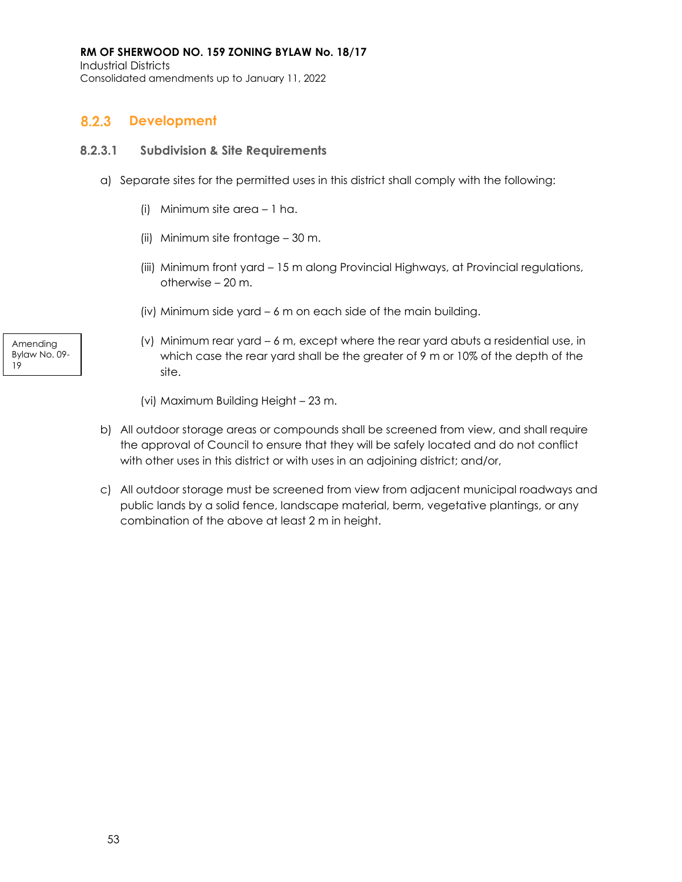## 8.2.3 Development

### 8.2.3.1 Subdivision & Site Requirements

a) Separate sites for the permitted uses in this district shall comply with the following:

(i) Minimum site area – 1 ha.

(ii) Minimum site frontage – 30 m.

(iii) Minimum front yard – 15 m along Provincial Highways, at Provincial regulations, otherwise – 20 m.

(iv) Minimum side yard – 6 m on each side of the main building.

Amending Bylaw No. 09-19

(v) Minimum rear yard – 6 m, except where the rear yard abuts a residential use, in which case the rear yard shall be the greater of 9 m or 10% of the depth of the site.

(vi) Maximum Building Height – 23 m.

b) All outdoor storage areas or compounds shall be screened from view, and shall require the approval of Council to ensure that they will be safely located and do not conflict with other uses in this district or with uses in an adjoining district; and/or,

c) All outdoor storage must be screened from view from adjacent municipal roadways and public lands by a solid fence, landscape material, berm, vegetative plantings, or any combination of the above at least 2 m in height.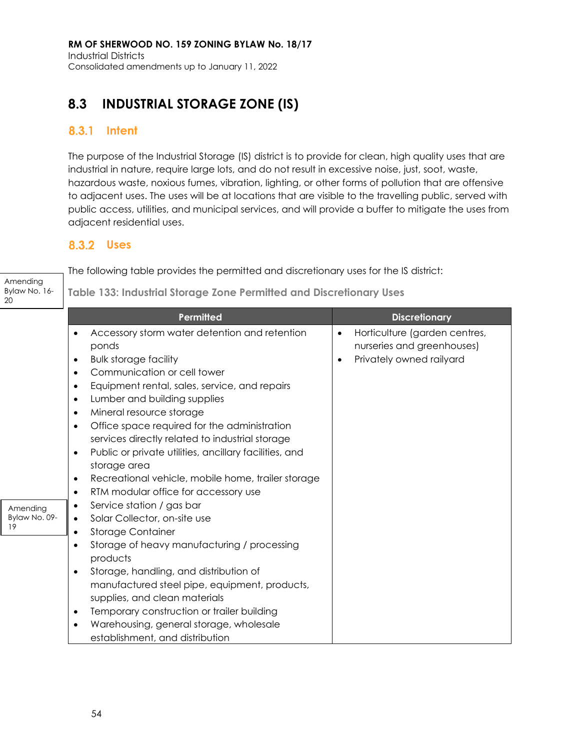## 8.3 INDUSTRIAL STORAGE ZONE (IS)

### 8.3.1 Intent

The purpose of the Industrial Storage (IS) district is to provide for clean, high quality uses that are industrial in nature, require large lots, and do not result in excessive noise, just, soot, waste, hazardous waste, noxious fumes, vibration, lighting, or other forms of pollution that are offensive to adjacent uses. The uses will be at locations that are visible to the travelling public, served with public access, utilities, and municipal services, and will provide a buffer to mitigate the uses from adjacent residential uses.

### 8.3.2 Uses

The following table provides the permitted and discretionary uses for the IS district:

Amending Bylaw No. 16-20

**Table 133: Industrial Storage Zone Permitted and Discretionary Uses**

| Permitted | Discretionary |
|---|---|
| • Accessory storm water detention and retention ponds<br>• Bulk storage facility<br>• Communication or cell tower<br>• Equipment rental, sales, service, and repairs<br>• Lumber and building supplies<br>• Mineral resource storage<br>• Office space required for the administration services directly related to industrial storage<br>• Public or private utilities, ancillary facilities, and storage area<br>• Recreational vehicle, mobile home, trailer storage<br>• RTM modular office for accessory use<br>• Service station / gas bar<br>• Solar Collector, on-site use<br>• Storage Container<br>• Storage of heavy manufacturing / processing products<br>• Storage, handling, and distribution of manufactured steel pipe, equipment, products, supplies, and clean materials<br>• Temporary construction or trailer building<br>• Warehousing, general storage, wholesale establishment, and distribution | • Horticulture (garden centres, nurseries and greenhouses)<br>• Privately owned railyard |

Amending Bylaw No. 09-19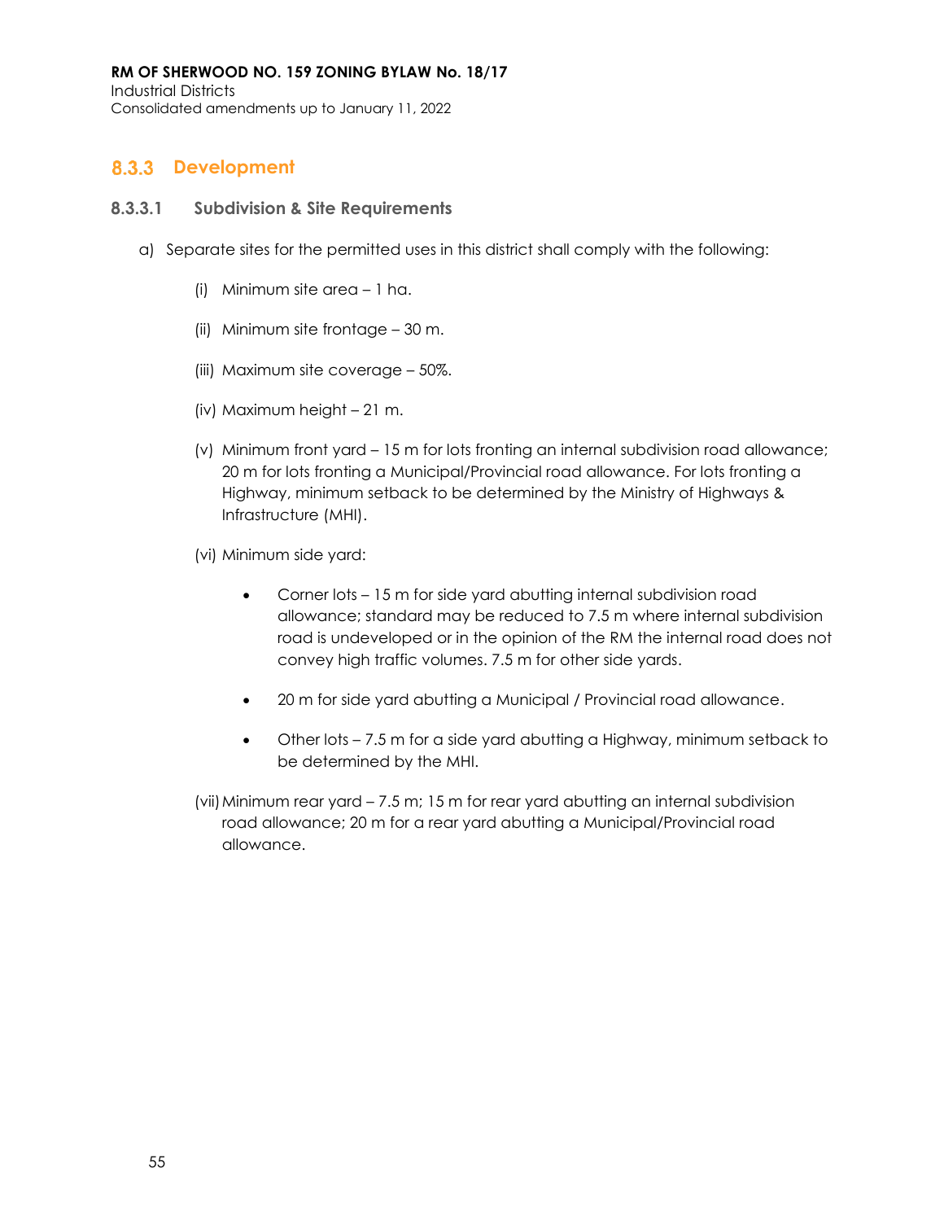### 8.3.3 Development

#### 8.3.3.1 Subdivision & Site Requirements

a) Separate sites for the permitted uses in this district shall comply with the following:

(i) Minimum site area – 1 ha.

(ii) Minimum site frontage – 30 m.

(iii) Maximum site coverage – 50%.

(iv) Maximum height – 21 m.

(v) Minimum front yard – 15 m for lots fronting an internal subdivision road allowance; 20 m for lots fronting a Municipal/Provincial road allowance. For lots fronting a Highway, minimum setback to be determined by the Ministry of Highways & Infrastructure (MHI).

(vi) Minimum side yard:

- Corner lots – 15 m for side yard abutting internal subdivision road allowance; standard may be reduced to 7.5 m where internal subdivision road is undeveloped or in the opinion of the RM the internal road does not convey high traffic volumes. 7.5 m for other side yards.
- 20 m for side yard abutting a Municipal / Provincial road allowance.
- Other lots – 7.5 m for a side yard abutting a Highway, minimum setback to be determined by the MHI.

(vii) Minimum rear yard – 7.5 m; 15 m for rear yard abutting an internal subdivision road allowance; 20 m for a rear yard abutting a Municipal/Provincial road allowance.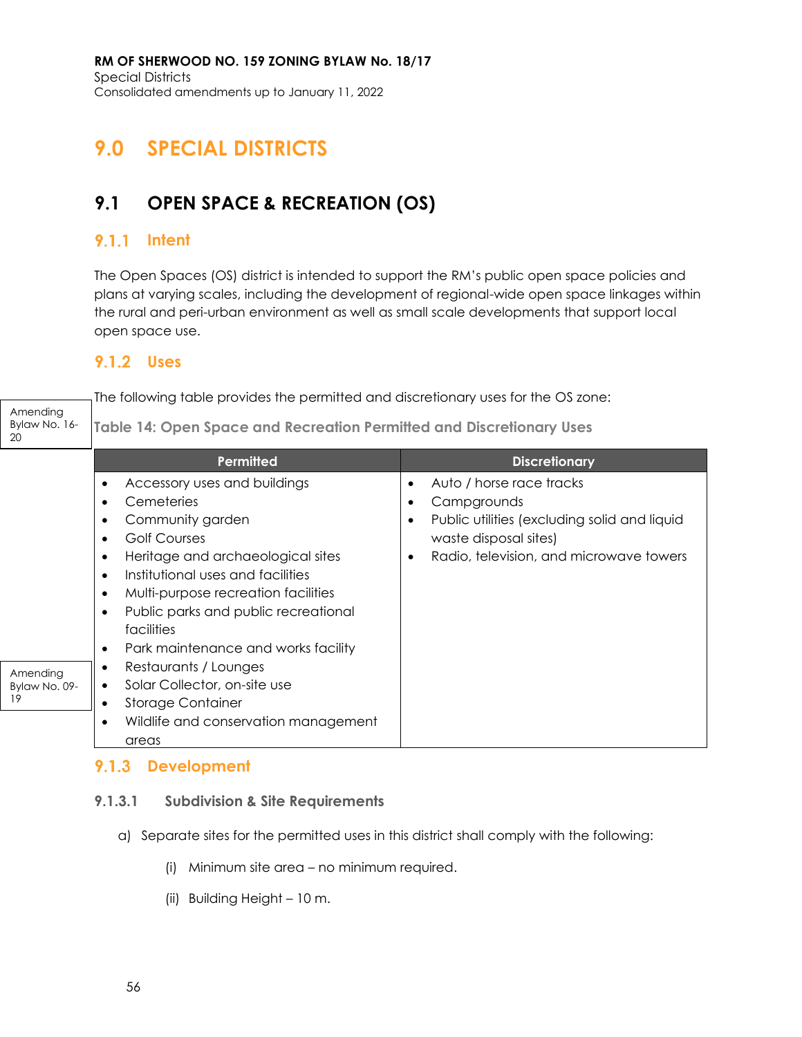# 9.0 SPECIAL DISTRICTS

## 9.1 OPEN SPACE & RECREATION (OS)

### 9.1.1 Intent

The Open Spaces (OS) district is intended to support the RM's public open space policies and plans at varying scales, including the development of regional-wide open space linkages within the rural and peri-urban environment as well as small scale developments that support local open space use.

### 9.1.2 Uses

The following table provides the permitted and discretionary uses for the OS zone:

Amending Bylaw No. 16-20

**Table 14: Open Space and Recreation Permitted and Discretionary Uses**

| Permitted | Discretionary |
|---|---|
| • Accessory uses and buildings<br>• Cemeteries<br>• Community garden<br>• Golf Courses<br>• Heritage and archaeological sites<br>• Institutional uses and facilities<br>• Multi-purpose recreation facilities<br>• Public parks and public recreational facilities<br>• Park maintenance and works facility<br>• Restaurants / Lounges<br>• Solar Collector, on-site use<br>• Storage Container<br>• Wildlife and conservation management areas | • Auto / horse race tracks<br>• Campgrounds<br>• Public utilities (excluding solid and liquid waste disposal sites)<br>• Radio, television, and microwave towers |

Amending Bylaw No. 09-19

### 9.1.3 Development

#### 9.1.3.1 Subdivision & Site Requirements

a) Separate sites for the permitted uses in this district shall comply with the following:

(i) Minimum site area – no minimum required.

(ii) Building Height – 10 m.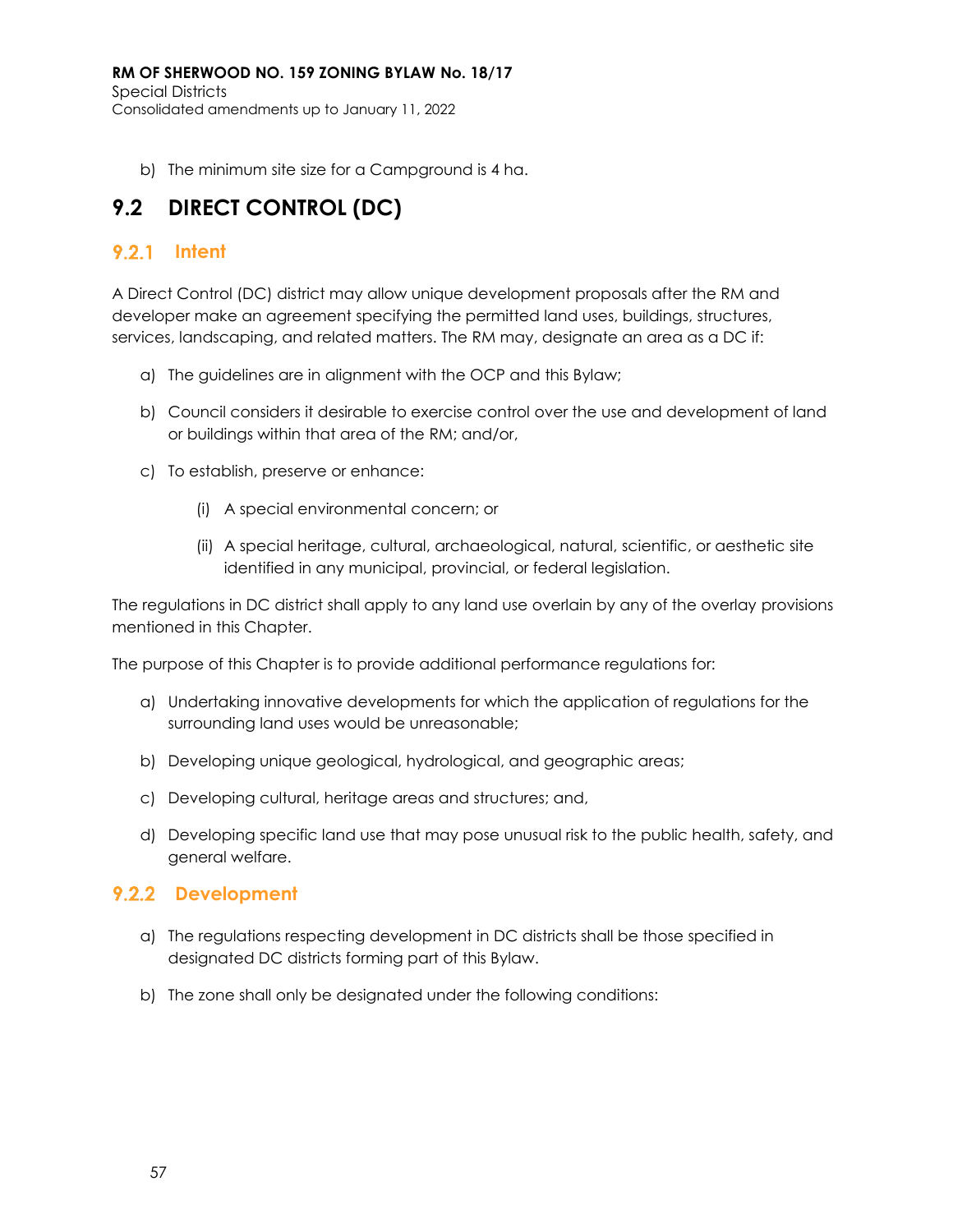b) The minimum site size for a Campground is 4 ha.

# 9.2 DIRECT CONTROL (DC)

## 9.2.1 Intent

A Direct Control (DC) district may allow unique development proposals after the RM and developer make an agreement specifying the permitted land uses, buildings, structures, services, landscaping, and related matters. The RM may, designate an area as a DC if:

a) The guidelines are in alignment with the OCP and this Bylaw;

b) Council considers it desirable to exercise control over the use and development of land or buildings within that area of the RM; and/or,

c) To establish, preserve or enhance:

   (i) A special environmental concern; or

   (ii) A special heritage, cultural, archaeological, natural, scientific, or aesthetic site identified in any municipal, provincial, or federal legislation.

The regulations in DC district shall apply to any land use overlain by any of the overlay provisions mentioned in this Chapter.

The purpose of this Chapter is to provide additional performance regulations for:

a) Undertaking innovative developments for which the application of regulations for the surrounding land uses would be unreasonable;

b) Developing unique geological, hydrological, and geographic areas;

c) Developing cultural, heritage areas and structures; and,

d) Developing specific land use that may pose unusual risk to the public health, safety, and general welfare.

## 9.2.2 Development

a) The regulations respecting development in DC districts shall be those specified in designated DC districts forming part of this Bylaw.

b) The zone shall only be designated under the following conditions: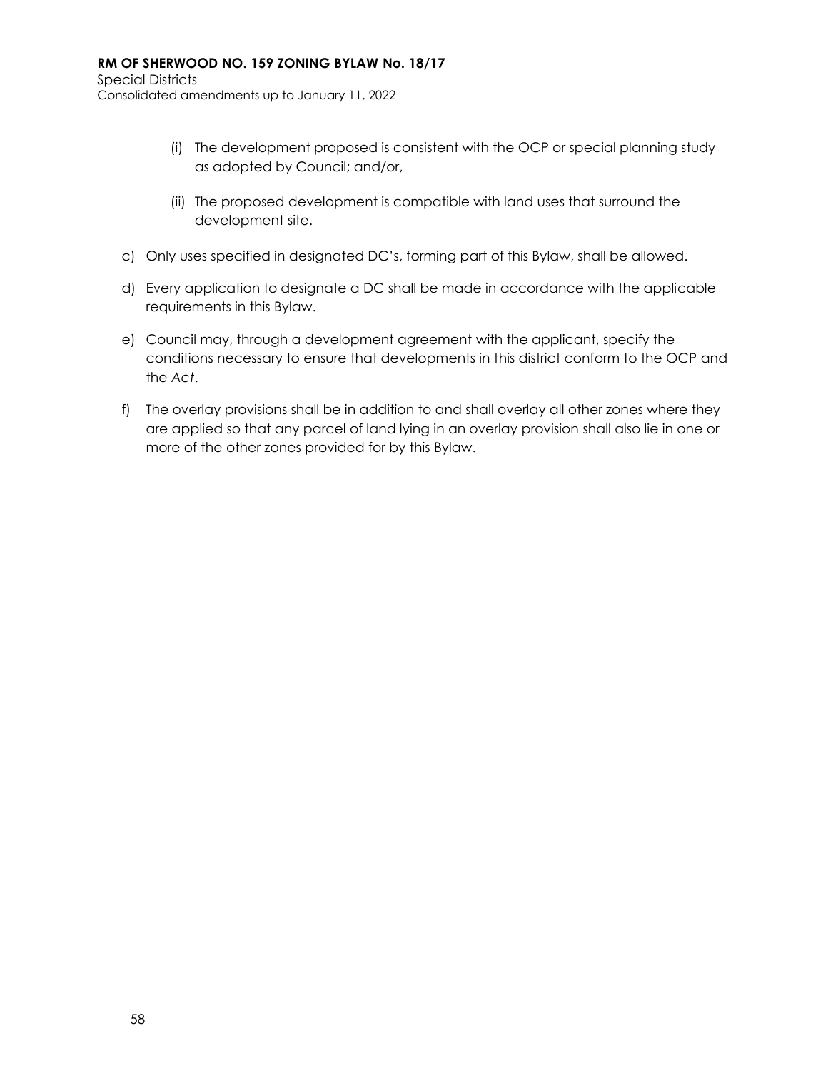(i) The development proposed is consistent with the OCP or special planning study as adopted by Council; and/or,

(ii) The proposed development is compatible with land uses that surround the development site.

c) Only uses specified in designated DC's, forming part of this Bylaw, shall be allowed.

d) Every application to designate a DC shall be made in accordance with the applicable requirements in this Bylaw.

e) Council may, through a development agreement with the applicant, specify the conditions necessary to ensure that developments in this district conform to the OCP and the *Act*.

f) The overlay provisions shall be in addition to and shall overlay all other zones where they are applied so that any parcel of land lying in an overlay provision shall also lie in one or more of the other zones provided for by this Bylaw.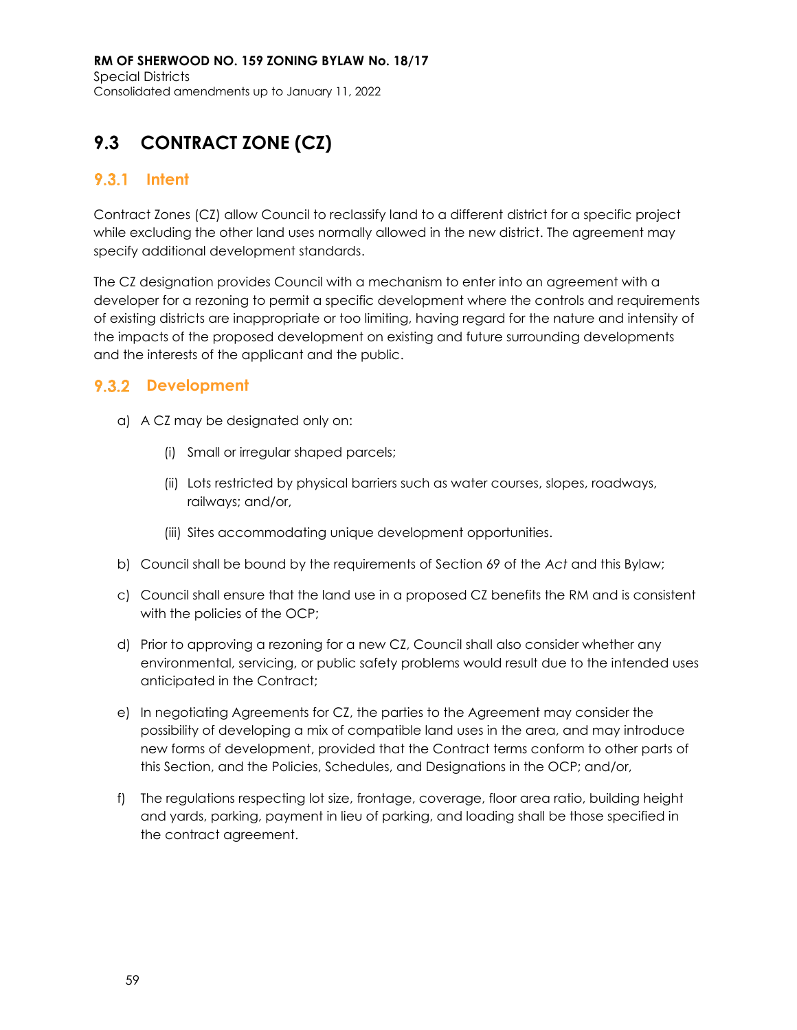## 9.3 CONTRACT ZONE (CZ)

### 9.3.1 Intent

Contract Zones (CZ) allow Council to reclassify land to a different district for a specific project while excluding the other land uses normally allowed in the new district. The agreement may specify additional development standards.

The CZ designation provides Council with a mechanism to enter into an agreement with a developer for a rezoning to permit a specific development where the controls and requirements of existing districts are inappropriate or too limiting, having regard for the nature and intensity of the impacts of the proposed development on existing and future surrounding developments and the interests of the applicant and the public.

### 9.3.2 Development

a) A CZ may be designated only on:

   (i) Small or irregular shaped parcels;

   (ii) Lots restricted by physical barriers such as water courses, slopes, roadways, railways; and/or,

   (iii) Sites accommodating unique development opportunities.

b) Council shall be bound by the requirements of Section 69 of the *Act* and this Bylaw;

c) Council shall ensure that the land use in a proposed CZ benefits the RM and is consistent with the policies of the OCP;

d) Prior to approving a rezoning for a new CZ, Council shall also consider whether any environmental, servicing, or public safety problems would result due to the intended uses anticipated in the Contract;

e) In negotiating Agreements for CZ, the parties to the Agreement may consider the possibility of developing a mix of compatible land uses in the area, and may introduce new forms of development, provided that the Contract terms conform to other parts of this Section, and the Policies, Schedules, and Designations in the OCP; and/or,

f) The regulations respecting lot size, frontage, coverage, floor area ratio, building height and yards, parking, payment in lieu of parking, and loading shall be those specified in the contract agreement.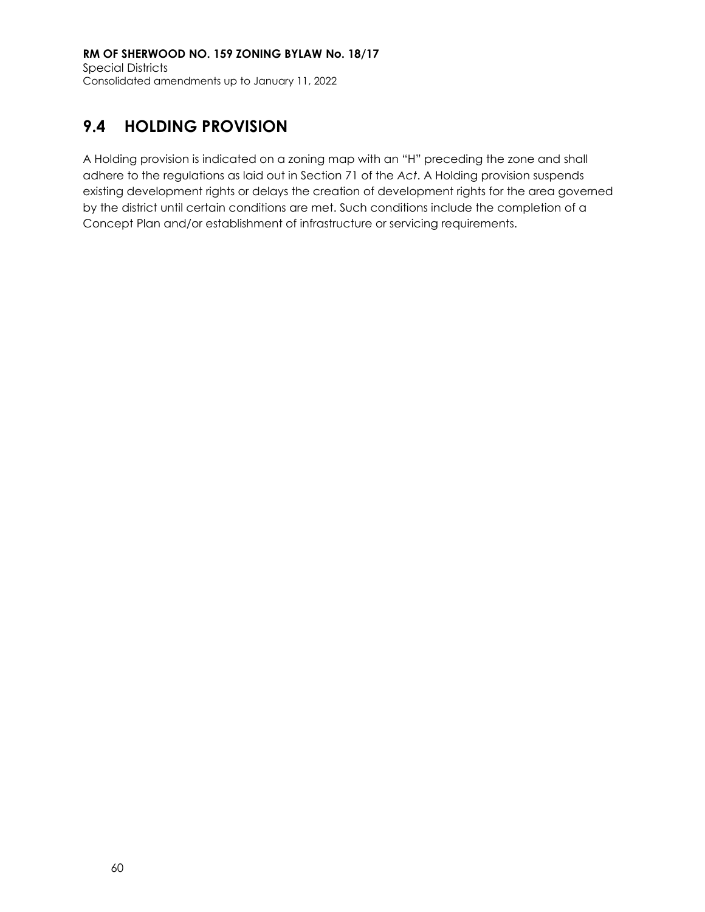## 9.4 HOLDING PROVISION

A Holding provision is indicated on a zoning map with an "H" preceding the zone and shall adhere to the regulations as laid out in Section 71 of the *Act*. A Holding provision suspends existing development rights or delays the creation of development rights for the area governed by the district until certain conditions are met. Such conditions include the completion of a Concept Plan and/or establishment of infrastructure or servicing requirements.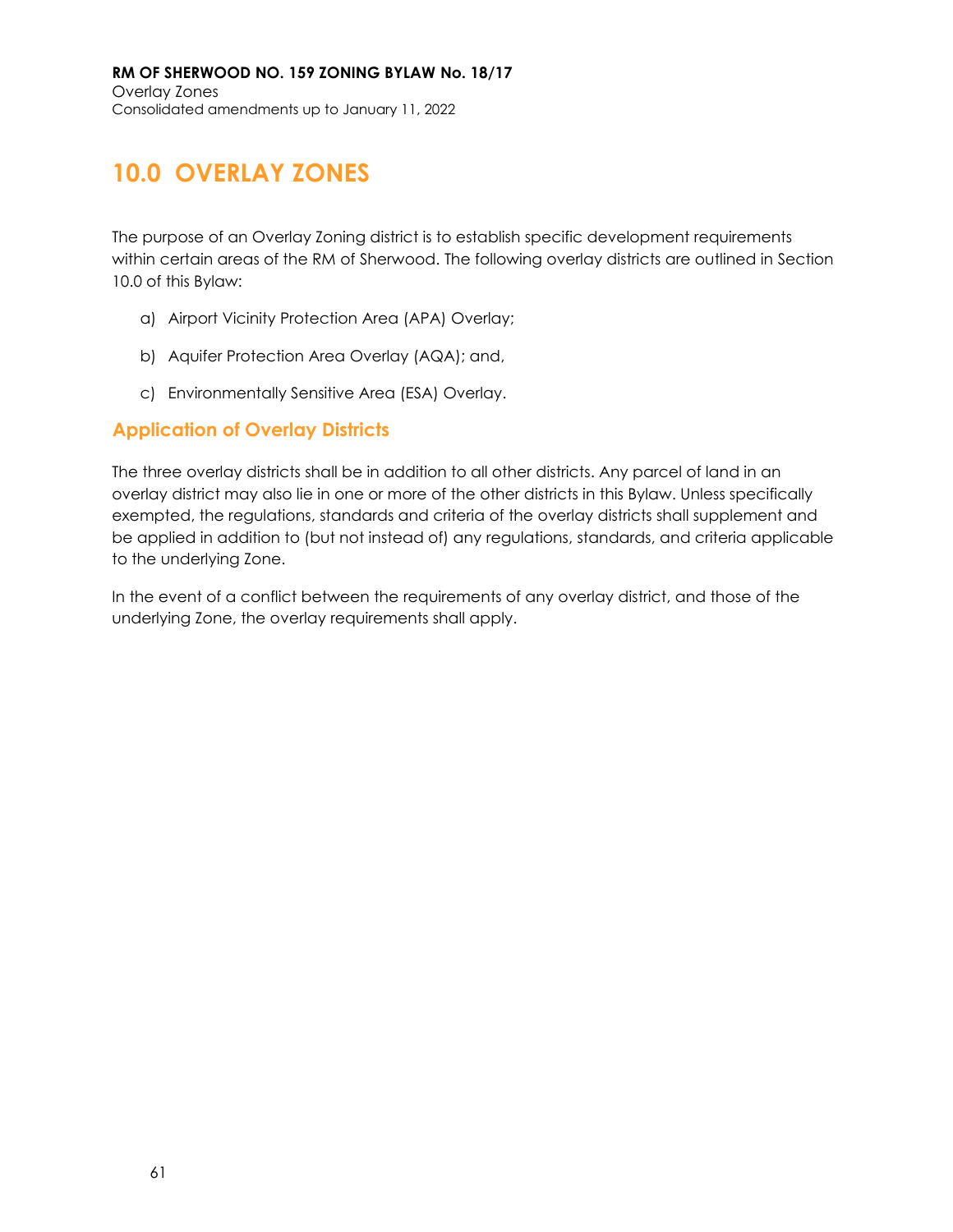# 10.0 OVERLAY ZONES

The purpose of an Overlay Zoning district is to establish specific development requirements within certain areas of the RM of Sherwood. The following overlay districts are outlined in Section 10.0 of this Bylaw:

a) Airport Vicinity Protection Area (APA) Overlay;

b) Aquifer Protection Area Overlay (AQA); and,

c) Environmentally Sensitive Area (ESA) Overlay.

## Application of Overlay Districts

The three overlay districts shall be in addition to all other districts. Any parcel of land in an overlay district may also lie in one or more of the other districts in this Bylaw. Unless specifically exempted, the regulations, standards and criteria of the overlay districts shall supplement and be applied in addition to (but not instead of) any regulations, standards, and criteria applicable to the underlying Zone.

In the event of a conflict between the requirements of any overlay district, and those of the underlying Zone, the overlay requirements shall apply.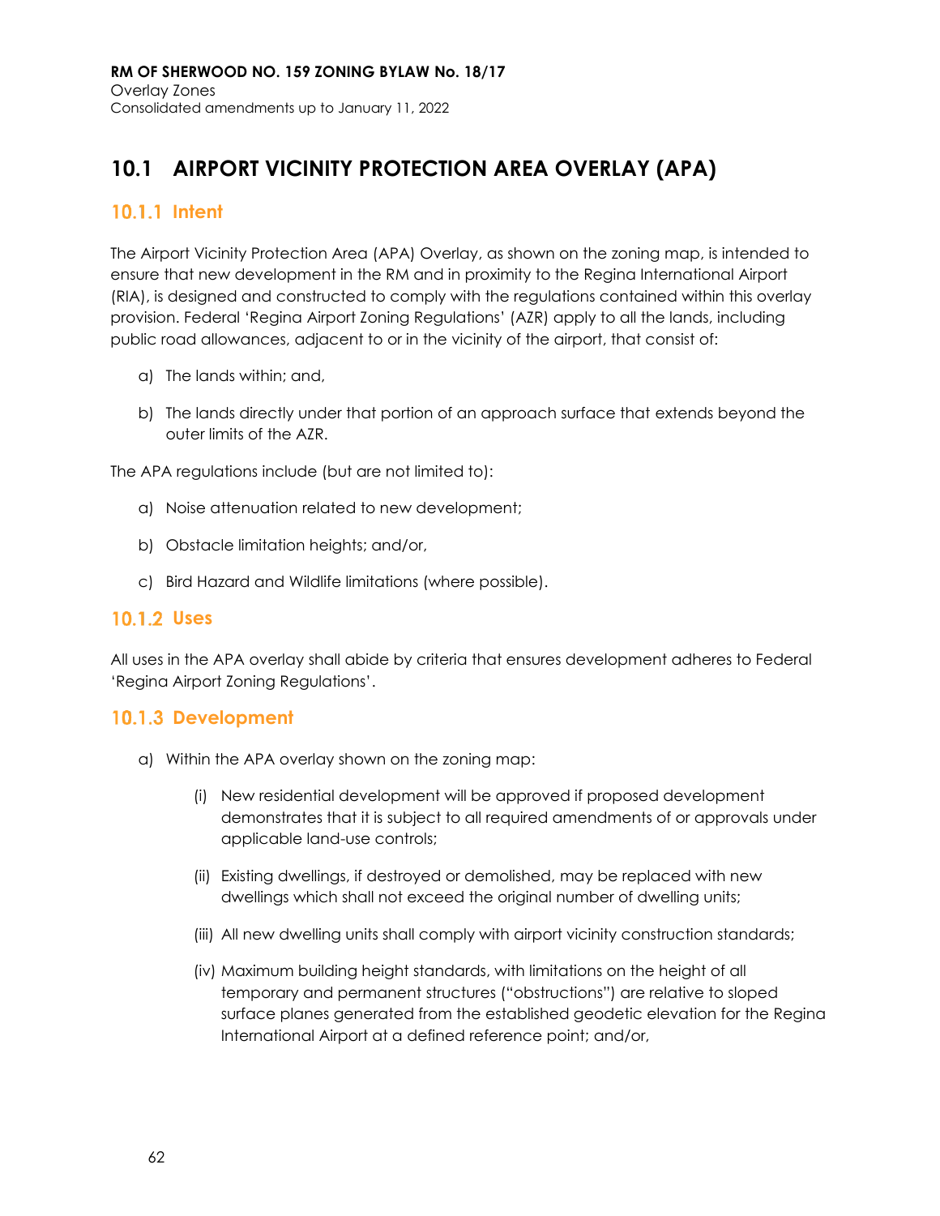# 10.1 AIRPORT VICINITY PROTECTION AREA OVERLAY (APA)

## 10.1.1 Intent

The Airport Vicinity Protection Area (APA) Overlay, as shown on the zoning map, is intended to ensure that new development in the RM and in proximity to the Regina International Airport (RIA), is designed and constructed to comply with the regulations contained within this overlay provision. Federal 'Regina Airport Zoning Regulations' (AZR) apply to all the lands, including public road allowances, adjacent to or in the vicinity of the airport, that consist of:

a) The lands within; and,

b) The lands directly under that portion of an approach surface that extends beyond the outer limits of the AZR.

The APA regulations include (but are not limited to):

a) Noise attenuation related to new development;

b) Obstacle limitation heights; and/or,

c) Bird Hazard and Wildlife limitations (where possible).

## 10.1.2 Uses

All uses in the APA overlay shall abide by criteria that ensures development adheres to Federal 'Regina Airport Zoning Regulations'.

## 10.1.3 Development

a) Within the APA overlay shown on the zoning map:

   (i) New residential development will be approved if proposed development demonstrates that it is subject to all required amendments of or approvals under applicable land-use controls;

   (ii) Existing dwellings, if destroyed or demolished, may be replaced with new dwellings which shall not exceed the original number of dwelling units;

   (iii) All new dwelling units shall comply with airport vicinity construction standards;

   (iv) Maximum building height standards, with limitations on the height of all temporary and permanent structures ("obstructions") are relative to sloped surface planes generated from the established geodetic elevation for the Regina International Airport at a defined reference point; and/or,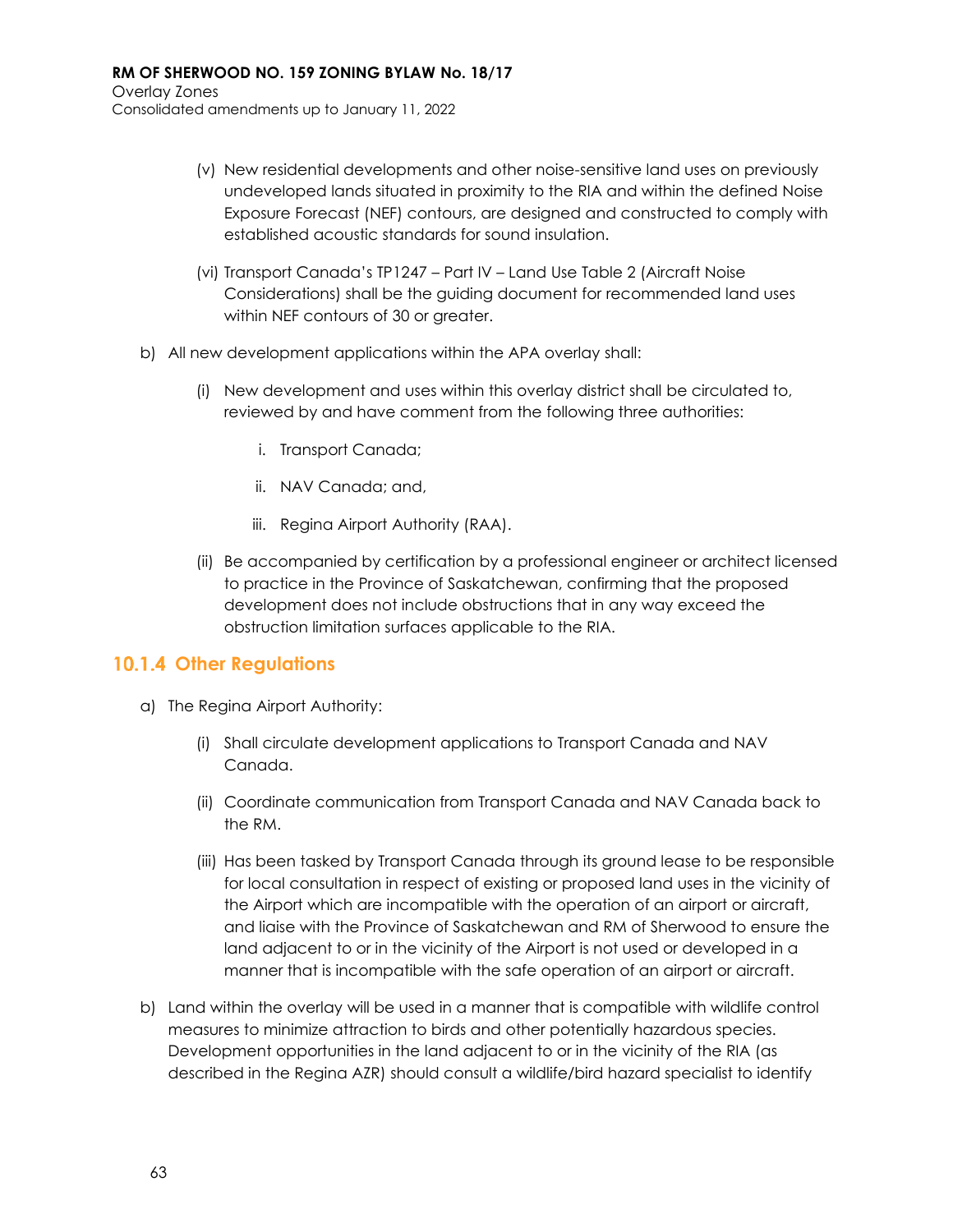(v) New residential developments and other noise-sensitive land uses on previously undeveloped lands situated in proximity to the RIA and within the defined Noise Exposure Forecast (NEF) contours, are designed and constructed to comply with established acoustic standards for sound insulation.

(vi) Transport Canada's TP1247 – Part IV – Land Use Table 2 (Aircraft Noise Considerations) shall be the guiding document for recommended land uses within NEF contours of 30 or greater.

b) All new development applications within the APA overlay shall:

(i) New development and uses within this overlay district shall be circulated to, reviewed by and have comment from the following three authorities:

i. Transport Canada;

ii. NAV Canada; and,

iii. Regina Airport Authority (RAA).

(ii) Be accompanied by certification by a professional engineer or architect licensed to practice in the Province of Saskatchewan, confirming that the proposed development does not include obstructions that in any way exceed the obstruction limitation surfaces applicable to the RIA.

### 10.1.4 Other Regulations

a) The Regina Airport Authority:

(i) Shall circulate development applications to Transport Canada and NAV Canada.

(ii) Coordinate communication from Transport Canada and NAV Canada back to the RM.

(iii) Has been tasked by Transport Canada through its ground lease to be responsible for local consultation in respect of existing or proposed land uses in the vicinity of the Airport which are incompatible with the operation of an airport or aircraft, and liaise with the Province of Saskatchewan and RM of Sherwood to ensure the land adjacent to or in the vicinity of the Airport is not used or developed in a manner that is incompatible with the safe operation of an airport or aircraft.

b) Land within the overlay will be used in a manner that is compatible with wildlife control measures to minimize attraction to birds and other potentially hazardous species. Development opportunities in the land adjacent to or in the vicinity of the RIA (as described in the Regina AZR) should consult a wildlife/bird hazard specialist to identify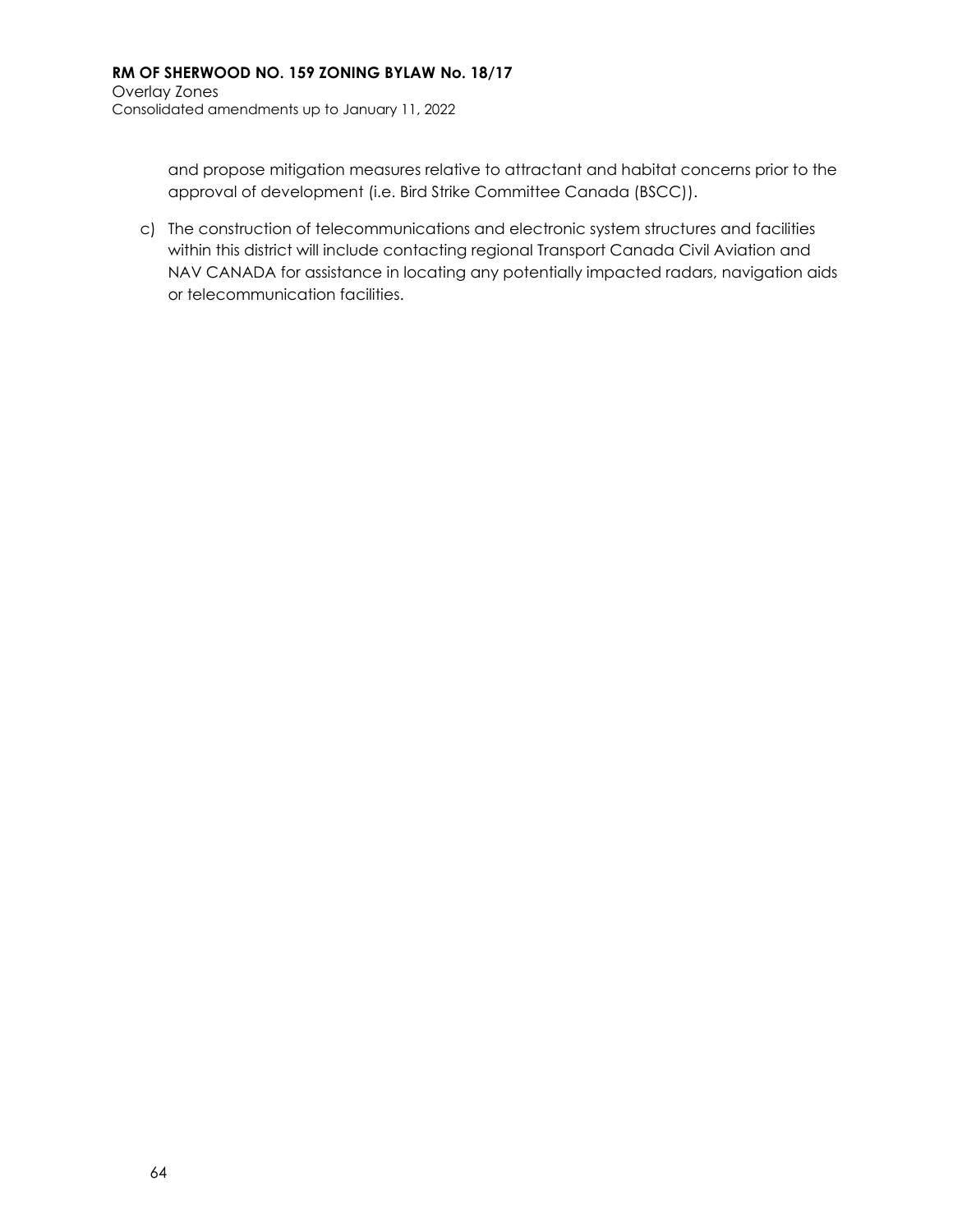and propose mitigation measures relative to attractant and habitat concerns prior to the approval of development (i.e. Bird Strike Committee Canada (BSCC)).

c) The construction of telecommunications and electronic system structures and facilities within this district will include contacting regional Transport Canada Civil Aviation and NAV CANADA for assistance in locating any potentially impacted radars, navigation aids or telecommunication facilities.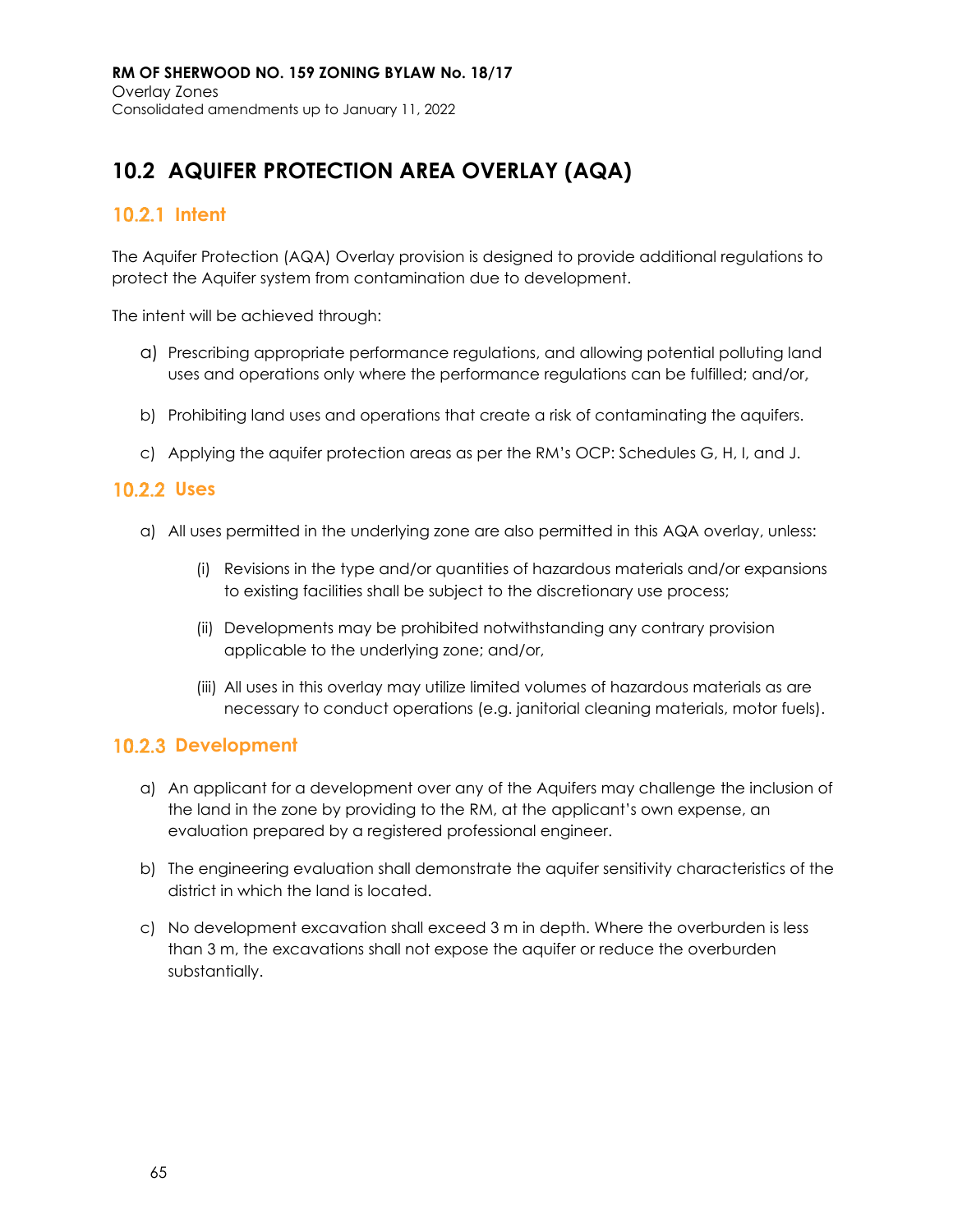## 10.2 AQUIFER PROTECTION AREA OVERLAY (AQA)

### 10.2.1 Intent

The Aquifer Protection (AQA) Overlay provision is designed to provide additional regulations to protect the Aquifer system from contamination due to development.

The intent will be achieved through:

a) Prescribing appropriate performance regulations, and allowing potential polluting land uses and operations only where the performance regulations can be fulfilled; and/or,

b) Prohibiting land uses and operations that create a risk of contaminating the aquifers.

c) Applying the aquifer protection areas as per the RM's OCP: Schedules G, H, I, and J.

### 10.2.2 Uses

a) All uses permitted in the underlying zone are also permitted in this AQA overlay, unless:

   (i) Revisions in the type and/or quantities of hazardous materials and/or expansions to existing facilities shall be subject to the discretionary use process;

   (ii) Developments may be prohibited notwithstanding any contrary provision applicable to the underlying zone; and/or,

   (iii) All uses in this overlay may utilize limited volumes of hazardous materials as are necessary to conduct operations (e.g. janitorial cleaning materials, motor fuels).

### 10.2.3 Development

a) An applicant for a development over any of the Aquifers may challenge the inclusion of the land in the zone by providing to the RM, at the applicant's own expense, an evaluation prepared by a registered professional engineer.

b) The engineering evaluation shall demonstrate the aquifer sensitivity characteristics of the district in which the land is located.

c) No development excavation shall exceed 3 m in depth. Where the overburden is less than 3 m, the excavations shall not expose the aquifer or reduce the overburden substantially.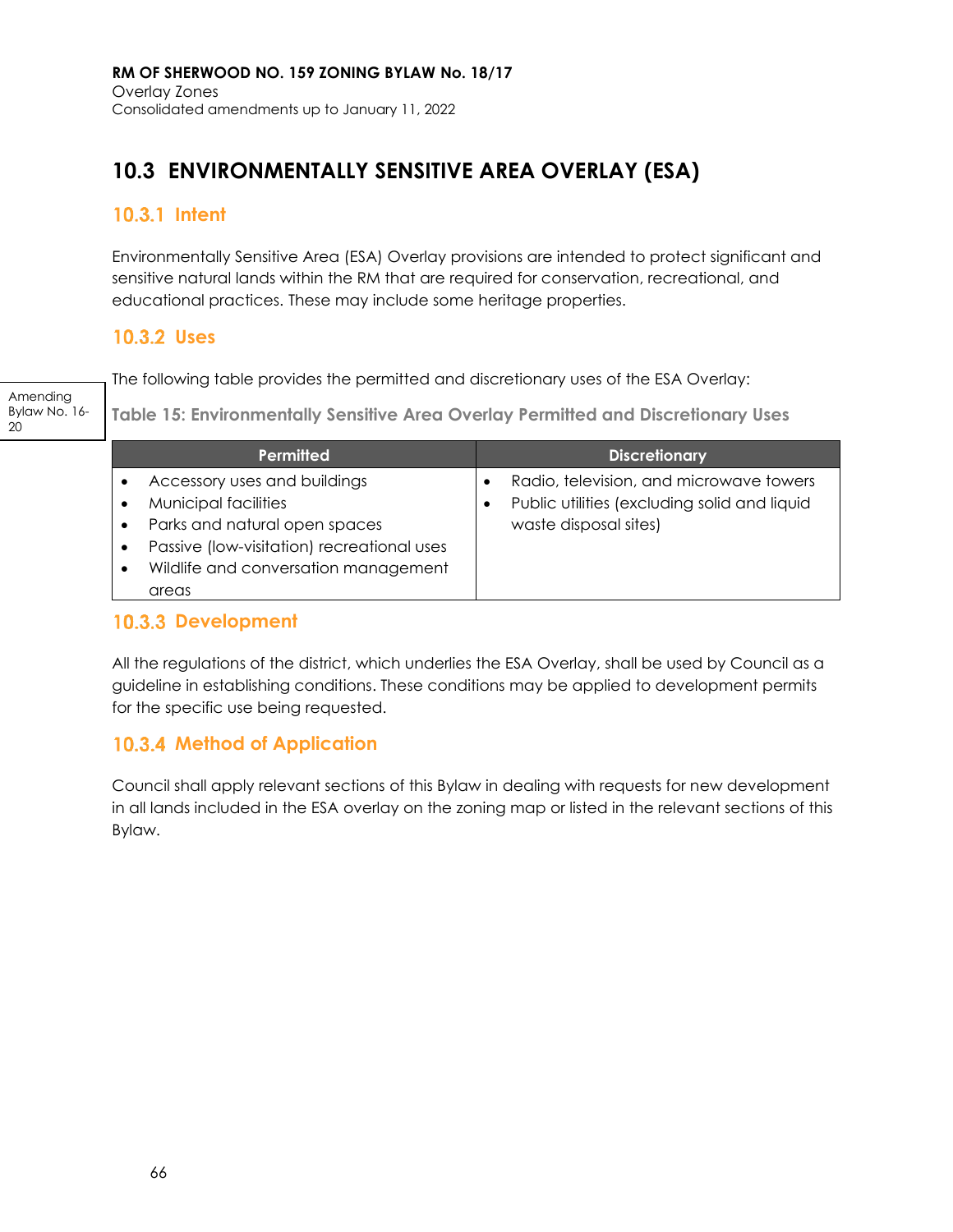## 10.3 ENVIRONMENTALLY SENSITIVE AREA OVERLAY (ESA)

### 10.3.1 Intent

Environmentally Sensitive Area (ESA) Overlay provisions are intended to protect significant and sensitive natural lands within the RM that are required for conservation, recreational, and educational practices. These may include some heritage properties.

### 10.3.2 Uses

Amending Bylaw No. 16-20

The following table provides the permitted and discretionary uses of the ESA Overlay:

**Table 15: Environmentally Sensitive Area Overlay Permitted and Discretionary Uses**

| Permitted | Discretionary |
|---|---|
| • Accessory uses and buildings<br>• Municipal facilities<br>• Parks and natural open spaces<br>• Passive (low-visitation) recreational uses<br>• Wildlife and conversation management areas | • Radio, television, and microwave towers<br>• Public utilities (excluding solid and liquid waste disposal sites) |

### 10.3.3 Development

All the regulations of the district, which underlies the ESA Overlay, shall be used by Council as a guideline in establishing conditions. These conditions may be applied to development permits for the specific use being requested.

### 10.3.4 Method of Application

Council shall apply relevant sections of this Bylaw in dealing with requests for new development in all lands included in the ESA overlay on the zoning map or listed in the relevant sections of this Bylaw.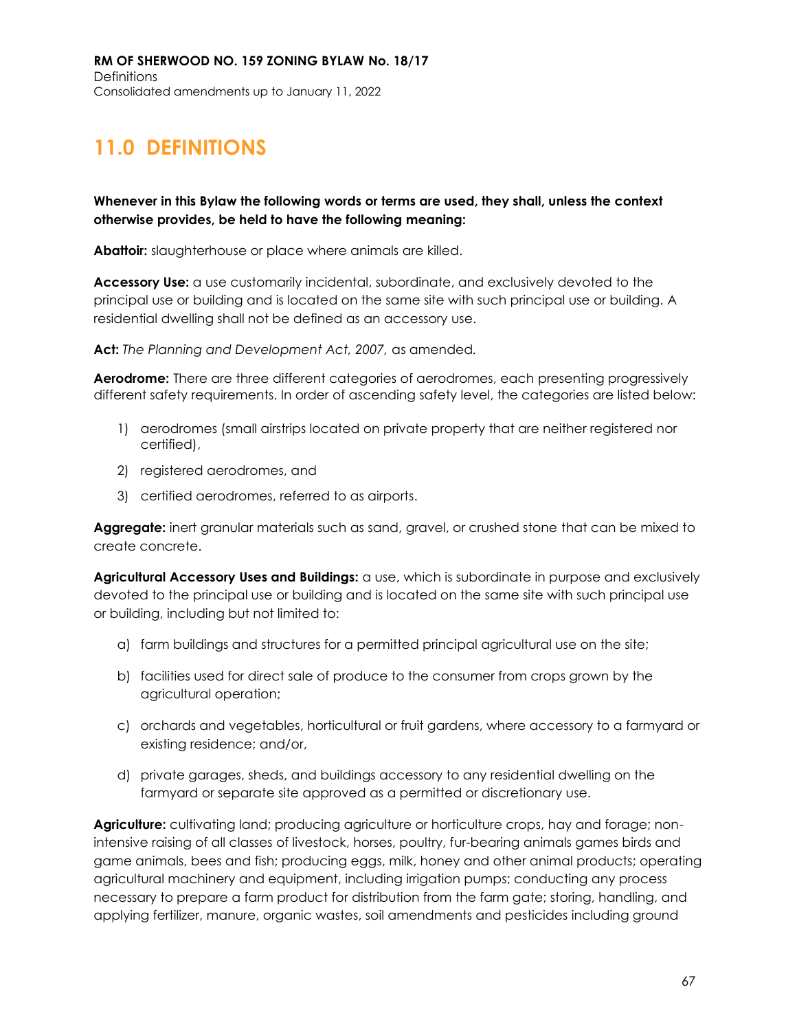# 11.0 DEFINITIONS

**Whenever in this Bylaw the following words or terms are used, they shall, unless the context otherwise provides, be held to have the following meaning:**

**Abattoir:** slaughterhouse or place where animals are killed.

**Accessory Use:** a use customarily incidental, subordinate, and exclusively devoted to the principal use or building and is located on the same site with such principal use or building. A residential dwelling shall not be defined as an accessory use.

**Act:** *The Planning and Development Act, 2007,* as amended.

**Aerodrome:** There are three different categories of aerodromes, each presenting progressively different safety requirements. In order of ascending safety level, the categories are listed below:

1) aerodromes (small airstrips located on private property that are neither registered nor certified),
2) registered aerodromes, and
3) certified aerodromes, referred to as airports.

**Aggregate:** inert granular materials such as sand, gravel, or crushed stone that can be mixed to create concrete.

**Agricultural Accessory Uses and Buildings:** a use, which is subordinate in purpose and exclusively devoted to the principal use or building and is located on the same site with such principal use or building, including but not limited to:

a) farm buildings and structures for a permitted principal agricultural use on the site;
b) facilities used for direct sale of produce to the consumer from crops grown by the agricultural operation;
c) orchards and vegetables, horticultural or fruit gardens, where accessory to a farmyard or existing residence; and/or,
d) private garages, sheds, and buildings accessory to any residential dwelling on the farmyard or separate site approved as a permitted or discretionary use.

**Agriculture:** cultivating land; producing agriculture or horticulture crops, hay and forage; non-intensive raising of all classes of livestock, horses, poultry, fur-bearing animals games birds and game animals, bees and fish; producing eggs, milk, honey and other animal products; operating agricultural machinery and equipment, including irrigation pumps; conducting any process necessary to prepare a farm product for distribution from the farm gate; storing, handling, and applying fertilizer, manure, organic wastes, soil amendments and pesticides including ground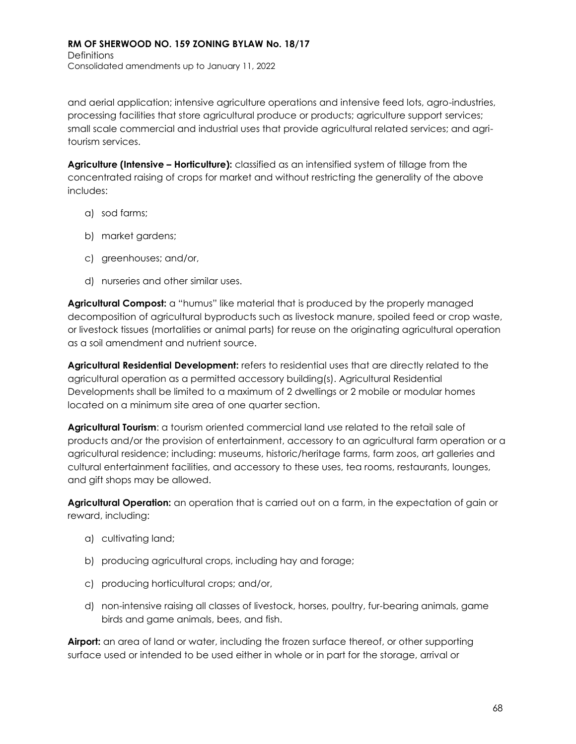and aerial application; intensive agriculture operations and intensive feed lots, agro-industries, processing facilities that store agricultural produce or products; agriculture support services; small scale commercial and industrial uses that provide agricultural related services; and agri-tourism services.

**Agriculture (Intensive – Horticulture):** classified as an intensified system of tillage from the concentrated raising of crops for market and without restricting the generality of the above includes:

a) sod farms;

b) market gardens;

c) greenhouses; and/or,

d) nurseries and other similar uses.

**Agricultural Compost:** a "humus" like material that is produced by the properly managed decomposition of agricultural byproducts such as livestock manure, spoiled feed or crop waste, or livestock tissues (mortalities or animal parts) for reuse on the originating agricultural operation as a soil amendment and nutrient source.

**Agricultural Residential Development:** refers to residential uses that are directly related to the agricultural operation as a permitted accessory building(s). Agricultural Residential Developments shall be limited to a maximum of 2 dwellings or 2 mobile or modular homes located on a minimum site area of one quarter section.

**Agricultural Tourism**: a tourism oriented commercial land use related to the retail sale of products and/or the provision of entertainment, accessory to an agricultural farm operation or a agricultural residence; including: museums, historic/heritage farms, farm zoos, art galleries and cultural entertainment facilities, and accessory to these uses, tea rooms, restaurants, lounges, and gift shops may be allowed.

**Agricultural Operation:** an operation that is carried out on a farm, in the expectation of gain or reward, including:

a) cultivating land;

b) producing agricultural crops, including hay and forage;

c) producing horticultural crops; and/or,

d) non-intensive raising all classes of livestock, horses, poultry, fur-bearing animals, game birds and game animals, bees, and fish.

**Airport:** an area of land or water, including the frozen surface thereof, or other supporting surface used or intended to be used either in whole or in part for the storage, arrival or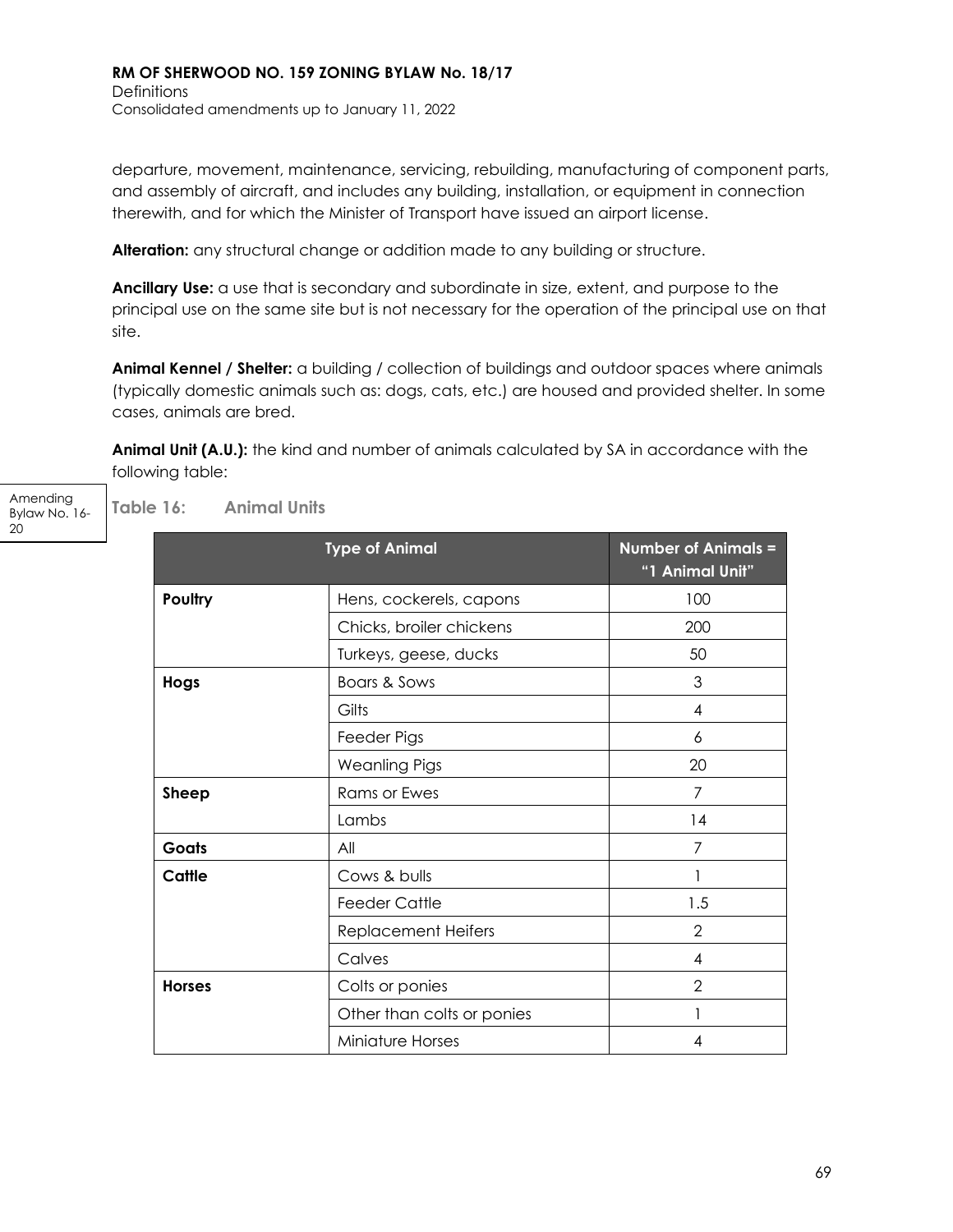departure, movement, maintenance, servicing, rebuilding, manufacturing of component parts, and assembly of aircraft, and includes any building, installation, or equipment in connection therewith, and for which the Minister of Transport have issued an airport license.

**Alteration:** any structural change or addition made to any building or structure.

**Ancillary Use:** a use that is secondary and subordinate in size, extent, and purpose to the principal use on the same site but is not necessary for the operation of the principal use on that site.

**Animal Kennel / Shelter:** a building / collection of buildings and outdoor spaces where animals (typically domestic animals such as: dogs, cats, etc.) are housed and provided shelter. In some cases, animals are bred.

**Animal Unit (A.U.):** the kind and number of animals calculated by SA in accordance with the following table:

Amending Bylaw No. 16-20

**Table 16: Animal Units**

| Type of Animal | | Number of Animals = "1 Animal Unit" |
|---|---|---|
| **Poultry** | Hens, cockerels, capons | 100 |
| | Chicks, broiler chickens | 200 |
| | Turkeys, geese, ducks | 50 |
| **Hogs** | Boars & Sows | 3 |
| | Gilts | 4 |
| | Feeder Pigs | 6 |
| | Weanling Pigs | 20 |
| **Sheep** | Rams or Ewes | 7 |
| | Lambs | 14 |
| **Goats** | All | 7 |
| **Cattle** | Cows & bulls | 1 |
| | Feeder Cattle | 1.5 |
| | Replacement Heifers | 2 |
| | Calves | 4 |
| **Horses** | Colts or ponies | 2 |
| | Other than colts or ponies | 1 |
| | Miniature Horses | 4 |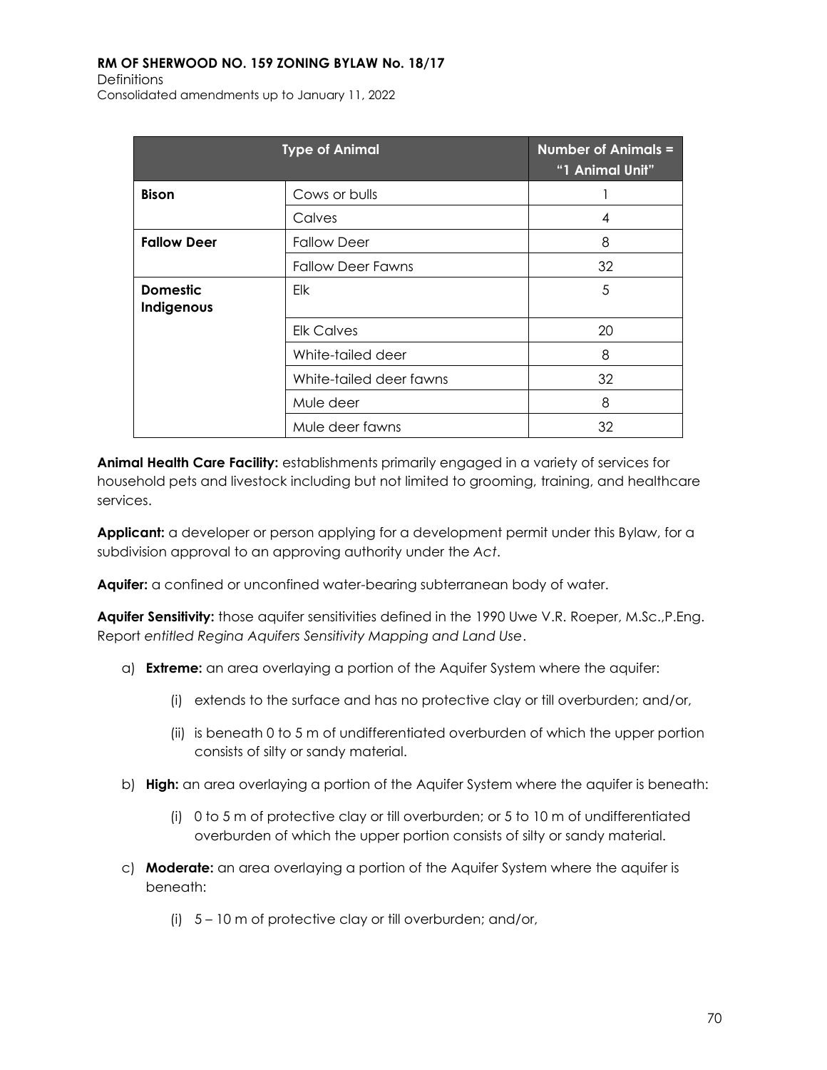| Type of Animal | | Number of Animals = "1 Animal Unit" |
|---|---|---|
| **Bison** | Cows or bulls | 1 |
| | Calves | 4 |
| **Fallow Deer** | Fallow Deer | 8 |
| | Fallow Deer Fawns | 32 |
| **Domestic Indigenous** | Elk | 5 |
| | Elk Calves | 20 |
| | White-tailed deer | 8 |
| | White-tailed deer fawns | 32 |
| | Mule deer | 8 |
| | Mule deer fawns | 32 |

**Animal Health Care Facility:** establishments primarily engaged in a variety of services for household pets and livestock including but not limited to grooming, training, and healthcare services.

**Applicant:** a developer or person applying for a development permit under this Bylaw, for a subdivision approval to an approving authority under the *Act*.

**Aquifer:** a confined or unconfined water-bearing subterranean body of water.

**Aquifer Sensitivity:** those aquifer sensitivities defined in the 1990 Uwe V.R. Roeper, M.Sc.,P.Eng. Report *entitled Regina Aquifers Sensitivity Mapping and Land Use*.

a) **Extreme:** an area overlaying a portion of the Aquifer System where the aquifer:

   (i) extends to the surface and has no protective clay or till overburden; and/or,

   (ii) is beneath 0 to 5 m of undifferentiated overburden of which the upper portion consists of silty or sandy material.

b) **High:** an area overlaying a portion of the Aquifer System where the aquifer is beneath:

   (i) 0 to 5 m of protective clay or till overburden; or 5 to 10 m of undifferentiated overburden of which the upper portion consists of silty or sandy material.

c) **Moderate:** an area overlaying a portion of the Aquifer System where the aquifer is beneath:

   (i) 5 – 10 m of protective clay or till overburden; and/or,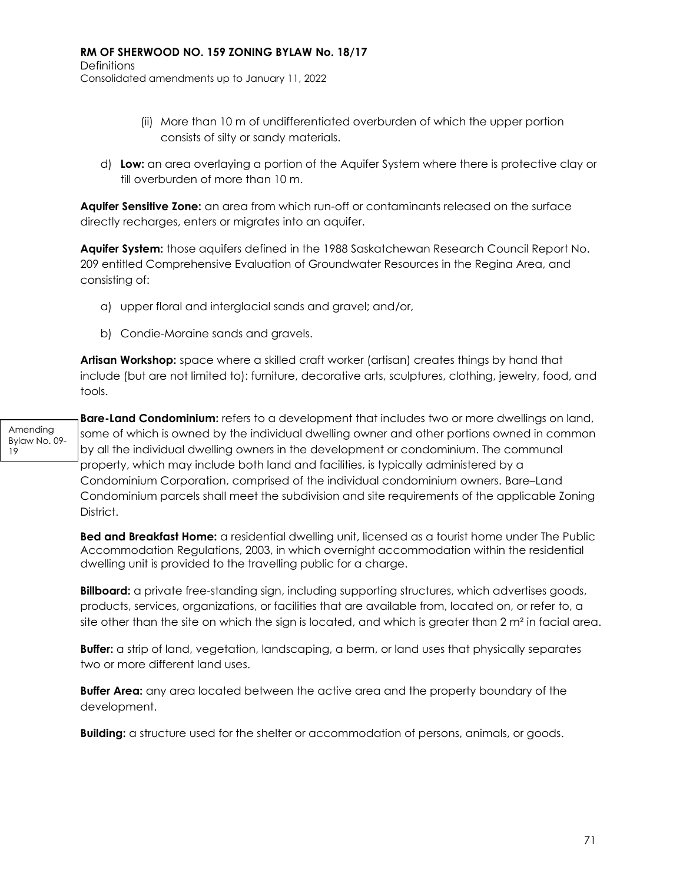(ii) More than 10 m of undifferentiated overburden of which the upper portion consists of silty or sandy materials.

d) **Low:** an area overlaying a portion of the Aquifer System where there is protective clay or till overburden of more than 10 m.

**Aquifer Sensitive Zone:** an area from which run-off or contaminants released on the surface directly recharges, enters or migrates into an aquifer.

**Aquifer System:** those aquifers defined in the 1988 Saskatchewan Research Council Report No. 209 entitled Comprehensive Evaluation of Groundwater Resources in the Regina Area, and consisting of:

a) upper floral and interglacial sands and gravel; and/or,

b) Condie-Moraine sands and gravels.

**Artisan Workshop:** space where a skilled craft worker (artisan) creates things by hand that include (but are not limited to): furniture, decorative arts, sculptures, clothing, jewelry, food, and tools.

Amending Bylaw No. 09-19

**Bare-Land Condominium:** refers to a development that includes two or more dwellings on land, some of which is owned by the individual dwelling owner and other portions owned in common by all the individual dwelling owners in the development or condominium. The communal property, which may include both land and facilities, is typically administered by a Condominium Corporation, comprised of the individual condominium owners. Bare–Land Condominium parcels shall meet the subdivision and site requirements of the applicable Zoning District.

**Bed and Breakfast Home:** a residential dwelling unit, licensed as a tourist home under The Public Accommodation Regulations, 2003, in which overnight accommodation within the residential dwelling unit is provided to the travelling public for a charge.

**Billboard:** a private free-standing sign, including supporting structures, which advertises goods, products, services, organizations, or facilities that are available from, located on, or refer to, a site other than the site on which the sign is located, and which is greater than 2 m² in facial area.

**Buffer:** a strip of land, vegetation, landscaping, a berm, or land uses that physically separates two or more different land uses.

**Buffer Area:** any area located between the active area and the property boundary of the development.

**Building:** a structure used for the shelter or accommodation of persons, animals, or goods.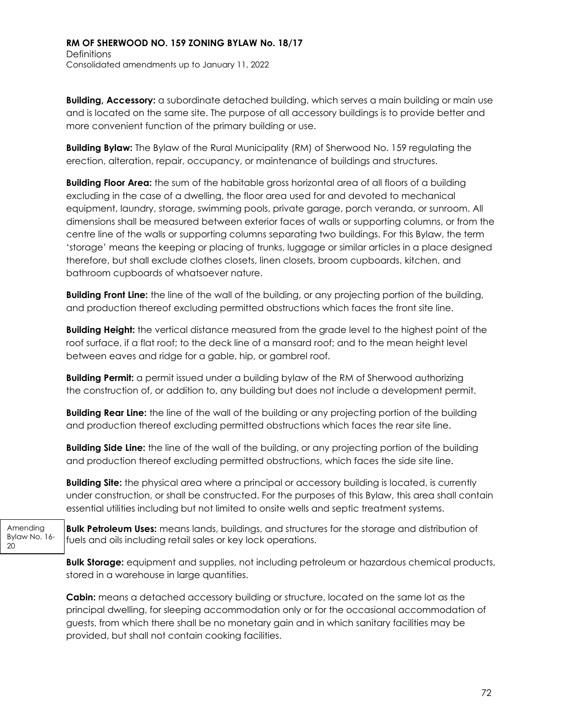**Building, Accessory:** a subordinate detached building, which serves a main building or main use and is located on the same site. The purpose of all accessory buildings is to provide better and more convenient function of the primary building or use.

**Building Bylaw:** The Bylaw of the Rural Municipality (RM) of Sherwood No. 159 regulating the erection, alteration, repair, occupancy, or maintenance of buildings and structures.

**Building Floor Area:** the sum of the habitable gross horizontal area of all floors of a building excluding in the case of a dwelling, the floor area used for and devoted to mechanical equipment, laundry, storage, swimming pools, private garage, porch veranda, or sunroom. All dimensions shall be measured between exterior faces of walls or supporting columns, or from the centre line of the walls or supporting columns separating two buildings. For this Bylaw, the term 'storage' means the keeping or placing of trunks, luggage or similar articles in a place designed therefore, but shall exclude clothes closets, linen closets, broom cupboards, kitchen, and bathroom cupboards of whatsoever nature.

**Building Front Line:** the line of the wall of the building, or any projecting portion of the building, and production thereof excluding permitted obstructions which faces the front site line.

**Building Height:** the vertical distance measured from the grade level to the highest point of the roof surface, if a flat roof; to the deck line of a mansard roof; and to the mean height level between eaves and ridge for a gable, hip, or gambrel roof.

**Building Permit:** a permit issued under a building bylaw of the RM of Sherwood authorizing the construction of, or addition to, any building but does not include a development permit.

**Building Rear Line:** the line of the wall of the building or any projecting portion of the building and production thereof excluding permitted obstructions which faces the rear site line.

**Building Side Line:** the line of the wall of the building, or any projecting portion of the building and production thereof excluding permitted obstructions, which faces the side site line.

**Building Site:** the physical area where a principal or accessory building is located, is currently under construction, or shall be constructed. For the purposes of this Bylaw, this area shall contain essential utilities including but not limited to onsite wells and septic treatment systems.

Amending Bylaw No. 16-20

**Bulk Petroleum Uses:** means lands, buildings, and structures for the storage and distribution of fuels and oils including retail sales or key lock operations.

**Bulk Storage:** equipment and supplies, not including petroleum or hazardous chemical products, stored in a warehouse in large quantities.

**Cabin:** means a detached accessory building or structure, located on the same lot as the principal dwelling, for sleeping accommodation only or for the occasional accommodation of guests, from which there shall be no monetary gain and in which sanitary facilities may be provided, but shall not contain cooking facilities.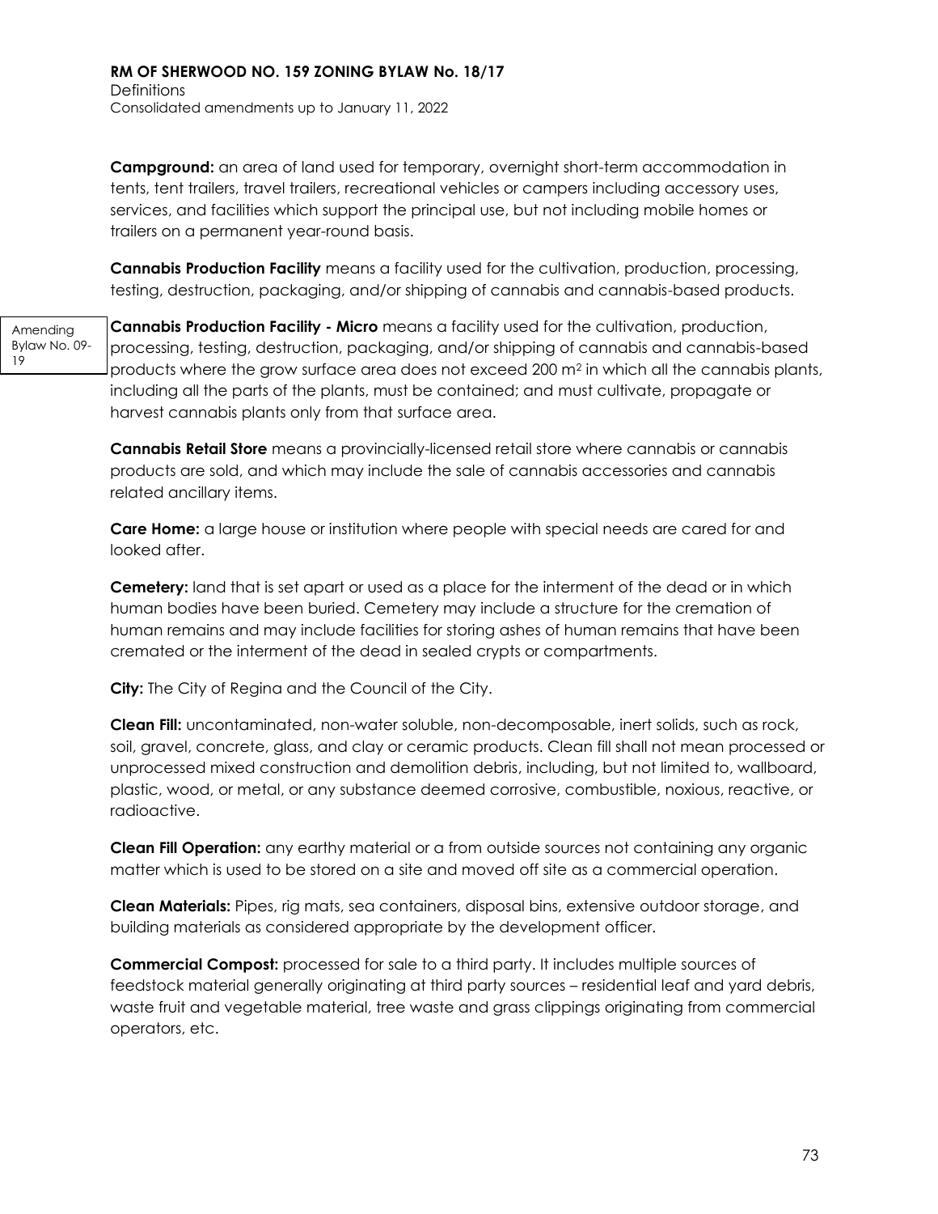**Campground:** an area of land used for temporary, overnight short-term accommodation in tents, tent trailers, travel trailers, recreational vehicles or campers including accessory uses, services, and facilities which support the principal use, but not including mobile homes or trailers on a permanent year-round basis.

**Cannabis Production Facility** means a facility used for the cultivation, production, processing, testing, destruction, packaging, and/or shipping of cannabis and cannabis-based products.

Amending Bylaw No. 09-19

**Cannabis Production Facility - Micro** means a facility used for the cultivation, production, processing, testing, destruction, packaging, and/or shipping of cannabis and cannabis-based products where the grow surface area does not exceed 200 $m^2$ in which all the cannabis plants, including all the parts of the plants, must be contained; and must cultivate, propagate or harvest cannabis plants only from that surface area.

**Cannabis Retail Store** means a provincially-licensed retail store where cannabis or cannabis products are sold, and which may include the sale of cannabis accessories and cannabis related ancillary items.

**Care Home:** a large house or institution where people with special needs are cared for and looked after.

**Cemetery:** land that is set apart or used as a place for the interment of the dead or in which human bodies have been buried. Cemetery may include a structure for the cremation of human remains and may include facilities for storing ashes of human remains that have been cremated or the interment of the dead in sealed crypts or compartments.

**City:** The City of Regina and the Council of the City.

**Clean Fill:** uncontaminated, non-water soluble, non-decomposable, inert solids, such as rock, soil, gravel, concrete, glass, and clay or ceramic products. Clean fill shall not mean processed or unprocessed mixed construction and demolition debris, including, but not limited to, wallboard, plastic, wood, or metal, or any substance deemed corrosive, combustible, noxious, reactive, or radioactive.

**Clean Fill Operation:** any earthy material or a from outside sources not containing any organic matter which is used to be stored on a site and moved off site as a commercial operation.

**Clean Materials:** Pipes, rig mats, sea containers, disposal bins, extensive outdoor storage, and building materials as considered appropriate by the development officer.

**Commercial Compost:** processed for sale to a third party. It includes multiple sources of feedstock material generally originating at third party sources – residential leaf and yard debris, waste fruit and vegetable material, tree waste and grass clippings originating from commercial operators, etc.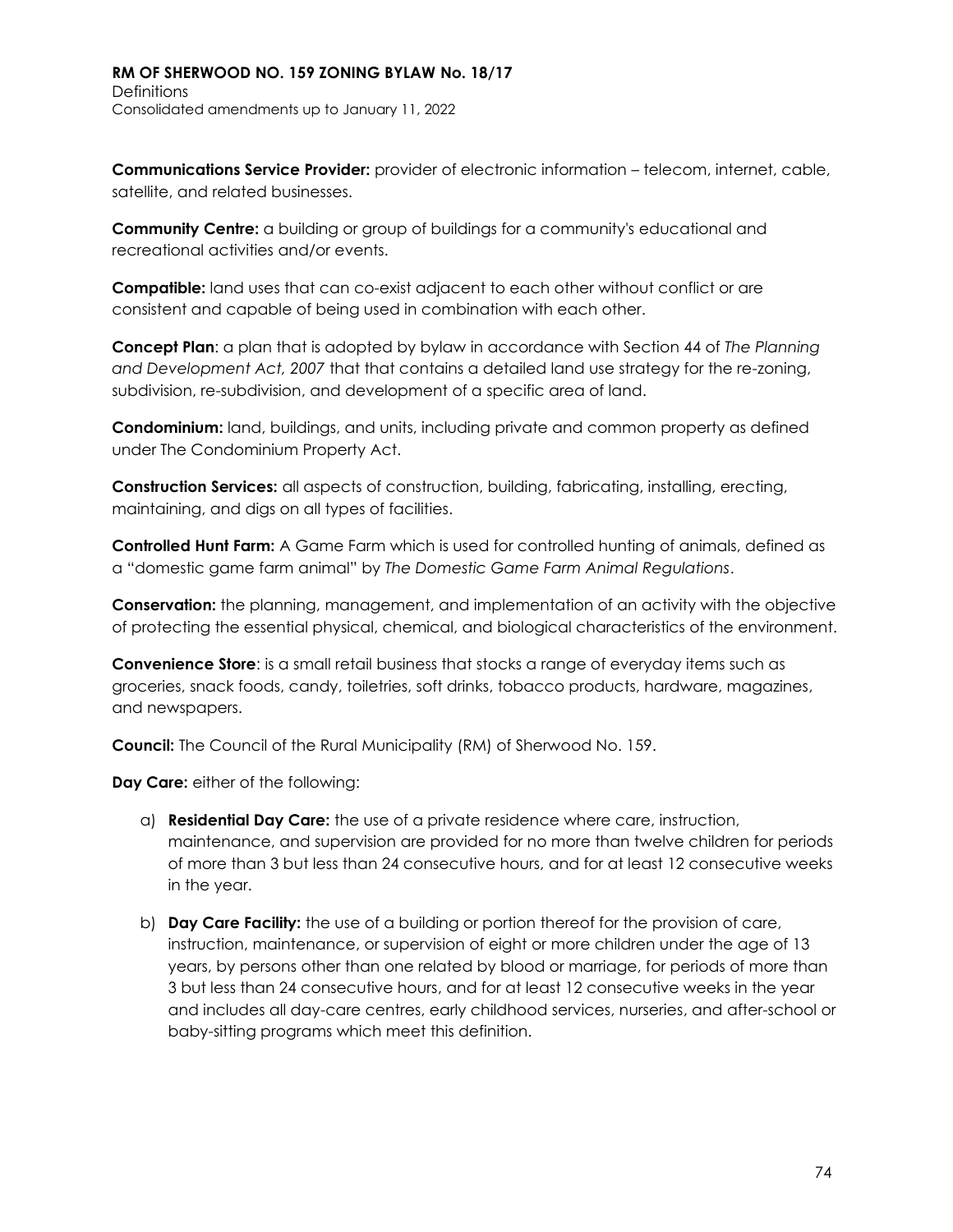**Communications Service Provider:** provider of electronic information – telecom, internet, cable, satellite, and related businesses.

**Community Centre:** a building or group of buildings for a community's educational and recreational activities and/or events.

**Compatible:** land uses that can co-exist adjacent to each other without conflict or are consistent and capable of being used in combination with each other.

**Concept Plan**: a plan that is adopted by bylaw in accordance with Section 44 of *The Planning and Development Act, 2007* that that contains a detailed land use strategy for the re-zoning, subdivision, re-subdivision, and development of a specific area of land.

**Condominium:** land, buildings, and units, including private and common property as defined under The Condominium Property Act.

**Construction Services:** all aspects of construction, building, fabricating, installing, erecting, maintaining, and digs on all types of facilities.

**Controlled Hunt Farm:** A Game Farm which is used for controlled hunting of animals, defined as a "domestic game farm animal" by *The Domestic Game Farm Animal Regulations*.

**Conservation:** the planning, management, and implementation of an activity with the objective of protecting the essential physical, chemical, and biological characteristics of the environment.

**Convenience Store**: is a small retail business that stocks a range of everyday items such as groceries, snack foods, candy, toiletries, soft drinks, tobacco products, hardware, magazines, and newspapers.

**Council:** The Council of the Rural Municipality (RM) of Sherwood No. 159.

**Day Care:** either of the following:

a) **Residential Day Care:** the use of a private residence where care, instruction, maintenance, and supervision are provided for no more than twelve children for periods of more than 3 but less than 24 consecutive hours, and for at least 12 consecutive weeks in the year.

b) **Day Care Facility:** the use of a building or portion thereof for the provision of care, instruction, maintenance, or supervision of eight or more children under the age of 13 years, by persons other than one related by blood or marriage, for periods of more than 3 but less than 24 consecutive hours, and for at least 12 consecutive weeks in the year and includes all day-care centres, early childhood services, nurseries, and after-school or baby-sitting programs which meet this definition.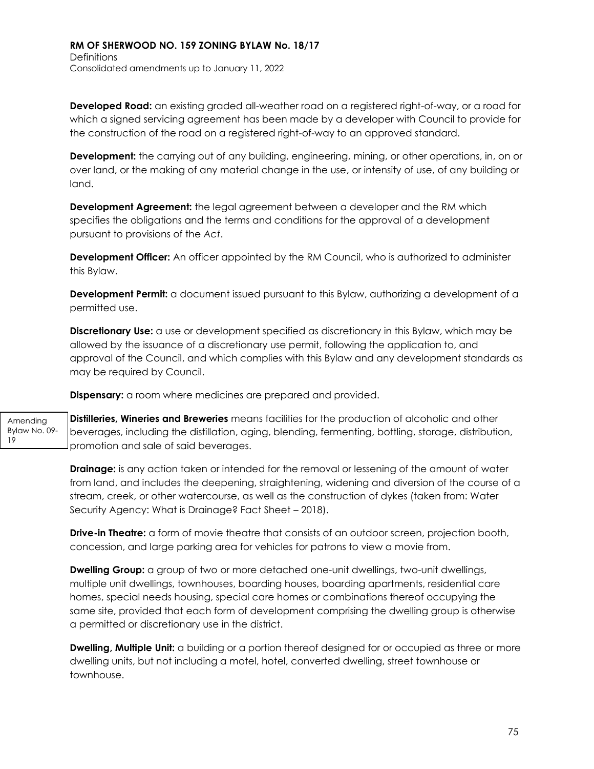**Developed Road:** an existing graded all-weather road on a registered right-of-way, or a road for which a signed servicing agreement has been made by a developer with Council to provide for the construction of the road on a registered right-of-way to an approved standard.

**Development:** the carrying out of any building, engineering, mining, or other operations, in, on or over land, or the making of any material change in the use, or intensity of use, of any building or land.

**Development Agreement:** the legal agreement between a developer and the RM which specifies the obligations and the terms and conditions for the approval of a development pursuant to provisions of the *Act*.

**Development Officer:** An officer appointed by the RM Council, who is authorized to administer this Bylaw.

**Development Permit:** a document issued pursuant to this Bylaw, authorizing a development of a permitted use.

**Discretionary Use:** a use or development specified as discretionary in this Bylaw, which may be allowed by the issuance of a discretionary use permit, following the application to, and approval of the Council, and which complies with this Bylaw and any development standards as may be required by Council.

**Dispensary:** a room where medicines are prepared and provided.

Amending Bylaw No. 09-19

**Distilleries, Wineries and Breweries** means facilities for the production of alcoholic and other beverages, including the distillation, aging, blending, fermenting, bottling, storage, distribution, promotion and sale of said beverages.

**Drainage:** is any action taken or intended for the removal or lessening of the amount of water from land, and includes the deepening, straightening, widening and diversion of the course of a stream, creek, or other watercourse, as well as the construction of dykes (taken from: Water Security Agency: What is Drainage? Fact Sheet – 2018).

**Drive-in Theatre:** a form of movie theatre that consists of an outdoor screen, projection booth, concession, and large parking area for vehicles for patrons to view a movie from.

**Dwelling Group:** a group of two or more detached one-unit dwellings, two-unit dwellings, multiple unit dwellings, townhouses, boarding houses, boarding apartments, residential care homes, special needs housing, special care homes or combinations thereof occupying the same site, provided that each form of development comprising the dwelling group is otherwise a permitted or discretionary use in the district.

**Dwelling, Multiple Unit:** a building or a portion thereof designed for or occupied as three or more dwelling units, but not including a motel, hotel, converted dwelling, street townhouse or townhouse.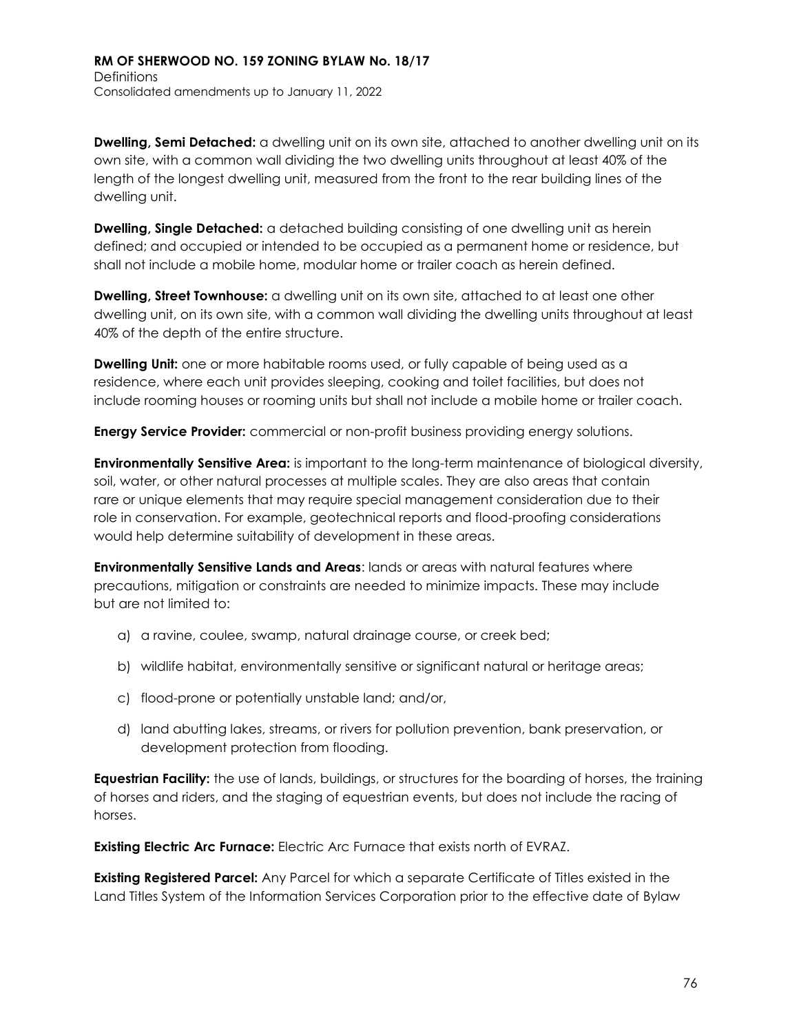**Dwelling, Semi Detached:** a dwelling unit on its own site, attached to another dwelling unit on its own site, with a common wall dividing the two dwelling units throughout at least 40% of the length of the longest dwelling unit, measured from the front to the rear building lines of the dwelling unit.

**Dwelling, Single Detached:** a detached building consisting of one dwelling unit as herein defined; and occupied or intended to be occupied as a permanent home or residence, but shall not include a mobile home, modular home or trailer coach as herein defined.

**Dwelling, Street Townhouse:** a dwelling unit on its own site, attached to at least one other dwelling unit, on its own site, with a common wall dividing the dwelling units throughout at least 40% of the depth of the entire structure.

**Dwelling Unit:** one or more habitable rooms used, or fully capable of being used as a residence, where each unit provides sleeping, cooking and toilet facilities, but does not include rooming houses or rooming units but shall not include a mobile home or trailer coach.

**Energy Service Provider:** commercial or non-profit business providing energy solutions.

**Environmentally Sensitive Area:** is important to the long-term maintenance of biological diversity, soil, water, or other natural processes at multiple scales. They are also areas that contain rare or unique elements that may require special management consideration due to their role in conservation. For example, geotechnical reports and flood-proofing considerations would help determine suitability of development in these areas.

**Environmentally Sensitive Lands and Areas**: lands or areas with natural features where precautions, mitigation or constraints are needed to minimize impacts. These may include but are not limited to:

a) a ravine, coulee, swamp, natural drainage course, or creek bed;

b) wildlife habitat, environmentally sensitive or significant natural or heritage areas;

c) flood-prone or potentially unstable land; and/or,

d) land abutting lakes, streams, or rivers for pollution prevention, bank preservation, or development protection from flooding.

**Equestrian Facility:** the use of lands, buildings, or structures for the boarding of horses, the training of horses and riders, and the staging of equestrian events, but does not include the racing of horses.

**Existing Electric Arc Furnace:** Electric Arc Furnace that exists north of EVRAZ.

**Existing Registered Parcel:** Any Parcel for which a separate Certificate of Titles existed in the Land Titles System of the Information Services Corporation prior to the effective date of Bylaw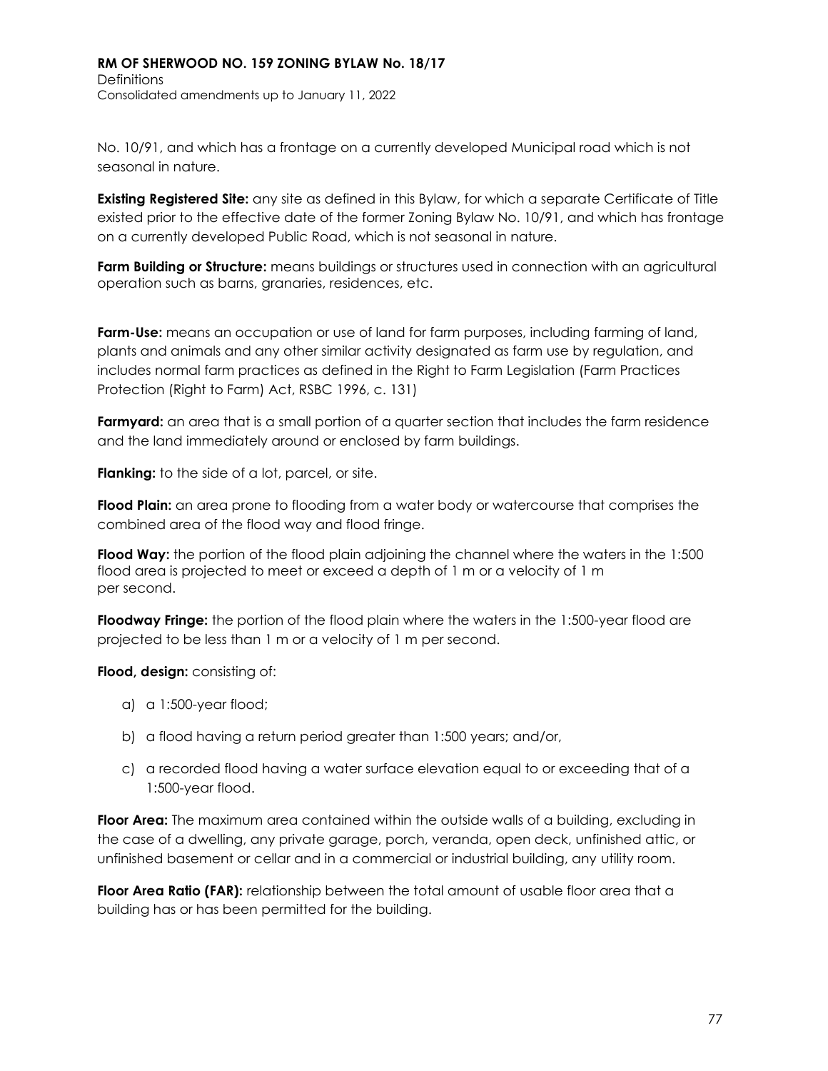No. 10/91, and which has a frontage on a currently developed Municipal road which is not seasonal in nature.

**Existing Registered Site:** any site as defined in this Bylaw, for which a separate Certificate of Title existed prior to the effective date of the former Zoning Bylaw No. 10/91, and which has frontage on a currently developed Public Road, which is not seasonal in nature.

**Farm Building or Structure:** means buildings or structures used in connection with an agricultural operation such as barns, granaries, residences, etc.

**Farm-Use:** means an occupation or use of land for farm purposes, including farming of land, plants and animals and any other similar activity designated as farm use by regulation, and includes normal farm practices as defined in the Right to Farm Legislation (Farm Practices Protection (Right to Farm) Act, RSBC 1996, c. 131)

**Farmyard:** an area that is a small portion of a quarter section that includes the farm residence and the land immediately around or enclosed by farm buildings.

**Flanking:** to the side of a lot, parcel, or site.

**Flood Plain:** an area prone to flooding from a water body or watercourse that comprises the combined area of the flood way and flood fringe.

**Flood Way:** the portion of the flood plain adjoining the channel where the waters in the 1:500 flood area is projected to meet or exceed a depth of 1 m or a velocity of 1 m per second.

**Floodway Fringe:** the portion of the flood plain where the waters in the 1:500-year flood are projected to be less than 1 m or a velocity of 1 m per second.

**Flood, design:** consisting of:

a) a 1:500-year flood;

b) a flood having a return period greater than 1:500 years; and/or,

c) a recorded flood having a water surface elevation equal to or exceeding that of a 1:500-year flood.

**Floor Area:** The maximum area contained within the outside walls of a building, excluding in the case of a dwelling, any private garage, porch, veranda, open deck, unfinished attic, or unfinished basement or cellar and in a commercial or industrial building, any utility room.

**Floor Area Ratio (FAR):** relationship between the total amount of usable floor area that a building has or has been permitted for the building.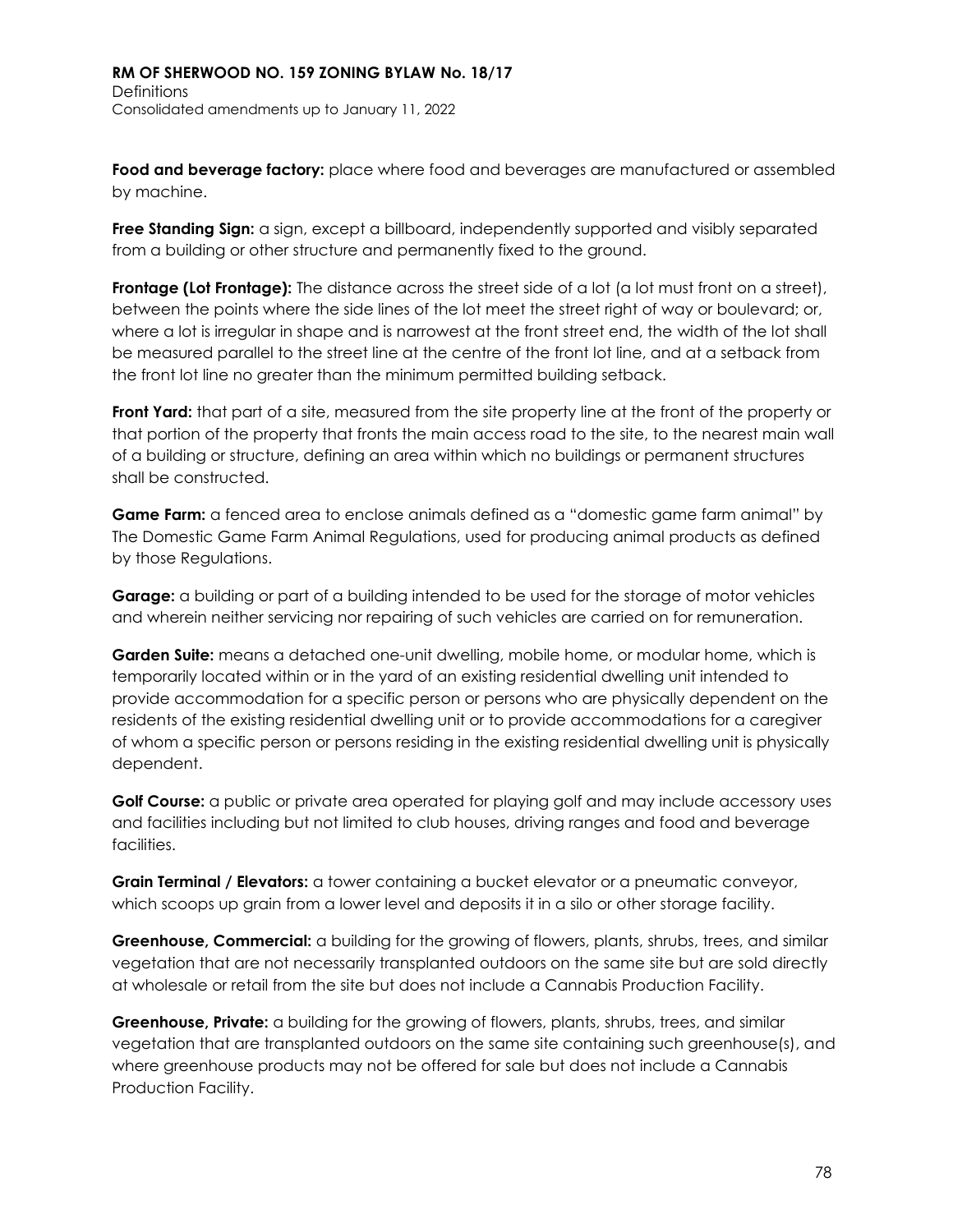**Food and beverage factory:** place where food and beverages are manufactured or assembled by machine.

**Free Standing Sign:** a sign, except a billboard, independently supported and visibly separated from a building or other structure and permanently fixed to the ground.

**Frontage (Lot Frontage):** The distance across the street side of a lot (a lot must front on a street), between the points where the side lines of the lot meet the street right of way or boulevard; or, where a lot is irregular in shape and is narrowest at the front street end, the width of the lot shall be measured parallel to the street line at the centre of the front lot line, and at a setback from the front lot line no greater than the minimum permitted building setback.

**Front Yard:** that part of a site, measured from the site property line at the front of the property or that portion of the property that fronts the main access road to the site, to the nearest main wall of a building or structure, defining an area within which no buildings or permanent structures shall be constructed.

**Game Farm:** a fenced area to enclose animals defined as a "domestic game farm animal" by The Domestic Game Farm Animal Regulations, used for producing animal products as defined by those Regulations.

**Garage:** a building or part of a building intended to be used for the storage of motor vehicles and wherein neither servicing nor repairing of such vehicles are carried on for remuneration.

**Garden Suite:** means a detached one-unit dwelling, mobile home, or modular home, which is temporarily located within or in the yard of an existing residential dwelling unit intended to provide accommodation for a specific person or persons who are physically dependent on the residents of the existing residential dwelling unit or to provide accommodations for a caregiver of whom a specific person or persons residing in the existing residential dwelling unit is physically dependent.

**Golf Course:** a public or private area operated for playing golf and may include accessory uses and facilities including but not limited to club houses, driving ranges and food and beverage facilities.

**Grain Terminal / Elevators:** a tower containing a bucket elevator or a pneumatic conveyor, which scoops up grain from a lower level and deposits it in a silo or other storage facility.

**Greenhouse, Commercial:** a building for the growing of flowers, plants, shrubs, trees, and similar vegetation that are not necessarily transplanted outdoors on the same site but are sold directly at wholesale or retail from the site but does not include a Cannabis Production Facility.

**Greenhouse, Private:** a building for the growing of flowers, plants, shrubs, trees, and similar vegetation that are transplanted outdoors on the same site containing such greenhouse(s), and where greenhouse products may not be offered for sale but does not include a Cannabis Production Facility.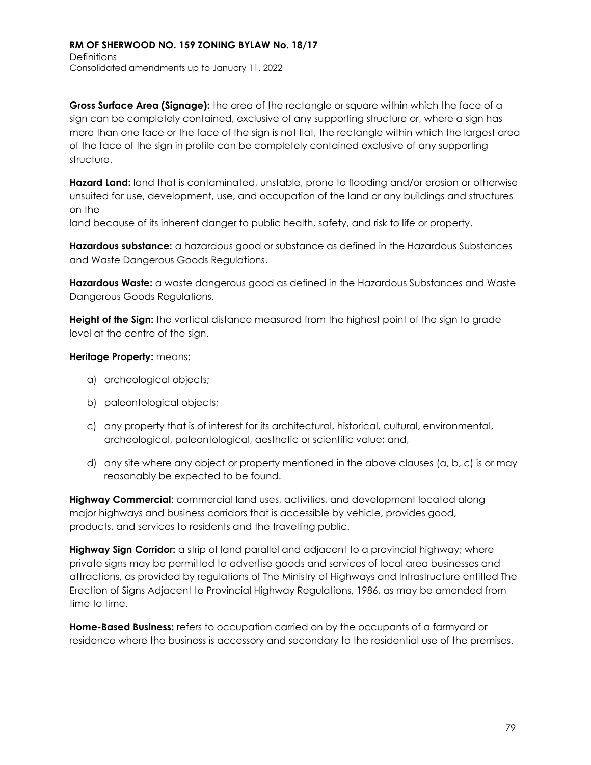**Gross Surface Area (Signage):** the area of the rectangle or square within which the face of a sign can be completely contained, exclusive of any supporting structure or, where a sign has more than one face or the face of the sign is not flat, the rectangle within which the largest area of the face of the sign in profile can be completely contained exclusive of any supporting structure.

**Hazard Land:** land that is contaminated, unstable, prone to flooding and/or erosion or otherwise unsuited for use, development, use, and occupation of the land or any buildings and structures on the land because of its inherent danger to public health, safety, and risk to life or property.

**Hazardous substance:** a hazardous good or substance as defined in the Hazardous Substances and Waste Dangerous Goods Regulations.

**Hazardous Waste:** a waste dangerous good as defined in the Hazardous Substances and Waste Dangerous Goods Regulations.

**Height of the Sign:** the vertical distance measured from the highest point of the sign to grade level at the centre of the sign.

**Heritage Property:** means:

a) archeological objects;

b) paleontological objects;

c) any property that is of interest for its architectural, historical, cultural, environmental, archeological, paleontological, aesthetic or scientific value; and,

d) any site where any object or property mentioned in the above clauses (a, b, c) is or may reasonably be expected to be found.

**Highway Commercial**: commercial land uses, activities, and development located along major highways and business corridors that is accessible by vehicle, provides good, products, and services to residents and the travelling public.

**Highway Sign Corridor:** a strip of land parallel and adjacent to a provincial highway; where private signs may be permitted to advertise goods and services of local area businesses and attractions, as provided by regulations of The Ministry of Highways and Infrastructure entitled The Erection of Signs Adjacent to Provincial Highway Regulations, 1986, as may be amended from time to time.

**Home-Based Business:** refers to occupation carried on by the occupants of a farmyard or residence where the business is accessory and secondary to the residential use of the premises.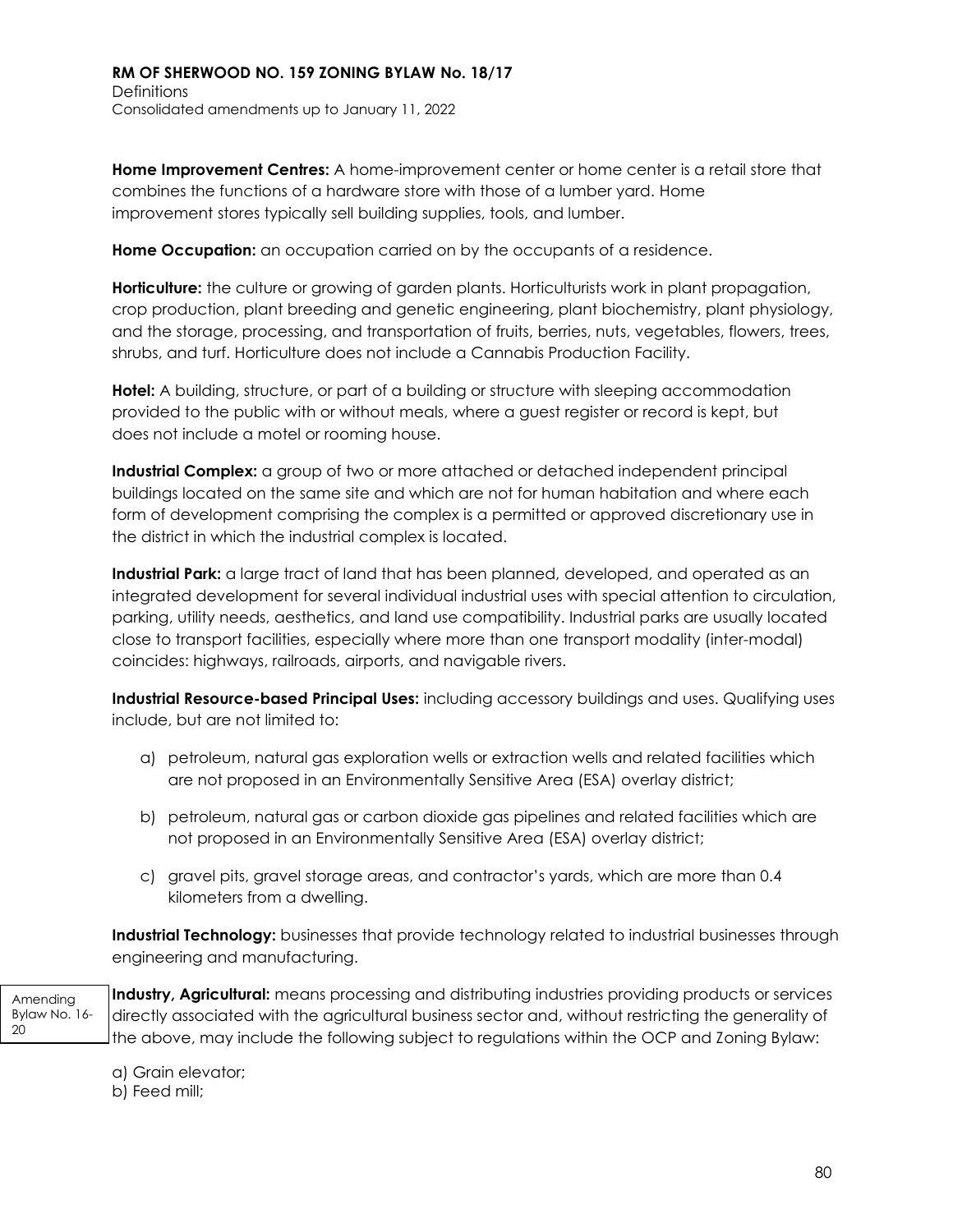**Home Improvement Centres:** A home-improvement center or home center is a retail store that combines the functions of a hardware store with those of a lumber yard. Home improvement stores typically sell building supplies, tools, and lumber.

**Home Occupation:** an occupation carried on by the occupants of a residence.

**Horticulture:** the culture or growing of garden plants. Horticulturists work in plant propagation, crop production, plant breeding and genetic engineering, plant biochemistry, plant physiology, and the storage, processing, and transportation of fruits, berries, nuts, vegetables, flowers, trees, shrubs, and turf. Horticulture does not include a Cannabis Production Facility.

**Hotel:** A building, structure, or part of a building or structure with sleeping accommodation provided to the public with or without meals, where a guest register or record is kept, but does not include a motel or rooming house.

**Industrial Complex:** a group of two or more attached or detached independent principal buildings located on the same site and which are not for human habitation and where each form of development comprising the complex is a permitted or approved discretionary use in the district in which the industrial complex is located.

**Industrial Park:** a large tract of land that has been planned, developed, and operated as an integrated development for several individual industrial uses with special attention to circulation, parking, utility needs, aesthetics, and land use compatibility. Industrial parks are usually located close to transport facilities, especially where more than one transport modality (inter-modal) coincides: highways, railroads, airports, and navigable rivers.

**Industrial Resource-based Principal Uses:** including accessory buildings and uses. Qualifying uses include, but are not limited to:

a) petroleum, natural gas exploration wells or extraction wells and related facilities which are not proposed in an Environmentally Sensitive Area (ESA) overlay district;

b) petroleum, natural gas or carbon dioxide gas pipelines and related facilities which are not proposed in an Environmentally Sensitive Area (ESA) overlay district;

c) gravel pits, gravel storage areas, and contractor's yards, which are more than 0.4 kilometers from a dwelling.

**Industrial Technology:** businesses that provide technology related to industrial businesses through engineering and manufacturing.

Amending Bylaw No. 16-20

**Industry, Agricultural:** means processing and distributing industries providing products or services directly associated with the agricultural business sector and, without restricting the generality of the above, may include the following subject to regulations within the OCP and Zoning Bylaw:

a) Grain elevator;
b) Feed mill;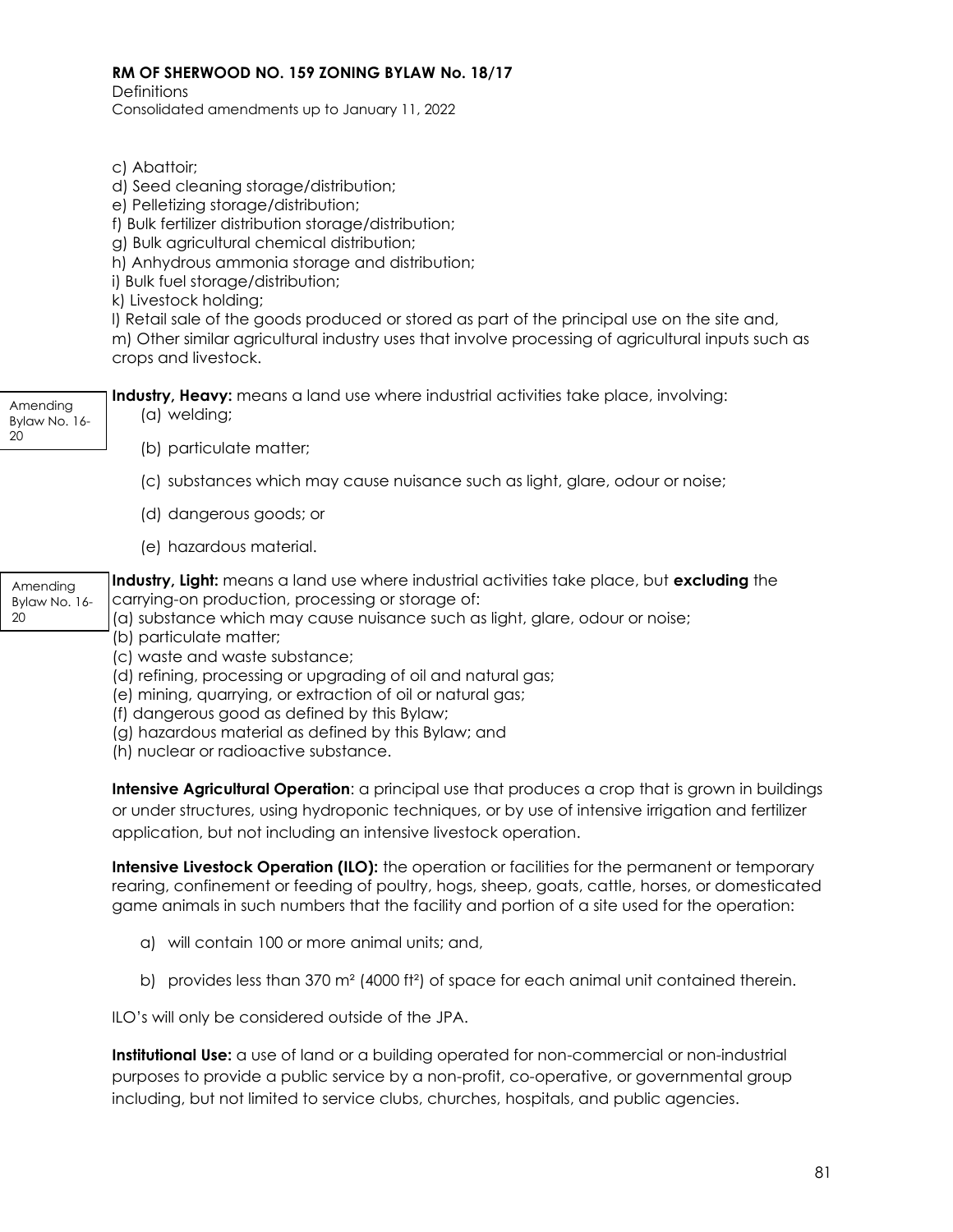c) Abattoir;
d) Seed cleaning storage/distribution;
e) Pelletizing storage/distribution;
f) Bulk fertilizer distribution storage/distribution;
g) Bulk agricultural chemical distribution;
h) Anhydrous ammonia storage and distribution;
i) Bulk fuel storage/distribution;
k) Livestock holding;
l) Retail sale of the goods produced or stored as part of the principal use on the site and,
m) Other similar agricultural industry uses that involve processing of agricultural inputs such as crops and livestock.

Amending Bylaw No. 16-20

**Industry, Heavy:** means a land use where industrial activities take place, involving:

(a) welding;

(b) particulate matter;

(c) substances which may cause nuisance such as light, glare, odour or noise;

(d) dangerous goods; or

(e) hazardous material.

Amending Bylaw No. 16-20

**Industry, Light:** means a land use where industrial activities take place, but **excluding** the carrying-on production, processing or storage of:
(a) substance which may cause nuisance such as light, glare, odour or noise;
(b) particulate matter;
(c) waste and waste substance;
(d) refining, processing or upgrading of oil and natural gas;
(e) mining, quarrying, or extraction of oil or natural gas;
(f) dangerous good as defined by this Bylaw;
(g) hazardous material as defined by this Bylaw; and
(h) nuclear or radioactive substance.

**Intensive Agricultural Operation**: a principal use that produces a crop that is grown in buildings or under structures, using hydroponic techniques, or by use of intensive irrigation and fertilizer application, but not including an intensive livestock operation.

**Intensive Livestock Operation (ILO):** the operation or facilities for the permanent or temporary rearing, confinement or feeding of poultry, hogs, sheep, goats, cattle, horses, or domesticated game animals in such numbers that the facility and portion of a site used for the operation:

a) will contain 100 or more animal units; and,

b) provides less than 370 m² (4000 ft²) of space for each animal unit contained therein.

ILO's will only be considered outside of the JPA.

**Institutional Use:** a use of land or a building operated for non-commercial or non-industrial purposes to provide a public service by a non-profit, co-operative, or governmental group including, but not limited to service clubs, churches, hospitals, and public agencies.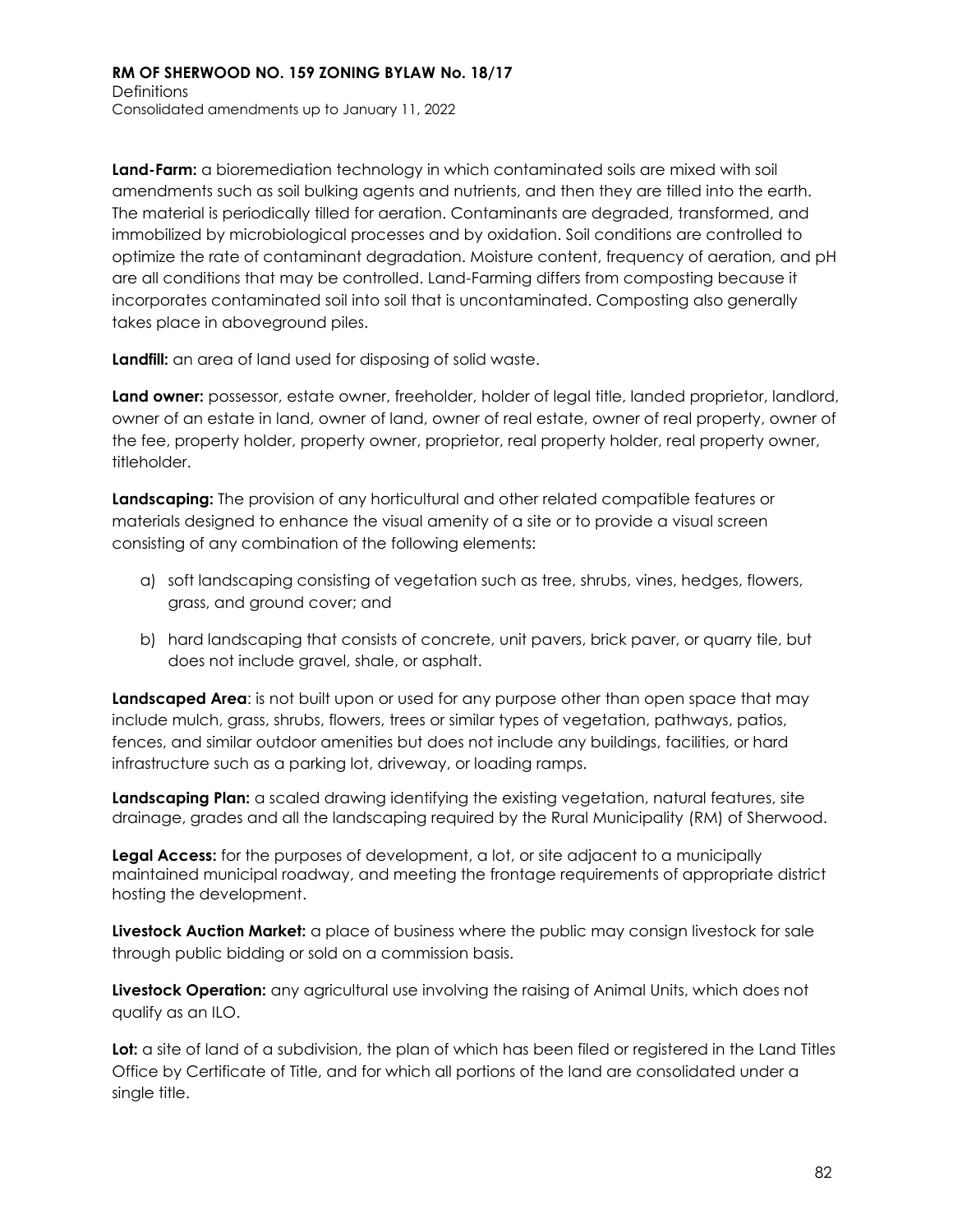**Land-Farm:** a bioremediation technology in which contaminated soils are mixed with soil amendments such as soil bulking agents and nutrients, and then they are tilled into the earth. The material is periodically tilled for aeration. Contaminants are degraded, transformed, and immobilized by microbiological processes and by oxidation. Soil conditions are controlled to optimize the rate of contaminant degradation. Moisture content, frequency of aeration, and pH are all conditions that may be controlled. Land-Farming differs from composting because it incorporates contaminated soil into soil that is uncontaminated. Composting also generally takes place in aboveground piles.

**Landfill:** an area of land used for disposing of solid waste.

**Land owner:** possessor, estate owner, freeholder, holder of legal title, landed proprietor, landlord, owner of an estate in land, owner of land, owner of real estate, owner of real property, owner of the fee, property holder, property owner, proprietor, real property holder, real property owner, titleholder.

**Landscaping:** The provision of any horticultural and other related compatible features or materials designed to enhance the visual amenity of a site or to provide a visual screen consisting of any combination of the following elements:

a) soft landscaping consisting of vegetation such as tree, shrubs, vines, hedges, flowers, grass, and ground cover; and

b) hard landscaping that consists of concrete, unit pavers, brick paver, or quarry tile, but does not include gravel, shale, or asphalt.

**Landscaped Area**: is not built upon or used for any purpose other than open space that may include mulch, grass, shrubs, flowers, trees or similar types of vegetation, pathways, patios, fences, and similar outdoor amenities but does not include any buildings, facilities, or hard infrastructure such as a parking lot, driveway, or loading ramps.

**Landscaping Plan:** a scaled drawing identifying the existing vegetation, natural features, site drainage, grades and all the landscaping required by the Rural Municipality (RM) of Sherwood.

**Legal Access:** for the purposes of development, a lot, or site adjacent to a municipally maintained municipal roadway, and meeting the frontage requirements of appropriate district hosting the development.

**Livestock Auction Market:** a place of business where the public may consign livestock for sale through public bidding or sold on a commission basis.

**Livestock Operation:** any agricultural use involving the raising of Animal Units, which does not qualify as an ILO.

**Lot:** a site of land of a subdivision, the plan of which has been filed or registered in the Land Titles Office by Certificate of Title, and for which all portions of the land are consolidated under a single title.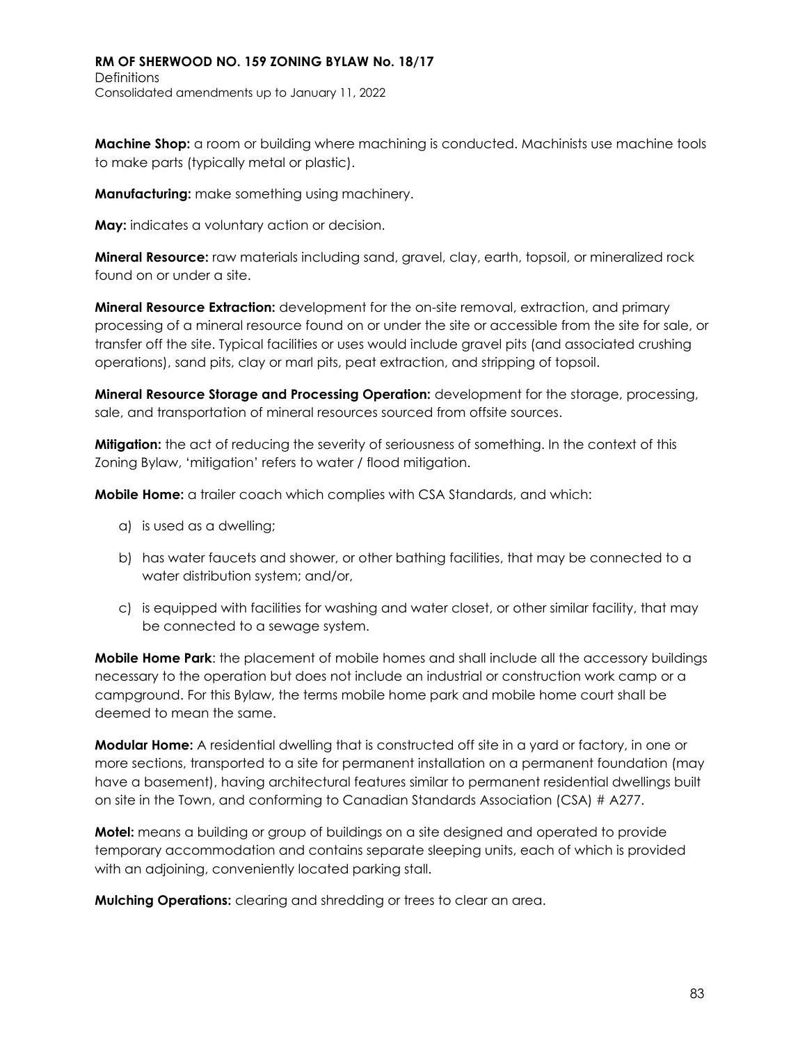**Machine Shop:** a room or building where machining is conducted. Machinists use machine tools to make parts (typically metal or plastic).

**Manufacturing:** make something using machinery.

**May:** indicates a voluntary action or decision.

**Mineral Resource:** raw materials including sand, gravel, clay, earth, topsoil, or mineralized rock found on or under a site.

**Mineral Resource Extraction:** development for the on-site removal, extraction, and primary processing of a mineral resource found on or under the site or accessible from the site for sale, or transfer off the site. Typical facilities or uses would include gravel pits (and associated crushing operations), sand pits, clay or marl pits, peat extraction, and stripping of topsoil.

**Mineral Resource Storage and Processing Operation:** development for the storage, processing, sale, and transportation of mineral resources sourced from offsite sources.

**Mitigation:** the act of reducing the severity of seriousness of something. In the context of this Zoning Bylaw, 'mitigation' refers to water / flood mitigation.

**Mobile Home:** a trailer coach which complies with CSA Standards, and which:

a) is used as a dwelling;

b) has water faucets and shower, or other bathing facilities, that may be connected to a water distribution system; and/or,

c) is equipped with facilities for washing and water closet, or other similar facility, that may be connected to a sewage system.

**Mobile Home Park**: the placement of mobile homes and shall include all the accessory buildings necessary to the operation but does not include an industrial or construction work camp or a campground. For this Bylaw, the terms mobile home park and mobile home court shall be deemed to mean the same.

**Modular Home:** A residential dwelling that is constructed off site in a yard or factory, in one or more sections, transported to a site for permanent installation on a permanent foundation (may have a basement), having architectural features similar to permanent residential dwellings built on site in the Town, and conforming to Canadian Standards Association (CSA) # A277.

**Motel:** means a building or group of buildings on a site designed and operated to provide temporary accommodation and contains separate sleeping units, each of which is provided with an adjoining, conveniently located parking stall.

**Mulching Operations:** clearing and shredding or trees to clear an area.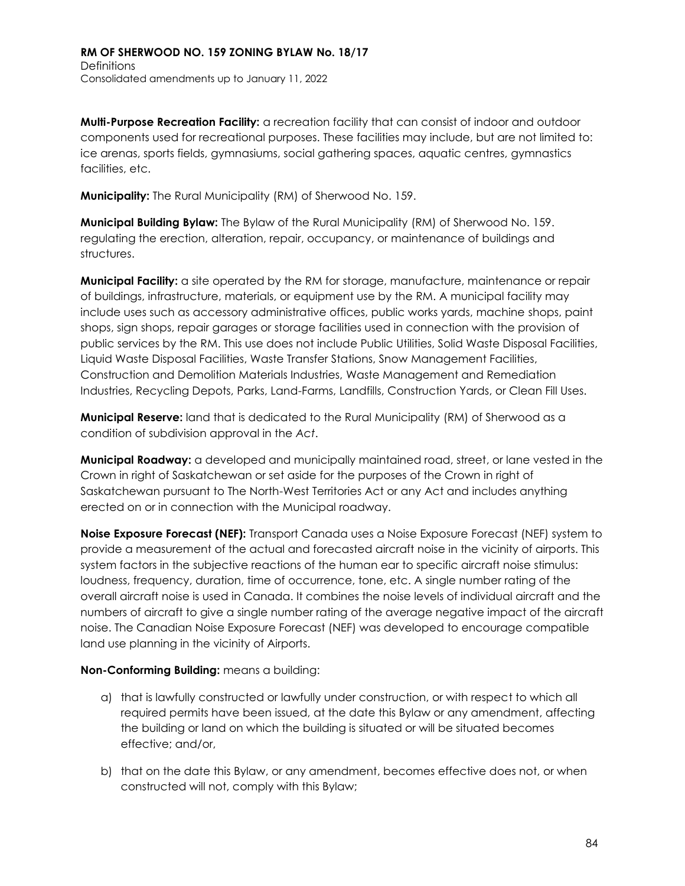**Multi-Purpose Recreation Facility:** a recreation facility that can consist of indoor and outdoor components used for recreational purposes. These facilities may include, but are not limited to: ice arenas, sports fields, gymnasiums, social gathering spaces, aquatic centres, gymnastics facilities, etc.

**Municipality:** The Rural Municipality (RM) of Sherwood No. 159.

**Municipal Building Bylaw:** The Bylaw of the Rural Municipality (RM) of Sherwood No. 159. regulating the erection, alteration, repair, occupancy, or maintenance of buildings and structures.

**Municipal Facility:** a site operated by the RM for storage, manufacture, maintenance or repair of buildings, infrastructure, materials, or equipment use by the RM. A municipal facility may include uses such as accessory administrative offices, public works yards, machine shops, paint shops, sign shops, repair garages or storage facilities used in connection with the provision of public services by the RM. This use does not include Public Utilities, Solid Waste Disposal Facilities, Liquid Waste Disposal Facilities, Waste Transfer Stations, Snow Management Facilities, Construction and Demolition Materials Industries, Waste Management and Remediation Industries, Recycling Depots, Parks, Land-Farms, Landfills, Construction Yards, or Clean Fill Uses.

**Municipal Reserve:** land that is dedicated to the Rural Municipality (RM) of Sherwood as a condition of subdivision approval in the *Act*.

**Municipal Roadway:** a developed and municipally maintained road, street, or lane vested in the Crown in right of Saskatchewan or set aside for the purposes of the Crown in right of Saskatchewan pursuant to The North-West Territories Act or any Act and includes anything erected on or in connection with the Municipal roadway.

**Noise Exposure Forecast (NEF):** Transport Canada uses a Noise Exposure Forecast (NEF) system to provide a measurement of the actual and forecasted aircraft noise in the vicinity of airports. This system factors in the subjective reactions of the human ear to specific aircraft noise stimulus: loudness, frequency, duration, time of occurrence, tone, etc. A single number rating of the overall aircraft noise is used in Canada. It combines the noise levels of individual aircraft and the numbers of aircraft to give a single number rating of the average negative impact of the aircraft noise. The Canadian Noise Exposure Forecast (NEF) was developed to encourage compatible land use planning in the vicinity of Airports.

**Non-Conforming Building:** means a building:

a) that is lawfully constructed or lawfully under construction, or with respect to which all required permits have been issued, at the date this Bylaw or any amendment, affecting the building or land on which the building is situated or will be situated becomes effective; and/or,

b) that on the date this Bylaw, or any amendment, becomes effective does not, or when constructed will not, comply with this Bylaw;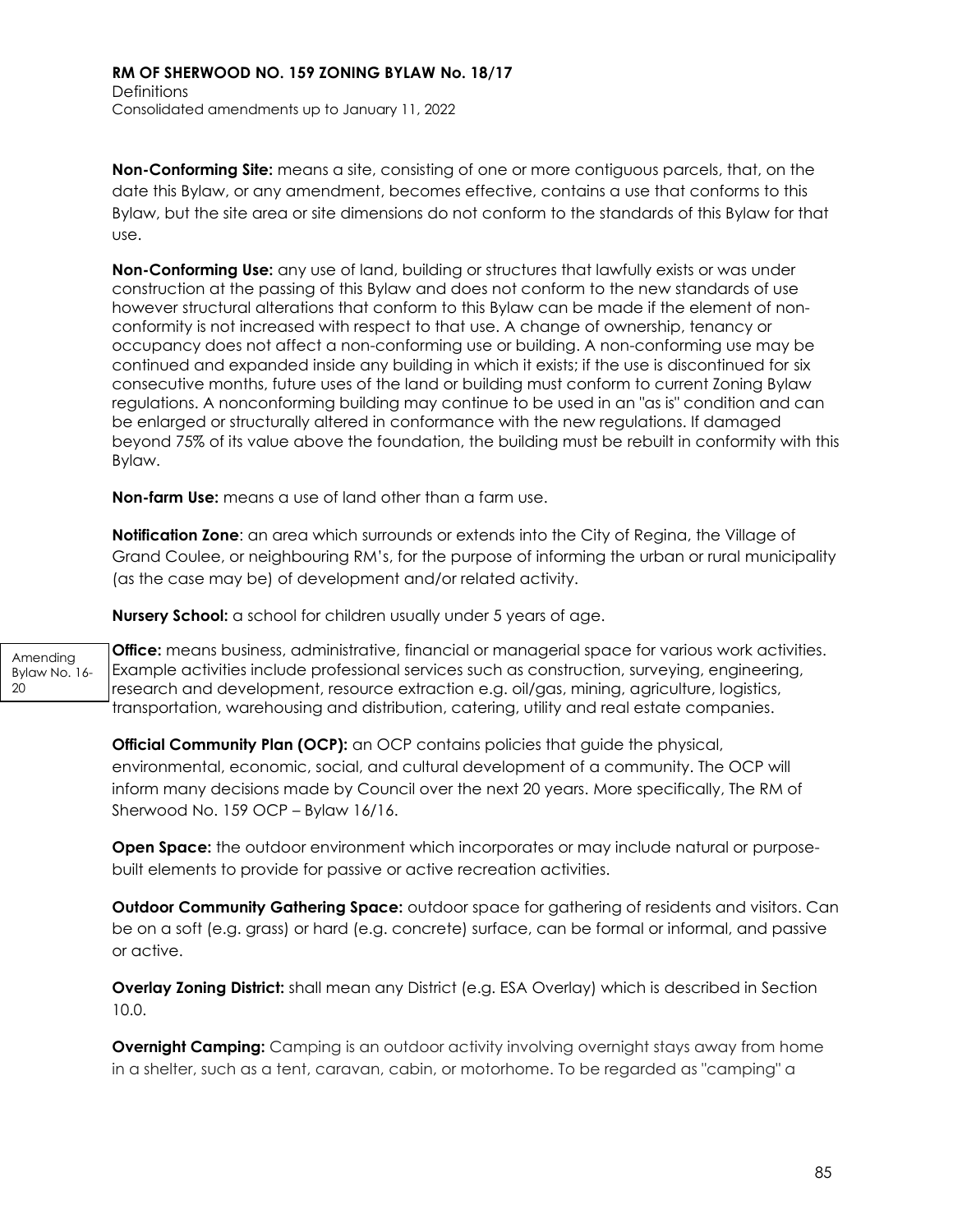**Non-Conforming Site:** means a site, consisting of one or more contiguous parcels, that, on the date this Bylaw, or any amendment, becomes effective, contains a use that conforms to this Bylaw, but the site area or site dimensions do not conform to the standards of this Bylaw for that use.

**Non-Conforming Use:** any use of land, building or structures that lawfully exists or was under construction at the passing of this Bylaw and does not conform to the new standards of use however structural alterations that conform to this Bylaw can be made if the element of non-conformity is not increased with respect to that use. A change of ownership, tenancy or occupancy does not affect a non-conforming use or building. A non-conforming use may be continued and expanded inside any building in which it exists; if the use is discontinued for six consecutive months, future uses of the land or building must conform to current Zoning Bylaw regulations. A nonconforming building may continue to be used in an "as is" condition and can be enlarged or structurally altered in conformance with the new regulations. If damaged beyond 75% of its value above the foundation, the building must be rebuilt in conformity with this Bylaw.

**Non-farm Use:** means a use of land other than a farm use.

**Notification Zone**: an area which surrounds or extends into the City of Regina, the Village of Grand Coulee, or neighbouring RM's, for the purpose of informing the urban or rural municipality (as the case may be) of development and/or related activity.

**Nursery School:** a school for children usually under 5 years of age.

Amending Bylaw No. 16-20

**Office:** means business, administrative, financial or managerial space for various work activities. Example activities include professional services such as construction, surveying, engineering, research and development, resource extraction e.g. oil/gas, mining, agriculture, logistics, transportation, warehousing and distribution, catering, utility and real estate companies.

**Official Community Plan (OCP):** an OCP contains policies that guide the physical, environmental, economic, social, and cultural development of a community. The OCP will inform many decisions made by Council over the next 20 years. More specifically, The RM of Sherwood No. 159 OCP – Bylaw 16/16.

**Open Space:** the outdoor environment which incorporates or may include natural or purpose-built elements to provide for passive or active recreation activities.

**Outdoor Community Gathering Space:** outdoor space for gathering of residents and visitors. Can be on a soft (e.g. grass) or hard (e.g. concrete) surface, can be formal or informal, and passive or active.

**Overlay Zoning District:** shall mean any District (e.g. ESA Overlay) which is described in Section 10.0.

**Overnight Camping:** Camping is an outdoor activity involving overnight stays away from home in a shelter, such as a tent, caravan, cabin, or motorhome. To be regarded as "camping" a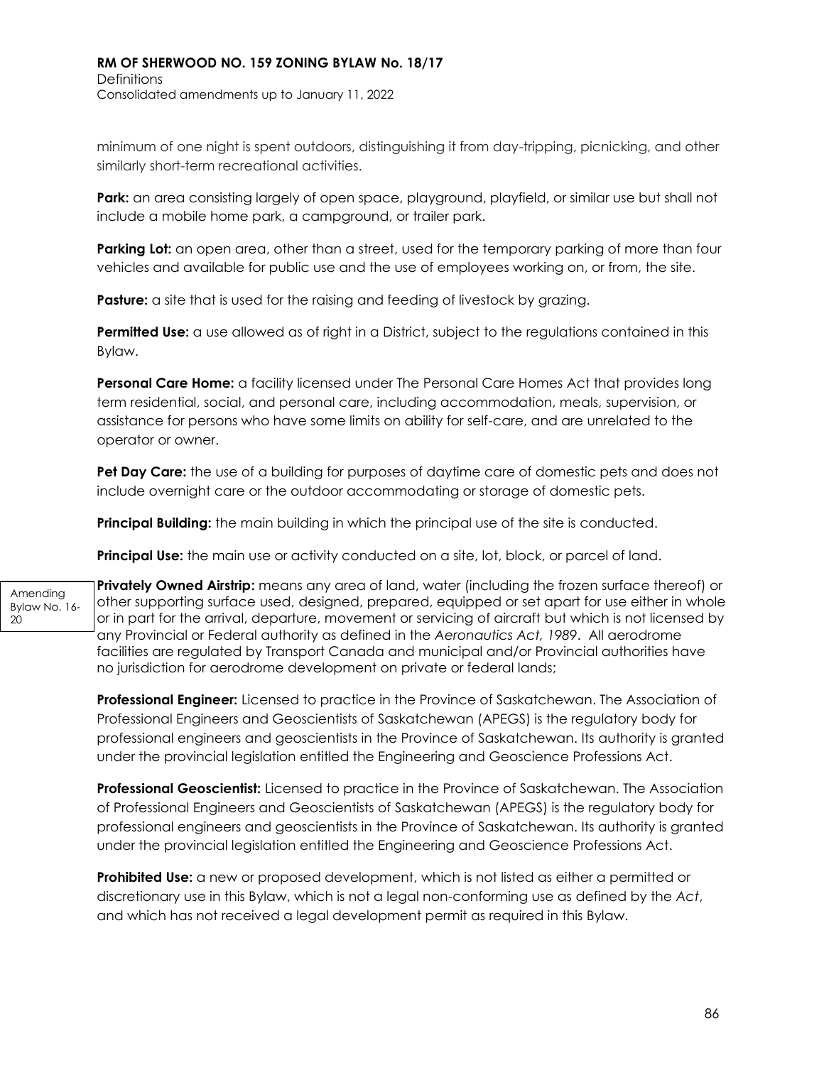minimum of one night is spent outdoors, distinguishing it from day-tripping, picnicking, and other similarly short-term recreational activities.

**Park:** an area consisting largely of open space, playground, playfield, or similar use but shall not include a mobile home park, a campground, or trailer park.

**Parking Lot:** an open area, other than a street, used for the temporary parking of more than four vehicles and available for public use and the use of employees working on, or from, the site.

**Pasture:** a site that is used for the raising and feeding of livestock by grazing.

**Permitted Use:** a use allowed as of right in a District, subject to the regulations contained in this Bylaw.

**Personal Care Home:** a facility licensed under The Personal Care Homes Act that provides long term residential, social, and personal care, including accommodation, meals, supervision, or assistance for persons who have some limits on ability for self-care, and are unrelated to the operator or owner.

**Pet Day Care:** the use of a building for purposes of daytime care of domestic pets and does not include overnight care or the outdoor accommodating or storage of domestic pets.

**Principal Building:** the main building in which the principal use of the site is conducted.

**Principal Use:** the main use or activity conducted on a site, lot, block, or parcel of land.

Amending Bylaw No. 16-20

**Privately Owned Airstrip:** means any area of land, water (including the frozen surface thereof) or other supporting surface used, designed, prepared, equipped or set apart for use either in whole or in part for the arrival, departure, movement or servicing of aircraft but which is not licensed by any Provincial or Federal authority as defined in the *Aeronautics Act, 1989*. All aerodrome facilities are regulated by Transport Canada and municipal and/or Provincial authorities have no jurisdiction for aerodrome development on private or federal lands;

**Professional Engineer:** Licensed to practice in the Province of Saskatchewan. The Association of Professional Engineers and Geoscientists of Saskatchewan (APEGS) is the regulatory body for professional engineers and geoscientists in the Province of Saskatchewan. Its authority is granted under the provincial legislation entitled the Engineering and Geoscience Professions Act.

**Professional Geoscientist:** Licensed to practice in the Province of Saskatchewan. The Association of Professional Engineers and Geoscientists of Saskatchewan (APEGS) is the regulatory body for professional engineers and geoscientists in the Province of Saskatchewan. Its authority is granted under the provincial legislation entitled the Engineering and Geoscience Professions Act.

**Prohibited Use:** a new or proposed development, which is not listed as either a permitted or discretionary use in this Bylaw, which is not a legal non-conforming use as defined by the *Act*, and which has not received a legal development permit as required in this Bylaw.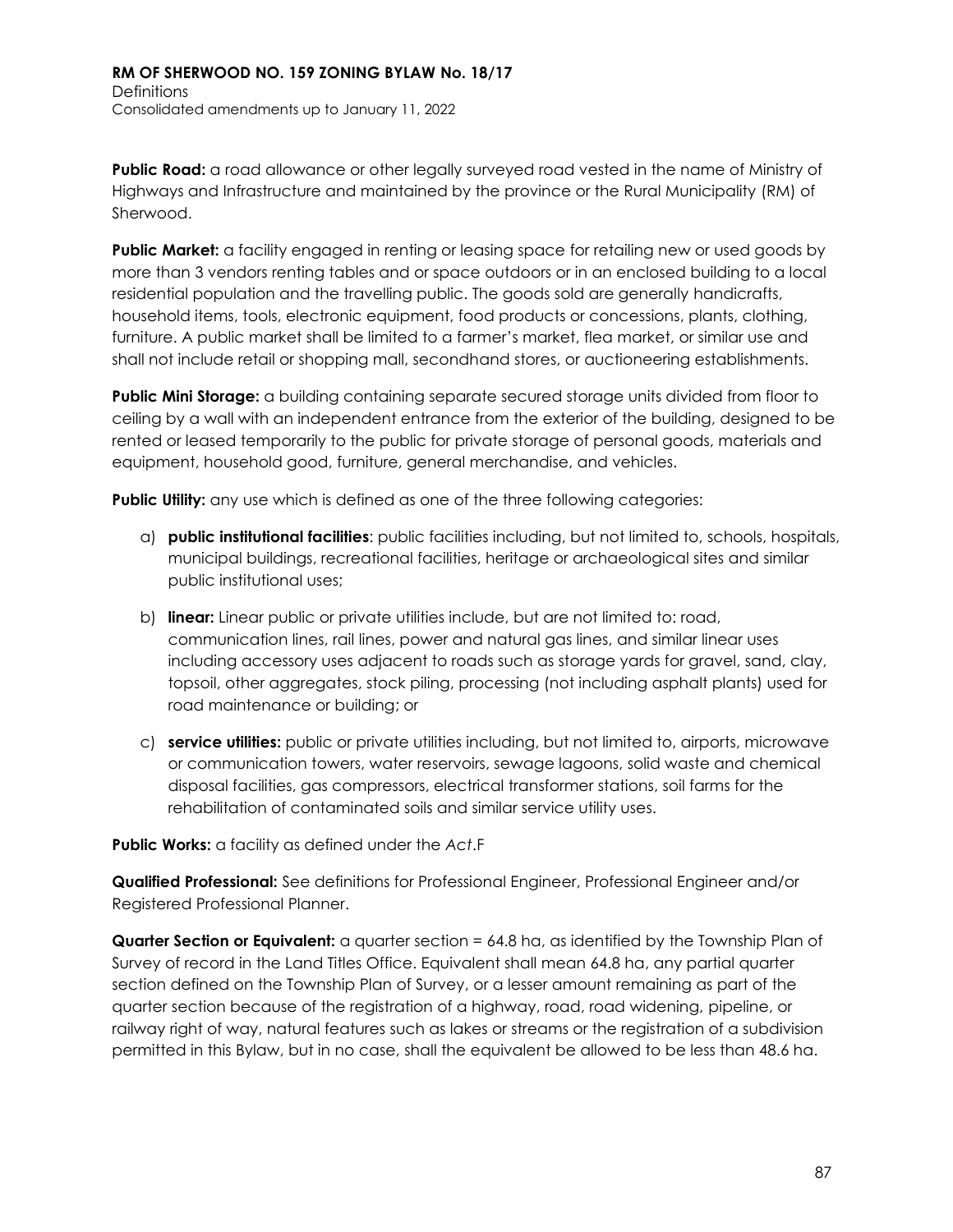**Public Road:** a road allowance or other legally surveyed road vested in the name of Ministry of Highways and Infrastructure and maintained by the province or the Rural Municipality (RM) of Sherwood.

**Public Market:** a facility engaged in renting or leasing space for retailing new or used goods by more than 3 vendors renting tables and or space outdoors or in an enclosed building to a local residential population and the travelling public. The goods sold are generally handicrafts, household items, tools, electronic equipment, food products or concessions, plants, clothing, furniture. A public market shall be limited to a farmer's market, flea market, or similar use and shall not include retail or shopping mall, secondhand stores, or auctioneering establishments.

**Public Mini Storage:** a building containing separate secured storage units divided from floor to ceiling by a wall with an independent entrance from the exterior of the building, designed to be rented or leased temporarily to the public for private storage of personal goods, materials and equipment, household good, furniture, general merchandise, and vehicles.

**Public Utility:** any use which is defined as one of the three following categories:

a) **public institutional facilities**: public facilities including, but not limited to, schools, hospitals, municipal buildings, recreational facilities, heritage or archaeological sites and similar public institutional uses;

b) **linear:** Linear public or private utilities include, but are not limited to: road, communication lines, rail lines, power and natural gas lines, and similar linear uses including accessory uses adjacent to roads such as storage yards for gravel, sand, clay, topsoil, other aggregates, stock piling, processing (not including asphalt plants) used for road maintenance or building; or

c) **service utilities:** public or private utilities including, but not limited to, airports, microwave or communication towers, water reservoirs, sewage lagoons, solid waste and chemical disposal facilities, gas compressors, electrical transformer stations, soil farms for the rehabilitation of contaminated soils and similar service utility uses.

**Public Works:** a facility as defined under the *Act*.F

**Qualified Professional:** See definitions for Professional Engineer, Professional Engineer and/or Registered Professional Planner.

**Quarter Section or Equivalent:** a quarter section = 64.8 ha, as identified by the Township Plan of Survey of record in the Land Titles Office. Equivalent shall mean 64.8 ha, any partial quarter section defined on the Township Plan of Survey, or a lesser amount remaining as part of the quarter section because of the registration of a highway, road, road widening, pipeline, or railway right of way, natural features such as lakes or streams or the registration of a subdivision permitted in this Bylaw, but in no case, shall the equivalent be allowed to be less than 48.6 ha.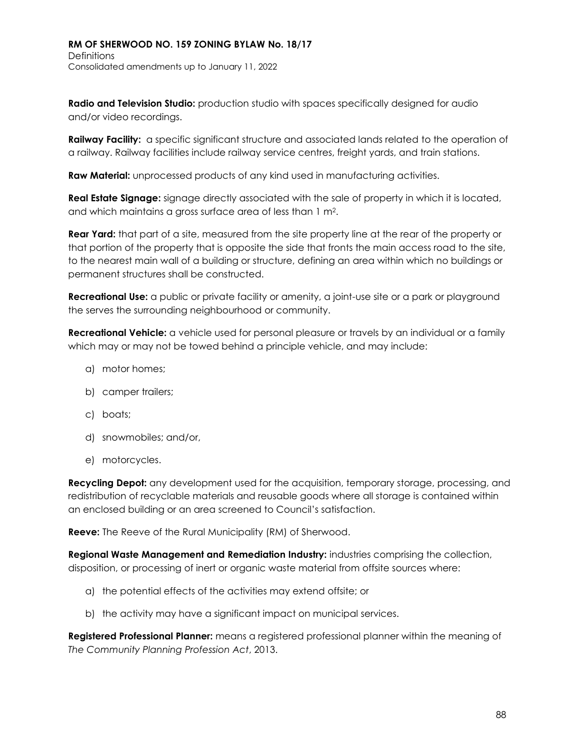**Radio and Television Studio:** production studio with spaces specifically designed for audio and/or video recordings.

**Railway Facility:** a specific significant structure and associated lands related to the operation of a railway. Railway facilities include railway service centres, freight yards, and train stations.

**Raw Material:** unprocessed products of any kind used in manufacturing activities.

**Real Estate Signage:** signage directly associated with the sale of property in which it is located, and which maintains a gross surface area of less than 1 $m^2$.

**Rear Yard:** that part of a site, measured from the site property line at the rear of the property or that portion of the property that is opposite the side that fronts the main access road to the site, to the nearest main wall of a building or structure, defining an area within which no buildings or permanent structures shall be constructed.

**Recreational Use:** a public or private facility or amenity, a joint-use site or a park or playground the serves the surrounding neighbourhood or community.

**Recreational Vehicle:** a vehicle used for personal pleasure or travels by an individual or a family which may or may not be towed behind a principle vehicle, and may include:

a) motor homes;

b) camper trailers;

c) boats;

d) snowmobiles; and/or,

e) motorcycles.

**Recycling Depot:** any development used for the acquisition, temporary storage, processing, and redistribution of recyclable materials and reusable goods where all storage is contained within an enclosed building or an area screened to Council's satisfaction.

**Reeve:** The Reeve of the Rural Municipality (RM) of Sherwood.

**Regional Waste Management and Remediation Industry:** industries comprising the collection, disposition, or processing of inert or organic waste material from offsite sources where:

a) the potential effects of the activities may extend offsite; or

b) the activity may have a significant impact on municipal services.

**Registered Professional Planner:** means a registered professional planner within the meaning of *The Community Planning Profession Act*, 2013.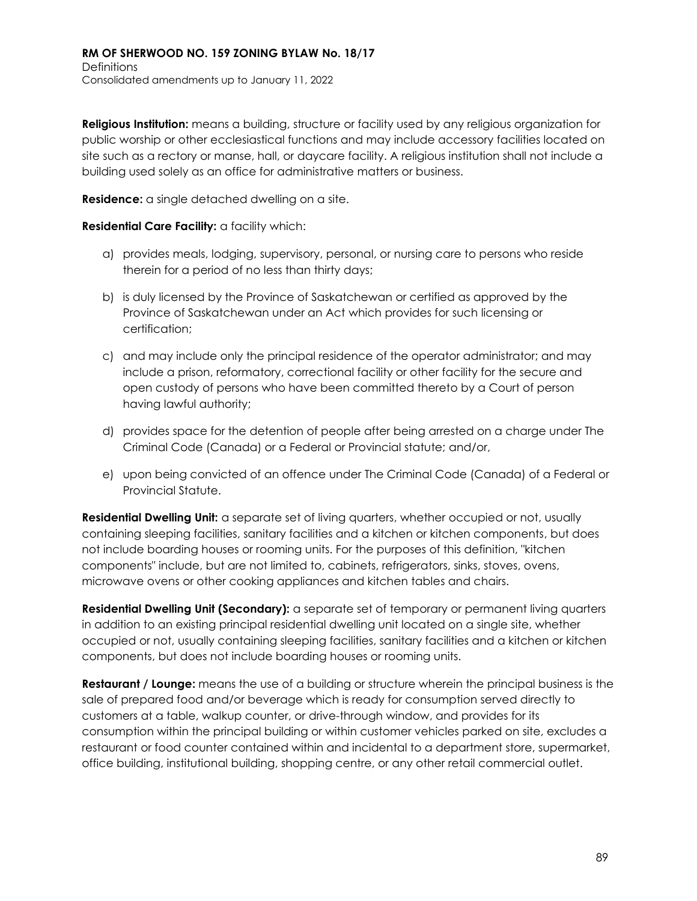**Religious Institution:** means a building, structure or facility used by any religious organization for public worship or other ecclesiastical functions and may include accessory facilities located on site such as a rectory or manse, hall, or daycare facility. A religious institution shall not include a building used solely as an office for administrative matters or business.

**Residence:** a single detached dwelling on a site.

**Residential Care Facility:** a facility which:

a) provides meals, lodging, supervisory, personal, or nursing care to persons who reside therein for a period of no less than thirty days;

b) is duly licensed by the Province of Saskatchewan or certified as approved by the Province of Saskatchewan under an Act which provides for such licensing or certification;

c) and may include only the principal residence of the operator administrator; and may include a prison, reformatory, correctional facility or other facility for the secure and open custody of persons who have been committed thereto by a Court of person having lawful authority;

d) provides space for the detention of people after being arrested on a charge under The Criminal Code (Canada) or a Federal or Provincial statute; and/or,

e) upon being convicted of an offence under The Criminal Code (Canada) of a Federal or Provincial Statute.

**Residential Dwelling Unit:** a separate set of living quarters, whether occupied or not, usually containing sleeping facilities, sanitary facilities and a kitchen or kitchen components, but does not include boarding houses or rooming units. For the purposes of this definition, "kitchen components" include, but are not limited to, cabinets, refrigerators, sinks, stoves, ovens, microwave ovens or other cooking appliances and kitchen tables and chairs.

**Residential Dwelling Unit (Secondary):** a separate set of temporary or permanent living quarters in addition to an existing principal residential dwelling unit located on a single site, whether occupied or not, usually containing sleeping facilities, sanitary facilities and a kitchen or kitchen components, but does not include boarding houses or rooming units.

**Restaurant / Lounge:** means the use of a building or structure wherein the principal business is the sale of prepared food and/or beverage which is ready for consumption served directly to customers at a table, walkup counter, or drive-through window, and provides for its consumption within the principal building or within customer vehicles parked on site, excludes a restaurant or food counter contained within and incidental to a department store, supermarket, office building, institutional building, shopping centre, or any other retail commercial outlet.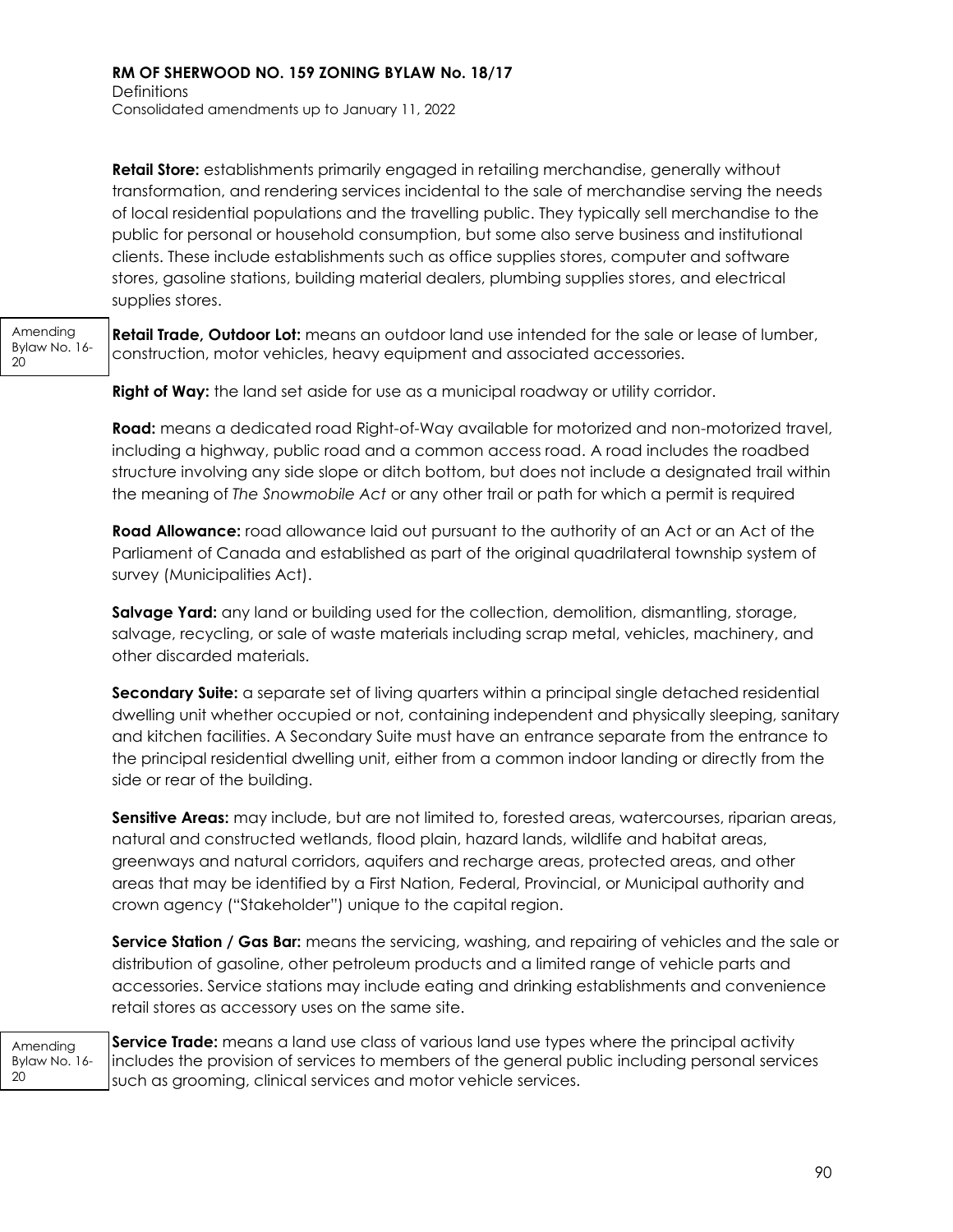**Retail Store:** establishments primarily engaged in retailing merchandise, generally without transformation, and rendering services incidental to the sale of merchandise serving the needs of local residential populations and the travelling public. They typically sell merchandise to the public for personal or household consumption, but some also serve business and institutional clients. These include establishments such as office supplies stores, computer and software stores, gasoline stations, building material dealers, plumbing supplies stores, and electrical supplies stores.

Amending Bylaw No. 16-20

**Retail Trade, Outdoor Lot:** means an outdoor land use intended for the sale or lease of lumber, construction, motor vehicles, heavy equipment and associated accessories.

**Right of Way:** the land set aside for use as a municipal roadway or utility corridor.

**Road:** means a dedicated road Right-of-Way available for motorized and non-motorized travel, including a highway, public road and a common access road. A road includes the roadbed structure involving any side slope or ditch bottom, but does not include a designated trail within the meaning of *The Snowmobile Act* or any other trail or path for which a permit is required

**Road Allowance:** road allowance laid out pursuant to the authority of an Act or an Act of the Parliament of Canada and established as part of the original quadrilateral township system of survey (Municipalities Act).

**Salvage Yard:** any land or building used for the collection, demolition, dismantling, storage, salvage, recycling, or sale of waste materials including scrap metal, vehicles, machinery, and other discarded materials.

**Secondary Suite:** a separate set of living quarters within a principal single detached residential dwelling unit whether occupied or not, containing independent and physically sleeping, sanitary and kitchen facilities. A Secondary Suite must have an entrance separate from the entrance to the principal residential dwelling unit, either from a common indoor landing or directly from the side or rear of the building.

**Sensitive Areas:** may include, but are not limited to, forested areas, watercourses, riparian areas, natural and constructed wetlands, flood plain, hazard lands, wildlife and habitat areas, greenways and natural corridors, aquifers and recharge areas, protected areas, and other areas that may be identified by a First Nation, Federal, Provincial, or Municipal authority and crown agency ("Stakeholder") unique to the capital region.

**Service Station / Gas Bar:** means the servicing, washing, and repairing of vehicles and the sale or distribution of gasoline, other petroleum products and a limited range of vehicle parts and accessories. Service stations may include eating and drinking establishments and convenience retail stores as accessory uses on the same site.

Amending Bylaw No. 16-20

**Service Trade:** means a land use class of various land use types where the principal activity includes the provision of services to members of the general public including personal services such as grooming, clinical services and motor vehicle services.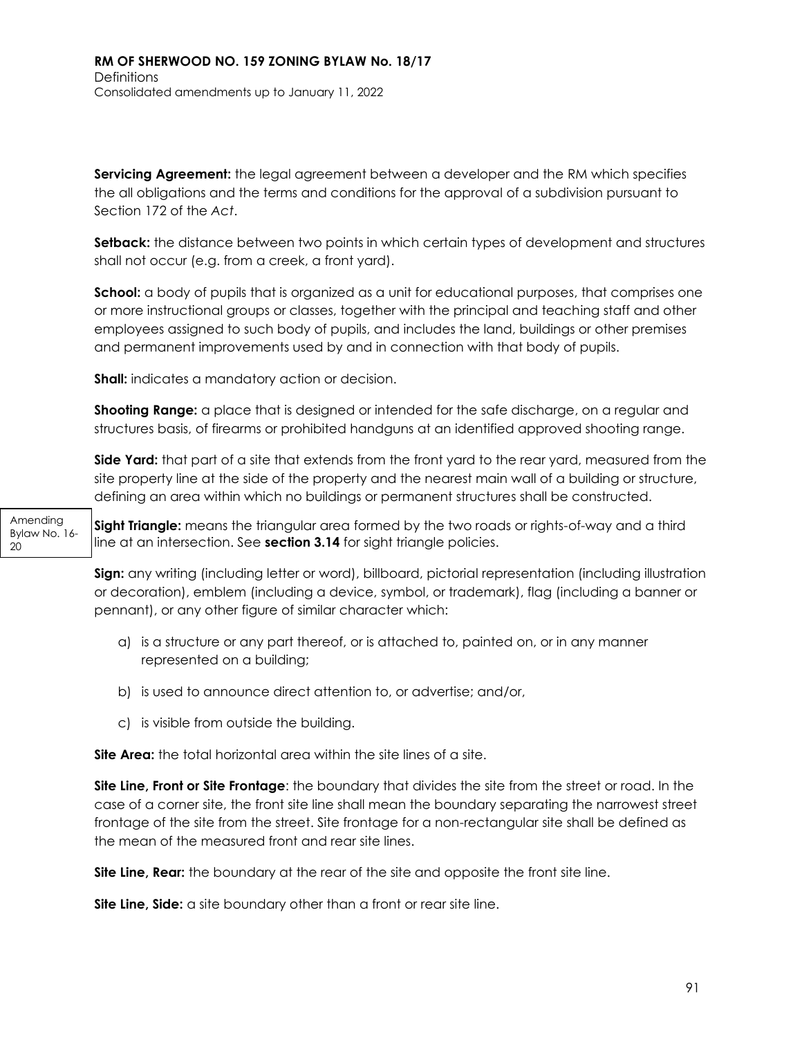**Servicing Agreement:** the legal agreement between a developer and the RM which specifies the all obligations and the terms and conditions for the approval of a subdivision pursuant to Section 172 of the *Act*.

**Setback:** the distance between two points in which certain types of development and structures shall not occur (e.g. from a creek, a front yard).

**School:** a body of pupils that is organized as a unit for educational purposes, that comprises one or more instructional groups or classes, together with the principal and teaching staff and other employees assigned to such body of pupils, and includes the land, buildings or other premises and permanent improvements used by and in connection with that body of pupils.

**Shall:** indicates a mandatory action or decision.

**Shooting Range:** a place that is designed or intended for the safe discharge, on a regular and structures basis, of firearms or prohibited handguns at an identified approved shooting range.

**Side Yard:** that part of a site that extends from the front yard to the rear yard, measured from the site property line at the side of the property and the nearest main wall of a building or structure, defining an area within which no buildings or permanent structures shall be constructed.

Amending Bylaw No. 16-20

**Sight Triangle:** means the triangular area formed by the two roads or rights-of-way and a third line at an intersection. See **section 3.14** for sight triangle policies.

**Sign:** any writing (including letter or word), billboard, pictorial representation (including illustration or decoration), emblem (including a device, symbol, or trademark), flag (including a banner or pennant), or any other figure of similar character which:

a) is a structure or any part thereof, or is attached to, painted on, or in any manner represented on a building;

b) is used to announce direct attention to, or advertise; and/or,

c) is visible from outside the building.

**Site Area:** the total horizontal area within the site lines of a site.

**Site Line, Front or Site Frontage**: the boundary that divides the site from the street or road. In the case of a corner site, the front site line shall mean the boundary separating the narrowest street frontage of the site from the street. Site frontage for a non-rectangular site shall be defined as the mean of the measured front and rear site lines.

**Site Line, Rear:** the boundary at the rear of the site and opposite the front site line.

**Site Line, Side:** a site boundary other than a front or rear site line.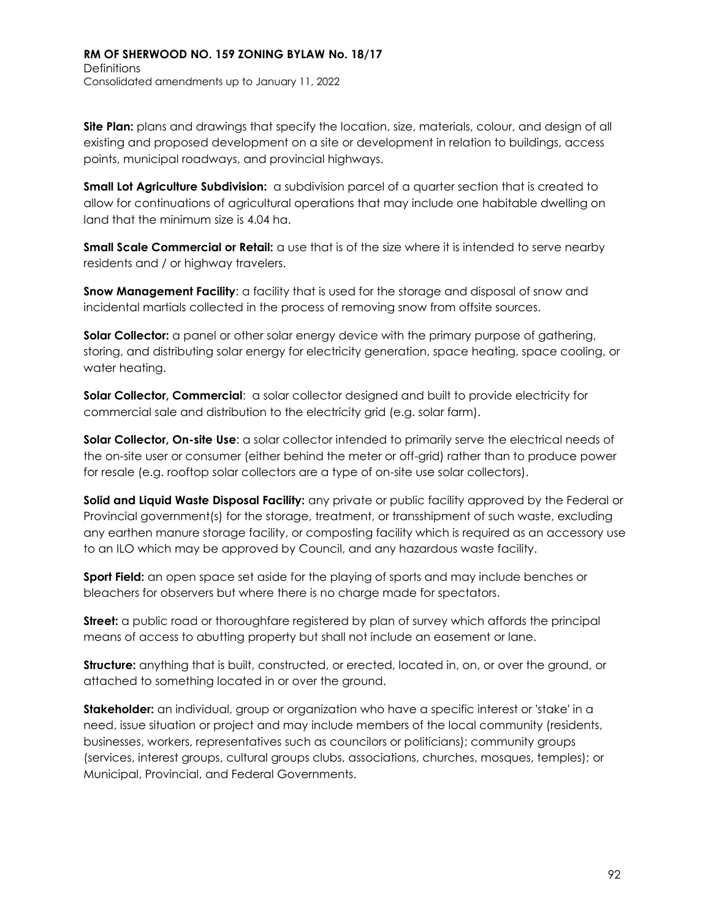**Site Plan:** plans and drawings that specify the location, size, materials, colour, and design of all existing and proposed development on a site or development in relation to buildings, access points, municipal roadways, and provincial highways.

**Small Lot Agriculture Subdivision:** a subdivision parcel of a quarter section that is created to allow for continuations of agricultural operations that may include one habitable dwelling on land that the minimum size is 4.04 ha.

**Small Scale Commercial or Retail:** a use that is of the size where it is intended to serve nearby residents and / or highway travelers.

**Snow Management Facility**: a facility that is used for the storage and disposal of snow and incidental martials collected in the process of removing snow from offsite sources.

**Solar Collector:** a panel or other solar energy device with the primary purpose of gathering, storing, and distributing solar energy for electricity generation, space heating, space cooling, or water heating.

**Solar Collector, Commercial**: a solar collector designed and built to provide electricity for commercial sale and distribution to the electricity grid (e.g. solar farm).

**Solar Collector, On-site Use**: a solar collector intended to primarily serve the electrical needs of the on-site user or consumer (either behind the meter or off-grid) rather than to produce power for resale (e.g. rooftop solar collectors are a type of on-site use solar collectors).

**Solid and Liquid Waste Disposal Facility:** any private or public facility approved by the Federal or Provincial government(s) for the storage, treatment, or transshipment of such waste, excluding any earthen manure storage facility, or composting facility which is required as an accessory use to an ILO which may be approved by Council, and any hazardous waste facility.

**Sport Field:** an open space set aside for the playing of sports and may include benches or bleachers for observers but where there is no charge made for spectators.

**Street:** a public road or thoroughfare registered by plan of survey which affords the principal means of access to abutting property but shall not include an easement or lane.

**Structure:** anything that is built, constructed, or erected, located in, on, or over the ground, or attached to something located in or over the ground.

**Stakeholder:** an individual, group or organization who have a specific interest or 'stake' in a need, issue situation or project and may include members of the local community (residents, businesses, workers, representatives such as councilors or politicians); community groups (services, interest groups, cultural groups clubs, associations, churches, mosques, temples); or Municipal, Provincial, and Federal Governments.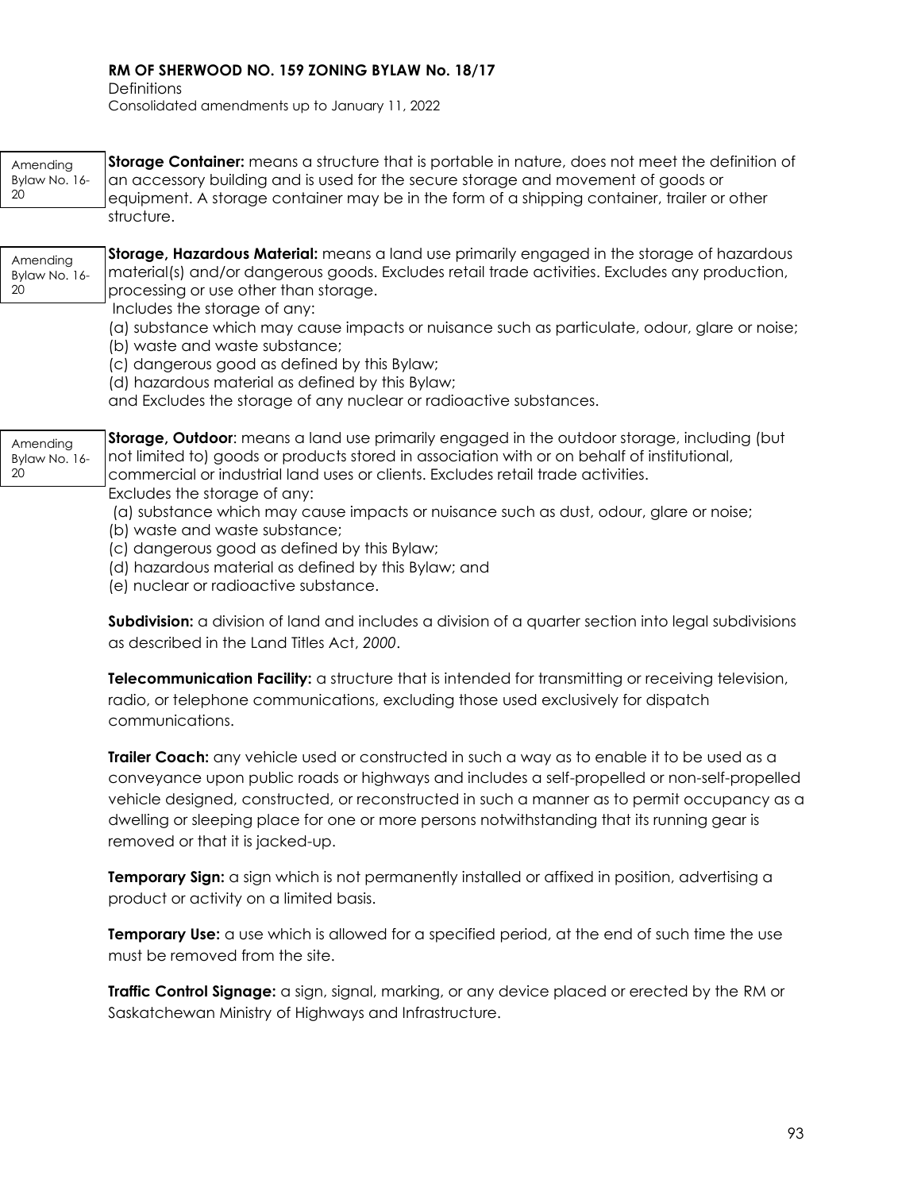Amending Bylaw No. 16-20

**Storage Container:** means a structure that is portable in nature, does not meet the definition of an accessory building and is used for the secure storage and movement of goods or equipment. A storage container may be in the form of a shipping container, trailer or other structure.

Amending Bylaw No. 16-20

**Storage, Hazardous Material:** means a land use primarily engaged in the storage of hazardous material(s) and/or dangerous goods. Excludes retail trade activities. Excludes any production, processing or use other than storage.
Includes the storage of any:
(a) substance which may cause impacts or nuisance such as particulate, odour, glare or noise;
(b) waste and waste substance;
(c) dangerous good as defined by this Bylaw;
(d) hazardous material as defined by this Bylaw;
and Excludes the storage of any nuclear or radioactive substances.

Amending Bylaw No. 16-20

**Storage, Outdoor**: means a land use primarily engaged in the outdoor storage, including (but not limited to) goods or products stored in association with or on behalf of institutional, commercial or industrial land uses or clients. Excludes retail trade activities.
Excludes the storage of any:
(a) substance which may cause impacts or nuisance such as dust, odour, glare or noise;
(b) waste and waste substance;
(c) dangerous good as defined by this Bylaw;
(d) hazardous material as defined by this Bylaw; and
(e) nuclear or radioactive substance.

**Subdivision:** a division of land and includes a division of a quarter section into legal subdivisions as described in the Land Titles Act, *2000*.

**Telecommunication Facility:** a structure that is intended for transmitting or receiving television, radio, or telephone communications, excluding those used exclusively for dispatch communications.

**Trailer Coach:** any vehicle used or constructed in such a way as to enable it to be used as a conveyance upon public roads or highways and includes a self-propelled or non-self-propelled vehicle designed, constructed, or reconstructed in such a manner as to permit occupancy as a dwelling or sleeping place for one or more persons notwithstanding that its running gear is removed or that it is jacked-up.

**Temporary Sign:** a sign which is not permanently installed or affixed in position, advertising a product or activity on a limited basis.

**Temporary Use:** a use which is allowed for a specified period, at the end of such time the use must be removed from the site.

**Traffic Control Signage:** a sign, signal, marking, or any device placed or erected by the RM or Saskatchewan Ministry of Highways and Infrastructure.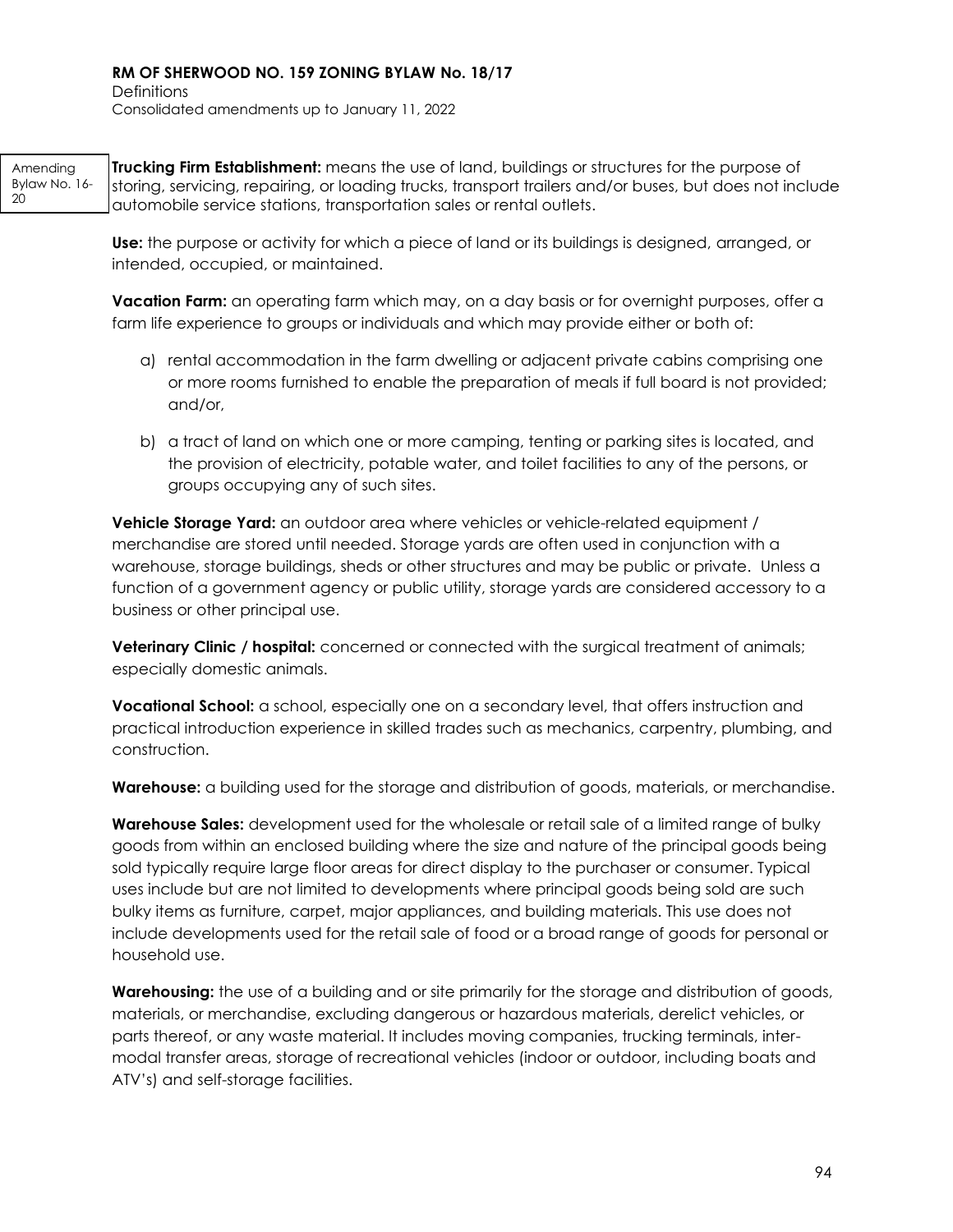Amending Bylaw No. 16-20

**Trucking Firm Establishment:** means the use of land, buildings or structures for the purpose of storing, servicing, repairing, or loading trucks, transport trailers and/or buses, but does not include automobile service stations, transportation sales or rental outlets.

**Use:** the purpose or activity for which a piece of land or its buildings is designed, arranged, or intended, occupied, or maintained.

**Vacation Farm:** an operating farm which may, on a day basis or for overnight purposes, offer a farm life experience to groups or individuals and which may provide either or both of:

a) rental accommodation in the farm dwelling or adjacent private cabins comprising one or more rooms furnished to enable the preparation of meals if full board is not provided; and/or,

b) a tract of land on which one or more camping, tenting or parking sites is located, and the provision of electricity, potable water, and toilet facilities to any of the persons, or groups occupying any of such sites.

**Vehicle Storage Yard:** an outdoor area where vehicles or vehicle-related equipment / merchandise are stored until needed. Storage yards are often used in conjunction with a warehouse, storage buildings, sheds or other structures and may be public or private. Unless a function of a government agency or public utility, storage yards are considered accessory to a business or other principal use.

**Veterinary Clinic / hospital:** concerned or connected with the surgical treatment of animals; especially domestic animals.

**Vocational School:** a school, especially one on a secondary level, that offers instruction and practical introduction experience in skilled trades such as mechanics, carpentry, plumbing, and construction.

**Warehouse:** a building used for the storage and distribution of goods, materials, or merchandise.

**Warehouse Sales:** development used for the wholesale or retail sale of a limited range of bulky goods from within an enclosed building where the size and nature of the principal goods being sold typically require large floor areas for direct display to the purchaser or consumer. Typical uses include but are not limited to developments where principal goods being sold are such bulky items as furniture, carpet, major appliances, and building materials. This use does not include developments used for the retail sale of food or a broad range of goods for personal or household use.

**Warehousing:** the use of a building and or site primarily for the storage and distribution of goods, materials, or merchandise, excluding dangerous or hazardous materials, derelict vehicles, or parts thereof, or any waste material. It includes moving companies, trucking terminals, inter-modal transfer areas, storage of recreational vehicles (indoor or outdoor, including boats and ATV's) and self-storage facilities.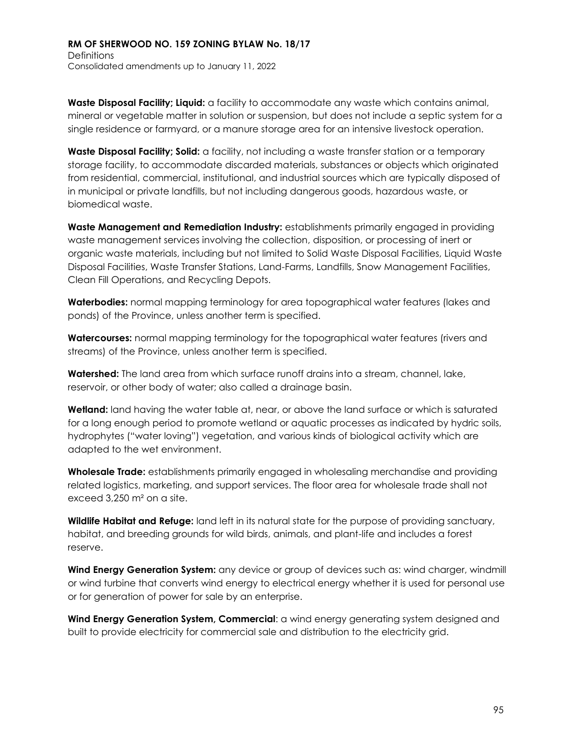**Waste Disposal Facility; Liquid:** a facility to accommodate any waste which contains animal, mineral or vegetable matter in solution or suspension, but does not include a septic system for a single residence or farmyard, or a manure storage area for an intensive livestock operation.

**Waste Disposal Facility; Solid:** a facility, not including a waste transfer station or a temporary storage facility, to accommodate discarded materials, substances or objects which originated from residential, commercial, institutional, and industrial sources which are typically disposed of in municipal or private landfills, but not including dangerous goods, hazardous waste, or biomedical waste.

**Waste Management and Remediation Industry:** establishments primarily engaged in providing waste management services involving the collection, disposition, or processing of inert or organic waste materials, including but not limited to Solid Waste Disposal Facilities, Liquid Waste Disposal Facilities, Waste Transfer Stations, Land-Farms, Landfills, Snow Management Facilities, Clean Fill Operations, and Recycling Depots.

**Waterbodies:** normal mapping terminology for area topographical water features (lakes and ponds) of the Province, unless another term is specified.

**Watercourses:** normal mapping terminology for the topographical water features (rivers and streams) of the Province, unless another term is specified.

**Watershed:** The land area from which surface runoff drains into a stream, channel, lake, reservoir, or other body of water; also called a drainage basin.

**Wetland:** land having the water table at, near, or above the land surface or which is saturated for a long enough period to promote wetland or aquatic processes as indicated by hydric soils, hydrophytes ("water loving") vegetation, and various kinds of biological activity which are adapted to the wet environment.

**Wholesale Trade:** establishments primarily engaged in wholesaling merchandise and providing related logistics, marketing, and support services. The floor area for wholesale trade shall not exceed 3,250 m² on a site.

**Wildlife Habitat and Refuge:** land left in its natural state for the purpose of providing sanctuary, habitat, and breeding grounds for wild birds, animals, and plant-life and includes a forest reserve.

**Wind Energy Generation System:** any device or group of devices such as: wind charger, windmill or wind turbine that converts wind energy to electrical energy whether it is used for personal use or for generation of power for sale by an enterprise.

**Wind Energy Generation System, Commercial**: a wind energy generating system designed and built to provide electricity for commercial sale and distribution to the electricity grid.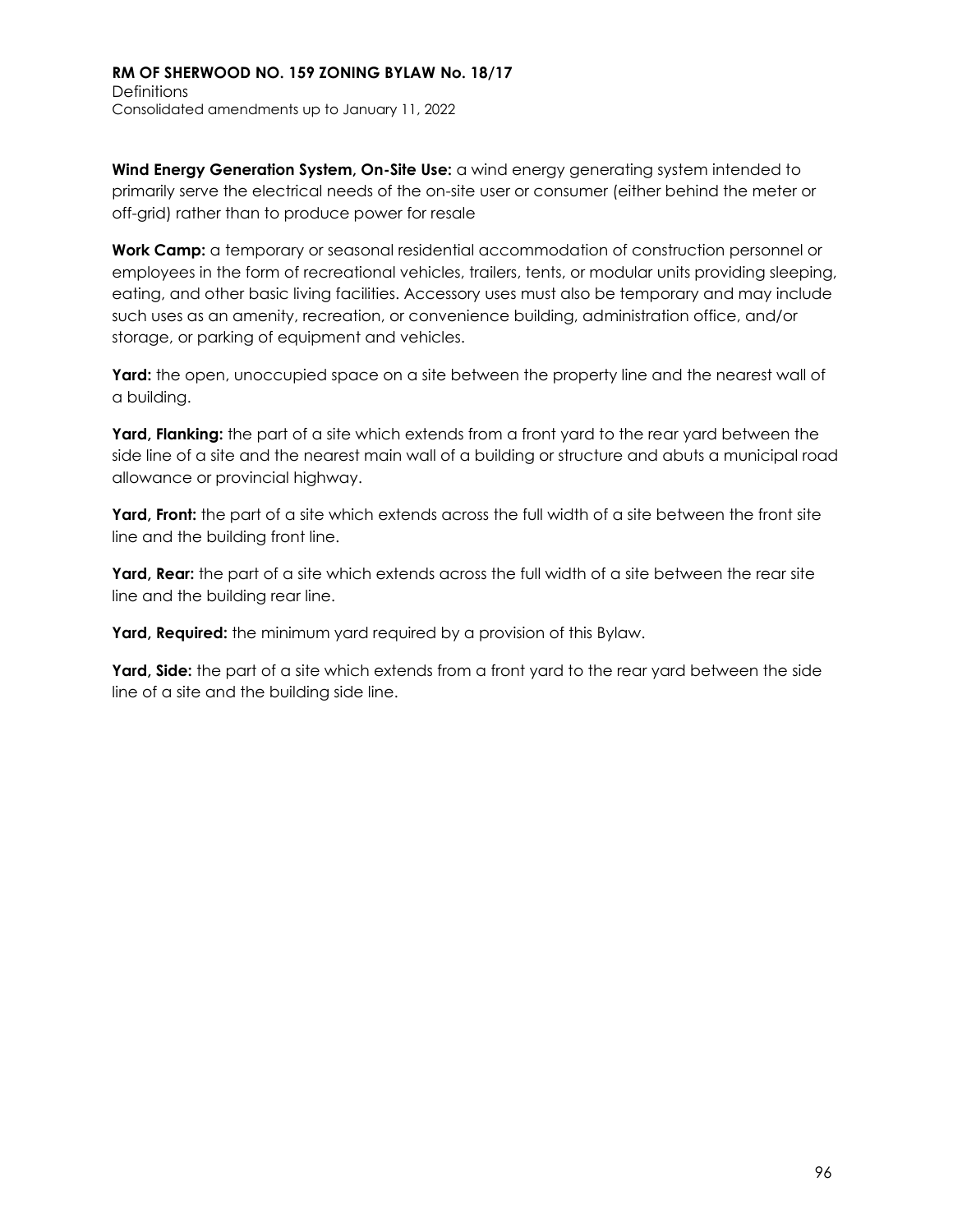**Wind Energy Generation System, On-Site Use:** a wind energy generating system intended to primarily serve the electrical needs of the on-site user or consumer (either behind the meter or off-grid) rather than to produce power for resale

**Work Camp:** a temporary or seasonal residential accommodation of construction personnel or employees in the form of recreational vehicles, trailers, tents, or modular units providing sleeping, eating, and other basic living facilities. Accessory uses must also be temporary and may include such uses as an amenity, recreation, or convenience building, administration office, and/or storage, or parking of equipment and vehicles.

**Yard:** the open, unoccupied space on a site between the property line and the nearest wall of a building.

**Yard, Flanking:** the part of a site which extends from a front yard to the rear yard between the side line of a site and the nearest main wall of a building or structure and abuts a municipal road allowance or provincial highway.

**Yard, Front:** the part of a site which extends across the full width of a site between the front site line and the building front line.

**Yard, Rear:** the part of a site which extends across the full width of a site between the rear site line and the building rear line.

**Yard, Required:** the minimum yard required by a provision of this Bylaw.

**Yard, Side:** the part of a site which extends from a front yard to the rear yard between the side line of a site and the building side line.